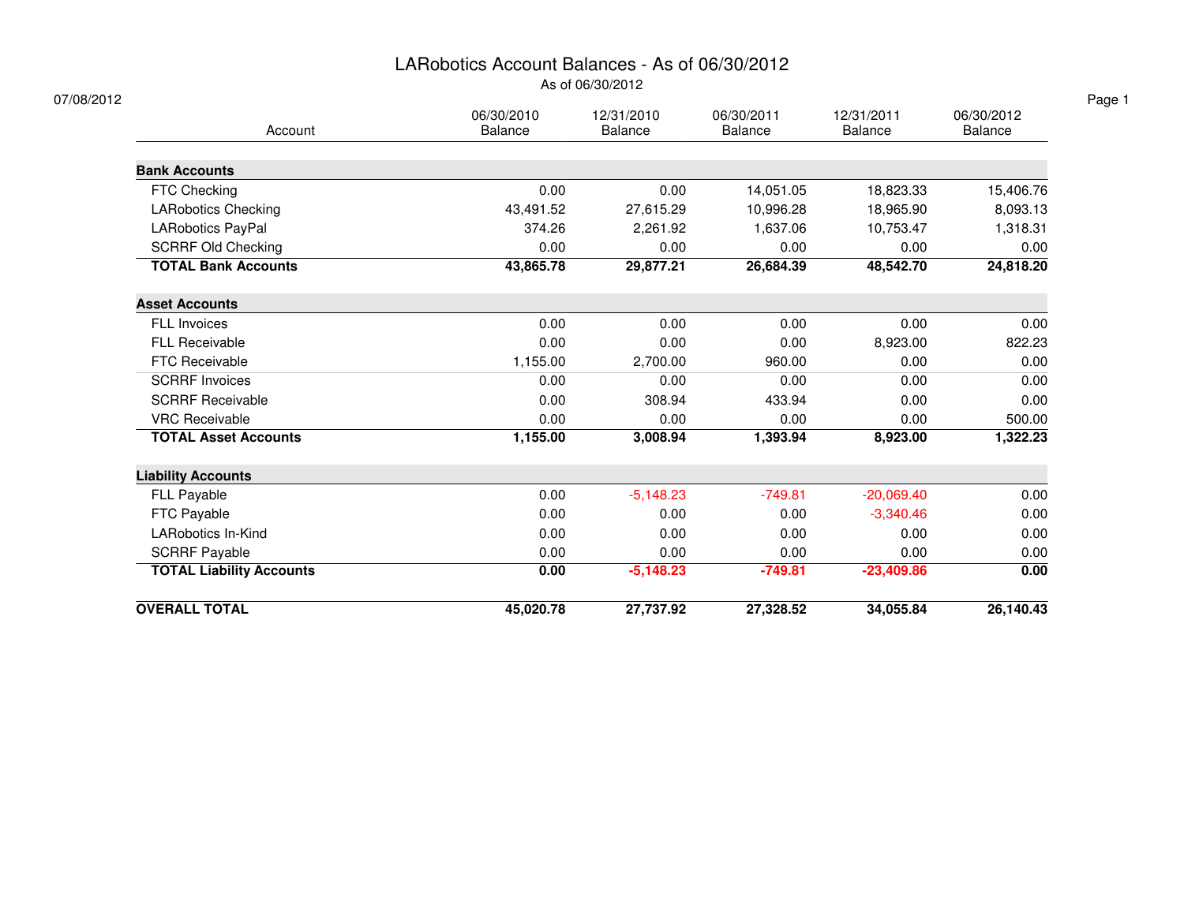# LARobotics Account Balances - As of 06/30/2012

As of 06/30/2012

07/08/2012

| Account | 06/30/2010 Balance | 12/31/2010 Balance | 06/30/2011 Balance | 12/31/2011 Balance | 06/30/2012 Balance |
|---|---|---|---|---|---|
| **Bank Accounts** | | | | | |
| FTC Checking | 0.00 | 0.00 | 14,051.05 | 18,823.33 | 15,406.76 |
| LARobotics Checking | 43,491.52 | 27,615.29 | 10,996.28 | 18,965.90 | 8,093.13 |
| LARobotics PayPal | 374.26 | 2,261.92 | 1,637.06 | 10,753.47 | 1,318.31 |
| SCRRF Old Checking | 0.00 | 0.00 | 0.00 | 0.00 | 0.00 |
| **TOTAL Bank Accounts** | **43,865.78** | **29,877.21** | **26,684.39** | **48,542.70** | **24,818.20** |
| **Asset Accounts** | | | | | |
| FLL Invoices | 0.00 | 0.00 | 0.00 | 0.00 | 0.00 |
| FLL Receivable | 0.00 | 0.00 | 0.00 | 8,923.00 | 822.23 |
| FTC Receivable | 1,155.00 | 2,700.00 | 960.00 | 0.00 | 0.00 |
| SCRRF Invoices | 0.00 | 0.00 | 0.00 | 0.00 | 0.00 |
| SCRRF Receivable | 0.00 | 308.94 | 433.94 | 0.00 | 0.00 |
| VRC Receivable | 0.00 | 0.00 | 0.00 | 0.00 | 500.00 |
| **TOTAL Asset Accounts** | **1,155.00** | **3,008.94** | **1,393.94** | **8,923.00** | **1,322.23** |
| **Liability Accounts** | | | | | |
| FLL Payable | 0.00 | -5,148.23 | -749.81 | -20,069.40 | 0.00 |
| FTC Payable | 0.00 | 0.00 | 0.00 | -3,340.46 | 0.00 |
| LARobotics In-Kind | 0.00 | 0.00 | 0.00 | 0.00 | 0.00 |
| SCRRF Payable | 0.00 | 0.00 | 0.00 | 0.00 | 0.00 |
| **TOTAL Liability Accounts** | **0.00** | **-5,148.23** | **-749.81** | **-23,409.86** | **0.00** |
| **OVERALL TOTAL** | **45,020.78** | **27,737.92** | **27,328.52** | **34,055.84** | **26,140.43** |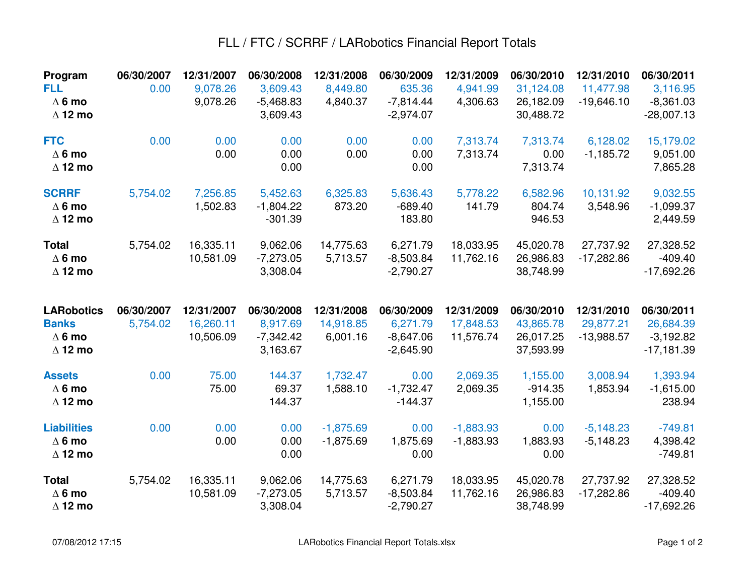# FLL / FTC / SCRRF / LARobotics Financial Report Totals

| Program | 06/30/2007 | 12/31/2007 | 06/30/2008 | 12/31/2008 | 06/30/2009 | 12/31/2009 | 06/30/2010 | 12/31/2010 | 06/30/2011 |
|---|---|---|---|---|---|---|---|---|---|
| **FLL** | 0.00 | 9,078.26 | 3,609.43 | 8,449.80 | 635.36 | 4,941.99 | 31,124.08 | 11,477.98 | 3,116.95 |
| **∆ 6 mo** | | 9,078.26 | -5,468.83 | 4,840.37 | -7,814.44 | 4,306.63 | 26,182.09 | -19,646.10 | -8,361.03 |
| **∆ 12 mo** | | | 3,609.43 | | -2,974.07 | | 30,488.72 | | -28,007.13 |
| | | | | | | | | | |
| **FTC** | 0.00 | 0.00 | 0.00 | 0.00 | 0.00 | 7,313.74 | 7,313.74 | 6,128.02 | 15,179.02 |
| **∆ 6 mo** | | 0.00 | 0.00 | 0.00 | 0.00 | 7,313.74 | 0.00 | -1,185.72 | 9,051.00 |
| **∆ 12 mo** | | | 0.00 | | 0.00 | | 7,313.74 | | 7,865.28 |
| | | | | | | | | | |
| **SCRRF** | 5,754.02 | 7,256.85 | 5,452.63 | 6,325.83 | 5,636.43 | 5,778.22 | 6,582.96 | 10,131.92 | 9,032.55 |
| **∆ 6 mo** | | 1,502.83 | -1,804.22 | 873.20 | -689.40 | 141.79 | 804.74 | 3,548.96 | -1,099.37 |
| **∆ 12 mo** | | | -301.39 | | 183.80 | | 946.53 | | 2,449.59 |
| | | | | | | | | | |
| **Total** | 5,754.02 | 16,335.11 | 9,062.06 | 14,775.63 | 6,271.79 | 18,033.95 | 45,020.78 | 27,737.92 | 27,328.52 |
| **∆ 6 mo** | | 10,581.09 | -7,273.05 | 5,713.57 | -8,503.84 | 11,762.16 | 26,986.83 | -17,282.86 | -409.40 |
| **∆ 12 mo** | | | 3,308.04 | | -2,790.27 | | 38,748.99 | | -17,692.26 |

| LARobotics | 06/30/2007 | 12/31/2007 | 06/30/2008 | 12/31/2008 | 06/30/2009 | 12/31/2009 | 06/30/2010 | 12/31/2010 | 06/30/2011 |
|---|---|---|---|---|---|---|---|---|---|
| **Banks** | 5,754.02 | 16,260.11 | 8,917.69 | 14,918.85 | 6,271.79 | 17,848.53 | 43,865.78 | 29,877.21 | 26,684.39 |
| **∆ 6 mo** | | 10,506.09 | -7,342.42 | 6,001.16 | -8,647.06 | 11,576.74 | 26,017.25 | -13,988.57 | -3,192.82 |
| **∆ 12 mo** | | | 3,163.67 | | -2,645.90 | | 37,593.99 | | -17,181.39 |
| | | | | | | | | | |
| **Assets** | 0.00 | 75.00 | 144.37 | 1,732.47 | 0.00 | 2,069.35 | 1,155.00 | 3,008.94 | 1,393.94 |
| **∆ 6 mo** | | 75.00 | 69.37 | 1,588.10 | -1,732.47 | 2,069.35 | -914.35 | 1,853.94 | -1,615.00 |
| **∆ 12 mo** | | | 144.37 | | -144.37 | | 1,155.00 | | 238.94 |
| | | | | | | | | | |
| **Liabilities** | 0.00 | 0.00 | 0.00 | -1,875.69 | 0.00 | -1,883.93 | 0.00 | -5,148.23 | -749.81 |
| **∆ 6 mo** | | 0.00 | 0.00 | -1,875.69 | 1,875.69 | -1,883.93 | 1,883.93 | -5,148.23 | 4,398.42 |
| **∆ 12 mo** | | | 0.00 | | 0.00 | | 0.00 | | -749.81 |
| | | | | | | | | | |
| **Total** | 5,754.02 | 16,335.11 | 9,062.06 | 14,775.63 | 6,271.79 | 18,033.95 | 45,020.78 | 27,737.92 | 27,328.52 |
| **∆ 6 mo** | | 10,581.09 | -7,273.05 | 5,713.57 | -8,503.84 | 11,762.16 | 26,986.83 | -17,282.86 | -409.40 |
| **∆ 12 mo** | | | 3,308.04 | | -2,790.27 | | 38,748.99 | | -17,692.26 |

07/08/2012 17:15 LARobotics Financial Report Totals.xlsx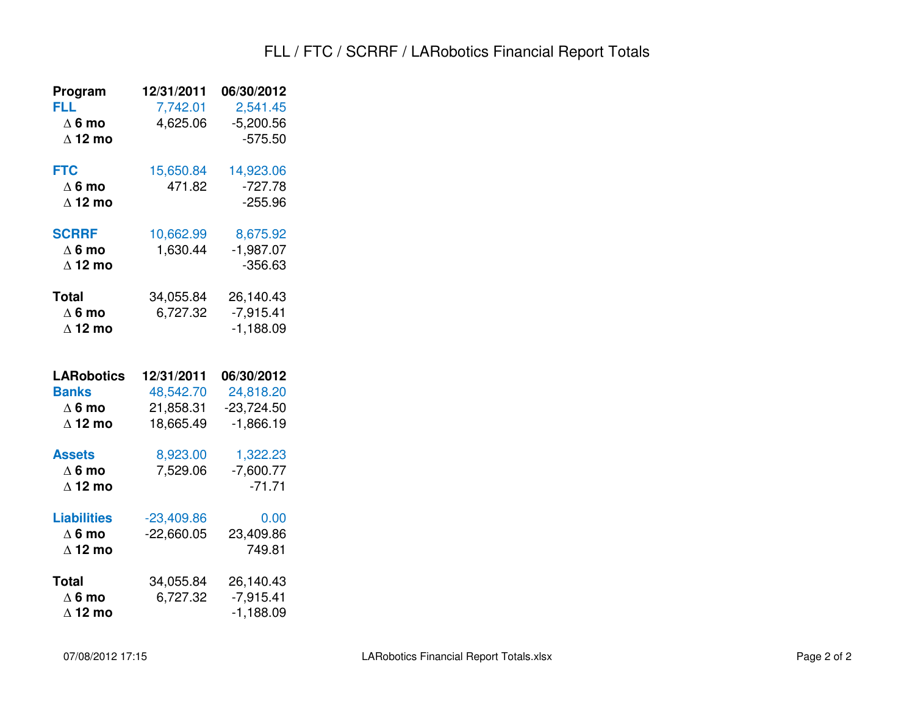# FLL / FTC / SCRRF / LARobotics Financial Report Totals

| Program | 12/31/2011 | 06/30/2012 |
|---|---|---|
| **FLL** | 7,742.01 | 2,541.45 |
| ∆ 6 mo | 4,625.06 | -5,200.56 |
| ∆ 12 mo | | -575.50 |
| | | |
| **FTC** | 15,650.84 | 14,923.06 |
| ∆ 6 mo | 471.82 | -727.78 |
| ∆ 12 mo | | -255.96 |
| | | |
| **SCRRF** | 10,662.99 | 8,675.92 |
| ∆ 6 mo | 1,630.44 | -1,987.07 |
| ∆ 12 mo | | -356.63 |
| | | |
| **Total** | 34,055.84 | 26,140.43 |
| ∆ 6 mo | 6,727.32 | -7,915.41 |
| ∆ 12 mo | | -1,188.09 |

| LARobotics | 12/31/2011 | 06/30/2012 |
|---|---|---|
| **Banks** | 48,542.70 | 24,818.20 |
| ∆ 6 mo | 21,858.31 | -23,724.50 |
| ∆ 12 mo | 18,665.49 | -1,866.19 |
| | | |
| **Assets** | 8,923.00 | 1,322.23 |
| ∆ 6 mo | 7,529.06 | -7,600.77 |
| ∆ 12 mo | | -71.71 |
| | | |
| **Liabilities** | -23,409.86 | 0.00 |
| ∆ 6 mo | -22,660.05 | 23,409.86 |
| ∆ 12 mo | | 749.81 |
| | | |
| **Total** | 34,055.84 | 26,140.43 |
| ∆ 6 mo | 6,727.32 | -7,915.41 |
| ∆ 12 mo | | -1,188.09 |

07/08/2012 17:15 LARobotics Financial Report Totals.xlsx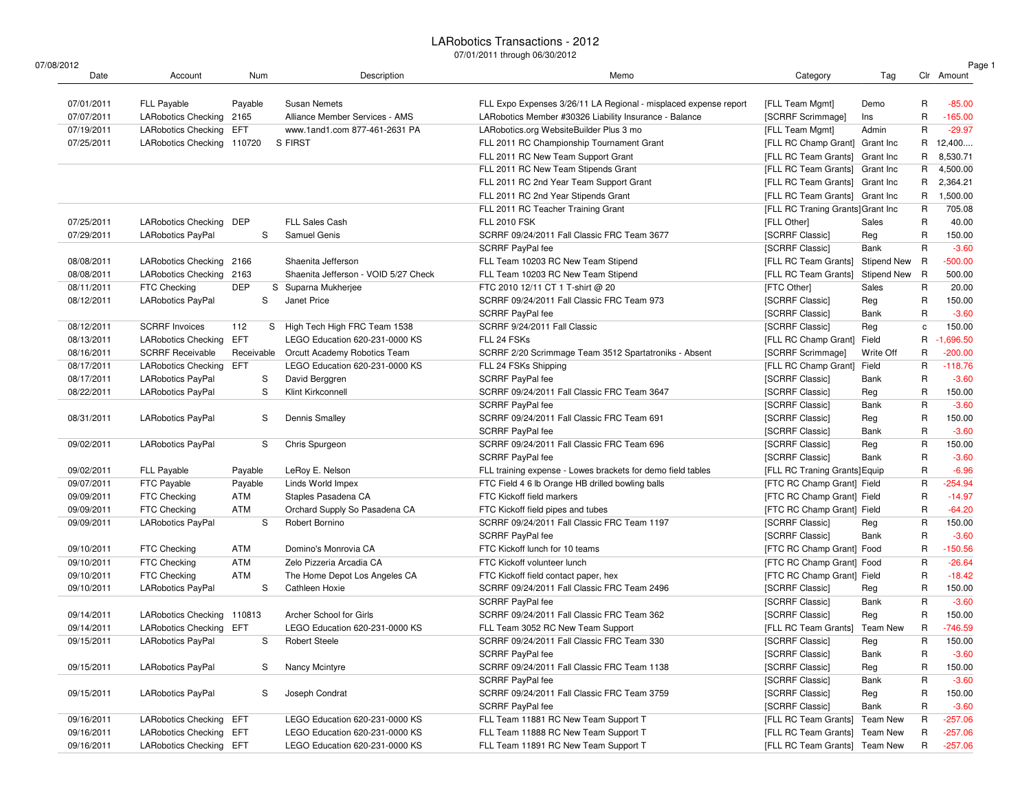# LARobotics Transactions - 2012

07/01/2011 through 06/30/2012

07/08/2012

| Date | Account | Num | Description | Memo | Category | Tag | Clr | Amount |
|---|---|---|---|---|---|---|---|---|
| 07/01/2011 | FLL Payable | Payable | Susan Nemets | FLL Expo Expenses 3/26/11 LA Regional - misplaced expense report | [FLL Team Mgmt] | Demo | R | -85.00 |
| 07/07/2011 | LARobotics Checking | 2165 | Alliance Member Services - AMS | LARobotics Member #30326 Liability Insurance - Balance | [SCRRF Scrimmage] | Ins | R | -165.00 |
| 07/19/2011 | LARobotics Checking | EFT | www.1and1.com 877-461-2631 PA | LARobotics.org WebsiteBuilder Plus 3 mo | [FLL Team Mgmt] | Admin | R | -29.97 |
| 07/25/2011 | LARobotics Checking | 110720 | S FIRST | FLL 2011 RC Championship Tournament Grant | [FLL RC Champ Grant] | Grant Inc | R | 12,400.... |
| | | | | FLL 2011 RC New Team Support Grant | [FLL RC Team Grants] | Grant Inc | R | 8,530.71 |
| | | | | FLL 2011 RC New Team Stipends Grant | [FLL RC Team Grants] | Grant Inc | R | 4,500.00 |
| | | | | FLL 2011 RC 2nd Year Team Support Grant | [FLL RC Team Grants] | Grant Inc | R | 2,364.21 |
| | | | | FLL 2011 RC 2nd Year Stipends Grant | [FLL RC Team Grants] | Grant Inc | R | 1,500.00 |
| | | | | FLL 2011 RC Teacher Training Grant | [FLL RC Traning Grants] | Grant Inc | R | 705.08 |
| 07/25/2011 | LARobotics Checking | DEP | FLL Sales Cash | FLL 2010 FSK | [FLL Other] | Sales | R | 40.00 |
| 07/29/2011 | LARobotics PayPal | S | Samuel Genis | SCRRF 09/24/2011 Fall Classic FRC Team 3677 | [SCRRF Classic] | Reg | R | 150.00 |
| | | | | SCRRF PayPal fee | [SCRRF Classic] | Bank | R | -3.60 |
| 08/08/2011 | LARobotics Checking | 2166 | Shaenita Jefferson | FLL Team 10203 RC New Team Stipend | [FLL RC Team Grants] | Stipend New | R | -500.00 |
| 08/08/2011 | LARobotics Checking | 2163 | Shaenita Jefferson - VOID 5/27 Check | FLL Team 10203 RC New Team Stipend | [FLL RC Team Grants] | Stipend New | R | 500.00 |
| 08/11/2011 | FTC Checking | DEP | S Suparna Mukherjee | FTC 2010 12/11 CT 1 T-shirt @ 20 | [FTC Other] | Sales | R | 20.00 |
| 08/12/2011 | LARobotics PayPal | S | Janet Price | SCRRF 09/24/2011 Fall Classic FRC Team 973 | [SCRRF Classic] | Reg | R | 150.00 |
| | | | | SCRRF PayPal fee | [SCRRF Classic] | Bank | R | -3.60 |
| 08/12/2011 | SCRRF Invoices | 112 S | High Tech High FRC Team 1538 | SCRRF 9/24/2011 Fall Classic | [SCRRF Classic] | Reg | c | 150.00 |
| 08/13/2011 | LARobotics Checking | EFT | LEGO Education 620-231-0000 KS | FLL 24 FSKs | [FLL RC Champ Grant] | Field | R | -1,696.50 |
| 08/16/2011 | SCRRF Receivable | Receivable | Orcutt Academy Robotics Team | SCRRF 2/20 Scrimmage Team 3512 Spartatroniks - Absent | [SCRRF Scrimmage] | Write Off | R | -200.00 |
| 08/17/2011 | LARobotics Checking | EFT | LEGO Education 620-231-0000 KS | FLL 24 FSKs Shipping | [FLL RC Champ Grant] | Field | R | -118.76 |
| 08/17/2011 | LARobotics PayPal | S | David Berggren | SCRRF PayPal fee | [SCRRF Classic] | Bank | R | -3.60 |
| 08/22/2011 | LARobotics PayPal | S | Klint Kirkconnell | SCRRF 09/24/2011 Fall Classic FRC Team 3647 | [SCRRF Classic] | Reg | R | 150.00 |
| | | | | SCRRF PayPal fee | [SCRRF Classic] | Bank | R | -3.60 |
| 08/31/2011 | LARobotics PayPal | S | Dennis Smalley | SCRRF 09/24/2011 Fall Classic FRC Team 691 | [SCRRF Classic] | Reg | R | 150.00 |
| | | | | SCRRF PayPal fee | [SCRRF Classic] | Bank | R | -3.60 |
| 09/02/2011 | LARobotics PayPal | S | Chris Spurgeon | SCRRF 09/24/2011 Fall Classic FRC Team 696 | [SCRRF Classic] | Reg | R | 150.00 |
| | | | | SCRRF PayPal fee | [SCRRF Classic] | Bank | R | -3.60 |
| 09/02/2011 | FLL Payable | Payable | LeRoy E. Nelson | FLL training expense - Lowes brackets for demo field tables | [FLL RC Traning Grants] | Equip | R | -6.96 |
| 09/07/2011 | FTC Payable | Payable | Linds World Impex | FTC Field 4 6 lb Orange HB drilled bowling balls | [FTC RC Champ Grant] | Field | R | -254.94 |
| 09/09/2011 | FTC Checking | ATM | Staples Pasadena CA | FTC Kickoff field markers | [FTC RC Champ Grant] | Field | R | -14.97 |
| 09/09/2011 | FTC Checking | ATM | Orchard Supply So Pasadena CA | FTC Kickoff field pipes and tubes | [FTC RC Champ Grant] | Field | R | -64.20 |
| 09/09/2011 | LARobotics PayPal | S | Robert Bornino | SCRRF 09/24/2011 Fall Classic FRC Team 1197 | [SCRRF Classic] | Reg | R | 150.00 |
| | | | | SCRRF PayPal fee | [SCRRF Classic] | Bank | R | -3.60 |
| 09/10/2011 | FTC Checking | ATM | Domino's Monrovia CA | FTC Kickoff lunch for 10 teams | [FTC RC Champ Grant] | Food | R | -150.56 |
| 09/10/2011 | FTC Checking | ATM | Zelo Pizzeria Arcadia CA | FTC Kickoff volunteer lunch | [FTC RC Champ Grant] | Food | R | -26.64 |
| 09/10/2011 | FTC Checking | ATM | The Home Depot Los Angeles CA | FTC Kickoff field contact paper, hex | [FTC RC Champ Grant] | Field | R | -18.42 |
| 09/10/2011 | LARobotics PayPal | S | Cathleen Hoxie | SCRRF 09/24/2011 Fall Classic FRC Team 2496 | [SCRRF Classic] | Reg | R | 150.00 |
| | | | | SCRRF PayPal fee | [SCRRF Classic] | Bank | R | -3.60 |
| 09/14/2011 | LARobotics Checking | 110813 | Archer School for Girls | SCRRF 09/24/2011 Fall Classic FRC Team 362 | [SCRRF Classic] | Reg | R | 150.00 |
| 09/14/2011 | LARobotics Checking | EFT | LEGO Education 620-231-0000 KS | FLL Team 3052 RC New Team Support | [FLL RC Team Grants] | Team New | R | -746.59 |
| 09/15/2011 | LARobotics PayPal | S | Robert Steele | SCRRF 09/24/2011 Fall Classic FRC Team 330 | [SCRRF Classic] | Reg | R | 150.00 |
| | | | | SCRRF PayPal fee | [SCRRF Classic] | Bank | R | -3.60 |
| 09/15/2011 | LARobotics PayPal | S | Nancy Mcintyre | SCRRF 09/24/2011 Fall Classic FRC Team 1138 | [SCRRF Classic] | Reg | R | 150.00 |
| | | | | SCRRF PayPal fee | [SCRRF Classic] | Bank | R | -3.60 |
| 09/15/2011 | LARobotics PayPal | S | Joseph Condrat | SCRRF 09/24/2011 Fall Classic FRC Team 3759 | [SCRRF Classic] | Reg | R | 150.00 |
| | | | | SCRRF PayPal fee | [SCRRF Classic] | Bank | R | -3.60 |
| 09/16/2011 | LARobotics Checking | EFT | LEGO Education 620-231-0000 KS | FLL Team 11881 RC New Team Support T | [FLL RC Team Grants] | Team New | R | -257.06 |
| 09/16/2011 | LARobotics Checking | EFT | LEGO Education 620-231-0000 KS | FLL Team 11888 RC New Team Support T | [FLL RC Team Grants] | Team New | R | -257.06 |
| 09/16/2011 | LARobotics Checking | EFT | LEGO Education 620-231-0000 KS | FLL Team 11891 RC New Team Support T | [FLL RC Team Grants] | Team New | R | -257.06 |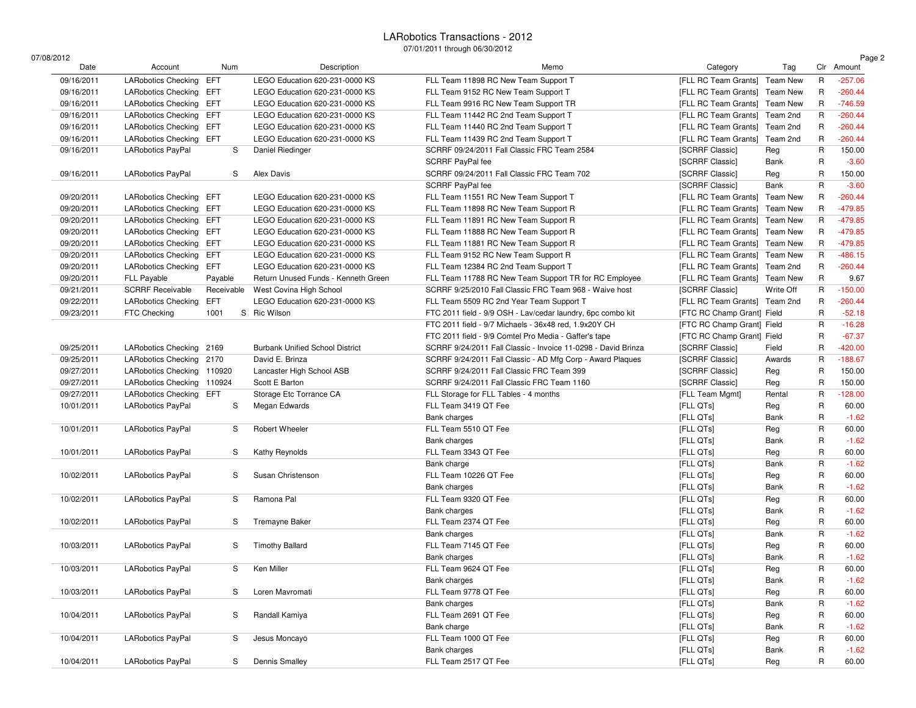# LARobotics Transactions - 2012

07/01/2011 through 06/30/2012

07/08/2012

| Date | Account | Num | Description | Memo | Category | Tag | Clr | Amount |
|---|---|---|---|---|---|---|---|---|
| 09/16/2011 | LARobotics Checking | EFT | LEGO Education 620-231-0000 KS | FLL Team 11898 RC New Team Support T | [FLL RC Team Grants] | Team New | R | -257.06 |
| 09/16/2011 | LARobotics Checking | EFT | LEGO Education 620-231-0000 KS | FLL Team 9152 RC New Team Support T | [FLL RC Team Grants] | Team New | R | -260.44 |
| 09/16/2011 | LARobotics Checking | EFT | LEGO Education 620-231-0000 KS | FLL Team 9916 RC New Team Support TR | [FLL RC Team Grants] | Team New | R | -746.59 |
| 09/16/2011 | LARobotics Checking | EFT | LEGO Education 620-231-0000 KS | FLL Team 11442 RC 2nd Team Support T | [FLL RC Team Grants] | Team 2nd | R | -260.44 |
| 09/16/2011 | LARobotics Checking | EFT | LEGO Education 620-231-0000 KS | FLL Team 11440 RC 2nd Team Support T | [FLL RC Team Grants] | Team 2nd | R | -260.44 |
| 09/16/2011 | LARobotics Checking | EFT | LEGO Education 620-231-0000 KS | FLL Team 11439 RC 2nd Team Support T | [FLL RC Team Grants] | Team 2nd | R | -260.44 |
| 09/16/2011 | LARobotics PayPal | S | Daniel Riedinger | SCRRF 09/24/2011 Fall Classic FRC Team 2584 | [SCRRF Classic] | Reg | R | 150.00 |
| | | | | SCRRF PayPal fee | [SCRRF Classic] | Bank | R | -3.60 |
| 09/16/2011 | LARobotics PayPal | S | Alex Davis | SCRRF 09/24/2011 Fall Classic FRC Team 702 | [SCRRF Classic] | Reg | R | 150.00 |
| | | | | SCRRF PayPal fee | [SCRRF Classic] | Bank | R | -3.60 |
| 09/20/2011 | LARobotics Checking | EFT | LEGO Education 620-231-0000 KS | FLL Team 11551 RC New Team Support T | [FLL RC Team Grants] | Team New | R | -260.44 |
| 09/20/2011 | LARobotics Checking | EFT | LEGO Education 620-231-0000 KS | FLL Team 11898 RC New Team Support R | [FLL RC Team Grants] | Team New | R | -479.85 |
| 09/20/2011 | LARobotics Checking | EFT | LEGO Education 620-231-0000 KS | FLL Team 11891 RC New Team Support R | [FLL RC Team Grants] | Team New | R | -479.85 |
| 09/20/2011 | LARobotics Checking | EFT | LEGO Education 620-231-0000 KS | FLL Team 11888 RC New Team Support R | [FLL RC Team Grants] | Team New | R | -479.85 |
| 09/20/2011 | LARobotics Checking | EFT | LEGO Education 620-231-0000 KS | FLL Team 11881 RC New Team Support R | [FLL RC Team Grants] | Team New | R | -479.85 |
| 09/20/2011 | LARobotics Checking | EFT | LEGO Education 620-231-0000 KS | FLL Team 9152 RC New Team Support R | [FLL RC Team Grants] | Team New | R | -486.15 |
| 09/20/2011 | LARobotics Checking | EFT | LEGO Education 620-231-0000 KS | FLL Team 12384 RC 2nd Team Support T | [FLL RC Team Grants] | Team 2nd | R | -260.44 |
| 09/20/2011 | FLL Payable | Payable | Return Unused Funds - Kenneth Green | FLL Team 11788 RC New Team Support TR for RC Employee | [FLL RC Team Grants] | Team New | R | 9.67 |
| 09/21/2011 | SCRRF Receivable | Receivable | West Covina High School | SCRRF 9/25/2010 Fall Classic FRC Team 968 - Waive host | [SCRRF Classic] | Write Off | R | -150.00 |
| 09/22/2011 | LARobotics Checking | EFT | LEGO Education 620-231-0000 KS | FLL Team 5509 RC 2nd Year Team Support T | [FLL RC Team Grants] | Team 2nd | R | -260.44 |
| 09/23/2011 | FTC Checking | 1001 S | Ric Wilson | FTC 2011 field - 9/9 OSH - Lav/cedar laundry, 6pc combo kit | [FTC RC Champ Grant] | Field | R | -52.18 |
| | | | | FTC 2011 field - 9/7 Michaels - 36x48 red, 1.9x20Y CH | [FTC RC Champ Grant] | Field | R | -16.28 |
| | | | | FTC 2011 field - 9/9 Comtel Pro Media - Gaffer's tape | [FTC RC Champ Grant] | Field | R | -67.37 |
| 09/25/2011 | LARobotics Checking | 2169 | Burbank Unified School District | SCRRF 9/24/2011 Fall Classic - Invoice 11-0298 - David Brinza | [SCRRF Classic] | Field | R | -420.00 |
| 09/25/2011 | LARobotics Checking | 2170 | David E. Brinza | SCRRF 9/24/2011 Fall Classic - AD Mfg Corp - Award Plaques | [SCRRF Classic] | Awards | R | -188.67 |
| 09/27/2011 | LARobotics Checking | 110920 | Lancaster High School ASB | SCRRF 9/24/2011 Fall Classic FRC Team 399 | [SCRRF Classic] | Reg | R | 150.00 |
| 09/27/2011 | LARobotics Checking | 110924 | Scott E Barton | SCRRF 9/24/2011 Fall Classic FRC Team 1160 | [SCRRF Classic] | Reg | R | 150.00 |
| 09/27/2011 | LARobotics Checking | EFT | Storage Etc Torrance CA | FLL Storage for FLL Tables - 4 months | [FLL Team Mgmt] | Rental | R | -128.00 |
| 10/01/2011 | LARobotics PayPal | S | Megan Edwards | FLL Team 3419 QT Fee | [FLL QTs] | Reg | R | 60.00 |
| | | | | Bank charges | [FLL QTs] | Bank | R | -1.62 |
| 10/01/2011 | LARobotics PayPal | S | Robert Wheeler | FLL Team 5510 QT Fee | [FLL QTs] | Reg | R | 60.00 |
| | | | | Bank charges | [FLL QTs] | Bank | R | -1.62 |
| 10/01/2011 | LARobotics PayPal | S | Kathy Reynolds | FLL Team 3343 QT Fee | [FLL QTs] | Reg | R | 60.00 |
| | | | | Bank charge | [FLL QTs] | Bank | R | -1.62 |
| 10/02/2011 | LARobotics PayPal | S | Susan Christenson | FLL Team 10226 QT Fee | [FLL QTs] | Reg | R | 60.00 |
| | | | | Bank charges | [FLL QTs] | Bank | R | -1.62 |
| 10/02/2011 | LARobotics PayPal | S | Ramona Pal | FLL Team 9320 QT Fee | [FLL QTs] | Reg | R | 60.00 |
| | | | | Bank charges | [FLL QTs] | Bank | R | -1.62 |
| 10/02/2011 | LARobotics PayPal | S | Tremayne Baker | FLL Team 2374 QT Fee | [FLL QTs] | Reg | R | 60.00 |
| | | | | Bank charges | [FLL QTs] | Bank | R | -1.62 |
| 10/03/2011 | LARobotics PayPal | S | Timothy Ballard | FLL Team 7145 QT Fee | [FLL QTs] | Reg | R | 60.00 |
| | | | | Bank charges | [FLL QTs] | Bank | R | -1.62 |
| 10/03/2011 | LARobotics PayPal | S | Ken Miller | FLL Team 9624 QT Fee | [FLL QTs] | Reg | R | 60.00 |
| | | | | Bank charges | [FLL QTs] | Bank | R | -1.62 |
| 10/03/2011 | LARobotics PayPal | S | Loren Mavromati | FLL Team 9778 QT Fee | [FLL QTs] | Reg | R | 60.00 |
| | | | | Bank charges | [FLL QTs] | Bank | R | -1.62 |
| 10/04/2011 | LARobotics PayPal | S | Randall Kamiya | FLL Team 2691 QT Fee | [FLL QTs] | Reg | R | 60.00 |
| | | | | Bank charge | [FLL QTs] | Bank | R | -1.62 |
| 10/04/2011 | LARobotics PayPal | S | Jesus Moncayo | FLL Team 1000 QT Fee | [FLL QTs] | Reg | R | 60.00 |
| | | | | Bank charges | [FLL QTs] | Bank | R | -1.62 |
| 10/04/2011 | LARobotics PayPal | S | Dennis Smalley | FLL Team 2517 QT Fee | [FLL QTs] | Reg | R | 60.00 |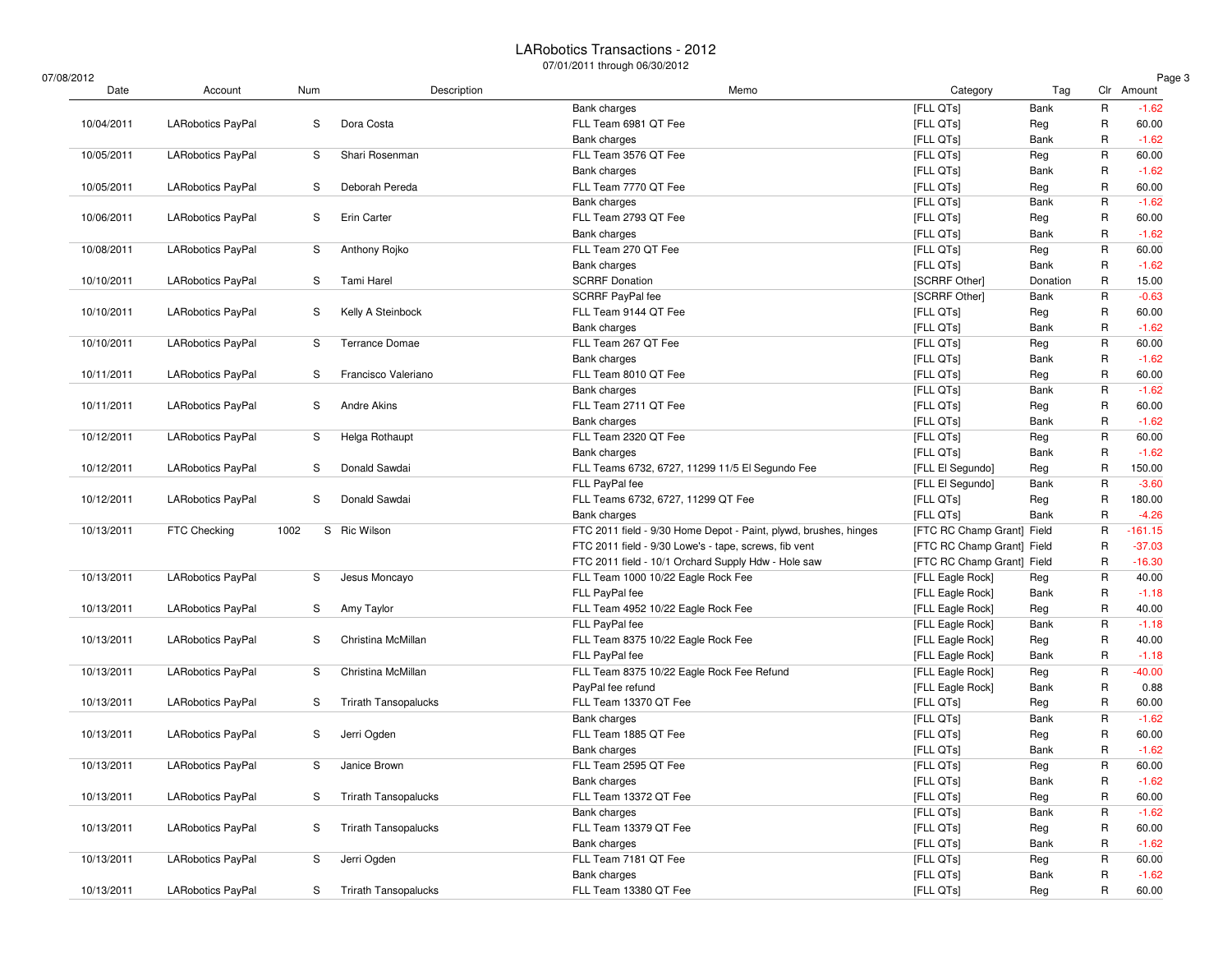# LARobotics Transactions - 2012

07/01/2011 through 06/30/2012

| Date | Account | Num | Description | Memo | Category | Tag | Clr | Amount |
|---|---|---|---|---|---|---|---|---|
| | | | | Bank charges | [FLL QTs] | Bank | R | -1.62 |
| 10/04/2011 | LARobotics PayPal | S | Dora Costa | FLL Team 6981 QT Fee | [FLL QTs] | Reg | R | 60.00 |
| | | | | Bank charges | [FLL QTs] | Bank | R | -1.62 |
| 10/05/2011 | LARobotics PayPal | S | Shari Rosenman | FLL Team 3576 QT Fee | [FLL QTs] | Reg | R | 60.00 |
| | | | | Bank charges | [FLL QTs] | Bank | R | -1.62 |
| 10/05/2011 | LARobotics PayPal | S | Deborah Pereda | FLL Team 7770 QT Fee | [FLL QTs] | Reg | R | 60.00 |
| | | | | Bank charges | [FLL QTs] | Bank | R | -1.62 |
| 10/06/2011 | LARobotics PayPal | S | Erin Carter | FLL Team 2793 QT Fee | [FLL QTs] | Reg | R | 60.00 |
| | | | | Bank charges | [FLL QTs] | Bank | R | -1.62 |
| 10/08/2011 | LARobotics PayPal | S | Anthony Rojko | FLL Team 270 QT Fee | [FLL QTs] | Reg | R | 60.00 |
| | | | | Bank charges | [FLL QTs] | Bank | R | -1.62 |
| 10/10/2011 | LARobotics PayPal | S | Tami Harel | SCRRF Donation | [SCRRF Other] | Donation | R | 15.00 |
| | | | | SCRRF PayPal fee | [SCRRF Other] | Bank | R | -0.63 |
| 10/10/2011 | LARobotics PayPal | S | Kelly A Steinbock | FLL Team 9144 QT Fee | [FLL QTs] | Reg | R | 60.00 |
| | | | | Bank charges | [FLL QTs] | Bank | R | -1.62 |
| 10/10/2011 | LARobotics PayPal | S | Terrance Domae | FLL Team 267 QT Fee | [FLL QTs] | Reg | R | 60.00 |
| | | | | Bank charges | [FLL QTs] | Bank | R | -1.62 |
| 10/11/2011 | LARobotics PayPal | S | Francisco Valeriano | FLL Team 8010 QT Fee | [FLL QTs] | Reg | R | 60.00 |
| | | | | Bank charges | [FLL QTs] | Bank | R | -1.62 |
| 10/11/2011 | LARobotics PayPal | S | Andre Akins | FLL Team 2711 QT Fee | [FLL QTs] | Reg | R | 60.00 |
| | | | | Bank charges | [FLL QTs] | Bank | R | -1.62 |
| 10/12/2011 | LARobotics PayPal | S | Helga Rothaupt | FLL Team 2320 QT Fee | [FLL QTs] | Reg | R | 60.00 |
| | | | | Bank charges | [FLL QTs] | Bank | R | -1.62 |
| 10/12/2011 | LARobotics PayPal | S | Donald Sawdai | FLL Teams 6732, 6727, 11299 11/5 El Segundo Fee | [FLL El Segundo] | Reg | R | 150.00 |
| | | | | FLL PayPal fee | [FLL El Segundo] | Bank | R | -3.60 |
| 10/12/2011 | LARobotics PayPal | S | Donald Sawdai | FLL Teams 6732, 6727, 11299 QT Fee | [FLL QTs] | Reg | R | 180.00 |
| | | | | Bank charges | [FLL QTs] | Bank | R | -4.26 |
| 10/13/2011 | FTC Checking | 1002 S | Ric Wilson | FTC 2011 field - 9/30 Home Depot - Paint, plywd, brushes, hinges | [FTC RC Champ Grant] | Field | R | -161.15 |
| | | | | FTC 2011 field - 9/30 Lowe's - tape, screws, fib vent | [FTC RC Champ Grant] | Field | R | -37.03 |
| | | | | FTC 2011 field - 10/1 Orchard Supply Hdw - Hole saw | [FTC RC Champ Grant] | Field | R | -16.30 |
| 10/13/2011 | LARobotics PayPal | S | Jesus Moncayo | FLL Team 1000 10/22 Eagle Rock Fee | [FLL Eagle Rock] | Reg | R | 40.00 |
| | | | | FLL PayPal fee | [FLL Eagle Rock] | Bank | R | -1.18 |
| 10/13/2011 | LARobotics PayPal | S | Amy Taylor | FLL Team 4952 10/22 Eagle Rock Fee | [FLL Eagle Rock] | Reg | R | 40.00 |
| | | | | FLL PayPal fee | [FLL Eagle Rock] | Bank | R | -1.18 |
| 10/13/2011 | LARobotics PayPal | S | Christina McMillan | FLL Team 8375 10/22 Eagle Rock Fee | [FLL Eagle Rock] | Reg | R | 40.00 |
| | | | | FLL PayPal fee | [FLL Eagle Rock] | Bank | R | -1.18 |
| 10/13/2011 | LARobotics PayPal | S | Christina McMillan | FLL Team 8375 10/22 Eagle Rock Fee Refund | [FLL Eagle Rock] | Reg | R | -40.00 |
| | | | | PayPal fee refund | [FLL Eagle Rock] | Bank | R | 0.88 |
| 10/13/2011 | LARobotics PayPal | S | Trirath Tansopalucks | FLL Team 13370 QT Fee | [FLL QTs] | Reg | R | 60.00 |
| | | | | Bank charges | [FLL QTs] | Bank | R | -1.62 |
| 10/13/2011 | LARobotics PayPal | S | Jerri Ogden | FLL Team 1885 QT Fee | [FLL QTs] | Reg | R | 60.00 |
| | | | | Bank charges | [FLL QTs] | Bank | R | -1.62 |
| 10/13/2011 | LARobotics PayPal | S | Janice Brown | FLL Team 2595 QT Fee | [FLL QTs] | Reg | R | 60.00 |
| | | | | Bank charges | [FLL QTs] | Bank | R | -1.62 |
| 10/13/2011 | LARobotics PayPal | S | Trirath Tansopalucks | FLL Team 13372 QT Fee | [FLL QTs] | Reg | R | 60.00 |
| | | | | Bank charges | [FLL QTs] | Bank | R | -1.62 |
| 10/13/2011 | LARobotics PayPal | S | Trirath Tansopalucks | FLL Team 13379 QT Fee | [FLL QTs] | Reg | R | 60.00 |
| | | | | Bank charges | [FLL QTs] | Bank | R | -1.62 |
| 10/13/2011 | LARobotics PayPal | S | Jerri Ogden | FLL Team 7181 QT Fee | [FLL QTs] | Reg | R | 60.00 |
| | | | | Bank charges | [FLL QTs] | Bank | R | -1.62 |
| 10/13/2011 | LARobotics PayPal | S | Trirath Tansopalucks | FLL Team 13380 QT Fee | [FLL QTs] | Reg | R | 60.00 |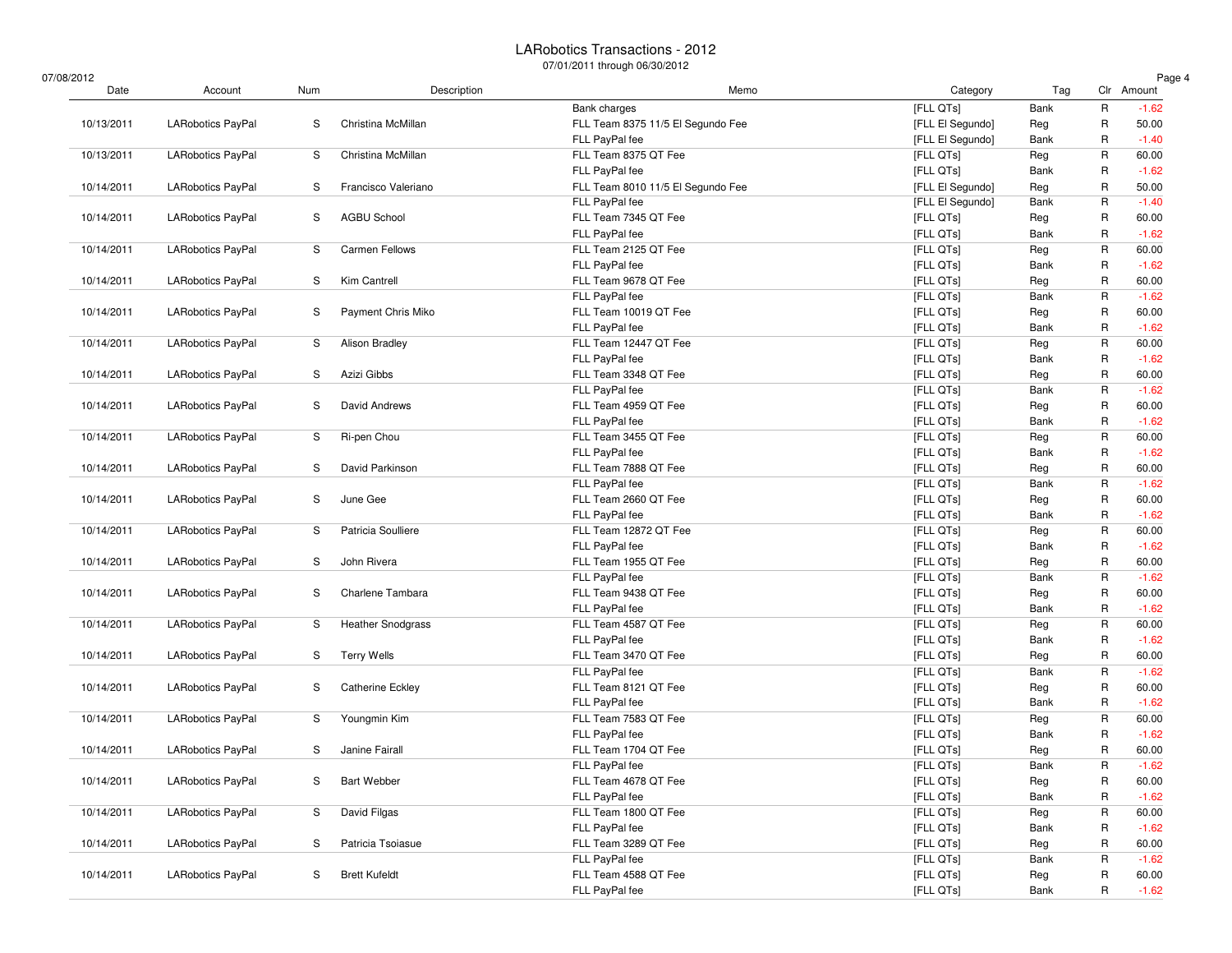# LARobotics Transactions - 2012

07/01/2011 through 06/30/2012

07/08/2012

| Date | Account | Num | Description | Memo | Category | Tag | Clr | Amount |
|---|---|---|---|---|---|---|---|---|
| | | | | Bank charges | [FLL QTs] | Bank | R | -1.62 |
| 10/13/2011 | LARobotics PayPal | S | Christina McMillan | FLL Team 8375 11/5 El Segundo Fee | [FLL El Segundo] | Reg | R | 50.00 |
| | | | | FLL PayPal fee | [FLL El Segundo] | Bank | R | -1.40 |
| 10/13/2011 | LARobotics PayPal | S | Christina McMillan | FLL Team 8375 QT Fee | [FLL QTs] | Reg | R | 60.00 |
| | | | | FLL PayPal fee | [FLL QTs] | Bank | R | -1.62 |
| 10/14/2011 | LARobotics PayPal | S | Francisco Valeriano | FLL Team 8010 11/5 El Segundo Fee | [FLL El Segundo] | Reg | R | 50.00 |
| | | | | FLL PayPal fee | [FLL El Segundo] | Bank | R | -1.40 |
| 10/14/2011 | LARobotics PayPal | S | AGBU School | FLL Team 7345 QT Fee | [FLL QTs] | Reg | R | 60.00 |
| | | | | FLL PayPal fee | [FLL QTs] | Bank | R | -1.62 |
| 10/14/2011 | LARobotics PayPal | S | Carmen Fellows | FLL Team 2125 QT Fee | [FLL QTs] | Reg | R | 60.00 |
| | | | | FLL PayPal fee | [FLL QTs] | Bank | R | -1.62 |
| 10/14/2011 | LARobotics PayPal | S | Kim Cantrell | FLL Team 9678 QT Fee | [FLL QTs] | Reg | R | 60.00 |
| | | | | FLL PayPal fee | [FLL QTs] | Bank | R | -1.62 |
| 10/14/2011 | LARobotics PayPal | S | Payment Chris Miko | FLL Team 10019 QT Fee | [FLL QTs] | Reg | R | 60.00 |
| | | | | FLL PayPal fee | [FLL QTs] | Bank | R | -1.62 |
| 10/14/2011 | LARobotics PayPal | S | Alison Bradley | FLL Team 12447 QT Fee | [FLL QTs] | Reg | R | 60.00 |
| | | | | FLL PayPal fee | [FLL QTs] | Bank | R | -1.62 |
| 10/14/2011 | LARobotics PayPal | S | Azizi Gibbs | FLL Team 3348 QT Fee | [FLL QTs] | Reg | R | 60.00 |
| | | | | FLL PayPal fee | [FLL QTs] | Bank | R | -1.62 |
| 10/14/2011 | LARobotics PayPal | S | David Andrews | FLL Team 4959 QT Fee | [FLL QTs] | Reg | R | 60.00 |
| | | | | FLL PayPal fee | [FLL QTs] | Bank | R | -1.62 |
| 10/14/2011 | LARobotics PayPal | S | Ri-pen Chou | FLL Team 3455 QT Fee | [FLL QTs] | Reg | R | 60.00 |
| | | | | FLL PayPal fee | [FLL QTs] | Bank | R | -1.62 |
| 10/14/2011 | LARobotics PayPal | S | David Parkinson | FLL Team 7888 QT Fee | [FLL QTs] | Reg | R | 60.00 |
| | | | | FLL PayPal fee | [FLL QTs] | Bank | R | -1.62 |
| 10/14/2011 | LARobotics PayPal | S | June Gee | FLL Team 2660 QT Fee | [FLL QTs] | Reg | R | 60.00 |
| | | | | FLL PayPal fee | [FLL QTs] | Bank | R | -1.62 |
| 10/14/2011 | LARobotics PayPal | S | Patricia Soulliere | FLL Team 12872 QT Fee | [FLL QTs] | Reg | R | 60.00 |
| | | | | FLL PayPal fee | [FLL QTs] | Bank | R | -1.62 |
| 10/14/2011 | LARobotics PayPal | S | John Rivera | FLL Team 1955 QT Fee | [FLL QTs] | Reg | R | 60.00 |
| | | | | FLL PayPal fee | [FLL QTs] | Bank | R | -1.62 |
| 10/14/2011 | LARobotics PayPal | S | Charlene Tambara | FLL Team 9438 QT Fee | [FLL QTs] | Reg | R | 60.00 |
| | | | | FLL PayPal fee | [FLL QTs] | Bank | R | -1.62 |
| 10/14/2011 | LARobotics PayPal | S | Heather Snodgrass | FLL Team 4587 QT Fee | [FLL QTs] | Reg | R | 60.00 |
| | | | | FLL PayPal fee | [FLL QTs] | Bank | R | -1.62 |
| 10/14/2011 | LARobotics PayPal | S | Terry Wells | FLL Team 3470 QT Fee | [FLL QTs] | Reg | R | 60.00 |
| | | | | FLL PayPal fee | [FLL QTs] | Bank | R | -1.62 |
| 10/14/2011 | LARobotics PayPal | S | Catherine Eckley | FLL Team 8121 QT Fee | [FLL QTs] | Reg | R | 60.00 |
| | | | | FLL PayPal fee | [FLL QTs] | Bank | R | -1.62 |
| 10/14/2011 | LARobotics PayPal | S | Youngmin Kim | FLL Team 7583 QT Fee | [FLL QTs] | Reg | R | 60.00 |
| | | | | FLL PayPal fee | [FLL QTs] | Bank | R | -1.62 |
| 10/14/2011 | LARobotics PayPal | S | Janine Fairall | FLL Team 1704 QT Fee | [FLL QTs] | Reg | R | 60.00 |
| | | | | FLL PayPal fee | [FLL QTs] | Bank | R | -1.62 |
| 10/14/2011 | LARobotics PayPal | S | Bart Webber | FLL Team 4678 QT Fee | [FLL QTs] | Reg | R | 60.00 |
| | | | | FLL PayPal fee | [FLL QTs] | Bank | R | -1.62 |
| 10/14/2011 | LARobotics PayPal | S | David Filgas | FLL Team 1800 QT Fee | [FLL QTs] | Reg | R | 60.00 |
| | | | | FLL PayPal fee | [FLL QTs] | Bank | R | -1.62 |
| 10/14/2011 | LARobotics PayPal | S | Patricia Tsoiasue | FLL Team 3289 QT Fee | [FLL QTs] | Reg | R | 60.00 |
| | | | | FLL PayPal fee | [FLL QTs] | Bank | R | -1.62 |
| 10/14/2011 | LARobotics PayPal | S | Brett Kufeldt | FLL Team 4588 QT Fee | [FLL QTs] | Reg | R | 60.00 |
| | | | | FLL PayPal fee | [FLL QTs] | Bank | R | -1.62 |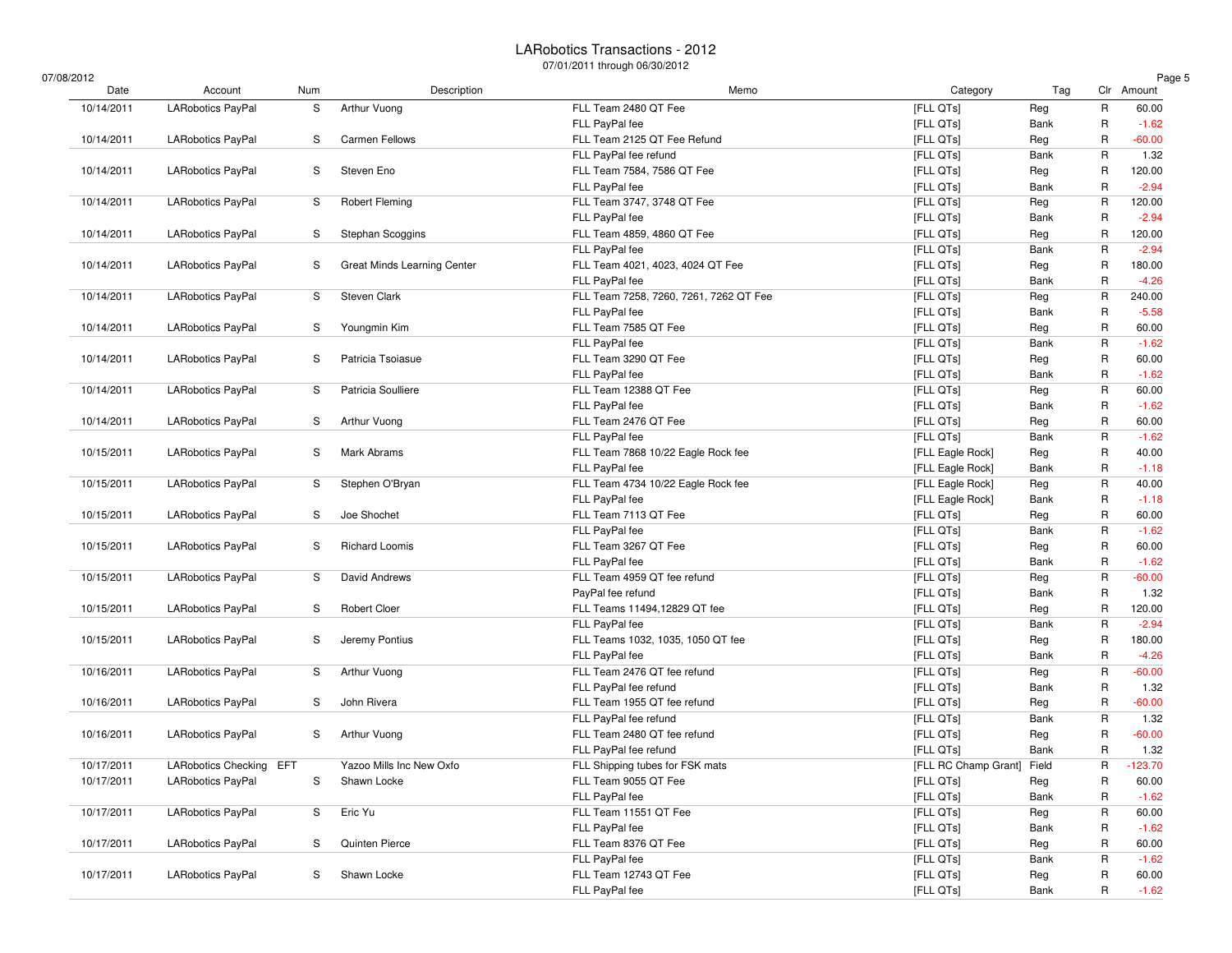# LARobotics Transactions - 2012

07/01/2011 through 06/30/2012

07/08/2012

| Date | Account | Num | Description | Memo | Category | Tag | Clr | Amount |
|---|---|---|---|---|---|---|---|---|
| 10/14/2011 | LARobotics PayPal | S | Arthur Vuong | FLL Team 2480 QT Fee | [FLL QTs] | Reg | R | 60.00 |
| | | | | FLL PayPal fee | [FLL QTs] | Bank | R | -1.62 |
| 10/14/2011 | LARobotics PayPal | S | Carmen Fellows | FLL Team 2125 QT Fee Refund | [FLL QTs] | Reg | R | -60.00 |
| | | | | FLL PayPal fee refund | [FLL QTs] | Bank | R | 1.32 |
| 10/14/2011 | LARobotics PayPal | S | Steven Eno | FLL Team 7584, 7586 QT Fee | [FLL QTs] | Reg | R | 120.00 |
| | | | | FLL PayPal fee | [FLL QTs] | Bank | R | -2.94 |
| 10/14/2011 | LARobotics PayPal | S | Robert Fleming | FLL Team 3747, 3748 QT Fee | [FLL QTs] | Reg | R | 120.00 |
| | | | | FLL PayPal fee | [FLL QTs] | Bank | R | -2.94 |
| 10/14/2011 | LARobotics PayPal | S | Stephan Scoggins | FLL Team 4859, 4860 QT Fee | [FLL QTs] | Reg | R | 120.00 |
| | | | | FLL PayPal fee | [FLL QTs] | Bank | R | -2.94 |
| 10/14/2011 | LARobotics PayPal | S | Great Minds Learning Center | FLL Team 4021, 4023, 4024 QT Fee | [FLL QTs] | Reg | R | 180.00 |
| | | | | FLL PayPal fee | [FLL QTs] | Bank | R | -4.26 |
| 10/14/2011 | LARobotics PayPal | S | Steven Clark | FLL Team 7258, 7260, 7261, 7262 QT Fee | [FLL QTs] | Reg | R | 240.00 |
| | | | | FLL PayPal fee | [FLL QTs] | Bank | R | -5.58 |
| 10/14/2011 | LARobotics PayPal | S | Youngmin Kim | FLL Team 7585 QT Fee | [FLL QTs] | Reg | R | 60.00 |
| | | | | FLL PayPal fee | [FLL QTs] | Bank | R | -1.62 |
| 10/14/2011 | LARobotics PayPal | S | Patricia Tsoiasue | FLL Team 3290 QT Fee | [FLL QTs] | Reg | R | 60.00 |
| | | | | FLL PayPal fee | [FLL QTs] | Bank | R | -1.62 |
| 10/14/2011 | LARobotics PayPal | S | Patricia Soulliere | FLL Team 12388 QT Fee | [FLL QTs] | Reg | R | 60.00 |
| | | | | FLL PayPal fee | [FLL QTs] | Bank | R | -1.62 |
| 10/14/2011 | LARobotics PayPal | S | Arthur Vuong | FLL Team 2476 QT Fee | [FLL QTs] | Reg | R | 60.00 |
| | | | | FLL PayPal fee | [FLL QTs] | Bank | R | -1.62 |
| 10/15/2011 | LARobotics PayPal | S | Mark Abrams | FLL Team 7868 10/22 Eagle Rock fee | [FLL Eagle Rock] | Reg | R | 40.00 |
| | | | | FLL PayPal fee | [FLL Eagle Rock] | Bank | R | -1.18 |
| 10/15/2011 | LARobotics PayPal | S | Stephen O'Bryan | FLL Team 4734 10/22 Eagle Rock fee | [FLL Eagle Rock] | Reg | R | 40.00 |
| | | | | FLL PayPal fee | [FLL Eagle Rock] | Bank | R | -1.18 |
| 10/15/2011 | LARobotics PayPal | S | Joe Shochet | FLL Team 7113 QT Fee | [FLL QTs] | Reg | R | 60.00 |
| | | | | FLL PayPal fee | [FLL QTs] | Bank | R | -1.62 |
| 10/15/2011 | LARobotics PayPal | S | Richard Loomis | FLL Team 3267 QT Fee | [FLL QTs] | Reg | R | 60.00 |
| | | | | FLL PayPal fee | [FLL QTs] | Bank | R | -1.62 |
| 10/15/2011 | LARobotics PayPal | S | David Andrews | FLL Team 4959 QT fee refund | [FLL QTs] | Reg | R | -60.00 |
| | | | | PayPal fee refund | [FLL QTs] | Bank | R | 1.32 |
| 10/15/2011 | LARobotics PayPal | S | Robert Cloer | FLL Teams 11494,12829 QT fee | [FLL QTs] | Reg | R | 120.00 |
| | | | | FLL PayPal fee | [FLL QTs] | Bank | R | -2.94 |
| 10/15/2011 | LARobotics PayPal | S | Jeremy Pontius | FLL Teams 1032, 1035, 1050 QT fee | [FLL QTs] | Reg | R | 180.00 |
| | | | | FLL PayPal fee | [FLL QTs] | Bank | R | -4.26 |
| 10/16/2011 | LARobotics PayPal | S | Arthur Vuong | FLL Team 2476 QT fee refund | [FLL QTs] | Reg | R | -60.00 |
| | | | | FLL PayPal fee refund | [FLL QTs] | Bank | R | 1.32 |
| 10/16/2011 | LARobotics PayPal | S | John Rivera | FLL Team 1955 QT fee refund | [FLL QTs] | Reg | R | -60.00 |
| | | | | FLL PayPal fee refund | [FLL QTs] | Bank | R | 1.32 |
| 10/16/2011 | LARobotics PayPal | S | Arthur Vuong | FLL Team 2480 QT fee refund | [FLL QTs] | Reg | R | -60.00 |
| | | | | FLL PayPal fee refund | [FLL QTs] | Bank | R | 1.32 |
| 10/17/2011 | LARobotics Checking | EFT | Yazoo Mills Inc New Oxfo | FLL Shipping tubes for FSK mats | [FLL RC Champ Grant] | Field | R | -123.70 |
| 10/17/2011 | LARobotics PayPal | S | Shawn Locke | FLL Team 9055 QT Fee | [FLL QTs] | Reg | R | 60.00 |
| | | | | FLL PayPal fee | [FLL QTs] | Bank | R | -1.62 |
| 10/17/2011 | LARobotics PayPal | S | Eric Yu | FLL Team 11551 QT Fee | [FLL QTs] | Reg | R | 60.00 |
| | | | | FLL PayPal fee | [FLL QTs] | Bank | R | -1.62 |
| 10/17/2011 | LARobotics PayPal | S | Quinten Pierce | FLL Team 8376 QT Fee | [FLL QTs] | Reg | R | 60.00 |
| | | | | FLL PayPal fee | [FLL QTs] | Bank | R | -1.62 |
| 10/17/2011 | LARobotics PayPal | S | Shawn Locke | FLL Team 12743 QT Fee | [FLL QTs] | Reg | R | 60.00 |
| | | | | FLL PayPal fee | [FLL QTs] | Bank | R | -1.62 |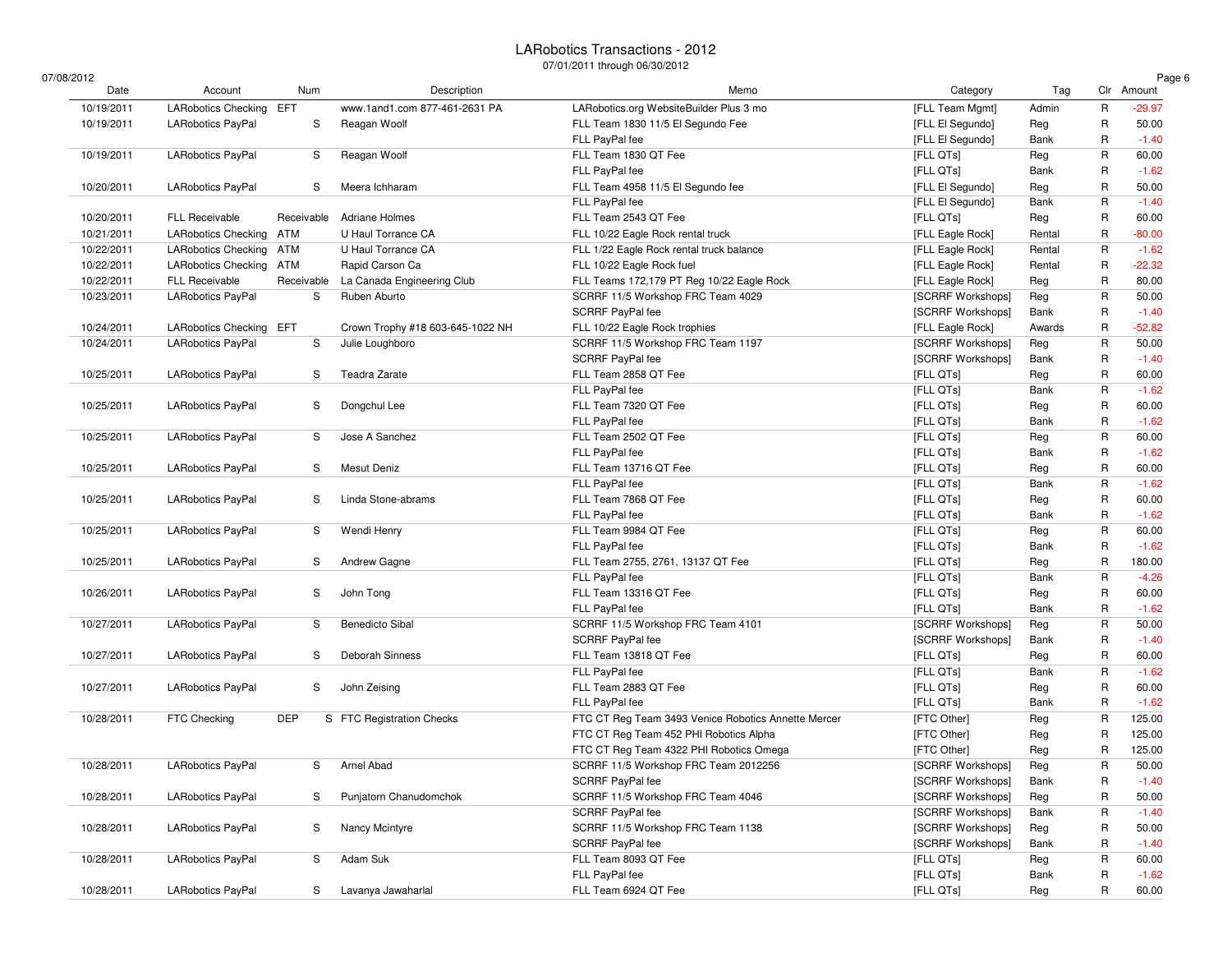# LARobotics Transactions - 2012

07/01/2011 through 06/30/2012

07/08/2012

| Date | Account | Num | Description | Memo | Category | Tag | Clr | Amount |
|---|---|---|---|---|---|---|---|---|
| 10/19/2011 | LARobotics Checking | EFT | www.1and1.com 877-461-2631 PA | LARobotics.org WebsiteBuilder Plus 3 mo | [FLL Team Mgmt] | Admin | R | -29.97 |
| 10/19/2011 | LARobotics PayPal | S | Reagan Woolf | FLL Team 1830 11/5 El Segundo Fee | [FLL El Segundo] | Reg | R | 50.00 |
| | | | | FLL PayPal fee | [FLL El Segundo] | Bank | R | -1.40 |
| 10/19/2011 | LARobotics PayPal | S | Reagan Woolf | FLL Team 1830 QT Fee | [FLL QTs] | Reg | R | 60.00 |
| | | | | FLL PayPal fee | [FLL QTs] | Bank | R | -1.62 |
| 10/20/2011 | LARobotics PayPal | S | Meera Ichharam | FLL Team 4958 11/5 El Segundo fee | [FLL El Segundo] | Reg | R | 50.00 |
| | | | | FLL PayPal fee | [FLL El Segundo] | Bank | R | -1.40 |
| 10/20/2011 | FLL Receivable | Receivable | Adriane Holmes | FLL Team 2543 QT Fee | [FLL QTs] | Reg | R | 60.00 |
| 10/21/2011 | LARobotics Checking | ATM | U Haul Torrance CA | FLL 10/22 Eagle Rock rental truck | [FLL Eagle Rock] | Rental | R | -80.00 |
| 10/22/2011 | LARobotics Checking | ATM | U Haul Torrance CA | FLL 1/22 Eagle Rock rental truck balance | [FLL Eagle Rock] | Rental | R | -1.62 |
| 10/22/2011 | LARobotics Checking | ATM | Rapid Carson Ca | FLL 10/22 Eagle Rock fuel | [FLL Eagle Rock] | Rental | R | -22.32 |
| 10/22/2011 | FLL Receivable | Receivable | La Canada Engineering Club | FLL Teams 172,179 PT Reg 10/22 Eagle Rock | [FLL Eagle Rock] | Reg | R | 80.00 |
| 10/23/2011 | LARobotics PayPal | S | Ruben Aburto | SCRRF 11/5 Workshop FRC Team 4029 | [SCRRF Workshops] | Reg | R | 50.00 |
| | | | | SCRRF PayPal fee | [SCRRF Workshops] | Bank | R | -1.40 |
| 10/24/2011 | LARobotics Checking | EFT | Crown Trophy #18 603-645-1022 NH | FLL 10/22 Eagle Rock trophies | [FLL Eagle Rock] | Awards | R | -52.82 |
| 10/24/2011 | LARobotics PayPal | S | Julie Loughboro | SCRRF 11/5 Workshop FRC Team 1197 | [SCRRF Workshops] | Reg | R | 50.00 |
| | | | | SCRRF PayPal fee | [SCRRF Workshops] | Bank | R | -1.40 |
| 10/25/2011 | LARobotics PayPal | S | Teadra Zarate | FLL Team 2858 QT Fee | [FLL QTs] | Reg | R | 60.00 |
| | | | | FLL PayPal fee | [FLL QTs] | Bank | R | -1.62 |
| 10/25/2011 | LARobotics PayPal | S | Dongchul Lee | FLL Team 7320 QT Fee | [FLL QTs] | Reg | R | 60.00 |
| | | | | FLL PayPal fee | [FLL QTs] | Bank | R | -1.62 |
| 10/25/2011 | LARobotics PayPal | S | Jose A Sanchez | FLL Team 2502 QT Fee | [FLL QTs] | Reg | R | 60.00 |
| | | | | FLL PayPal fee | [FLL QTs] | Bank | R | -1.62 |
| 10/25/2011 | LARobotics PayPal | S | Mesut Deniz | FLL Team 13716 QT Fee | [FLL QTs] | Reg | R | 60.00 |
| | | | | FLL PayPal fee | [FLL QTs] | Bank | R | -1.62 |
| 10/25/2011 | LARobotics PayPal | S | Linda Stone-abrams | FLL Team 7868 QT Fee | [FLL QTs] | Reg | R | 60.00 |
| | | | | FLL PayPal fee | [FLL QTs] | Bank | R | -1.62 |
| 10/25/2011 | LARobotics PayPal | S | Wendi Henry | FLL Team 9984 QT Fee | [FLL QTs] | Reg | R | 60.00 |
| | | | | FLL PayPal fee | [FLL QTs] | Bank | R | -1.62 |
| 10/25/2011 | LARobotics PayPal | S | Andrew Gagne | FLL Team 2755, 2761, 13137 QT Fee | [FLL QTs] | Reg | R | 180.00 |
| | | | | FLL PayPal fee | [FLL QTs] | Bank | R | -4.26 |
| 10/26/2011 | LARobotics PayPal | S | John Tong | FLL Team 13316 QT Fee | [FLL QTs] | Reg | R | 60.00 |
| | | | | FLL PayPal fee | [FLL QTs] | Bank | R | -1.62 |
| 10/27/2011 | LARobotics PayPal | S | Benedicto Sibal | SCRRF 11/5 Workshop FRC Team 4101 | [SCRRF Workshops] | Reg | R | 50.00 |
| | | | | SCRRF PayPal fee | [SCRRF Workshops] | Bank | R | -1.40 |
| 10/27/2011 | LARobotics PayPal | S | Deborah Sinness | FLL Team 13818 QT Fee | [FLL QTs] | Reg | R | 60.00 |
| | | | | FLL PayPal fee | [FLL QTs] | Bank | R | -1.62 |
| 10/27/2011 | LARobotics PayPal | S | John Zeising | FLL Team 2883 QT Fee | [FLL QTs] | Reg | R | 60.00 |
| | | | | FLL PayPal fee | [FLL QTs] | Bank | R | -1.62 |
| 10/28/2011 | FTC Checking | DEP | S FTC Registration Checks | FTC CT Reg Team 3493 Venice Robotics Annette Mercer | [FTC Other] | Reg | R | 125.00 |
| | | | | FTC CT Reg Team 452 PHI Robotics Alpha | [FTC Other] | Reg | R | 125.00 |
| | | | | FTC CT Reg Team 4322 PHI Robotics Omega | [FTC Other] | Reg | R | 125.00 |
| 10/28/2011 | LARobotics PayPal | S | Arnel Abad | SCRRF 11/5 Workshop FRC Team 2012256 | [SCRRF Workshops] | Reg | R | 50.00 |
| | | | | SCRRF PayPal fee | [SCRRF Workshops] | Bank | R | -1.40 |
| 10/28/2011 | LARobotics PayPal | S | Punjatorn Chanudomchok | SCRRF 11/5 Workshop FRC Team 4046 | [SCRRF Workshops] | Reg | R | 50.00 |
| | | | | SCRRF PayPal fee | [SCRRF Workshops] | Bank | R | -1.40 |
| 10/28/2011 | LARobotics PayPal | S | Nancy Mcintyre | SCRRF 11/5 Workshop FRC Team 1138 | [SCRRF Workshops] | Reg | R | 50.00 |
| | | | | SCRRF PayPal fee | [SCRRF Workshops] | Bank | R | -1.40 |
| 10/28/2011 | LARobotics PayPal | S | Adam Suk | FLL Team 8093 QT Fee | [FLL QTs] | Reg | R | 60.00 |
| | | | | FLL PayPal fee | [FLL QTs] | Bank | R | -1.62 |
| 10/28/2011 | LARobotics PayPal | S | Lavanya Jawaharlal | FLL Team 6924 QT Fee | [FLL QTs] | Reg | R | 60.00 |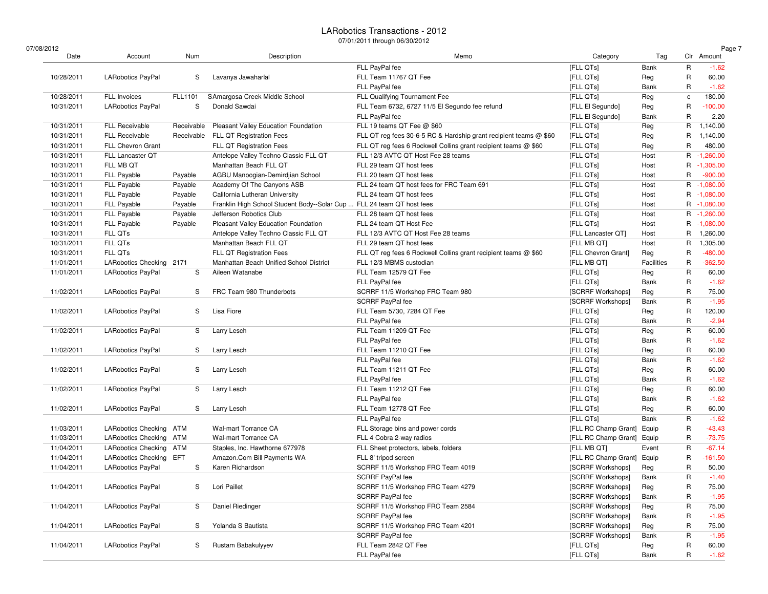# LARobotics Transactions - 2012

07/01/2011 through 06/30/2012

07/08/2012

| Date | Account | Num | Description | Memo | Category | Tag | Clr | Amount |
|---|---|---|---|---|---|---|---|---|
| | | | | FLL PayPal fee | [FLL QTs] | Bank | R | -1.62 |
| 10/28/2011 | LARobotics PayPal | S | Lavanya Jawaharlal | FLL Team 11767 QT Fee | [FLL QTs] | Reg | R | 60.00 |
| | | | | FLL PayPal fee | [FLL QTs] | Bank | R | -1.62 |
| 10/28/2011 | FLL Invoices | FLL1101 | SAmargosa Creek Middle School | FLL Qualifying Tournament Fee | [FLL QTs] | Reg | c | 180.00 |
| 10/31/2011 | LARobotics PayPal | S | Donald Sawdai | FLL Team 6732, 6727 11/5 El Segundo fee refund | [FLL El Segundo] | Reg | R | -100.00 |
| | | | | FLL PayPal fee | [FLL El Segundo] | Bank | R | 2.20 |
| 10/31/2011 | FLL Receivable | Receivable | Pleasant Valley Education Foundation | FLL 19 teams QT Fee @ $60 | [FLL QTs] | Reg | R | 1,140.00 |
| 10/31/2011 | FLL Receivable | Receivable | FLL QT Registration Fees | FLL QT reg fees 30-6-5 RC & Hardship grant recipient teams @ $60 | [FLL QTs] | Reg | R | 1,140.00 |
| 10/31/2011 | FLL Chevron Grant | | FLL QT Registration Fees | FLL QT reg fees 6 Rockwell Collins grant recipient teams @ $60 | [FLL QTs] | Reg | R | 480.00 |
| 10/31/2011 | FLL Lancaster QT | | Antelope Valley Techno Classic FLL QT | FLL 12/3 AVTC QT Host Fee 28 teams | [FLL QTs] | Host | R | -1,260.00 |
| 10/31/2011 | FLL MB QT | | Manhattan Beach FLL QT | FLL 29 team QT host fees | [FLL QTs] | Host | R | -1,305.00 |
| 10/31/2011 | FLL Payable | Payable | AGBU Manoogian-Demirdjian School | FLL 20 team QT host fees | [FLL QTs] | Host | R | -900.00 |
| 10/31/2011 | FLL Payable | Payable | Academy Of The Canyons ASB | FLL 24 team QT host fees for FRC Team 691 | [FLL QTs] | Host | R | -1,080.00 |
| 10/31/2011 | FLL Payable | Payable | California Lutheran University | FLL 24 team QT host fees | [FLL QTs] | Host | R | -1,080.00 |
| 10/31/2011 | FLL Payable | Payable | Franklin High School Student Body--Solar Cup ... | FLL 24 team QT host fees | [FLL QTs] | Host | R | -1,080.00 |
| 10/31/2011 | FLL Payable | Payable | Jefferson Robotics Club | FLL 28 team QT host fees | [FLL QTs] | Host | R | -1,260.00 |
| 10/31/2011 | FLL Payable | Payable | Pleasant Valley Education Foundation | FLL 24 team QT Host Fee | [FLL QTs] | Host | R | -1,080.00 |
| 10/31/2011 | FLL QTs | | Antelope Valley Techno Classic FLL QT | FLL 12/3 AVTC QT Host Fee 28 teams | [FLL Lancaster QT] | Host | R | 1,260.00 |
| 10/31/2011 | FLL QTs | | Manhattan Beach FLL QT | FLL 29 team QT host fees | [FLL MB QT] | Host | R | 1,305.00 |
| 10/31/2011 | FLL QTs | | FLL QT Registration Fees | FLL QT reg fees 6 Rockwell Collins grant recipient teams @ $60 | [FLL Chevron Grant] | Reg | R | -480.00 |
| 11/01/2011 | LARobotics Checking | 2171 | Manhattan Beach Unified School District | FLL 12/3 MBMS custodian | [FLL MB QT] | Facilities | R | -362.50 |
| 11/01/2011 | LARobotics PayPal | S | Aileen Watanabe | FLL Team 12579 QT Fee | [FLL QTs] | Reg | R | 60.00 |
| | | | | FLL PayPal fee | [FLL QTs] | Bank | R | -1.62 |
| 11/02/2011 | LARobotics PayPal | S | FRC Team 980 Thunderbots | SCRRF 11/5 Workshop FRC Team 980 | [SCRRF Workshops] | Reg | R | 75.00 |
| | | | | SCRRF PayPal fee | [SCRRF Workshops] | Bank | R | -1.95 |
| 11/02/2011 | LARobotics PayPal | S | Lisa Fiore | FLL Team 5730, 7284 QT Fee | [FLL QTs] | Reg | R | 120.00 |
| | | | | FLL PayPal fee | [FLL QTs] | Bank | R | -2.94 |
| 11/02/2011 | LARobotics PayPal | S | Larry Lesch | FLL Team 11209 QT Fee | [FLL QTs] | Reg | R | 60.00 |
| | | | | FLL PayPal fee | [FLL QTs] | Bank | R | -1.62 |
| 11/02/2011 | LARobotics PayPal | S | Larry Lesch | FLL Team 11210 QT Fee | [FLL QTs] | Reg | R | 60.00 |
| | | | | FLL PayPal fee | [FLL QTs] | Bank | R | -1.62 |
| 11/02/2011 | LARobotics PayPal | S | Larry Lesch | FLL Team 11211 QT Fee | [FLL QTs] | Reg | R | 60.00 |
| | | | | FLL PayPal fee | [FLL QTs] | Bank | R | -1.62 |
| 11/02/2011 | LARobotics PayPal | S | Larry Lesch | FLL Team 11212 QT Fee | [FLL QTs] | Reg | R | 60.00 |
| | | | | FLL PayPal fee | [FLL QTs] | Bank | R | -1.62 |
| 11/02/2011 | LARobotics PayPal | S | Larry Lesch | FLL Team 12778 QT Fee | [FLL QTs] | Reg | R | 60.00 |
| | | | | FLL PayPal fee | [FLL QTs] | Bank | R | -1.62 |
| 11/03/2011 | LARobotics Checking | ATM | Wal-mart Torrance CA | FLL Storage bins and power cords | [FLL RC Champ Grant] | Equip | R | -43.43 |
| 11/03/2011 | LARobotics Checking | ATM | Wal-mart Torrance CA | FLL 4 Cobra 2-way radios | [FLL RC Champ Grant] | Equip | R | -73.75 |
| 11/04/2011 | LARobotics Checking | ATM | Staples, Inc. Hawthorne 677978 | FLL Sheet protectors, labels, folders | [FLL MB QT] | Event | R | -67.14 |
| 11/04/2011 | LARobotics Checking | EFT | Amazon.Com Bill Payments WA | FLL 8' tripod screen | [FLL RC Champ Grant] | Equip | R | -161.50 |
| 11/04/2011 | LARobotics PayPal | S | Karen Richardson | SCRRF 11/5 Workshop FRC Team 4019 | [SCRRF Workshops] | Reg | R | 50.00 |
| | | | | SCRRF PayPal fee | [SCRRF Workshops] | Bank | R | -1.40 |
| 11/04/2011 | LARobotics PayPal | S | Lori Paillet | SCRRF 11/5 Workshop FRC Team 4279 | [SCRRF Workshops] | Reg | R | 75.00 |
| | | | | SCRRF PayPal fee | [SCRRF Workshops] | Bank | R | -1.95 |
| 11/04/2011 | LARobotics PayPal | S | Daniel Riedinger | SCRRF 11/5 Workshop FRC Team 2584 | [SCRRF Workshops] | Reg | R | 75.00 |
| | | | | SCRRF PayPal fee | [SCRRF Workshops] | Bank | R | -1.95 |
| 11/04/2011 | LARobotics PayPal | S | Yolanda S Bautista | SCRRF 11/5 Workshop FRC Team 4201 | [SCRRF Workshops] | Reg | R | 75.00 |
| | | | | SCRRF PayPal fee | [SCRRF Workshops] | Bank | R | -1.95 |
| 11/04/2011 | LARobotics PayPal | S | Rustam Babakulyyev | FLL Team 2842 QT Fee | [FLL QTs] | Reg | R | 60.00 |
| | | | | FLL PayPal fee | [FLL QTs] | Bank | R | -1.62 |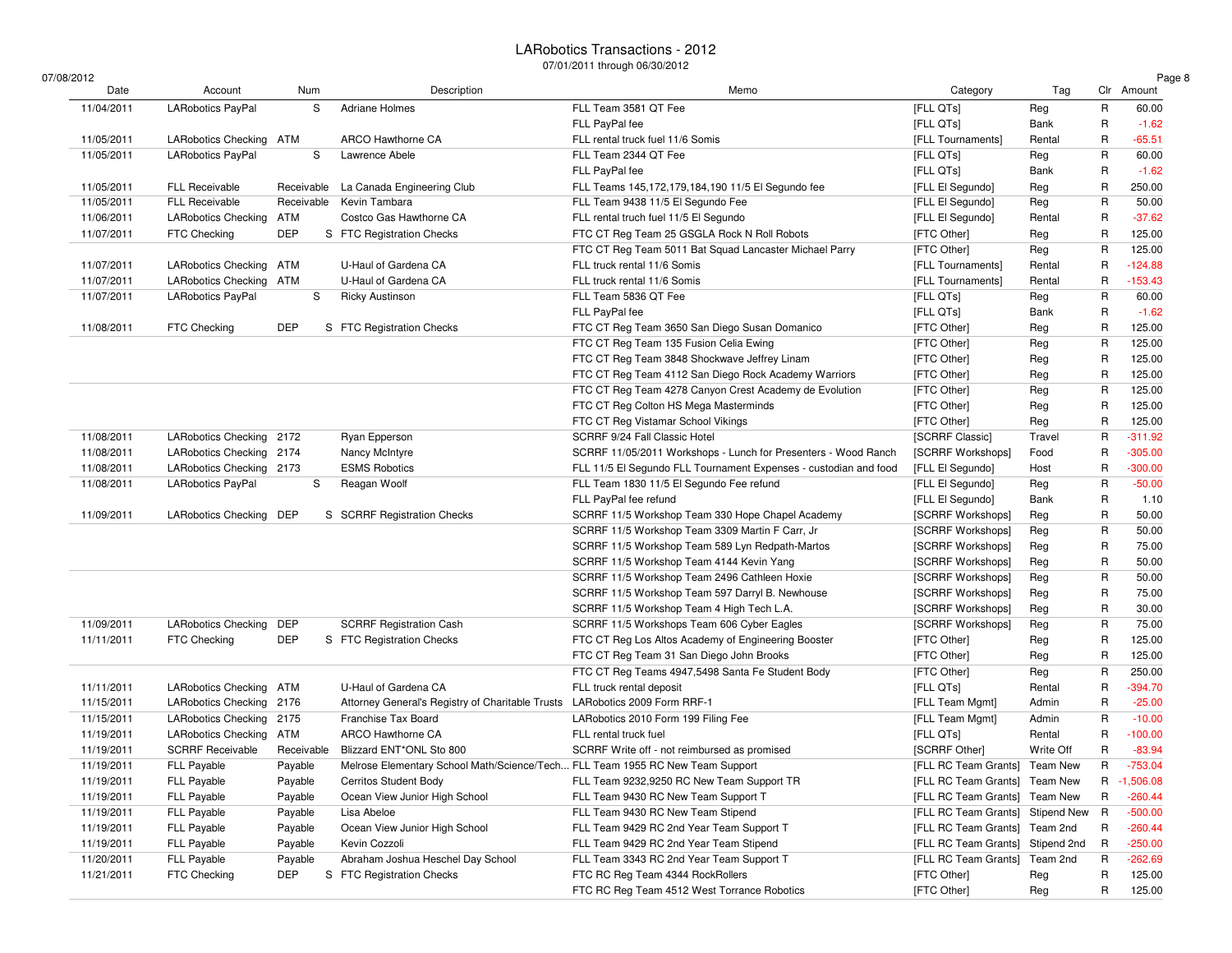# LARobotics Transactions - 2012

07/01/2011 through 06/30/2012

07/08/2012

| Date | Account | Num | Description | Memo | Category | Tag | Clr | Amount |
|---|---|---|---|---|---|---|---|---|
| 11/04/2011 | LARobotics PayPal | S | Adriane Holmes | FLL Team 3581 QT Fee | [FLL QTs] | Reg | R | 60.00 |
| | | | | FLL PayPal fee | [FLL QTs] | Bank | R | -1.62 |
| 11/05/2011 | LARobotics Checking | ATM | ARCO Hawthorne CA | FLL rental truck fuel 11/6 Somis | [FLL Tournaments] | Rental | R | -65.51 |
| 11/05/2011 | LARobotics PayPal | S | Lawrence Abele | FLL Team 2344 QT Fee | [FLL QTs] | Reg | R | 60.00 |
| | | | | FLL PayPal fee | [FLL QTs] | Bank | R | -1.62 |
| 11/05/2011 | FLL Receivable | Receivable | La Canada Engineering Club | FLL Teams 145,172,179,184,190 11/5 El Segundo fee | [FLL El Segundo] | Reg | R | 250.00 |
| 11/05/2011 | FLL Receivable | Receivable | Kevin Tambara | FLL Team 9438 11/5 El Segundo Fee | [FLL El Segundo] | Reg | R | 50.00 |
| 11/06/2011 | LARobotics Checking | ATM | Costco Gas Hawthorne CA | FLL rental truch fuel 11/5 El Segundo | [FLL El Segundo] | Rental | R | -37.62 |
| 11/07/2011 | FTC Checking | DEP | S FTC Registration Checks | FTC CT Reg Team 25 GSGLA Rock N Roll Robots | [FTC Other] | Reg | R | 125.00 |
| | | | | FTC CT Reg Team 5011 Bat Squad Lancaster Michael Parry | [FTC Other] | Reg | R | 125.00 |
| 11/07/2011 | LARobotics Checking | ATM | U-Haul of Gardena CA | FLL truck rental 11/6 Somis | [FLL Tournaments] | Rental | R | -124.88 |
| 11/07/2011 | LARobotics Checking | ATM | U-Haul of Gardena CA | FLL truck rental 11/6 Somis | [FLL Tournaments] | Rental | R | -153.43 |
| 11/07/2011 | LARobotics PayPal | S | Ricky Austinson | FLL Team 5836 QT Fee | [FLL QTs] | Reg | R | 60.00 |
| | | | | FLL PayPal fee | [FLL QTs] | Bank | R | -1.62 |
| 11/08/2011 | FTC Checking | DEP | S FTC Registration Checks | FTC CT Reg Team 3650 San Diego Susan Domanico | [FTC Other] | Reg | R | 125.00 |
| | | | | FTC CT Reg Team 135 Fusion Celia Ewing | [FTC Other] | Reg | R | 125.00 |
| | | | | FTC CT Reg Team 3848 Shockwave Jeffrey Linam | [FTC Other] | Reg | R | 125.00 |
| | | | | FTC CT Reg Team 4112 San Diego Rock Academy Warriors | [FTC Other] | Reg | R | 125.00 |
| | | | | FTC CT Reg Team 4278 Canyon Crest Academy de Evolution | [FTC Other] | Reg | R | 125.00 |
| | | | | FTC CT Reg Colton HS Mega Masterminds | [FTC Other] | Reg | R | 125.00 |
| | | | | FTC CT Reg Vistamar School Vikings | [FTC Other] | Reg | R | 125.00 |
| 11/08/2011 | LARobotics Checking | 2172 | Ryan Epperson | SCRRF 9/24 Fall Classic Hotel | [SCRRF Classic] | Travel | R | -311.92 |
| 11/08/2011 | LARobotics Checking | 2174 | Nancy McIntyre | SCRRF 11/05/2011 Workshops - Lunch for Presenters - Wood Ranch | [SCRRF Workshops] | Food | R | -305.00 |
| 11/08/2011 | LARobotics Checking | 2173 | ESMS Robotics | FLL 11/5 El Segundo FLL Tournament Expenses - custodian and food | [FLL El Segundo] | Host | R | -300.00 |
| 11/08/2011 | LARobotics PayPal | S | Reagan Woolf | FLL Team 1830 11/5 El Segundo Fee refund | [FLL El Segundo] | Reg | R | -50.00 |
| | | | | FLL PayPal fee refund | [FLL El Segundo] | Bank | R | 1.10 |
| 11/09/2011 | LARobotics Checking | DEP | S SCRRF Registration Checks | SCRRF 11/5 Workshop Team 330 Hope Chapel Academy | [SCRRF Workshops] | Reg | R | 50.00 |
| | | | | SCRRF 11/5 Workshop Team 3309 Martin F Carr, Jr | [SCRRF Workshops] | Reg | R | 50.00 |
| | | | | SCRRF 11/5 Workshop Team 589 Lyn Redpath-Martos | [SCRRF Workshops] | Reg | R | 75.00 |
| | | | | SCRRF 11/5 Workshop Team 4144 Kevin Yang | [SCRRF Workshops] | Reg | R | 50.00 |
| | | | | SCRRF 11/5 Workshop Team 2496 Cathleen Hoxie | [SCRRF Workshops] | Reg | R | 50.00 |
| | | | | SCRRF 11/5 Workshop Team 597 Darryl B. Newhouse | [SCRRF Workshops] | Reg | R | 75.00 |
| | | | | SCRRF 11/5 Workshop Team 4 High Tech L.A. | [SCRRF Workshops] | Reg | R | 30.00 |
| 11/09/2011 | LARobotics Checking | DEP | SCRRF Registration Cash | SCRRF 11/5 Workshops Team 606 Cyber Eagles | [SCRRF Workshops] | Reg | R | 75.00 |
| 11/11/2011 | FTC Checking | DEP | S FTC Registration Checks | FTC CT Reg Los Altos Academy of Engineering Booster | [FTC Other] | Reg | R | 125.00 |
| | | | | FTC CT Reg Team 31 San Diego John Brooks | [FTC Other] | Reg | R | 125.00 |
| | | | | FTC CT Reg Teams 4947,5498 Santa Fe Student Body | [FTC Other] | Reg | R | 250.00 |
| 11/11/2011 | LARobotics Checking | ATM | U-Haul of Gardena CA | FLL truck rental deposit | [FLL QTs] | Rental | R | -394.70 |
| 11/15/2011 | LARobotics Checking | 2176 | Attorney General's Registry of Charitable Trusts | LARobotics 2009 Form RRF-1 | [FLL Team Mgmt] | Admin | R | -25.00 |
| 11/15/2011 | LARobotics Checking | 2175 | Franchise Tax Board | LARobotics 2010 Form 199 Filing Fee | [FLL Team Mgmt] | Admin | R | -10.00 |
| 11/19/2011 | LARobotics Checking | ATM | ARCO Hawthorne CA | FLL rental truck fuel | [FLL QTs] | Rental | R | -100.00 |
| 11/19/2011 | SCRRF Receivable | Receivable | Blizzard ENT*ONL Sto 800 | SCRRF Write off - not reimbursed as promised | [SCRRF Other] | Write Off | R | -83.94 |
| 11/19/2011 | FLL Payable | Payable | Melrose Elementary School Math/Science/Tech... | FLL Team 1955 RC New Team Support | [FLL RC Team Grants] | Team New | R | -753.04 |
| 11/19/2011 | FLL Payable | Payable | Cerritos Student Body | FLL Team 9232,9250 RC New Team Support TR | [FLL RC Team Grants] | Team New | R | -1,506.08 |
| 11/19/2011 | FLL Payable | Payable | Ocean View Junior High School | FLL Team 9430 RC New Team Support T | [FLL RC Team Grants] | Team New | R | -260.44 |
| 11/19/2011 | FLL Payable | Payable | Lisa Abeloe | FLL Team 9430 RC New Team Stipend | [FLL RC Team Grants] | Stipend New | R | -500.00 |
| 11/19/2011 | FLL Payable | Payable | Ocean View Junior High School | FLL Team 9429 RC 2nd Year Team Support T | [FLL RC Team Grants] | Team 2nd | R | -260.44 |
| 11/19/2011 | FLL Payable | Payable | Kevin Cozzoli | FLL Team 9429 RC 2nd Year Team Stipend | [FLL RC Team Grants] | Stipend 2nd | R | -250.00 |
| 11/20/2011 | FLL Payable | Payable | Abraham Joshua Heschel Day School | FLL Team 3343 RC 2nd Year Team Support T | [FLL RC Team Grants] | Team 2nd | R | -262.69 |
| 11/21/2011 | FTC Checking | DEP | S FTC Registration Checks | FTC RC Reg Team 4344 RockRollers | [FTC Other] | Reg | R | 125.00 |
| | | | | FTC RC Reg Team 4512 West Torrance Robotics | [FTC Other] | Reg | R | 125.00 |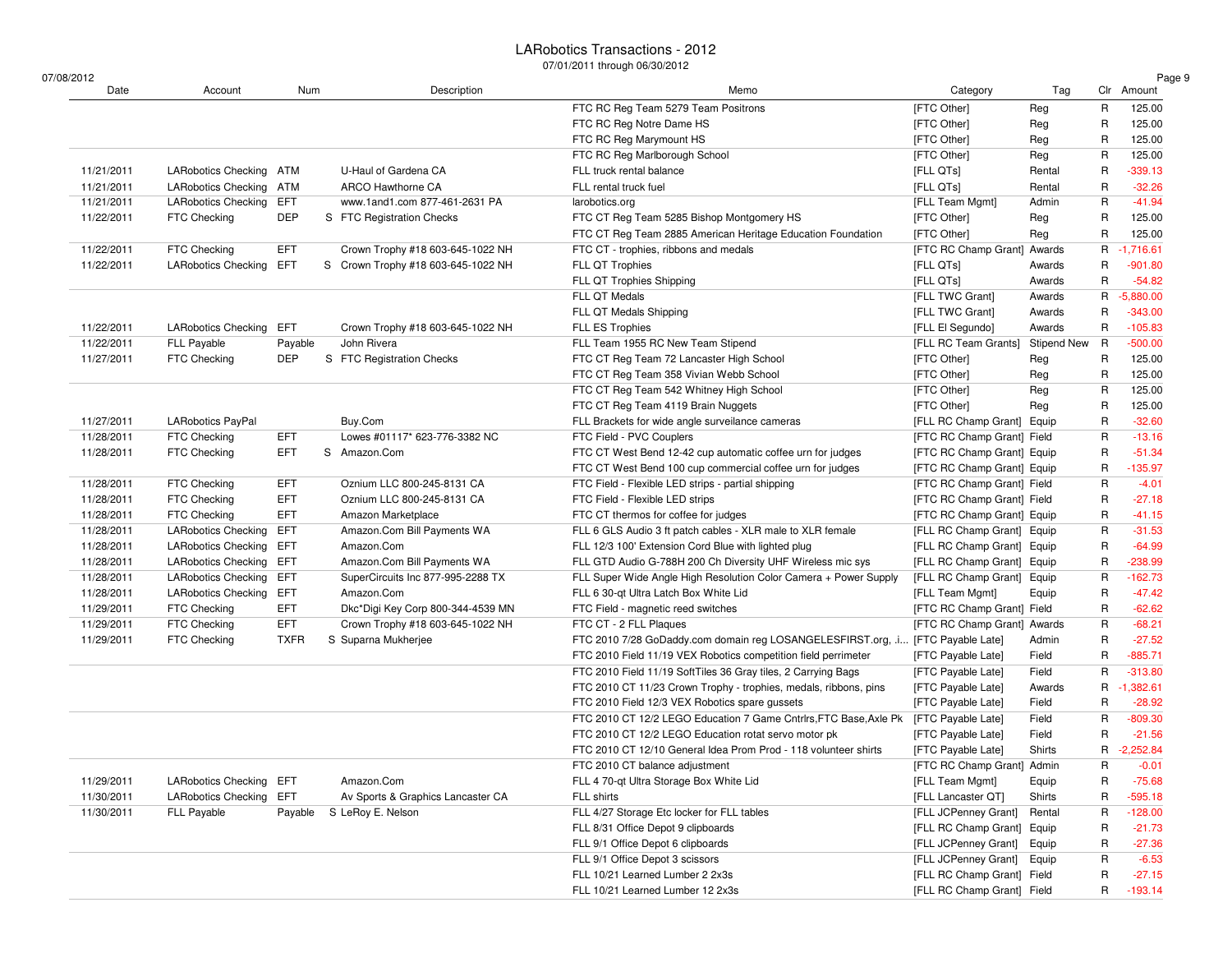# LARobotics Transactions - 2012

07/01/2011 through 06/30/2012

07/08/2012

| Date | Account | Num | Description | Memo | Category | Tag | Clr | Amount |
|---|---|---|---|---|---|---|---|---|
| | | | | FTC RC Reg Team 5279 Team Positrons | [FTC Other] | Reg | R | 125.00 |
| | | | | FTC RC Reg Notre Dame HS | [FTC Other] | Reg | R | 125.00 |
| | | | | FTC RC Reg Marymount HS | [FTC Other] | Reg | R | 125.00 |
| | | | | FTC RC Reg Marlborough School | [FTC Other] | Reg | R | 125.00 |
| 11/21/2011 | LARobotics Checking | ATM | U-Haul of Gardena CA | FLL truck rental balance | [FLL QTs] | Rental | R | -339.13 |
| 11/21/2011 | LARobotics Checking | ATM | ARCO Hawthorne CA | FLL rental truck fuel | [FLL QTs] | Rental | R | -32.26 |
| 11/21/2011 | LARobotics Checking | EFT | www.1and1.com 877-461-2631 PA | larobotics.org | [FLL Team Mgmt] | Admin | R | -41.94 |
| 11/22/2011 | FTC Checking | DEP | S FTC Registration Checks | FTC CT Reg Team 5285 Bishop Montgomery HS | [FTC Other] | Reg | R | 125.00 |
| | | | | FTC CT Reg Team 2885 American Heritage Education Foundation | [FTC Other] | Reg | R | 125.00 |
| 11/22/2011 | FTC Checking | EFT | Crown Trophy #18 603-645-1022 NH | FTC CT - trophies, ribbons and medals | [FTC RC Champ Grant] | Awards | R | -1,716.61 |
| 11/22/2011 | LARobotics Checking | EFT | S Crown Trophy #18 603-645-1022 NH | FLL QT Trophies | [FLL QTs] | Awards | R | -901.80 |
| | | | | FLL QT Trophies Shipping | [FLL QTs] | Awards | R | -54.82 |
| | | | | FLL QT Medals | [FLL TWC Grant] | Awards | R | -5,880.00 |
| | | | | FLL QT Medals Shipping | [FLL TWC Grant] | Awards | R | -343.00 |
| 11/22/2011 | LARobotics Checking | EFT | Crown Trophy #18 603-645-1022 NH | FLL ES Trophies | [FLL El Segundo] | Awards | R | -105.83 |
| 11/22/2011 | FLL Payable | Payable | John Rivera | FLL Team 1955 RC New Team Stipend | [FLL RC Team Grants] | Stipend New | R | -500.00 |
| 11/27/2011 | FTC Checking | DEP | S FTC Registration Checks | FTC CT Reg Team 72 Lancaster High School | [FTC Other] | Reg | R | 125.00 |
| | | | | FTC CT Reg Team 358 Vivian Webb School | [FTC Other] | Reg | R | 125.00 |
| | | | | FTC CT Reg Team 542 Whitney High School | [FTC Other] | Reg | R | 125.00 |
| | | | | FTC CT Reg Team 4119 Brain Nuggets | [FTC Other] | Reg | R | 125.00 |
| 11/27/2011 | LARobotics PayPal | | Buy.Com | FLL Brackets for wide angle surveilance cameras | [FLL RC Champ Grant] | Equip | R | -32.60 |
| 11/28/2011 | FTC Checking | EFT | Lowes #01117* 623-776-3382 NC | FTC Field - PVC Couplers | [FTC RC Champ Grant] | Field | R | -13.16 |
| 11/28/2011 | FTC Checking | EFT | S Amazon.Com | FTC CT West Bend 12-42 cup automatic coffee urn for judges | [FTC RC Champ Grant] | Equip | R | -51.34 |
| | | | | FTC CT West Bend 100 cup commercial coffee urn for judges | [FTC RC Champ Grant] | Equip | R | -135.97 |
| 11/28/2011 | FTC Checking | EFT | Oznium LLC 800-245-8131 CA | FTC Field - Flexible LED strips - partial shipping | [FTC RC Champ Grant] | Field | R | -4.01 |
| 11/28/2011 | FTC Checking | EFT | Oznium LLC 800-245-8131 CA | FTC Field - Flexible LED strips | [FTC RC Champ Grant] | Field | R | -27.18 |
| 11/28/2011 | FTC Checking | EFT | Amazon Marketplace | FTC CT thermos for coffee for judges | [FTC RC Champ Grant] | Equip | R | -41.15 |
| 11/28/2011 | LARobotics Checking | EFT | Amazon.Com Bill Payments WA | FLL 6 GLS Audio 3 ft patch cables - XLR male to XLR female | [FLL RC Champ Grant] | Equip | R | -31.53 |
| 11/28/2011 | LARobotics Checking | EFT | Amazon.Com | FLL 12/3 100' Extension Cord Blue with lighted plug | [FLL RC Champ Grant] | Equip | R | -64.99 |
| 11/28/2011 | LARobotics Checking | EFT | Amazon.Com Bill Payments WA | FLL GTD Audio G-788H 200 Ch Diversity UHF Wireless mic sys | [FLL RC Champ Grant] | Equip | R | -238.99 |
| 11/28/2011 | LARobotics Checking | EFT | SuperCircuits Inc 877-995-2288 TX | FLL Super Wide Angle High Resolution Color Camera + Power Supply | [FLL RC Champ Grant] | Equip | R | -162.73 |
| 11/28/2011 | LARobotics Checking | EFT | Amazon.Com | FLL 6 30-qt Ultra Latch Box White Lid | [FLL Team Mgmt] | Equip | R | -47.42 |
| 11/29/2011 | FTC Checking | EFT | Dkc*Digi Key Corp 800-344-4539 MN | FTC Field - magnetic reed switches | [FTC RC Champ Grant] | Field | R | -62.62 |
| 11/29/2011 | FTC Checking | EFT | Crown Trophy #18 603-645-1022 NH | FTC CT - 2 FLL Plaques | [FTC RC Champ Grant] | Awards | R | -68.21 |
| 11/29/2011 | FTC Checking | TXFR | S Suparna Mukherjee | FTC 2010 7/28 GoDaddy.com domain reg LOSANGELESFIRST.org, .i... | [FTC Payable Late] | Admin | R | -27.52 |
| | | | | FTC 2010 Field 11/19 VEX Robotics competition field perrimeter | [FTC Payable Late] | Field | R | -885.71 |
| | | | | FTC 2010 Field 11/19 SoftTiles 36 Gray tiles, 2 Carrying Bags | [FTC Payable Late] | Field | R | -313.80 |
| | | | | FTC 2010 CT 11/23 Crown Trophy - trophies, medals, ribbons, pins | [FTC Payable Late] | Awards | R | -1,382.61 |
| | | | | FTC 2010 Field 12/3 VEX Robotics spare gussets | [FTC Payable Late] | Field | R | -28.92 |
| | | | | FTC 2010 CT 12/2 LEGO Education 7 Game Cntrlrs,FTC Base,Axle Pk | [FTC Payable Late] | Field | R | -809.30 |
| | | | | FTC 2010 CT 12/2 LEGO Education rotat servo motor pk | [FTC Payable Late] | Field | R | -21.56 |
| | | | | FTC 2010 CT 12/10 General Idea Prom Prod - 118 volunteer shirts | [FTC Payable Late] | Shirts | R | -2,252.84 |
| | | | | FTC 2010 CT balance adjustment | [FTC RC Champ Grant] | Admin | R | -0.01 |
| 11/29/2011 | LARobotics Checking | EFT | Amazon.Com | FLL 4 70-qt Ultra Storage Box White Lid | [FLL Team Mgmt] | Equip | R | -75.68 |
| 11/30/2011 | LARobotics Checking | EFT | Av Sports & Graphics Lancaster CA | FLL shirts | [FLL Lancaster QT] | Shirts | R | -595.18 |
| 11/30/2011 | FLL Payable | Payable | S LeRoy E. Nelson | FLL 4/27 Storage Etc locker for FLL tables | [FLL JCPenney Grant] | Rental | R | -128.00 |
| | | | | FLL 8/31 Office Depot 9 clipboards | [FLL RC Champ Grant] | Equip | R | -21.73 |
| | | | | FLL 9/1 Office Depot 6 clipboards | [FLL JCPenney Grant] | Equip | R | -27.36 |
| | | | | FLL 9/1 Office Depot 3 scissors | [FLL JCPenney Grant] | Equip | R | -6.53 |
| | | | | FLL 10/21 Learned Lumber 2 2x3s | [FLL RC Champ Grant] | Field | R | -27.15 |
| | | | | FLL 10/21 Learned Lumber 12 2x3s | [FLL RC Champ Grant] | Field | R | -193.14 |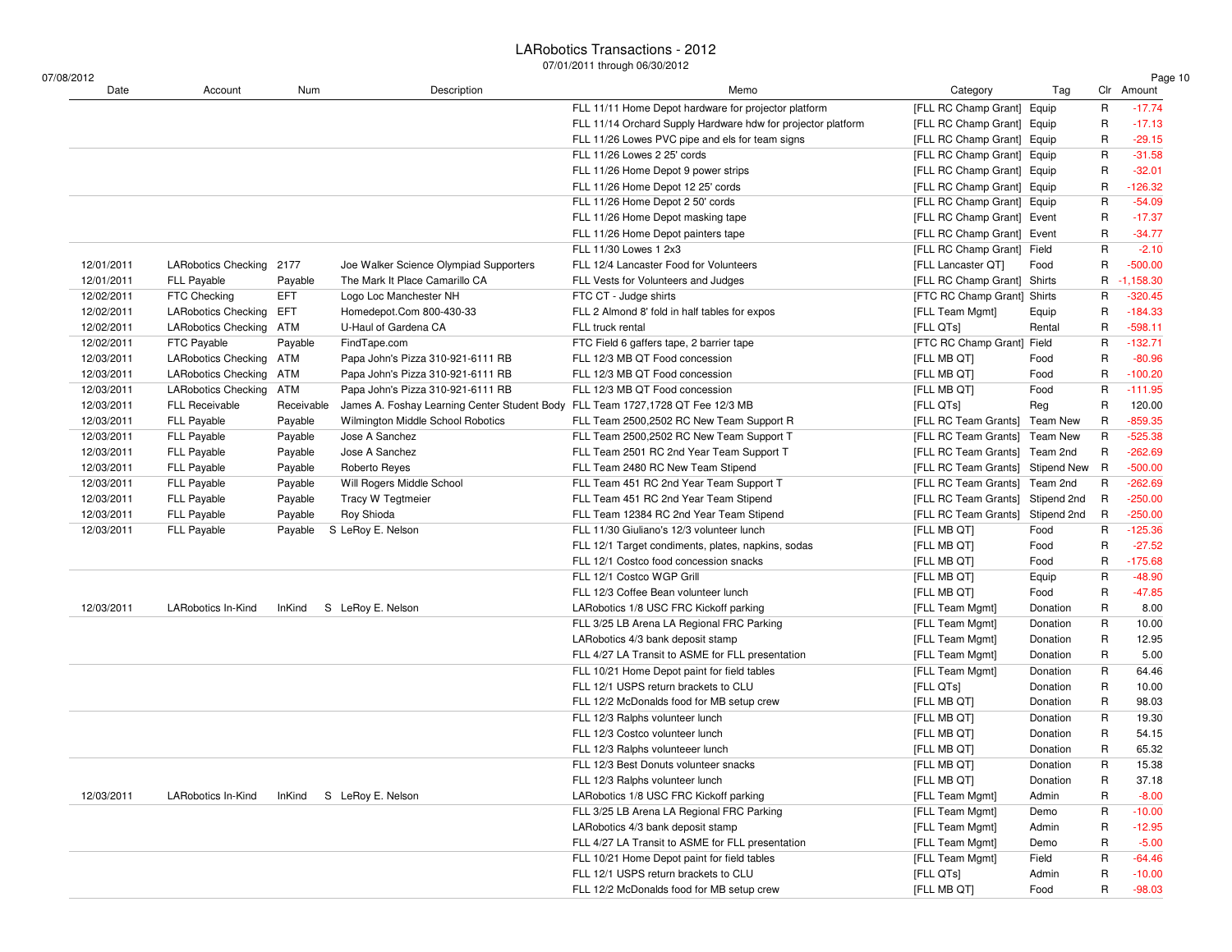# LARobotics Transactions - 2012

07/01/2011 through 06/30/2012

| Date | Account | Num | Description | Memo | Category | Tag | Clr | Amount |
|---|---|---|---|---|---|---|---|---|
| | | | | FLL 11/11 Home Depot hardware for projector platform | [FLL RC Champ Grant] | Equip | R | -17.74 |
| | | | | FLL 11/14 Orchard Supply Hardware hdw for projector platform | [FLL RC Champ Grant] | Equip | R | -17.13 |
| | | | | FLL 11/26 Lowes PVC pipe and els for team signs | [FLL RC Champ Grant] | Equip | R | -29.15 |
| | | | | FLL 11/26 Lowes 2 25' cords | [FLL RC Champ Grant] | Equip | R | -31.58 |
| | | | | FLL 11/26 Home Depot 9 power strips | [FLL RC Champ Grant] | Equip | R | -32.01 |
| | | | | FLL 11/26 Home Depot 12 25' cords | [FLL RC Champ Grant] | Equip | R | -126.32 |
| | | | | FLL 11/26 Home Depot 2 50' cords | [FLL RC Champ Grant] | Equip | R | -54.09 |
| | | | | FLL 11/26 Home Depot masking tape | [FLL RC Champ Grant] | Event | R | -17.37 |
| | | | | FLL 11/26 Home Depot painters tape | [FLL RC Champ Grant] | Event | R | -34.77 |
| | | | | FLL 11/30 Lowes 1 2x3 | [FLL RC Champ Grant] | Field | R | -2.10 |
| 12/01/2011 | LARobotics Checking | 2177 | Joe Walker Science Olympiad Supporters | FLL 12/4 Lancaster Food for Volunteers | [FLL Lancaster QT] | Food | R | -500.00 |
| 12/01/2011 | FLL Payable | Payable | The Mark It Place Camarillo CA | FLL Vests for Volunteers and Judges | [FLL RC Champ Grant] | Shirts | R | -1,158.30 |
| 12/02/2011 | FTC Checking | EFT | Logo Loc Manchester NH | FTC CT - Judge shirts | [FTC RC Champ Grant] | Shirts | R | -320.45 |
| 12/02/2011 | LARobotics Checking | EFT | Homedepot.Com 800-430-33 | FLL 2 Almond 8' fold in half tables for expos | [FLL Team Mgmt] | Equip | R | -184.33 |
| 12/02/2011 | LARobotics Checking | ATM | U-Haul of Gardena CA | FLL truck rental | [FLL QTs] | Rental | R | -598.11 |
| 12/02/2011 | FTC Payable | Payable | FindTape.com | FTC Field 6 gaffers tape, 2 barrier tape | [FTC RC Champ Grant] | Field | R | -132.71 |
| 12/03/2011 | LARobotics Checking | ATM | Papa John's Pizza 310-921-6111 RB | FLL 12/3 MB QT Food concession | [FLL MB QT] | Food | R | -80.96 |
| 12/03/2011 | LARobotics Checking | ATM | Papa John's Pizza 310-921-6111 RB | FLL 12/3 MB QT Food concession | [FLL MB QT] | Food | R | -100.20 |
| 12/03/2011 | LARobotics Checking | ATM | Papa John's Pizza 310-921-6111 RB | FLL 12/3 MB QT Food concession | [FLL MB QT] | Food | R | -111.95 |
| 12/03/2011 | FLL Receivable | Receivable | James A. Foshay Learning Center Student Body | FLL Team 1727,1728 QT Fee 12/3 MB | [FLL QTs] | Reg | R | 120.00 |
| 12/03/2011 | FLL Payable | Payable | Wilmington Middle School Robotics | FLL Team 2500,2502 RC New Team Support R | [FLL RC Team Grants] | Team New | R | -859.35 |
| 12/03/2011 | FLL Payable | Payable | Jose A Sanchez | FLL Team 2500,2502 RC New Team Support T | [FLL RC Team Grants] | Team New | R | -525.38 |
| 12/03/2011 | FLL Payable | Payable | Jose A Sanchez | FLL Team 2501 RC 2nd Year Team Support T | [FLL RC Team Grants] | Team 2nd | R | -262.69 |
| 12/03/2011 | FLL Payable | Payable | Roberto Reyes | FLL Team 2480 RC New Team Stipend | [FLL RC Team Grants] | Stipend New | R | -500.00 |
| 12/03/2011 | FLL Payable | Payable | Will Rogers Middle School | FLL Team 451 RC 2nd Year Team Support T | [FLL RC Team Grants] | Team 2nd | R | -262.69 |
| 12/03/2011 | FLL Payable | Payable | Tracy W Tegtmeier | FLL Team 451 RC 2nd Year Team Stipend | [FLL RC Team Grants] | Stipend 2nd | R | -250.00 |
| 12/03/2011 | FLL Payable | Payable | Roy Shioda | FLL Team 12384 RC 2nd Year Team Stipend | [FLL RC Team Grants] | Stipend 2nd | R | -250.00 |
| 12/03/2011 | FLL Payable | Payable | S LeRoy E. Nelson | FLL 11/30 Giuliano's 12/3 volunteer lunch | [FLL MB QT] | Food | R | -125.36 |
| | | | | FLL 12/1 Target condiments, plates, napkins, sodas | [FLL MB QT] | Food | R | -27.52 |
| | | | | FLL 12/1 Costco food concession snacks | [FLL MB QT] | Food | R | -175.68 |
| | | | | FLL 12/1 Costco WGP Grill | [FLL MB QT] | Equip | R | -48.90 |
| | | | | FLL 12/3 Coffee Bean volunteer lunch | [FLL MB QT] | Food | R | -47.85 |
| 12/03/2011 | LARobotics In-Kind | InKind | S LeRoy E. Nelson | LARobotics 1/8 USC FRC Kickoff parking | [FLL Team Mgmt] | Donation | R | 8.00 |
| | | | | FLL 3/25 LB Arena LA Regional FRC Parking | [FLL Team Mgmt] | Donation | R | 10.00 |
| | | | | LARobotics 4/3 bank deposit stamp | [FLL Team Mgmt] | Donation | R | 12.95 |
| | | | | FLL 4/27 LA Transit to ASME for FLL presentation | [FLL Team Mgmt] | Donation | R | 5.00 |
| | | | | FLL 10/21 Home Depot paint for field tables | [FLL Team Mgmt] | Donation | R | 64.46 |
| | | | | FLL 12/1 USPS return brackets to CLU | [FLL QTs] | Donation | R | 10.00 |
| | | | | FLL 12/2 McDonalds food for MB setup crew | [FLL MB QT] | Donation | R | 98.03 |
| | | | | FLL 12/3 Ralphs volunteer lunch | [FLL MB QT] | Donation | R | 19.30 |
| | | | | FLL 12/3 Costco volunteer lunch | [FLL MB QT] | Donation | R | 54.15 |
| | | | | FLL 12/3 Ralphs volunteeer lunch | [FLL MB QT] | Donation | R | 65.32 |
| | | | | FLL 12/3 Best Donuts volunteer snacks | [FLL MB QT] | Donation | R | 15.38 |
| | | | | FLL 12/3 Ralphs volunteer lunch | [FLL MB QT] | Donation | R | 37.18 |
| 12/03/2011 | LARobotics In-Kind | InKind | S LeRoy E. Nelson | LARobotics 1/8 USC FRC Kickoff parking | [FLL Team Mgmt] | Admin | R | -8.00 |
| | | | | FLL 3/25 LB Arena LA Regional FRC Parking | [FLL Team Mgmt] | Demo | R | -10.00 |
| | | | | LARobotics 4/3 bank deposit stamp | [FLL Team Mgmt] | Admin | R | -12.95 |
| | | | | FLL 4/27 LA Transit to ASME for FLL presentation | [FLL Team Mgmt] | Demo | R | -5.00 |
| | | | | FLL 10/21 Home Depot paint for field tables | [FLL Team Mgmt] | Field | R | -64.46 |
| | | | | FLL 12/1 USPS return brackets to CLU | [FLL QTs] | Admin | R | -10.00 |
| | | | | FLL 12/2 McDonalds food for MB setup crew | [FLL MB QT] | Food | R | -98.03 |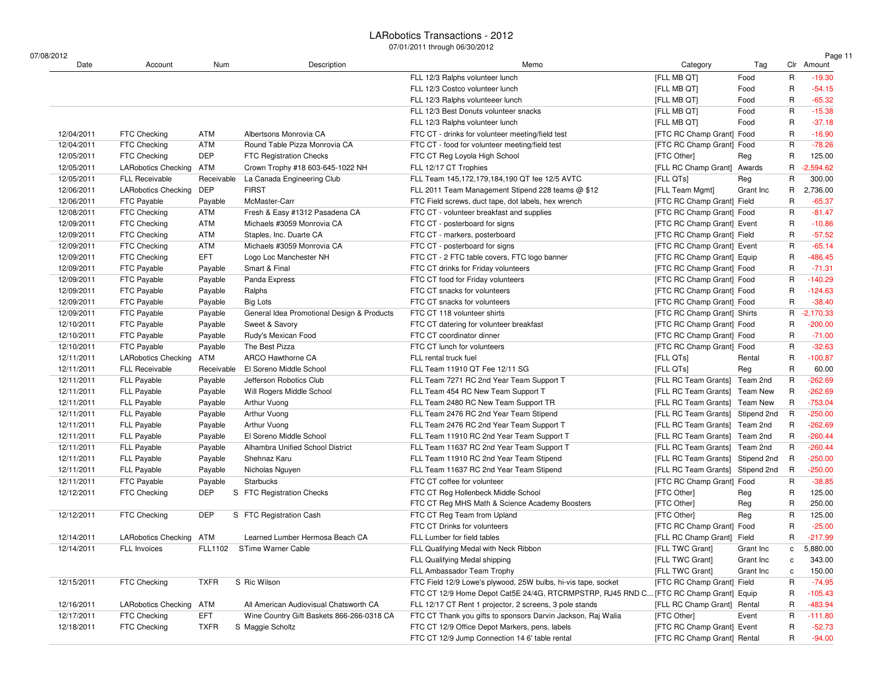# LARobotics Transactions - 2012

07/01/2011 through 06/30/2012

07/08/2012

| Date | Account | Num | Description | Memo | Category | Tag | Clr | Amount |
|---|---|---|---|---|---|---|---|---|
| | | | | FLL 12/3 Ralphs volunteer lunch | [FLL MB QT] | Food | R | -19.30 |
| | | | | FLL 12/3 Costco volunteer lunch | [FLL MB QT] | Food | R | -54.15 |
| | | | | FLL 12/3 Ralphs volunteeer lunch | [FLL MB QT] | Food | R | -65.32 |
| | | | | FLL 12/3 Best Donuts volunteer snacks | [FLL MB QT] | Food | R | -15.38 |
| | | | | FLL 12/3 Ralphs volunteer lunch | [FLL MB QT] | Food | R | -37.18 |
| 12/04/2011 | FTC Checking | ATM | Albertsons Monrovia CA | FTC CT - drinks for volunteer meeting/field test | [FTC RC Champ Grant] | Food | R | -16.90 |
| 12/04/2011 | FTC Checking | ATM | Round Table Pizza Monrovia CA | FTC CT - food for volunteer meeting/field test | [FTC RC Champ Grant] | Food | R | -78.26 |
| 12/05/2011 | FTC Checking | DEP | FTC Registration Checks | FTC CT Reg Loyola High School | [FTC Other] | Reg | R | 125.00 |
| 12/05/2011 | LARobotics Checking | ATM | Crown Trophy #18 603-645-1022 NH | FLL 12/17 CT Trophies | [FLL RC Champ Grant] | Awards | R | -2,594.62 |
| 12/05/2011 | FLL Receivable | Receivable | La Canada Engineering Club | FLL Team 145,172,179,184,190 QT fee 12/5 AVTC | [FLL QTs] | Reg | R | 300.00 |
| 12/06/2011 | LARobotics Checking | DEP | FIRST | FLL 2011 Team Management Stipend 228 teams @ $12 | [FLL Team Mgmt] | Grant Inc | R | 2,736.00 |
| 12/06/2011 | FTC Payable | Payable | McMaster-Carr | FTC Field screws, duct tape, dot labels, hex wrench | [FTC RC Champ Grant] | Field | R | -65.37 |
| 12/08/2011 | FTC Checking | ATM | Fresh & Easy #1312 Pasadena CA | FTC CT - volunteer breakfast and supplies | [FTC RC Champ Grant] | Food | R | -81.47 |
| 12/09/2011 | FTC Checking | ATM | Michaels #3059 Monrovia CA | FTC CT - posterboard for signs | [FTC RC Champ Grant] | Event | R | -10.86 |
| 12/09/2011 | FTC Checking | ATM | Staples, Inc. Duarte CA | FTC CT - markers, posterboard | [FTC RC Champ Grant] | Field | R | -57.52 |
| 12/09/2011 | FTC Checking | ATM | Michaels #3059 Monrovia CA | FTC CT - posterboard for signs | [FTC RC Champ Grant] | Event | R | -65.14 |
| 12/09/2011 | FTC Checking | EFT | Logo Loc Manchester NH | FTC CT - 2 FTC table covers, FTC logo banner | [FTC RC Champ Grant] | Equip | R | -486.45 |
| 12/09/2011 | FTC Payable | Payable | Smart & Final | FTC CT drinks for Friday volunteers | [FTC RC Champ Grant] | Food | R | -71.31 |
| 12/09/2011 | FTC Payable | Payable | Panda Express | FTC CT food for Friday volunteers | [FTC RC Champ Grant] | Food | R | -140.29 |
| 12/09/2011 | FTC Payable | Payable | Ralphs | FTC CT snacks for volunteers | [FTC RC Champ Grant] | Food | R | -124.63 |
| 12/09/2011 | FTC Payable | Payable | Big Lots | FTC CT snacks for volunteers | [FTC RC Champ Grant] | Food | R | -38.40 |
| 12/09/2011 | FTC Payable | Payable | General Idea Promotional Design & Products | FTC CT 118 volunteer shirts | [FTC RC Champ Grant] | Shirts | R | -2,170.33 |
| 12/10/2011 | FTC Payable | Payable | Sweet & Savory | FTC CT datering for volunteer breakfast | [FTC RC Champ Grant] | Food | R | -200.00 |
| 12/10/2011 | FTC Payable | Payable | Rudy's Mexican Food | FTC CT coordinator dinner | [FTC RC Champ Grant] | Food | R | -71.00 |
| 12/10/2011 | FTC Payable | Payable | The Best Pizza | FTC CT lunch for volunteers | [FTC RC Champ Grant] | Food | R | -32.63 |
| 12/11/2011 | LARobotics Checking | ATM | ARCO Hawthorne CA | FLL rental truck fuel | [FLL QTs] | Rental | R | -100.87 |
| 12/11/2011 | FLL Receivable | Receivable | El Soreno Middle School | FLL Team 11910 QT Fee 12/11 SG | [FLL QTs] | Reg | R | 60.00 |
| 12/11/2011 | FLL Payable | Payable | Jefferson Robotics Club | FLL Team 7271 RC 2nd Year Team Support T | [FLL RC Team Grants] | Team 2nd | R | -262.69 |
| 12/11/2011 | FLL Payable | Payable | Will Rogers Middle School | FLL Team 454 RC New Team Support T | [FLL RC Team Grants] | Team New | R | -262.69 |
| 12/11/2011 | FLL Payable | Payable | Arthur Vuong | FLL Team 2480 RC New Team Support TR | [FLL RC Team Grants] | Team New | R | -753.04 |
| 12/11/2011 | FLL Payable | Payable | Arthur Vuong | FLL Team 2476 RC 2nd Year Team Stipend | [FLL RC Team Grants] | Stipend 2nd | R | -250.00 |
| 12/11/2011 | FLL Payable | Payable | Arthur Vuong | FLL Team 2476 RC 2nd Year Team Support T | [FLL RC Team Grants] | Team 2nd | R | -262.69 |
| 12/11/2011 | FLL Payable | Payable | El Soreno Middle School | FLL Team 11910 RC 2nd Year Team Support T | [FLL RC Team Grants] | Team 2nd | R | -260.44 |
| 12/11/2011 | FLL Payable | Payable | Alhambra Unified School District | FLL Team 11637 RC 2nd Year Team Support T | [FLL RC Team Grants] | Team 2nd | R | -260.44 |
| 12/11/2011 | FLL Payable | Payable | Shehnaz Karu | FLL Team 11910 RC 2nd Year Team Stipend | [FLL RC Team Grants] | Stipend 2nd | R | -250.00 |
| 12/11/2011 | FLL Payable | Payable | Nicholas Nguyen | FLL Team 11637 RC 2nd Year Team Stipend | [FLL RC Team Grants] | Stipend 2nd | R | -250.00 |
| 12/11/2011 | FTC Payable | Payable | Starbucks | FTC CT coffee for volunteer | [FTC RC Champ Grant] | Food | R | -38.85 |
| 12/12/2011 | FTC Checking | DEP | S FTC Registration Checks | FTC CT Reg Hollenbeck Middle School | [FTC Other] | Reg | R | 125.00 |
| | | | | FTC CT Reg MHS Math & Science Academy Boosters | [FTC Other] | Reg | R | 250.00 |
| 12/12/2011 | FTC Checking | DEP | S FTC Registration Cash | FTC CT Reg Team from Upland | [FTC Other] | Reg | R | 125.00 |
| | | | | FTC CT Drinks for volunteers | [FTC RC Champ Grant] | Food | R | -25.00 |
| 12/14/2011 | LARobotics Checking | ATM | Learned Lumber Hermosa Beach CA | FLL Lumber for field tables | [FLL RC Champ Grant] | Field | R | -217.99 |
| 12/14/2011 | FLL Invoices | FLL1102 | STime Warner Cable | FLL Qualifying Medal with Neck Ribbon | [FLL TWC Grant] | Grant Inc | c | 5,880.00 |
| | | | | FLL Qualifying Medal shipping | [FLL TWC Grant] | Grant Inc | c | 343.00 |
| | | | | FLL Ambassador Team Trophy | [FLL TWC Grant] | Grant Inc | c | 150.00 |
| 12/15/2011 | FTC Checking | TXFR | S Ric Wilson | FTC Field 12/9 Lowe's plywood, 25W bulbs, hi-vis tape, socket | [FTC RC Champ Grant] | Field | R | -74.95 |
| | | | | FTC CT 12/9 Home Depot Cat5E 24/4G, RTCRMPSTRP, RJ45 RND C... | [FTC RC Champ Grant] | Equip | R | -105.43 |
| 12/16/2011 | LARobotics Checking | ATM | All American Audiovisual Chatsworth CA | FLL 12/17 CT Rent 1 projector, 2 screens, 3 pole stands | [FLL RC Champ Grant] | Rental | R | -483.94 |
| 12/17/2011 | FTC Checking | EFT | Wine Country Gift Baskets 866-266-0318 CA | FTC CT Thank you gifts to sponsors Darvin Jackson, Raj Walia | [FTC Other] | Event | R | -111.80 |
| 12/18/2011 | FTC Checking | TXFR | S Maggie Scholtz | FTC CT 12/9 Office Depot Markers, pens, labels | [FTC RC Champ Grant] | Event | R | -52.73 |
| | | | | FTC CT 12/9 Jump Connection 14 6' table rental | [FTC RC Champ Grant] | Rental | R | -94.00 |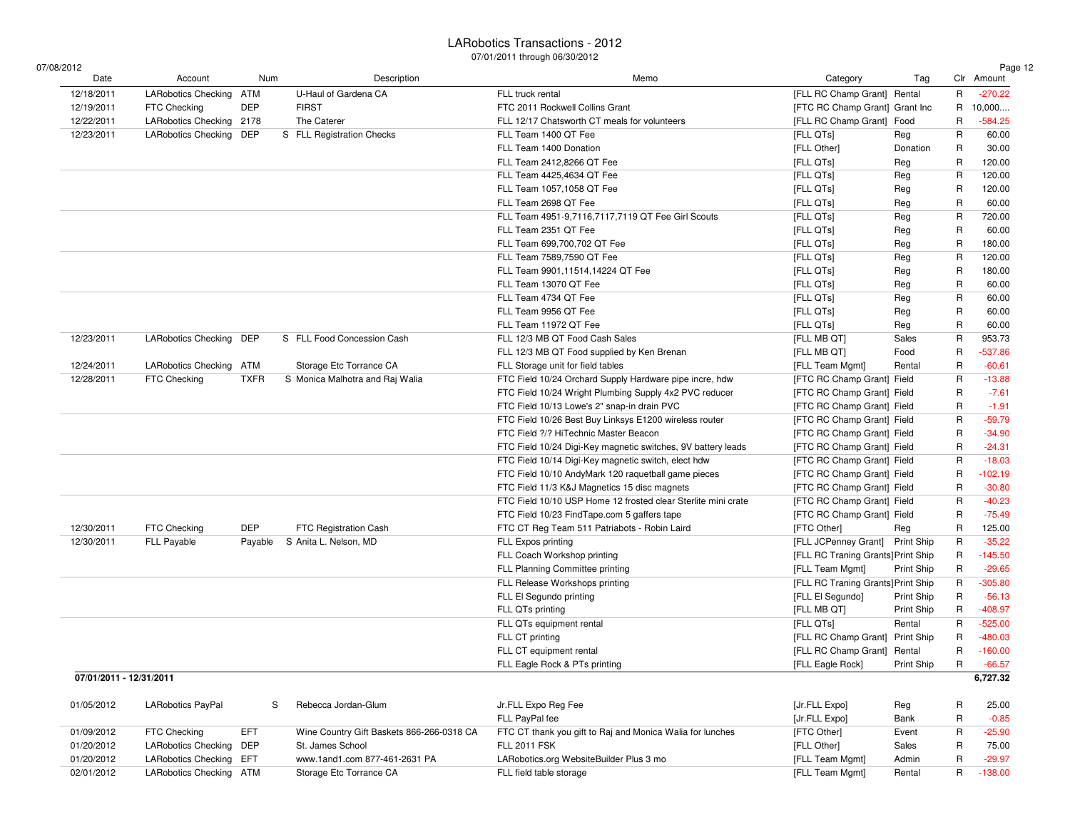# LARobotics Transactions - 2012

07/01/2011 through 06/30/2012

07/08/2012

| Date | Account | Num | | Description | Memo | Category | Tag | Clr | Amount |
|---|---|---|---|---|---|---|---|---|---|
| 12/18/2011 | LARobotics Checking | ATM | | U-Haul of Gardena CA | FLL truck rental | [FLL RC Champ Grant] | Rental | R | -270.22 |
| 12/19/2011 | FTC Checking | DEP | | FIRST | FTC 2011 Rockwell Collins Grant | [FTC RC Champ Grant] | Grant Inc | R | 10,000.... |
| 12/22/2011 | LARobotics Checking | 2178 | | The Caterer | FLL 12/17 Chatsworth CT meals for volunteers | [FLL RC Champ Grant] | Food | R | -584.25 |
| 12/23/2011 | LARobotics Checking | DEP | S | FLL Registration Checks | FLL Team 1400 QT Fee | [FLL QTs] | Reg | R | 60.00 |
| | | | | | FLL Team 1400 Donation | [FLL Other] | Donation | R | 30.00 |
| | | | | | FLL Team 2412,8266 QT Fee | [FLL QTs] | Reg | R | 120.00 |
| | | | | | FLL Team 4425,4634 QT Fee | [FLL QTs] | Reg | R | 120.00 |
| | | | | | FLL Team 1057,1058 QT Fee | [FLL QTs] | Reg | R | 120.00 |
| | | | | | FLL Team 2698 QT Fee | [FLL QTs] | Reg | R | 60.00 |
| | | | | | FLL Team 4951-9,7116,7117,7119 QT Fee Girl Scouts | [FLL QTs] | Reg | R | 720.00 |
| | | | | | FLL Team 2351 QT Fee | [FLL QTs] | Reg | R | 60.00 |
| | | | | | FLL Team 699,700,702 QT Fee | [FLL QTs] | Reg | R | 180.00 |
| | | | | | FLL Team 7589,7590 QT Fee | [FLL QTs] | Reg | R | 120.00 |
| | | | | | FLL Team 9901,11514,14224 QT Fee | [FLL QTs] | Reg | R | 180.00 |
| | | | | | FLL Team 13070 QT Fee | [FLL QTs] | Reg | R | 60.00 |
| | | | | | FLL Team 4734 QT Fee | [FLL QTs] | Reg | R | 60.00 |
| | | | | | FLL Team 9956 QT Fee | [FLL QTs] | Reg | R | 60.00 |
| | | | | | FLL Team 11972 QT Fee | [FLL QTs] | Reg | R | 60.00 |
| 12/23/2011 | LARobotics Checking | DEP | S | FLL Food Concession Cash | FLL 12/3 MB QT Food Cash Sales | [FLL MB QT] | Sales | R | 953.73 |
| | | | | | FLL 12/3 MB QT Food supplied by Ken Brenan | [FLL MB QT] | Food | R | -537.86 |
| 12/24/2011 | LARobotics Checking | ATM | | Storage Etc Torrance CA | FLL Storage unit for field tables | [FLL Team Mgmt] | Rental | R | -60.61 |
| 12/28/2011 | FTC Checking | TXFR | S | Monica Malhotra and Raj Walia | FTC Field 10/24 Orchard Supply Hardware pipe incre, hdw | [FTC RC Champ Grant] | Field | R | -13.88 |
| | | | | | FTC Field 10/24 Wright Plumbing Supply 4x2 PVC reducer | [FTC RC Champ Grant] | Field | R | -7.61 |
| | | | | | FTC Field 10/13 Lowe's 2" snap-in drain PVC | [FTC RC Champ Grant] | Field | R | -1.91 |
| | | | | | FTC Field 10/26 Best Buy Linksys E1200 wireless router | [FTC RC Champ Grant] | Field | R | -59.79 |
| | | | | | FTC Field ?/? HiTechnic Master Beacon | [FTC RC Champ Grant] | Field | R | -34.90 |
| | | | | | FTC Field 10/24 Digi-Key magnetic switches, 9V battery leads | [FTC RC Champ Grant] | Field | R | -24.31 |
| | | | | | FTC Field 10/14 Digi-Key magnetic switch, elect hdw | [FTC RC Champ Grant] | Field | R | -18.03 |
| | | | | | FTC Field 10/10 AndyMark 120 raquetball game pieces | [FTC RC Champ Grant] | Field | R | -102.19 |
| | | | | | FTC Field 11/3 K&J Magnetics 15 disc magnets | [FTC RC Champ Grant] | Field | R | -30.80 |
| | | | | | FTC Field 10/10 USP Home 12 frosted clear Sterlite mini crate | [FTC RC Champ Grant] | Field | R | -40.23 |
| | | | | | FTC Field 10/23 FindTape.com 5 gaffers tape | [FTC RC Champ Grant] | Field | R | -75.49 |
| 12/30/2011 | FTC Checking | DEP | | FTC Registration Cash | FTC CT Reg Team 511 Patriabots - Robin Laird | [FTC Other] | Reg | R | 125.00 |
| 12/30/2011 | FLL Payable | Payable | S | Anita L. Nelson, MD | FLL Expos printing | [FLL JCPenney Grant] | Print Ship | R | -35.22 |
| | | | | | FLL Coach Workshop printing | [FLL RC Traning Grants] | Print Ship | R | -145.50 |
| | | | | | FLL Planning Committee printing | [FLL Team Mgmt] | Print Ship | R | -29.65 |
| | | | | | FLL Release Workshops printing | [FLL RC Traning Grants] | Print Ship | R | -305.80 |
| | | | | | FLL El Segundo printing | [FLL El Segundo] | Print Ship | R | -56.13 |
| | | | | | FLL QTs printing | [FLL MB QT] | Print Ship | R | -408.97 |
| | | | | | FLL QTs equipment rental | [FLL QTs] | Rental | R | -525.00 |
| | | | | | FLL CT printing | [FLL RC Champ Grant] | Print Ship | R | -480.03 |
| | | | | | FLL CT equipment rental | [FLL RC Champ Grant] | Rental | R | -160.00 |
| | | | | | FLL Eagle Rock & PTs printing | [FLL Eagle Rock] | Print Ship | R | -66.57 |
| **07/01/2011 - 12/31/2011** | | | | | | | | | **6,727.32** |
| 01/05/2012 | LARobotics PayPal | | S | Rebecca Jordan-Glum | Jr.FLL Expo Reg Fee | [Jr.FLL Expo] | Reg | R | 25.00 |
| | | | | | FLL PayPal fee | [Jr.FLL Expo] | Bank | R | -0.85 |
| 01/09/2012 | FTC Checking | EFT | | Wine Country Gift Baskets 866-266-0318 CA | FTC CT thank you gift to Raj and Monica Walia for lunches | [FTC Other] | Event | R | -25.90 |
| 01/20/2012 | LARobotics Checking | DEP | | St. James School | FLL 2011 FSK | [FLL Other] | Sales | R | 75.00 |
| 01/20/2012 | LARobotics Checking | EFT | | www.1and1.com 877-461-2631 PA | LARobotics.org WebsiteBuilder Plus 3 mo | [FLL Team Mgmt] | Admin | R | -29.97 |
| 02/01/2012 | LARobotics Checking | ATM | | Storage Etc Torrance CA | FLL field table storage | [FLL Team Mgmt] | Rental | R | -138.00 |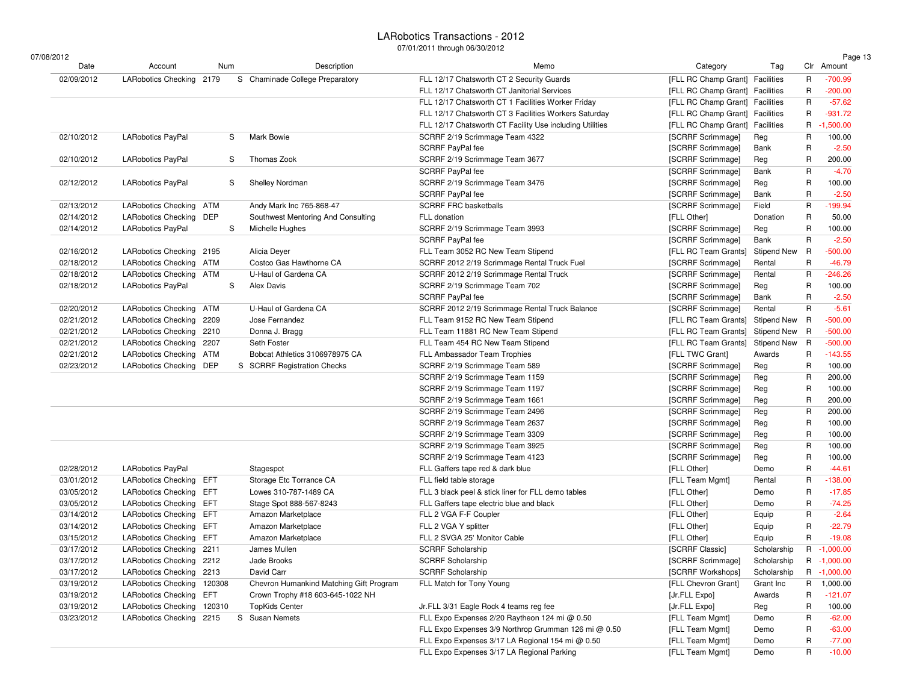# LARobotics Transactions - 2012

07/01/2011 through 06/30/2012

07/08/2012

| Date | Account | Num | | Description | Memo | Category | Tag | Clr | Amount |
|---|---|---|---|---|---|---|---|---|---|
| 02/09/2012 | LARobotics Checking | 2179 | S | Chaminade College Preparatory | FLL 12/17 Chatsworth CT 2 Security Guards | [FLL RC Champ Grant] | Facilities | R | -700.99 |
| | | | | | FLL 12/17 Chatsworth CT Janitorial Services | [FLL RC Champ Grant] | Facilities | R | -200.00 |
| | | | | | FLL 12/17 Chatsworth CT 1 Facilities Worker Friday | [FLL RC Champ Grant] | Facilities | R | -57.62 |
| | | | | | FLL 12/17 Chatsworth CT 3 Facilities Workers Saturday | [FLL RC Champ Grant] | Facilities | R | -931.72 |
| | | | | | FLL 12/17 Chatsworth CT Facility Use including Utilities | [FLL RC Champ Grant] | Facilities | R | -1,500.00 |
| 02/10/2012 | LARobotics PayPal | | S | Mark Bowie | SCRRF 2/19 Scrimmage Team 4322 | [SCRRF Scrimmage] | Reg | R | 100.00 |
| | | | | | SCRRF PayPal fee | [SCRRF Scrimmage] | Bank | R | -2.50 |
| 02/10/2012 | LARobotics PayPal | | S | Thomas Zook | SCRRF 2/19 Scrimmage Team 3677 | [SCRRF Scrimmage] | Reg | R | 200.00 |
| | | | | | SCRRF PayPal fee | [SCRRF Scrimmage] | Bank | R | -4.70 |
| 02/12/2012 | LARobotics PayPal | | S | Shelley Nordman | SCRRF 2/19 Scrimmage Team 3476 | [SCRRF Scrimmage] | Reg | R | 100.00 |
| | | | | | SCRRF PayPal fee | [SCRRF Scrimmage] | Bank | R | -2.50 |
| 02/13/2012 | LARobotics Checking | ATM | | Andy Mark Inc 765-868-47 | SCRRF FRC basketballs | [SCRRF Scrimmage] | Field | R | -199.94 |
| 02/14/2012 | LARobotics Checking | DEP | | Southwest Mentoring And Consulting | FLL donation | [FLL Other] | Donation | R | 50.00 |
| 02/14/2012 | LARobotics PayPal | | S | Michelle Hughes | SCRRF 2/19 Scrimmage Team 3993 | [SCRRF Scrimmage] | Reg | R | 100.00 |
| | | | | | SCRRF PayPal fee | [SCRRF Scrimmage] | Bank | R | -2.50 |
| 02/16/2012 | LARobotics Checking | 2195 | | Alicia Deyer | FLL Team 3052 RC New Team Stipend | [FLL RC Team Grants] | Stipend New | R | -500.00 |
| 02/18/2012 | LARobotics Checking | ATM | | Costco Gas Hawthorne CA | SCRRF 2012 2/19 Scrimmage Rental Truck Fuel | [SCRRF Scrimmage] | Rental | R | -46.79 |
| 02/18/2012 | LARobotics Checking | ATM | | U-Haul of Gardena CA | SCRRF 2012 2/19 Scrimmage Rental Truck | [SCRRF Scrimmage] | Rental | R | -246.26 |
| 02/18/2012 | LARobotics PayPal | | S | Alex Davis | SCRRF 2/19 Scrimmage Team 702 | [SCRRF Scrimmage] | Reg | R | 100.00 |
| | | | | | SCRRF PayPal fee | [SCRRF Scrimmage] | Bank | R | -2.50 |
| 02/20/2012 | LARobotics Checking | ATM | | U-Haul of Gardena CA | SCRRF 2012 2/19 Scrimmage Rental Truck Balance | [SCRRF Scrimmage] | Rental | R | -5.61 |
| 02/21/2012 | LARobotics Checking | 2209 | | Jose Fernandez | FLL Team 9152 RC New Team Stipend | [FLL RC Team Grants] | Stipend New | R | -500.00 |
| 02/21/2012 | LARobotics Checking | 2210 | | Donna J. Bragg | FLL Team 11881 RC New Team Stipend | [FLL RC Team Grants] | Stipend New | R | -500.00 |
| 02/21/2012 | LARobotics Checking | 2207 | | Seth Foster | FLL Team 454 RC New Team Stipend | [FLL RC Team Grants] | Stipend New | R | -500.00 |
| 02/21/2012 | LARobotics Checking | ATM | | Bobcat Athletics 3106978975 CA | FLL Ambassador Team Trophies | [FLL TWC Grant] | Awards | R | -143.55 |
| 02/23/2012 | LARobotics Checking | DEP | S | SCRRF Registration Checks | SCRRF 2/19 Scrimmage Team 589 | [SCRRF Scrimmage] | Reg | R | 100.00 |
| | | | | | SCRRF 2/19 Scrimmage Team 1159 | [SCRRF Scrimmage] | Reg | R | 200.00 |
| | | | | | SCRRF 2/19 Scrimmage Team 1197 | [SCRRF Scrimmage] | Reg | R | 100.00 |
| | | | | | SCRRF 2/19 Scrimmage Team 1661 | [SCRRF Scrimmage] | Reg | R | 200.00 |
| | | | | | SCRRF 2/19 Scrimmage Team 2496 | [SCRRF Scrimmage] | Reg | R | 200.00 |
| | | | | | SCRRF 2/19 Scrimmage Team 2637 | [SCRRF Scrimmage] | Reg | R | 100.00 |
| | | | | | SCRRF 2/19 Scrimmage Team 3309 | [SCRRF Scrimmage] | Reg | R | 100.00 |
| | | | | | SCRRF 2/19 Scrimmage Team 3925 | [SCRRF Scrimmage] | Reg | R | 100.00 |
| | | | | | SCRRF 2/19 Scrimmage Team 4123 | [SCRRF Scrimmage] | Reg | R | 100.00 |
| 02/28/2012 | LARobotics PayPal | | | Stagespot | FLL Gaffers tape red & dark blue | [FLL Other] | Demo | R | -44.61 |
| 03/01/2012 | LARobotics Checking | EFT | | Storage Etc Torrance CA | FLL field table storage | [FLL Team Mgmt] | Rental | R | -138.00 |
| 03/05/2012 | LARobotics Checking | EFT | | Lowes 310-787-1489 CA | FLL 3 black peel & stick liner for FLL demo tables | [FLL Other] | Demo | R | -17.85 |
| 03/05/2012 | LARobotics Checking | EFT | | Stage Spot 888-567-8243 | FLL Gaffers tape electric blue and black | [FLL Other] | Demo | R | -74.25 |
| 03/14/2012 | LARobotics Checking | EFT | | Amazon Marketplace | FLL 2 VGA F-F Coupler | [FLL Other] | Equip | R | -2.64 |
| 03/14/2012 | LARobotics Checking | EFT | | Amazon Marketplace | FLL 2 VGA Y splitter | [FLL Other] | Equip | R | -22.79 |
| 03/15/2012 | LARobotics Checking | EFT | | Amazon Marketplace | FLL 2 SVGA 25' Monitor Cable | [FLL Other] | Equip | R | -19.08 |
| 03/17/2012 | LARobotics Checking | 2211 | | James Mullen | SCRRF Scholarship | [SCRRF Classic] | Scholarship | R | -1,000.00 |
| 03/17/2012 | LARobotics Checking | 2212 | | Jade Brooks | SCRRF Scholarship | [SCRRF Scrimmage] | Scholarship | R | -1,000.00 |
| 03/17/2012 | LARobotics Checking | 2213 | | David Carr | SCRRF Scholarship | [SCRRF Workshops] | Scholarship | R | -1,000.00 |
| 03/19/2012 | LARobotics Checking | 120308 | | Chevron Humankind Matching Gift Program | FLL Match for Tony Young | [FLL Chevron Grant] | Grant Inc | R | 1,000.00 |
| 03/19/2012 | LARobotics Checking | EFT | | Crown Trophy #18 603-645-1022 NH | | [Jr.FLL Expo] | Awards | R | -121.07 |
| 03/19/2012 | LARobotics Checking | 120310 | | TopKids Center | Jr.FLL 3/31 Eagle Rock 4 teams reg fee | [Jr.FLL Expo] | Reg | R | 100.00 |
| 03/23/2012 | LARobotics Checking | 2215 | S | Susan Nemets | FLL Expo Expenses 2/20 Raytheon 124 mi @ 0.50 | [FLL Team Mgmt] | Demo | R | -62.00 |
| | | | | | FLL Expo Expenses 3/9 Northrop Grumman 126 mi @ 0.50 | [FLL Team Mgmt] | Demo | R | -63.00 |
| | | | | | FLL Expo Expenses 3/17 LA Regional 154 mi @ 0.50 | [FLL Team Mgmt] | Demo | R | -77.00 |
| | | | | | FLL Expo Expenses 3/17 LA Regional Parking | [FLL Team Mgmt] | Demo | R | -10.00 |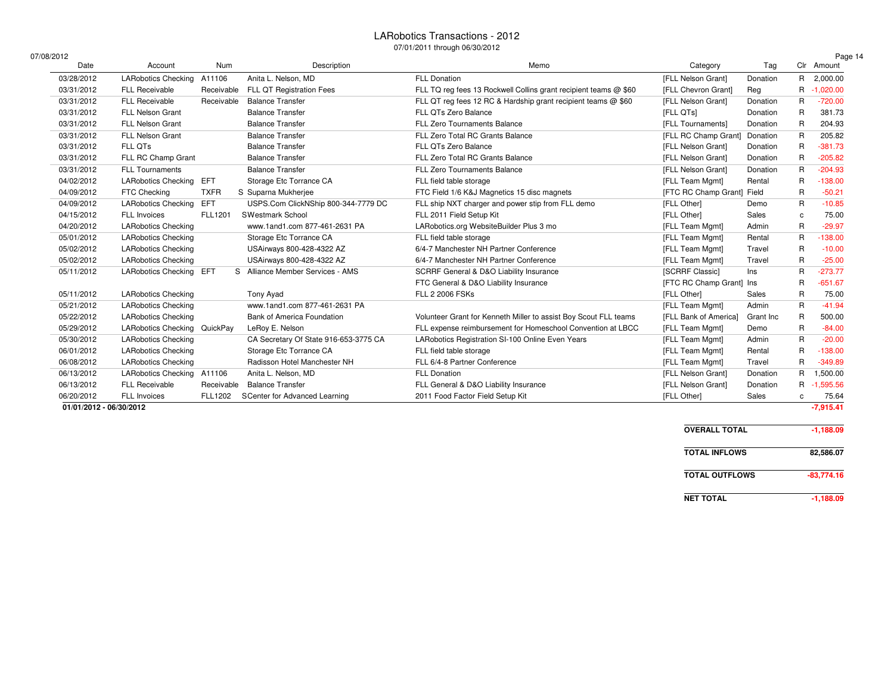# LARobotics Transactions - 2012

07/01/2011 through 06/30/2012

07/08/2012

| Date | Account | Num | Description | Memo | Category | Tag | Clr | Amount |
|---|---|---|---|---|---|---|---|---|
| 03/28/2012 | LARobotics Checking | A11106 | Anita L. Nelson, MD | FLL Donation | [FLL Nelson Grant] | Donation | R | 2,000.00 |
| 03/31/2012 | FLL Receivable | Receivable | FLL QT Registration Fees | FLL TQ reg fees 13 Rockwell Collins grant recipient teams @ $60 | [FLL Chevron Grant] | Reg | R | -1,020.00 |
| 03/31/2012 | FLL Receivable | Receivable | Balance Transfer | FLL QT reg fees 12 RC & Hardship grant recipient teams @ $60 | [FLL Nelson Grant] | Donation | R | -720.00 |
| 03/31/2012 | FLL Nelson Grant | | Balance Transfer | FLL QTs Zero Balance | [FLL QTs] | Donation | R | 381.73 |
| 03/31/2012 | FLL Nelson Grant | | Balance Transfer | FLL Zero Tournaments Balance | [FLL Tournaments] | Donation | R | 204.93 |
| 03/31/2012 | FLL Nelson Grant | | Balance Transfer | FLL Zero Total RC Grants Balance | [FLL RC Champ Grant] | Donation | R | 205.82 |
| 03/31/2012 | FLL QTs | | Balance Transfer | FLL QTs Zero Balance | [FLL Nelson Grant] | Donation | R | -381.73 |
| 03/31/2012 | FLL RC Champ Grant | | Balance Transfer | FLL Zero Total RC Grants Balance | [FLL Nelson Grant] | Donation | R | -205.82 |
| 03/31/2012 | FLL Tournaments | | Balance Transfer | FLL Zero Tournaments Balance | [FLL Nelson Grant] | Donation | R | -204.93 |
| 04/02/2012 | LARobotics Checking | EFT | Storage Etc Torrance CA | FLL field table storage | [FLL Team Mgmt] | Rental | R | -138.00 |
| 04/09/2012 | FTC Checking | TXFR | S Suparna Mukherjee | FTC Field 1/6 K&J Magnetics 15 disc magnets | [FTC RC Champ Grant] | Field | R | -50.21 |
| 04/09/2012 | LARobotics Checking | EFT | USPS.Com ClickNShip 800-344-7779 DC | FLL ship NXT charger and power stip from FLL demo | [FLL Other] | Demo | R | -10.85 |
| 04/15/2012 | FLL Invoices | FLL1201 | S Westmark School | FLL 2011 Field Setup Kit | [FLL Other] | Sales | c | 75.00 |
| 04/20/2012 | LARobotics Checking | | www.1and1.com 877-461-2631 PA | LARobotics.org WebsiteBuilder Plus 3 mo | [FLL Team Mgmt] | Admin | R | -29.97 |
| 05/01/2012 | LARobotics Checking | | Storage Etc Torrance CA | FLL field table storage | [FLL Team Mgmt] | Rental | R | -138.00 |
| 05/02/2012 | LARobotics Checking | | USAirways 800-428-4322 AZ | 6/4-7 Manchester NH Partner Conference | [FLL Team Mgmt] | Travel | R | -10.00 |
| 05/02/2012 | LARobotics Checking | | USAirways 800-428-4322 AZ | 6/4-7 Manchester NH Partner Conference | [FLL Team Mgmt] | Travel | R | -25.00 |
| 05/11/2012 | LARobotics Checking | EFT | S Alliance Member Services - AMS | SCRRF General & D&O Liability Insurance | [SCRRF Classic] | Ins | R | -273.77 |
| | | | | FTC General & D&O Liability Insurance | [FTC RC Champ Grant] | Ins | R | -651.67 |
| 05/11/2012 | LARobotics Checking | | Tony Ayad | FLL 2 2006 FSKs | [FLL Other] | Sales | R | 75.00 |
| 05/21/2012 | LARobotics Checking | | www.1and1.com 877-461-2631 PA | | [FLL Team Mgmt] | Admin | R | -41.94 |
| 05/22/2012 | LARobotics Checking | | Bank of America Foundation | Volunteer Grant for Kenneth Miller to assist Boy Scout FLL teams | [FLL Bank of America] | Grant Inc | R | 500.00 |
| 05/29/2012 | LARobotics Checking | QuickPay | LeRoy E. Nelson | FLL expense reimbursement for Homeschool Convention at LBCC | [FLL Team Mgmt] | Demo | R | -84.00 |
| 05/30/2012 | LARobotics Checking | | CA Secretary Of State 916-653-3775 CA | LARobotics Registration SI-100 Online Even Years | [FLL Team Mgmt] | Admin | R | -20.00 |
| 06/01/2012 | LARobotics Checking | | Storage Etc Torrance CA | FLL field table storage | [FLL Team Mgmt] | Rental | R | -138.00 |
| 06/08/2012 | LARobotics Checking | | Radisson Hotel Manchester NH | FLL 6/4-8 Partner Conference | [FLL Team Mgmt] | Travel | R | -349.89 |
| 06/13/2012 | LARobotics Checking | A11106 | Anita L. Nelson, MD | FLL Donation | [FLL Nelson Grant] | Donation | R | 1,500.00 |
| 06/13/2012 | FLL Receivable | Receivable | Balance Transfer | FLL General & D&O Liability Insurance | [FLL Nelson Grant] | Donation | R | -1,595.56 |
| 06/20/2012 | FLL Invoices | FLL1202 | S Center for Advanced Learning | 2011 Food Factor Field Setup Kit | [FLL Other] | Sales | c | 75.64 |
| **01/01/2012 - 06/30/2012** | | | | | | | | **-7,915.41** |

| | |
|---|---|
| **OVERALL TOTAL** | **-1,188.09** |
| **TOTAL INFLOWS** | **82,586.07** |
| **TOTAL OUTFLOWS** | **-83,774.16** |
| **NET TOTAL** | **-1,188.09** |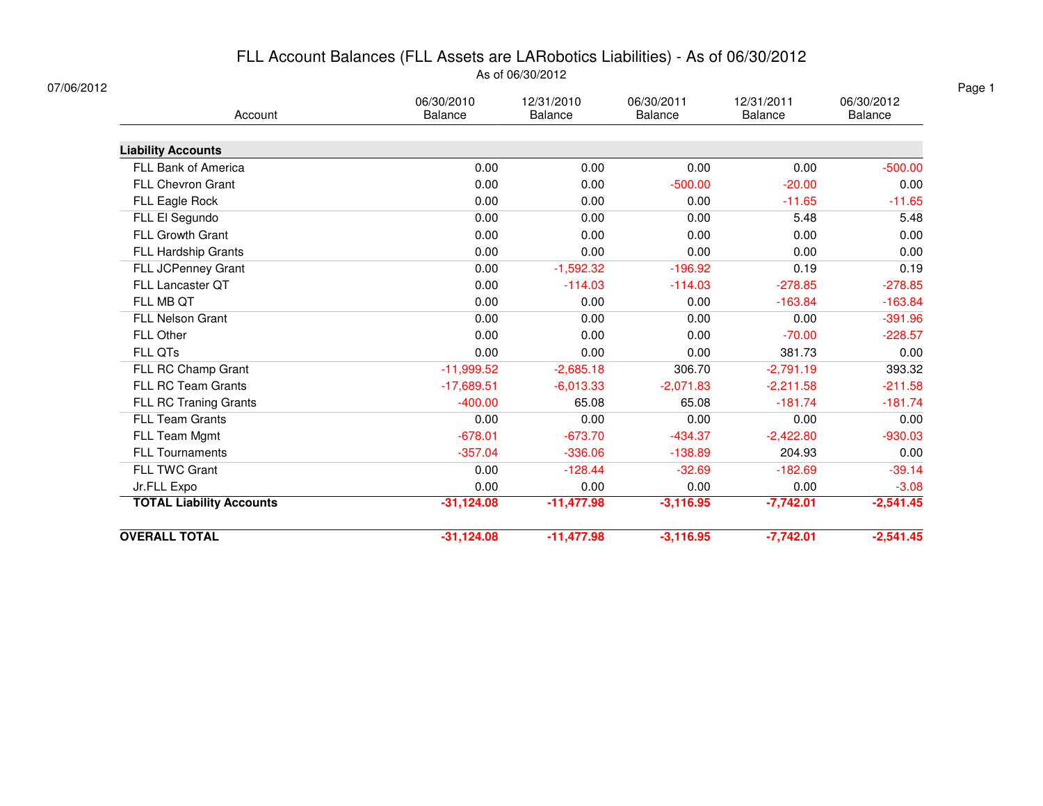# FLL Account Balances (FLL Assets are LARobotics Liabilities) - As of 06/30/2012

As of 06/30/2012

07/06/2012

| Account | 06/30/2010 Balance | 12/31/2010 Balance | 06/30/2011 Balance | 12/31/2011 Balance | 06/30/2012 Balance |
|---|---|---|---|---|---|
| **Liability Accounts** | | | | | |
| FLL Bank of America | 0.00 | 0.00 | 0.00 | 0.00 | -500.00 |
| FLL Chevron Grant | 0.00 | 0.00 | -500.00 | -20.00 | 0.00 |
| FLL Eagle Rock | 0.00 | 0.00 | 0.00 | -11.65 | -11.65 |
| FLL El Segundo | 0.00 | 0.00 | 0.00 | 5.48 | 5.48 |
| FLL Growth Grant | 0.00 | 0.00 | 0.00 | 0.00 | 0.00 |
| FLL Hardship Grants | 0.00 | 0.00 | 0.00 | 0.00 | 0.00 |
| FLL JCPenney Grant | 0.00 | -1,592.32 | -196.92 | 0.19 | 0.19 |
| FLL Lancaster QT | 0.00 | -114.03 | -114.03 | -278.85 | -278.85 |
| FLL MB QT | 0.00 | 0.00 | 0.00 | -163.84 | -163.84 |
| FLL Nelson Grant | 0.00 | 0.00 | 0.00 | 0.00 | -391.96 |
| FLL Other | 0.00 | 0.00 | 0.00 | -70.00 | -228.57 |
| FLL QTs | 0.00 | 0.00 | 0.00 | 381.73 | 0.00 |
| FLL RC Champ Grant | -11,999.52 | -2,685.18 | 306.70 | -2,791.19 | 393.32 |
| FLL RC Team Grants | -17,689.51 | -6,013.33 | -2,071.83 | -2,211.58 | -211.58 |
| FLL RC Traning Grants | -400.00 | 65.08 | 65.08 | -181.74 | -181.74 |
| FLL Team Grants | 0.00 | 0.00 | 0.00 | 0.00 | 0.00 |
| FLL Team Mgmt | -678.01 | -673.70 | -434.37 | -2,422.80 | -930.03 |
| FLL Tournaments | -357.04 | -336.06 | -138.89 | 204.93 | 0.00 |
| FLL TWC Grant | 0.00 | -128.44 | -32.69 | -182.69 | -39.14 |
| Jr.FLL Expo | 0.00 | 0.00 | 0.00 | 0.00 | -3.08 |
| **TOTAL Liability Accounts** | **-31,124.08** | **-11,477.98** | **-3,116.95** | **-7,742.01** | **-2,541.45** |
| **OVERALL TOTAL** | **-31,124.08** | **-11,477.98** | **-3,116.95** | **-7,742.01** | **-2,541.45** |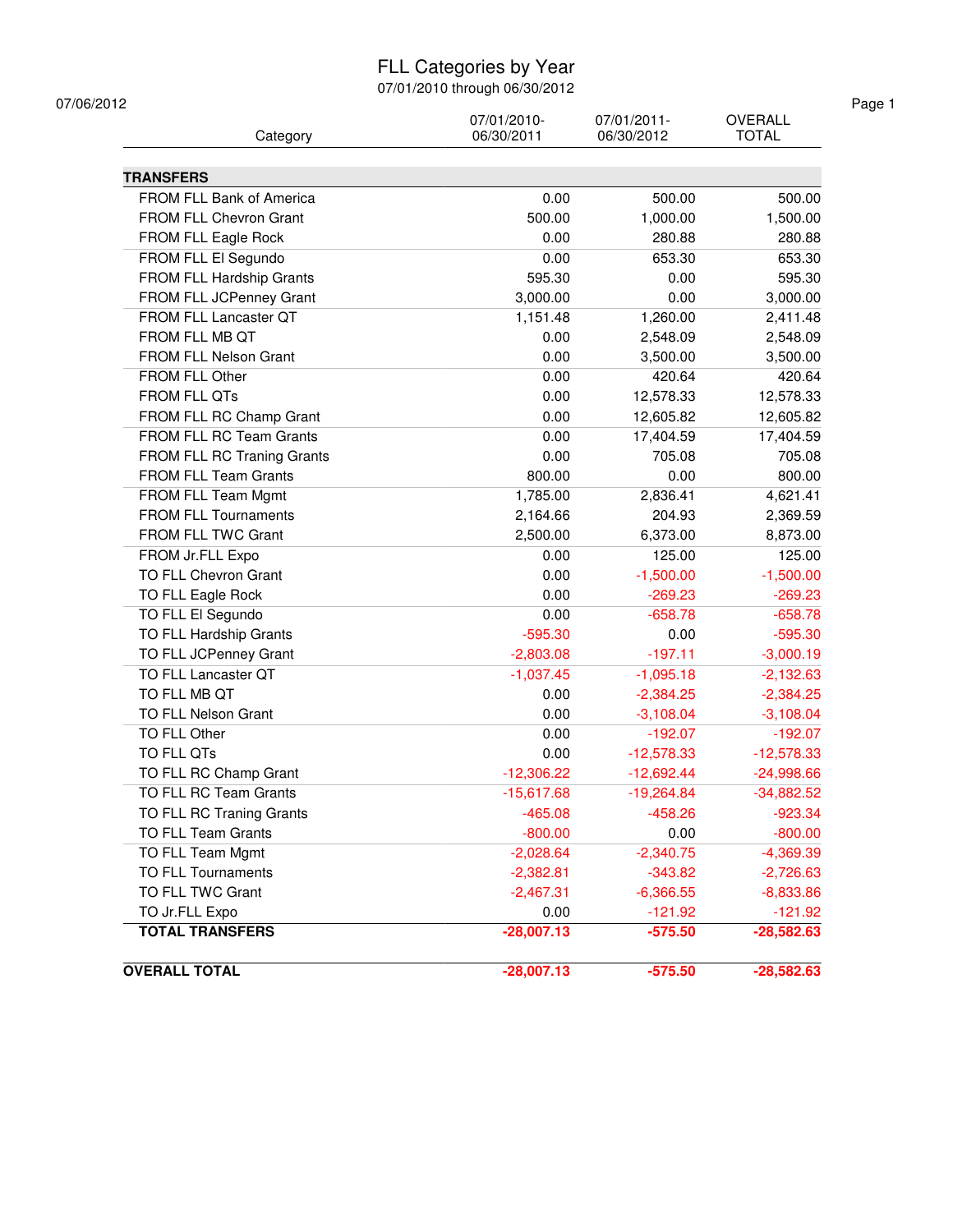# FLL Categories by Year

07/01/2010 through 06/30/2012

07/06/2012

| Category | 07/01/2010-06/30/2011 | 07/01/2011-06/30/2012 | OVERALL TOTAL |
|---|---|---|---|
| **TRANSFERS** | | | |
| FROM FLL Bank of America | 0.00 | 500.00 | 500.00 |
| FROM FLL Chevron Grant | 500.00 | 1,000.00 | 1,500.00 |
| FROM FLL Eagle Rock | 0.00 | 280.88 | 280.88 |
| FROM FLL El Segundo | 0.00 | 653.30 | 653.30 |
| FROM FLL Hardship Grants | 595.30 | 0.00 | 595.30 |
| FROM FLL JCPenney Grant | 3,000.00 | 0.00 | 3,000.00 |
| FROM FLL Lancaster QT | 1,151.48 | 1,260.00 | 2,411.48 |
| FROM FLL MB QT | 0.00 | 2,548.09 | 2,548.09 |
| FROM FLL Nelson Grant | 0.00 | 3,500.00 | 3,500.00 |
| FROM FLL Other | 0.00 | 420.64 | 420.64 |
| FROM FLL QTs | 0.00 | 12,578.33 | 12,578.33 |
| FROM FLL RC Champ Grant | 0.00 | 12,605.82 | 12,605.82 |
| FROM FLL RC Team Grants | 0.00 | 17,404.59 | 17,404.59 |
| FROM FLL RC Traning Grants | 0.00 | 705.08 | 705.08 |
| FROM FLL Team Grants | 800.00 | 0.00 | 800.00 |
| FROM FLL Team Mgmt | 1,785.00 | 2,836.41 | 4,621.41 |
| FROM FLL Tournaments | 2,164.66 | 204.93 | 2,369.59 |
| FROM FLL TWC Grant | 2,500.00 | 6,373.00 | 8,873.00 |
| FROM Jr.FLL Expo | 0.00 | 125.00 | 125.00 |
| TO FLL Chevron Grant | 0.00 | -1,500.00 | -1,500.00 |
| TO FLL Eagle Rock | 0.00 | -269.23 | -269.23 |
| TO FLL El Segundo | 0.00 | -658.78 | -658.78 |
| TO FLL Hardship Grants | -595.30 | 0.00 | -595.30 |
| TO FLL JCPenney Grant | -2,803.08 | -197.11 | -3,000.19 |
| TO FLL Lancaster QT | -1,037.45 | -1,095.18 | -2,132.63 |
| TO FLL MB QT | 0.00 | -2,384.25 | -2,384.25 |
| TO FLL Nelson Grant | 0.00 | -3,108.04 | -3,108.04 |
| TO FLL Other | 0.00 | -192.07 | -192.07 |
| TO FLL QTs | 0.00 | -12,578.33 | -12,578.33 |
| TO FLL RC Champ Grant | -12,306.22 | -12,692.44 | -24,998.66 |
| TO FLL RC Team Grants | -15,617.68 | -19,264.84 | -34,882.52 |
| TO FLL RC Traning Grants | -465.08 | -458.26 | -923.34 |
| TO FLL Team Grants | -800.00 | 0.00 | -800.00 |
| TO FLL Team Mgmt | -2,028.64 | -2,340.75 | -4,369.39 |
| TO FLL Tournaments | -2,382.81 | -343.82 | -2,726.63 |
| TO FLL TWC Grant | -2,467.31 | -6,366.55 | -8,833.86 |
| TO Jr.FLL Expo | 0.00 | -121.92 | -121.92 |
| **TOTAL TRANSFERS** | **-28,007.13** | **-575.50** | **-28,582.63** |
| | | | |
| **OVERALL TOTAL** | **-28,007.13** | **-575.50** | **-28,582.63** |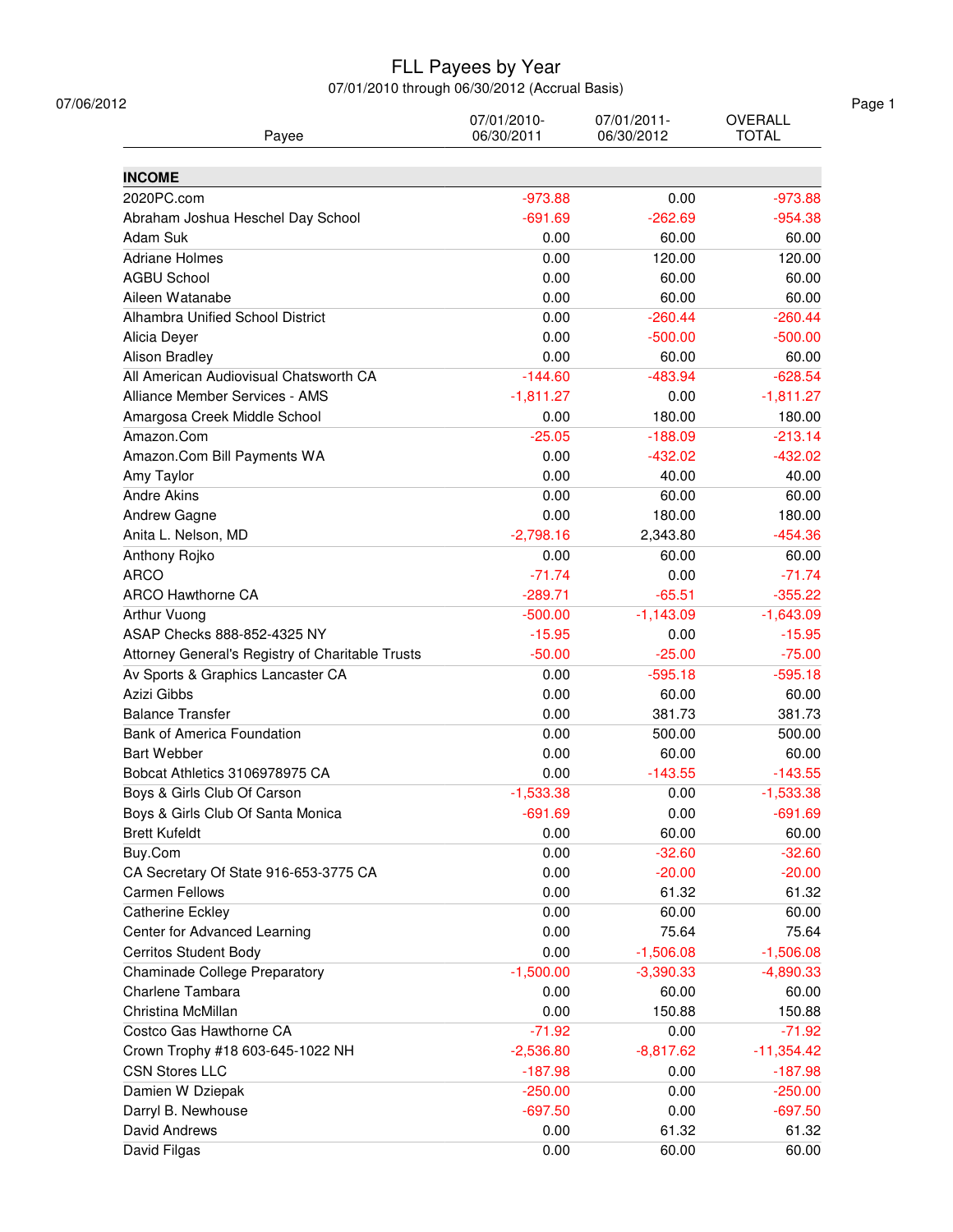# FLL Payees by Year

07/01/2010 through 06/30/2012 (Accrual Basis)

07/06/2012

| Payee | 07/01/2010-06/30/2011 | 07/01/2011-06/30/2012 | OVERALL TOTAL |
|---|---|---|---|
| **INCOME** | | | |
| 2020PC.com | -973.88 | 0.00 | -973.88 |
| Abraham Joshua Heschel Day School | -691.69 | -262.69 | -954.38 |
| Adam Suk | 0.00 | 60.00 | 60.00 |
| Adriane Holmes | 0.00 | 120.00 | 120.00 |
| AGBU School | 0.00 | 60.00 | 60.00 |
| Aileen Watanabe | 0.00 | 60.00 | 60.00 |
| Alhambra Unified School District | 0.00 | -260.44 | -260.44 |
| Alicia Deyer | 0.00 | -500.00 | -500.00 |
| Alison Bradley | 0.00 | 60.00 | 60.00 |
| All American Audiovisual Chatsworth CA | -144.60 | -483.94 | -628.54 |
| Alliance Member Services - AMS | -1,811.27 | 0.00 | -1,811.27 |
| Amargosa Creek Middle School | 0.00 | 180.00 | 180.00 |
| Amazon.Com | -25.05 | -188.09 | -213.14 |
| Amazon.Com Bill Payments WA | 0.00 | -432.02 | -432.02 |
| Amy Taylor | 0.00 | 40.00 | 40.00 |
| Andre Akins | 0.00 | 60.00 | 60.00 |
| Andrew Gagne | 0.00 | 180.00 | 180.00 |
| Anita L. Nelson, MD | -2,798.16 | 2,343.80 | -454.36 |
| Anthony Rojko | 0.00 | 60.00 | 60.00 |
| ARCO | -71.74 | 0.00 | -71.74 |
| ARCO Hawthorne CA | -289.71 | -65.51 | -355.22 |
| Arthur Vuong | -500.00 | -1,143.09 | -1,643.09 |
| ASAP Checks 888-852-4325 NY | -15.95 | 0.00 | -15.95 |
| Attorney General's Registry of Charitable Trusts | -50.00 | -25.00 | -75.00 |
| Av Sports & Graphics Lancaster CA | 0.00 | -595.18 | -595.18 |
| Azizi Gibbs | 0.00 | 60.00 | 60.00 |
| Balance Transfer | 0.00 | 381.73 | 381.73 |
| Bank of America Foundation | 0.00 | 500.00 | 500.00 |
| Bart Webber | 0.00 | 60.00 | 60.00 |
| Bobcat Athletics 3106978975 CA | 0.00 | -143.55 | -143.55 |
| Boys & Girls Club Of Carson | -1,533.38 | 0.00 | -1,533.38 |
| Boys & Girls Club Of Santa Monica | -691.69 | 0.00 | -691.69 |
| Brett Kufeldt | 0.00 | 60.00 | 60.00 |
| Buy.Com | 0.00 | -32.60 | -32.60 |
| CA Secretary Of State 916-653-3775 CA | 0.00 | -20.00 | -20.00 |
| Carmen Fellows | 0.00 | 61.32 | 61.32 |
| Catherine Eckley | 0.00 | 60.00 | 60.00 |
| Center for Advanced Learning | 0.00 | 75.64 | 75.64 |
| Cerritos Student Body | 0.00 | -1,506.08 | -1,506.08 |
| Chaminade College Preparatory | -1,500.00 | -3,390.33 | -4,890.33 |
| Charlene Tambara | 0.00 | 60.00 | 60.00 |
| Christina McMillan | 0.00 | 150.88 | 150.88 |
| Costco Gas Hawthorne CA | -71.92 | 0.00 | -71.92 |
| Crown Trophy #18 603-645-1022 NH | -2,536.80 | -8,817.62 | -11,354.42 |
| CSN Stores LLC | -187.98 | 0.00 | -187.98 |
| Damien W Dziepak | -250.00 | 0.00 | -250.00 |
| Darryl B. Newhouse | -697.50 | 0.00 | -697.50 |
| David Andrews | 0.00 | 61.32 | 61.32 |
| David Filgas | 0.00 | 60.00 | 60.00 |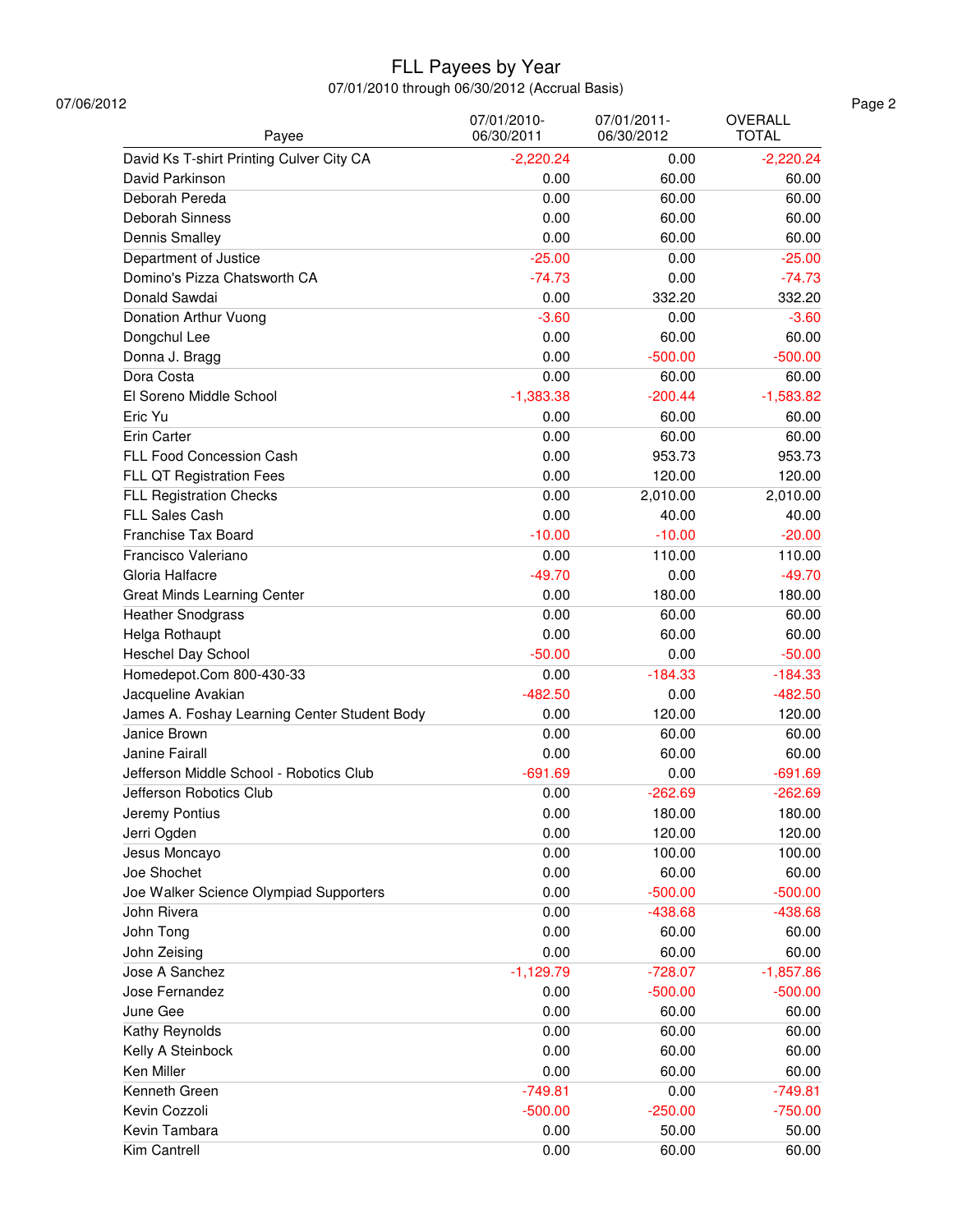# FLL Payees by Year

07/01/2010 through 06/30/2012 (Accrual Basis)

07/06/2012

| Payee | 07/01/2010-06/30/2011 | 07/01/2011-06/30/2012 | OVERALL TOTAL |
|---|---|---|---|
| David Ks T-shirt Printing Culver City CA | -2,220.24 | 0.00 | -2,220.24 |
| David Parkinson | 0.00 | 60.00 | 60.00 |
| Deborah Pereda | 0.00 | 60.00 | 60.00 |
| Deborah Sinness | 0.00 | 60.00 | 60.00 |
| Dennis Smalley | 0.00 | 60.00 | 60.00 |
| Department of Justice | -25.00 | 0.00 | -25.00 |
| Domino's Pizza Chatsworth CA | -74.73 | 0.00 | -74.73 |
| Donald Sawdai | 0.00 | 332.20 | 332.20 |
| Donation Arthur Vuong | -3.60 | 0.00 | -3.60 |
| Dongchul Lee | 0.00 | 60.00 | 60.00 |
| Donna J. Bragg | 0.00 | -500.00 | -500.00 |
| Dora Costa | 0.00 | 60.00 | 60.00 |
| El Soreno Middle School | -1,383.38 | -200.44 | -1,583.82 |
| Eric Yu | 0.00 | 60.00 | 60.00 |
| Erin Carter | 0.00 | 60.00 | 60.00 |
| FLL Food Concession Cash | 0.00 | 953.73 | 953.73 |
| FLL QT Registration Fees | 0.00 | 120.00 | 120.00 |
| FLL Registration Checks | 0.00 | 2,010.00 | 2,010.00 |
| FLL Sales Cash | 0.00 | 40.00 | 40.00 |
| Franchise Tax Board | -10.00 | -10.00 | -20.00 |
| Francisco Valeriano | 0.00 | 110.00 | 110.00 |
| Gloria Halfacre | -49.70 | 0.00 | -49.70 |
| Great Minds Learning Center | 0.00 | 180.00 | 180.00 |
| Heather Snodgrass | 0.00 | 60.00 | 60.00 |
| Helga Rothaupt | 0.00 | 60.00 | 60.00 |
| Heschel Day School | -50.00 | 0.00 | -50.00 |
| Homedepot.Com 800-430-33 | 0.00 | -184.33 | -184.33 |
| Jacqueline Avakian | -482.50 | 0.00 | -482.50 |
| James A. Foshay Learning Center Student Body | 0.00 | 120.00 | 120.00 |
| Janice Brown | 0.00 | 60.00 | 60.00 |
| Janine Fairall | 0.00 | 60.00 | 60.00 |
| Jefferson Middle School - Robotics Club | -691.69 | 0.00 | -691.69 |
| Jefferson Robotics Club | 0.00 | -262.69 | -262.69 |
| Jeremy Pontius | 0.00 | 180.00 | 180.00 |
| Jerri Ogden | 0.00 | 120.00 | 120.00 |
| Jesus Moncayo | 0.00 | 100.00 | 100.00 |
| Joe Shochet | 0.00 | 60.00 | 60.00 |
| Joe Walker Science Olympiad Supporters | 0.00 | -500.00 | -500.00 |
| John Rivera | 0.00 | -438.68 | -438.68 |
| John Tong | 0.00 | 60.00 | 60.00 |
| John Zeising | 0.00 | 60.00 | 60.00 |
| Jose A Sanchez | -1,129.79 | -728.07 | -1,857.86 |
| Jose Fernandez | 0.00 | -500.00 | -500.00 |
| June Gee | 0.00 | 60.00 | 60.00 |
| Kathy Reynolds | 0.00 | 60.00 | 60.00 |
| Kelly A Steinbock | 0.00 | 60.00 | 60.00 |
| Ken Miller | 0.00 | 60.00 | 60.00 |
| Kenneth Green | -749.81 | 0.00 | -749.81 |
| Kevin Cozzoli | -500.00 | -250.00 | -750.00 |
| Kevin Tambara | 0.00 | 50.00 | 50.00 |
| Kim Cantrell | 0.00 | 60.00 | 60.00 |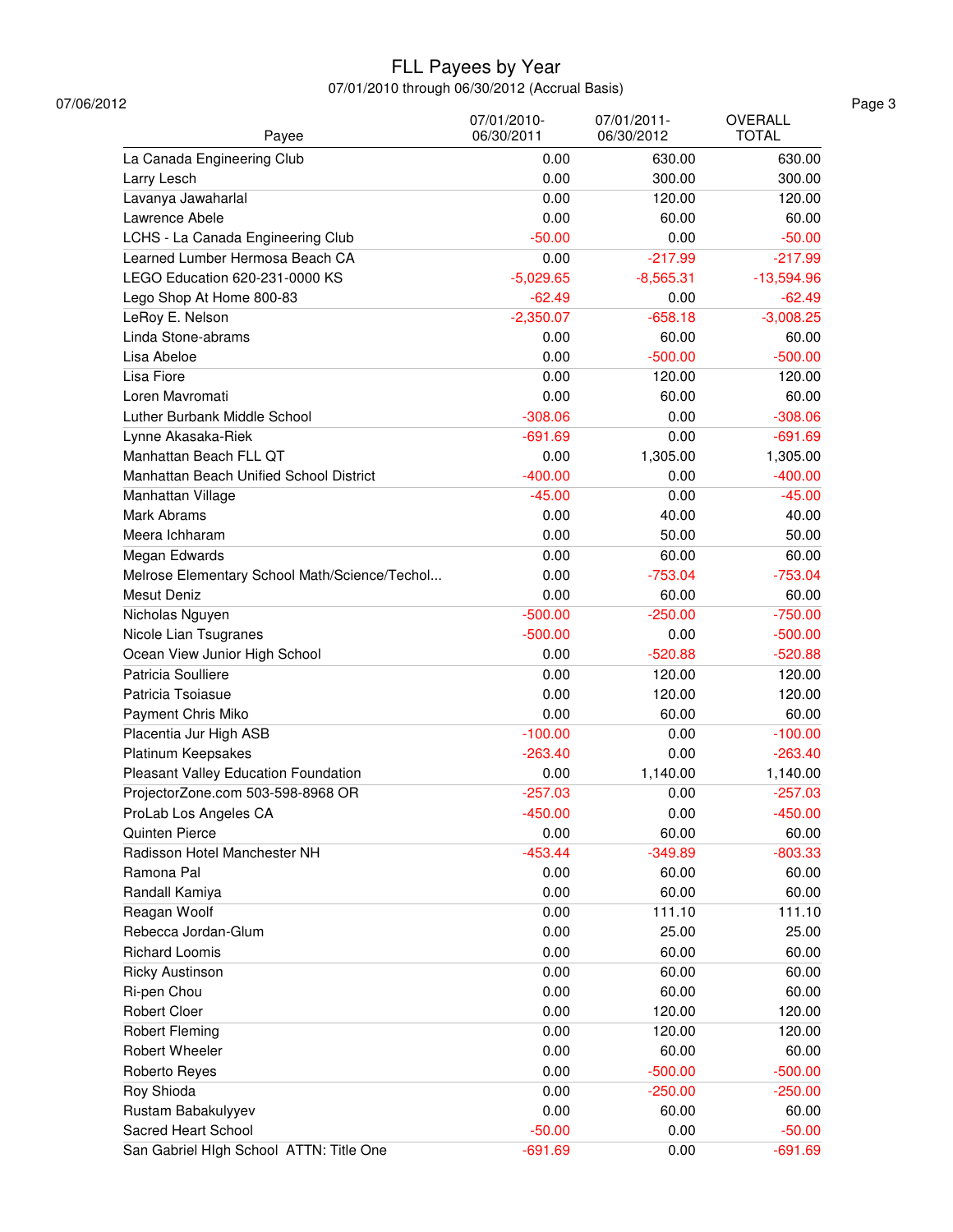# FLL Payees by Year

07/01/2010 through 06/30/2012 (Accrual Basis)

07/06/2012

| Payee | 07/01/2010-06/30/2011 | 07/01/2011-06/30/2012 | OVERALL TOTAL |
|---|---|---|---|
| La Canada Engineering Club | 0.00 | 630.00 | 630.00 |
| Larry Lesch | 0.00 | 300.00 | 300.00 |
| Lavanya Jawaharlal | 0.00 | 120.00 | 120.00 |
| Lawrence Abele | 0.00 | 60.00 | 60.00 |
| LCHS - La Canada Engineering Club | -50.00 | 0.00 | -50.00 |
| Learned Lumber Hermosa Beach CA | 0.00 | -217.99 | -217.99 |
| LEGO Education 620-231-0000 KS | -5,029.65 | -8,565.31 | -13,594.96 |
| Lego Shop At Home 800-83 | -62.49 | 0.00 | -62.49 |
| LeRoy E. Nelson | -2,350.07 | -658.18 | -3,008.25 |
| Linda Stone-abrams | 0.00 | 60.00 | 60.00 |
| Lisa Abeloe | 0.00 | -500.00 | -500.00 |
| Lisa Fiore | 0.00 | 120.00 | 120.00 |
| Loren Mavromati | 0.00 | 60.00 | 60.00 |
| Luther Burbank Middle School | -308.06 | 0.00 | -308.06 |
| Lynne Akasaka-Riek | -691.69 | 0.00 | -691.69 |
| Manhattan Beach FLL QT | 0.00 | 1,305.00 | 1,305.00 |
| Manhattan Beach Unified School District | -400.00 | 0.00 | -400.00 |
| Manhattan Village | -45.00 | 0.00 | -45.00 |
| Mark Abrams | 0.00 | 40.00 | 40.00 |
| Meera Ichharam | 0.00 | 50.00 | 50.00 |
| Megan Edwards | 0.00 | 60.00 | 60.00 |
| Melrose Elementary School Math/Science/Techol... | 0.00 | -753.04 | -753.04 |
| Mesut Deniz | 0.00 | 60.00 | 60.00 |
| Nicholas Nguyen | -500.00 | -250.00 | -750.00 |
| Nicole Lian Tsugranes | -500.00 | 0.00 | -500.00 |
| Ocean View Junior High School | 0.00 | -520.88 | -520.88 |
| Patricia Soulliere | 0.00 | 120.00 | 120.00 |
| Patricia Tsoiasue | 0.00 | 120.00 | 120.00 |
| Payment Chris Miko | 0.00 | 60.00 | 60.00 |
| Placentia Jur High ASB | -100.00 | 0.00 | -100.00 |
| Platinum Keepsakes | -263.40 | 0.00 | -263.40 |
| Pleasant Valley Education Foundation | 0.00 | 1,140.00 | 1,140.00 |
| ProjectorZone.com 503-598-8968 OR | -257.03 | 0.00 | -257.03 |
| ProLab Los Angeles CA | -450.00 | 0.00 | -450.00 |
| Quinten Pierce | 0.00 | 60.00 | 60.00 |
| Radisson Hotel Manchester NH | -453.44 | -349.89 | -803.33 |
| Ramona Pal | 0.00 | 60.00 | 60.00 |
| Randall Kamiya | 0.00 | 60.00 | 60.00 |
| Reagan Woolf | 0.00 | 111.10 | 111.10 |
| Rebecca Jordan-Glum | 0.00 | 25.00 | 25.00 |
| Richard Loomis | 0.00 | 60.00 | 60.00 |
| Ricky Austinson | 0.00 | 60.00 | 60.00 |
| Ri-pen Chou | 0.00 | 60.00 | 60.00 |
| Robert Cloer | 0.00 | 120.00 | 120.00 |
| Robert Fleming | 0.00 | 120.00 | 120.00 |
| Robert Wheeler | 0.00 | 60.00 | 60.00 |
| Roberto Reyes | 0.00 | -500.00 | -500.00 |
| Roy Shioda | 0.00 | -250.00 | -250.00 |
| Rustam Babakulyyev | 0.00 | 60.00 | 60.00 |
| Sacred Heart School | -50.00 | 0.00 | -50.00 |
| San Gabriel HIgh School ATTN: Title One | -691.69 | 0.00 | -691.69 |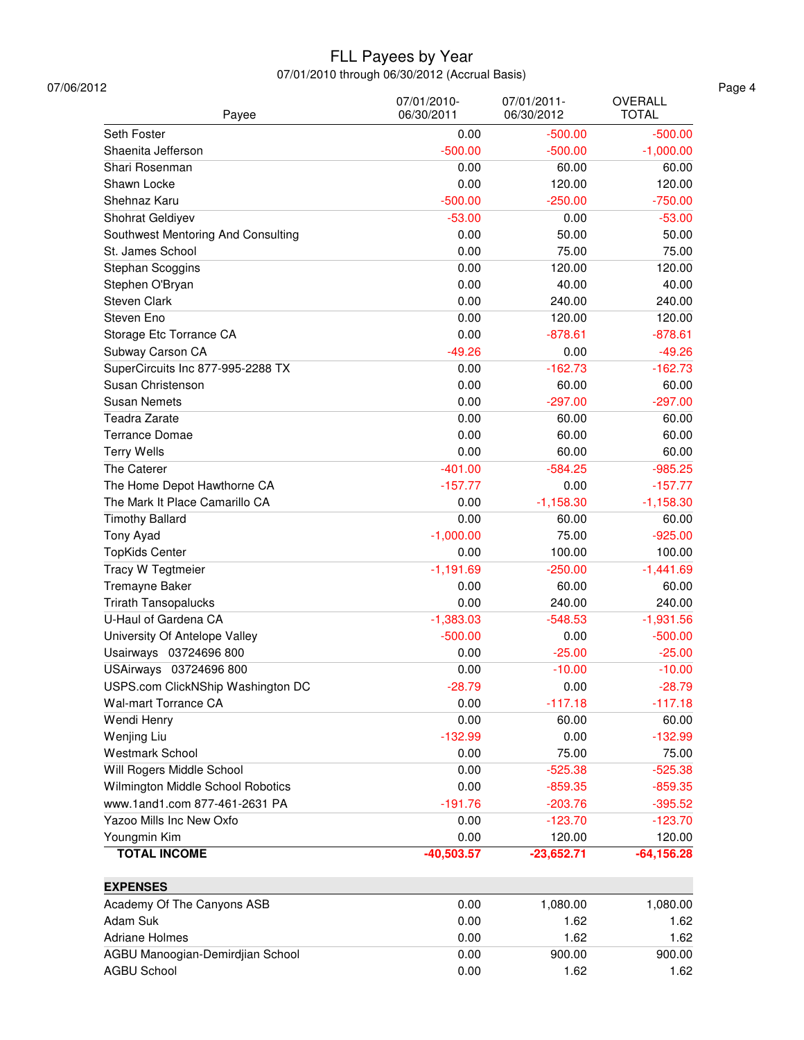# FLL Payees by Year

07/01/2010 through 06/30/2012 (Accrual Basis)

07/06/2012

| Payee | 07/01/2010-06/30/2011 | 07/01/2011-06/30/2012 | OVERALL TOTAL |
|---|---|---|---|
| Seth Foster | 0.00 | -500.00 | -500.00 |
| Shaenita Jefferson | -500.00 | -500.00 | -1,000.00 |
| Shari Rosenman | 0.00 | 60.00 | 60.00 |
| Shawn Locke | 0.00 | 120.00 | 120.00 |
| Shehnaz Karu | -500.00 | -250.00 | -750.00 |
| Shohrat Geldiyev | -53.00 | 0.00 | -53.00 |
| Southwest Mentoring And Consulting | 0.00 | 50.00 | 50.00 |
| St. James School | 0.00 | 75.00 | 75.00 |
| Stephan Scoggins | 0.00 | 120.00 | 120.00 |
| Stephen O'Bryan | 0.00 | 40.00 | 40.00 |
| Steven Clark | 0.00 | 240.00 | 240.00 |
| Steven Eno | 0.00 | 120.00 | 120.00 |
| Storage Etc Torrance CA | 0.00 | -878.61 | -878.61 |
| Subway Carson CA | -49.26 | 0.00 | -49.26 |
| SuperCircuits Inc 877-995-2288 TX | 0.00 | -162.73 | -162.73 |
| Susan Christenson | 0.00 | 60.00 | 60.00 |
| Susan Nemets | 0.00 | -297.00 | -297.00 |
| Teadra Zarate | 0.00 | 60.00 | 60.00 |
| Terrance Domae | 0.00 | 60.00 | 60.00 |
| Terry Wells | 0.00 | 60.00 | 60.00 |
| The Caterer | -401.00 | -584.25 | -985.25 |
| The Home Depot Hawthorne CA | -157.77 | 0.00 | -157.77 |
| The Mark It Place Camarillo CA | 0.00 | -1,158.30 | -1,158.30 |
| Timothy Ballard | 0.00 | 60.00 | 60.00 |
| Tony Ayad | -1,000.00 | 75.00 | -925.00 |
| TopKids Center | 0.00 | 100.00 | 100.00 |
| Tracy W Tegtmeier | -1,191.69 | -250.00 | -1,441.69 |
| Tremayne Baker | 0.00 | 60.00 | 60.00 |
| Trirath Tansopalucks | 0.00 | 240.00 | 240.00 |
| U-Haul of Gardena CA | -1,383.03 | -548.53 | -1,931.56 |
| University Of Antelope Valley | -500.00 | 0.00 | -500.00 |
| Usairways 03724696 800 | 0.00 | -25.00 | -25.00 |
| USAirways 03724696 800 | 0.00 | -10.00 | -10.00 |
| USPS.com ClickNShip Washington DC | -28.79 | 0.00 | -28.79 |
| Wal-mart Torrance CA | 0.00 | -117.18 | -117.18 |
| Wendi Henry | 0.00 | 60.00 | 60.00 |
| Wenjing Liu | -132.99 | 0.00 | -132.99 |
| Westmark School | 0.00 | 75.00 | 75.00 |
| Will Rogers Middle School | 0.00 | -525.38 | -525.38 |
| Wilmington Middle School Robotics | 0.00 | -859.35 | -859.35 |
| www.1and1.com 877-461-2631 PA | -191.76 | -203.76 | -395.52 |
| Yazoo Mills Inc New Oxfo | 0.00 | -123.70 | -123.70 |
| Youngmin Kim | 0.00 | 120.00 | 120.00 |
| **TOTAL INCOME** | **-40,503.57** | **-23,652.71** | **-64,156.28** |
| **EXPENSES** | | | |
| Academy Of The Canyons ASB | 0.00 | 1,080.00 | 1,080.00 |
| Adam Suk | 0.00 | 1.62 | 1.62 |
| Adriane Holmes | 0.00 | 1.62 | 1.62 |
| AGBU Manoogian-Demirdjian School | 0.00 | 900.00 | 900.00 |
| AGBU School | 0.00 | 1.62 | 1.62 |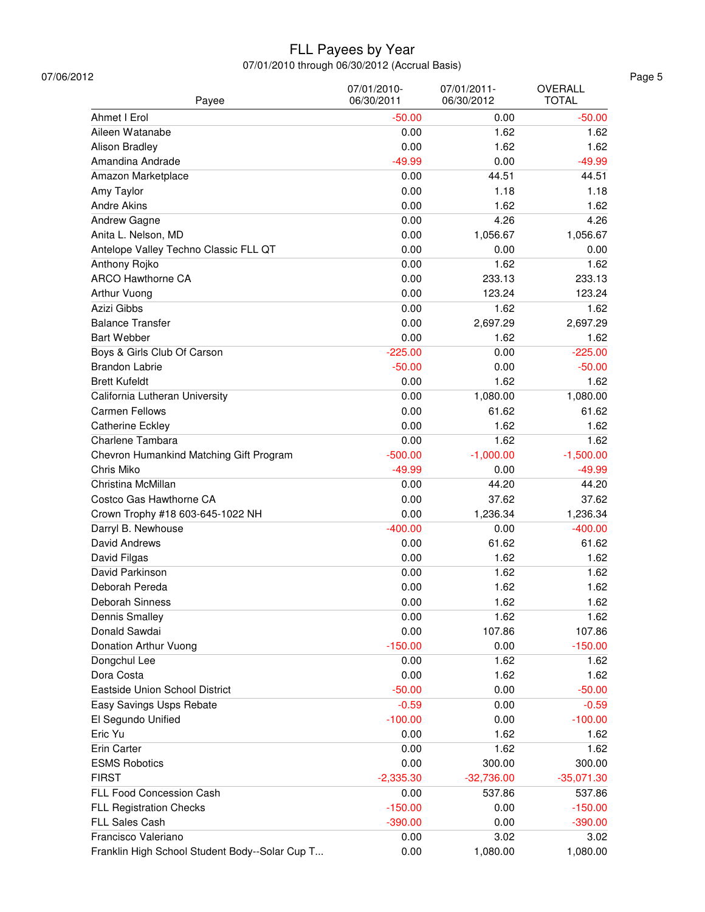# FLL Payees by Year

07/01/2010 through 06/30/2012 (Accrual Basis)

07/06/2012

| Payee | 07/01/2010-06/30/2011 | 07/01/2011-06/30/2012 | OVERALL TOTAL |
|---|---|---|---|
| Ahmet I Erol | -50.00 | 0.00 | -50.00 |
| Aileen Watanabe | 0.00 | 1.62 | 1.62 |
| Alison Bradley | 0.00 | 1.62 | 1.62 |
| Amandina Andrade | -49.99 | 0.00 | -49.99 |
| Amazon Marketplace | 0.00 | 44.51 | 44.51 |
| Amy Taylor | 0.00 | 1.18 | 1.18 |
| Andre Akins | 0.00 | 1.62 | 1.62 |
| Andrew Gagne | 0.00 | 4.26 | 4.26 |
| Anita L. Nelson, MD | 0.00 | 1,056.67 | 1,056.67 |
| Antelope Valley Techno Classic FLL QT | 0.00 | 0.00 | 0.00 |
| Anthony Rojko | 0.00 | 1.62 | 1.62 |
| ARCO Hawthorne CA | 0.00 | 233.13 | 233.13 |
| Arthur Vuong | 0.00 | 123.24 | 123.24 |
| Azizi Gibbs | 0.00 | 1.62 | 1.62 |
| Balance Transfer | 0.00 | 2,697.29 | 2,697.29 |
| Bart Webber | 0.00 | 1.62 | 1.62 |
| Boys & Girls Club Of Carson | -225.00 | 0.00 | -225.00 |
| Brandon Labrie | -50.00 | 0.00 | -50.00 |
| Brett Kufeldt | 0.00 | 1.62 | 1.62 |
| California Lutheran University | 0.00 | 1,080.00 | 1,080.00 |
| Carmen Fellows | 0.00 | 61.62 | 61.62 |
| Catherine Eckley | 0.00 | 1.62 | 1.62 |
| Charlene Tambara | 0.00 | 1.62 | 1.62 |
| Chevron Humankind Matching Gift Program | -500.00 | -1,000.00 | -1,500.00 |
| Chris Miko | -49.99 | 0.00 | -49.99 |
| Christina McMillan | 0.00 | 44.20 | 44.20 |
| Costco Gas Hawthorne CA | 0.00 | 37.62 | 37.62 |
| Crown Trophy #18 603-645-1022 NH | 0.00 | 1,236.34 | 1,236.34 |
| Darryl B. Newhouse | -400.00 | 0.00 | -400.00 |
| David Andrews | 0.00 | 61.62 | 61.62 |
| David Filgas | 0.00 | 1.62 | 1.62 |
| David Parkinson | 0.00 | 1.62 | 1.62 |
| Deborah Pereda | 0.00 | 1.62 | 1.62 |
| Deborah Sinness | 0.00 | 1.62 | 1.62 |
| Dennis Smalley | 0.00 | 1.62 | 1.62 |
| Donald Sawdai | 0.00 | 107.86 | 107.86 |
| Donation Arthur Vuong | -150.00 | 0.00 | -150.00 |
| Dongchul Lee | 0.00 | 1.62 | 1.62 |
| Dora Costa | 0.00 | 1.62 | 1.62 |
| Eastside Union School District | -50.00 | 0.00 | -50.00 |
| Easy Savings Usps Rebate | -0.59 | 0.00 | -0.59 |
| El Segundo Unified | -100.00 | 0.00 | -100.00 |
| Eric Yu | 0.00 | 1.62 | 1.62 |
| Erin Carter | 0.00 | 1.62 | 1.62 |
| ESMS Robotics | 0.00 | 300.00 | 300.00 |
| FIRST | -2,335.30 | -32,736.00 | -35,071.30 |
| FLL Food Concession Cash | 0.00 | 537.86 | 537.86 |
| FLL Registration Checks | -150.00 | 0.00 | -150.00 |
| FLL Sales Cash | -390.00 | 0.00 | -390.00 |
| Francisco Valeriano | 0.00 | 3.02 | 3.02 |
| Franklin High School Student Body--Solar Cup T... | 0.00 | 1,080.00 | 1,080.00 |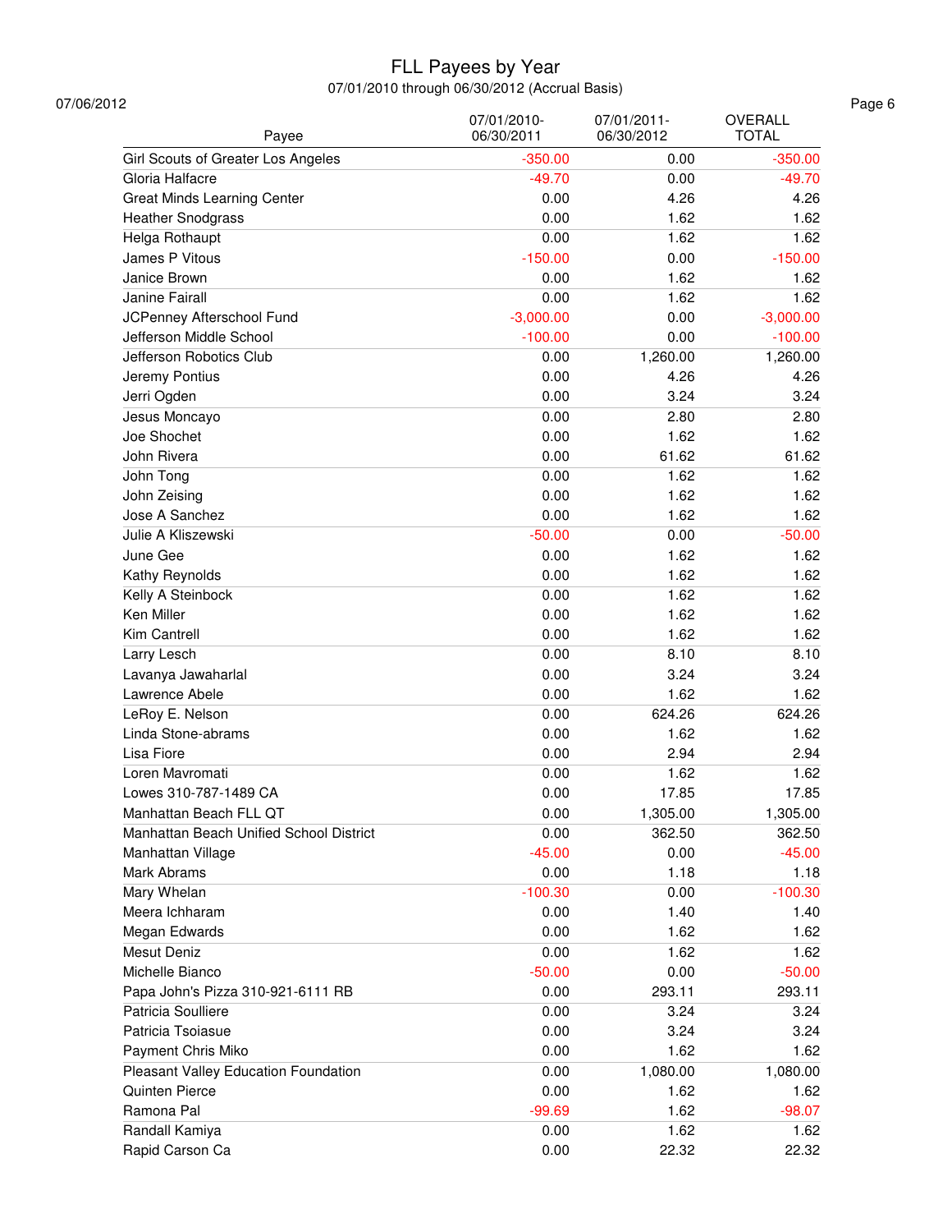# FLL Payees by Year

07/01/2010 through 06/30/2012 (Accrual Basis)

07/06/2012

| Payee | 07/01/2010-06/30/2011 | 07/01/2011-06/30/2012 | OVERALL TOTAL |
|---|---|---|---|
| Girl Scouts of Greater Los Angeles | -350.00 | 0.00 | -350.00 |
| Gloria Halfacre | -49.70 | 0.00 | -49.70 |
| Great Minds Learning Center | 0.00 | 4.26 | 4.26 |
| Heather Snodgrass | 0.00 | 1.62 | 1.62 |
| Helga Rothaupt | 0.00 | 1.62 | 1.62 |
| James P Vitous | -150.00 | 0.00 | -150.00 |
| Janice Brown | 0.00 | 1.62 | 1.62 |
| Janine Fairall | 0.00 | 1.62 | 1.62 |
| JCPenney Afterschool Fund | -3,000.00 | 0.00 | -3,000.00 |
| Jefferson Middle School | -100.00 | 0.00 | -100.00 |
| Jefferson Robotics Club | 0.00 | 1,260.00 | 1,260.00 |
| Jeremy Pontius | 0.00 | 4.26 | 4.26 |
| Jerri Ogden | 0.00 | 3.24 | 3.24 |
| Jesus Moncayo | 0.00 | 2.80 | 2.80 |
| Joe Shochet | 0.00 | 1.62 | 1.62 |
| John Rivera | 0.00 | 61.62 | 61.62 |
| John Tong | 0.00 | 1.62 | 1.62 |
| John Zeising | 0.00 | 1.62 | 1.62 |
| Jose A Sanchez | 0.00 | 1.62 | 1.62 |
| Julie A Kliszewski | -50.00 | 0.00 | -50.00 |
| June Gee | 0.00 | 1.62 | 1.62 |
| Kathy Reynolds | 0.00 | 1.62 | 1.62 |
| Kelly A Steinbock | 0.00 | 1.62 | 1.62 |
| Ken Miller | 0.00 | 1.62 | 1.62 |
| Kim Cantrell | 0.00 | 1.62 | 1.62 |
| Larry Lesch | 0.00 | 8.10 | 8.10 |
| Lavanya Jawaharlal | 0.00 | 3.24 | 3.24 |
| Lawrence Abele | 0.00 | 1.62 | 1.62 |
| LeRoy E. Nelson | 0.00 | 624.26 | 624.26 |
| Linda Stone-abrams | 0.00 | 1.62 | 1.62 |
| Lisa Fiore | 0.00 | 2.94 | 2.94 |
| Loren Mavromati | 0.00 | 1.62 | 1.62 |
| Lowes 310-787-1489 CA | 0.00 | 17.85 | 17.85 |
| Manhattan Beach FLL QT | 0.00 | 1,305.00 | 1,305.00 |
| Manhattan Beach Unified School District | 0.00 | 362.50 | 362.50 |
| Manhattan Village | -45.00 | 0.00 | -45.00 |
| Mark Abrams | 0.00 | 1.18 | 1.18 |
| Mary Whelan | -100.30 | 0.00 | -100.30 |
| Meera Ichharam | 0.00 | 1.40 | 1.40 |
| Megan Edwards | 0.00 | 1.62 | 1.62 |
| Mesut Deniz | 0.00 | 1.62 | 1.62 |
| Michelle Bianco | -50.00 | 0.00 | -50.00 |
| Papa John's Pizza 310-921-6111 RB | 0.00 | 293.11 | 293.11 |
| Patricia Soulliere | 0.00 | 3.24 | 3.24 |
| Patricia Tsoiasue | 0.00 | 3.24 | 3.24 |
| Payment Chris Miko | 0.00 | 1.62 | 1.62 |
| Pleasant Valley Education Foundation | 0.00 | 1,080.00 | 1,080.00 |
| Quinten Pierce | 0.00 | 1.62 | 1.62 |
| Ramona Pal | -99.69 | 1.62 | -98.07 |
| Randall Kamiya | 0.00 | 1.62 | 1.62 |
| Rapid Carson Ca | 0.00 | 22.32 | 22.32 |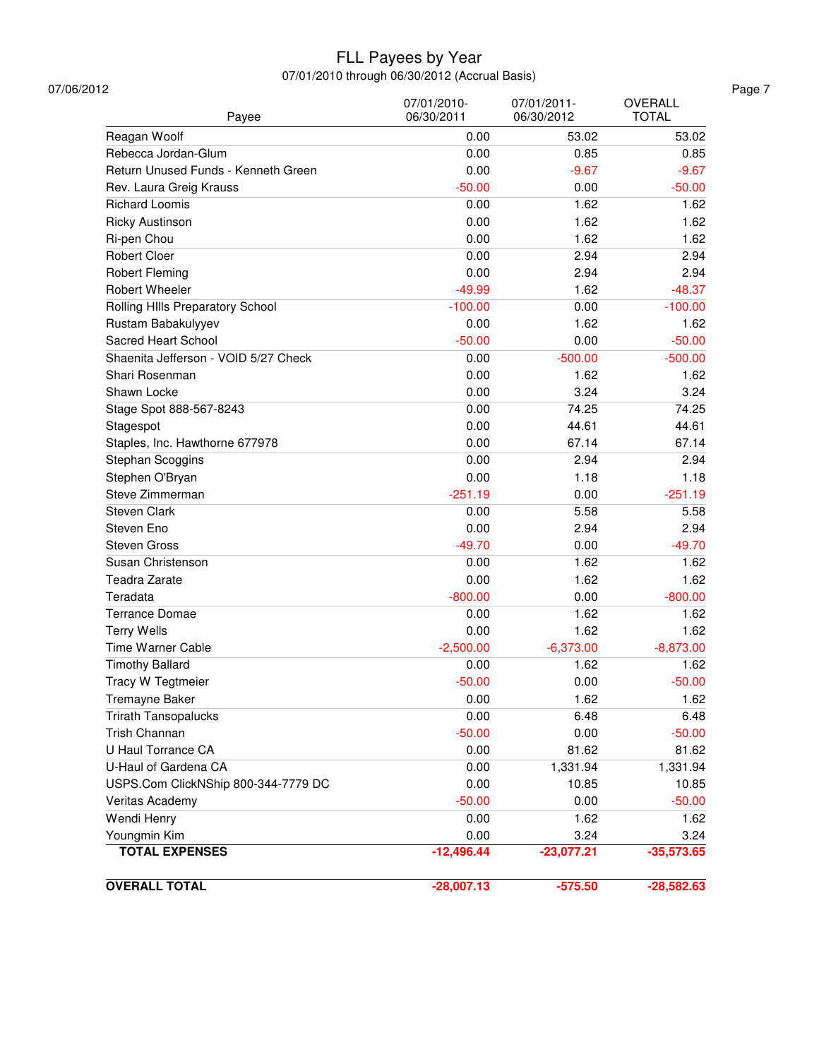# FLL Payees by Year

07/01/2010 through 06/30/2012 (Accrual Basis)

07/06/2012

| Payee | 07/01/2010-06/30/2011 | 07/01/2011-06/30/2012 | OVERALL TOTAL |
|---|---|---|---|
| Reagan Woolf | 0.00 | 53.02 | 53.02 |
| Rebecca Jordan-Glum | 0.00 | 0.85 | 0.85 |
| Return Unused Funds - Kenneth Green | 0.00 | -9.67 | -9.67 |
| Rev. Laura Greig Krauss | -50.00 | 0.00 | -50.00 |
| Richard Loomis | 0.00 | 1.62 | 1.62 |
| Ricky Austinson | 0.00 | 1.62 | 1.62 |
| Ri-pen Chou | 0.00 | 1.62 | 1.62 |
| Robert Cloer | 0.00 | 2.94 | 2.94 |
| Robert Fleming | 0.00 | 2.94 | 2.94 |
| Robert Wheeler | -49.99 | 1.62 | -48.37 |
| Rolling HIlls Preparatory School | -100.00 | 0.00 | -100.00 |
| Rustam Babakulyyev | 0.00 | 1.62 | 1.62 |
| Sacred Heart School | -50.00 | 0.00 | -50.00 |
| Shaenita Jefferson - VOID 5/27 Check | 0.00 | -500.00 | -500.00 |
| Shari Rosenman | 0.00 | 1.62 | 1.62 |
| Shawn Locke | 0.00 | 3.24 | 3.24 |
| Stage Spot 888-567-8243 | 0.00 | 74.25 | 74.25 |
| Stagespot | 0.00 | 44.61 | 44.61 |
| Staples, Inc. Hawthorne 677978 | 0.00 | 67.14 | 67.14 |
| Stephan Scoggins | 0.00 | 2.94 | 2.94 |
| Stephen O'Bryan | 0.00 | 1.18 | 1.18 |
| Steve Zimmerman | -251.19 | 0.00 | -251.19 |
| Steven Clark | 0.00 | 5.58 | 5.58 |
| Steven Eno | 0.00 | 2.94 | 2.94 |
| Steven Gross | -49.70 | 0.00 | -49.70 |
| Susan Christenson | 0.00 | 1.62 | 1.62 |
| Teadra Zarate | 0.00 | 1.62 | 1.62 |
| Teradata | -800.00 | 0.00 | -800.00 |
| Terrance Domae | 0.00 | 1.62 | 1.62 |
| Terry Wells | 0.00 | 1.62 | 1.62 |
| Time Warner Cable | -2,500.00 | -6,373.00 | -8,873.00 |
| Timothy Ballard | 0.00 | 1.62 | 1.62 |
| Tracy W Tegtmeier | -50.00 | 0.00 | -50.00 |
| Tremayne Baker | 0.00 | 1.62 | 1.62 |
| Trirath Tansopalucks | 0.00 | 6.48 | 6.48 |
| Trish Channan | -50.00 | 0.00 | -50.00 |
| U Haul Torrance CA | 0.00 | 81.62 | 81.62 |
| U-Haul of Gardena CA | 0.00 | 1,331.94 | 1,331.94 |
| USPS.Com ClickNShip 800-344-7779 DC | 0.00 | 10.85 | 10.85 |
| Veritas Academy | -50.00 | 0.00 | -50.00 |
| Wendi Henry | 0.00 | 1.62 | 1.62 |
| Youngmin Kim | 0.00 | 3.24 | 3.24 |
| **TOTAL EXPENSES** | **-12,496.44** | **-23,077.21** | **-35,573.65** |
| **OVERALL TOTAL** | **-28,007.13** | **-575.50** | **-28,582.63** |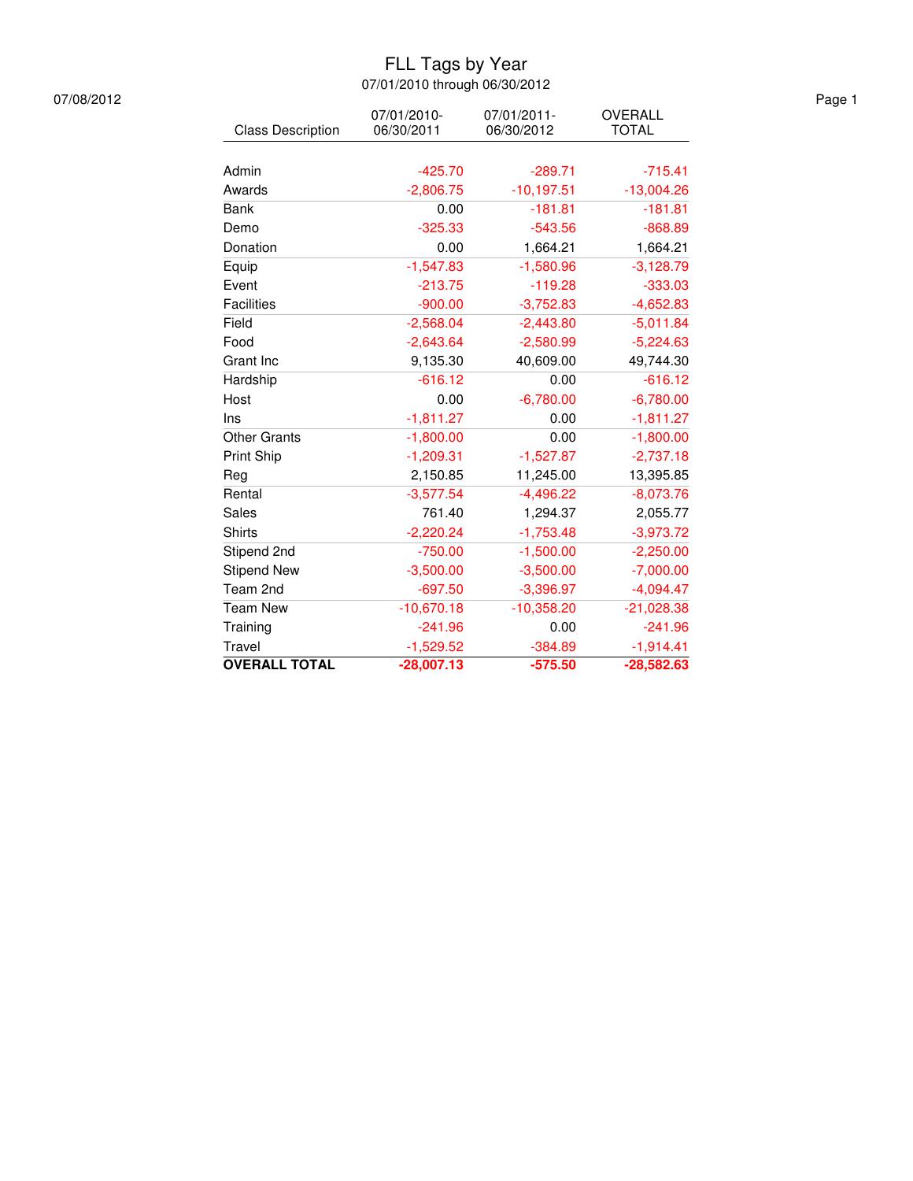# FLL Tags by Year

07/01/2010 through 06/30/2012

07/08/2012

| Class Description | 07/01/2010-06/30/2011 | 07/01/2011-06/30/2012 | OVERALL TOTAL |
|---|---|---|---|
| Admin | -425.70 | -289.71 | -715.41 |
| Awards | -2,806.75 | -10,197.51 | -13,004.26 |
| Bank | 0.00 | -181.81 | -181.81 |
| Demo | -325.33 | -543.56 | -868.89 |
| Donation | 0.00 | 1,664.21 | 1,664.21 |
| Equip | -1,547.83 | -1,580.96 | -3,128.79 |
| Event | -213.75 | -119.28 | -333.03 |
| Facilities | -900.00 | -3,752.83 | -4,652.83 |
| Field | -2,568.04 | -2,443.80 | -5,011.84 |
| Food | -2,643.64 | -2,580.99 | -5,224.63 |
| Grant Inc | 9,135.30 | 40,609.00 | 49,744.30 |
| Hardship | -616.12 | 0.00 | -616.12 |
| Host | 0.00 | -6,780.00 | -6,780.00 |
| Ins | -1,811.27 | 0.00 | -1,811.27 |
| Other Grants | -1,800.00 | 0.00 | -1,800.00 |
| Print Ship | -1,209.31 | -1,527.87 | -2,737.18 |
| Reg | 2,150.85 | 11,245.00 | 13,395.85 |
| Rental | -3,577.54 | -4,496.22 | -8,073.76 |
| Sales | 761.40 | 1,294.37 | 2,055.77 |
| Shirts | -2,220.24 | -1,753.48 | -3,973.72 |
| Stipend 2nd | -750.00 | -1,500.00 | -2,250.00 |
| Stipend New | -3,500.00 | -3,500.00 | -7,000.00 |
| Team 2nd | -697.50 | -3,396.97 | -4,094.47 |
| Team New | -10,670.18 | -10,358.20 | -21,028.38 |
| Training | -241.96 | 0.00 | -241.96 |
| Travel | -1,529.52 | -384.89 | -1,914.41 |
| **OVERALL TOTAL** | **-28,007.13** | **-575.50** | **-28,582.63** |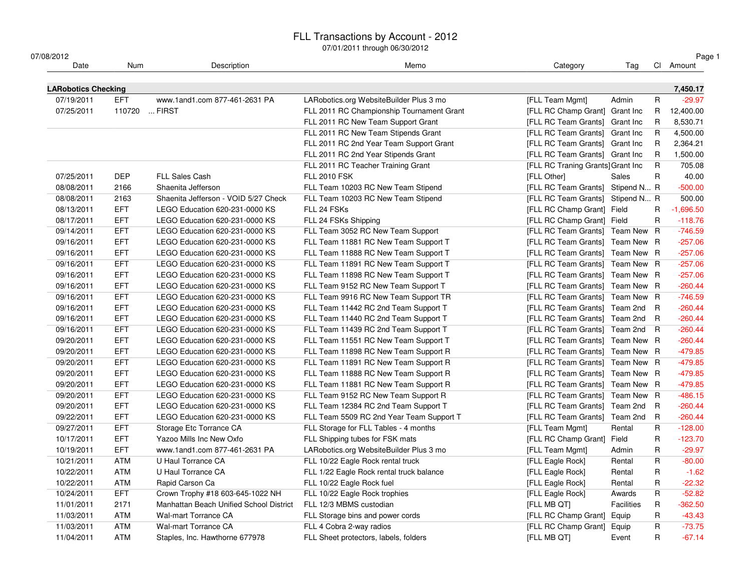# FLL Transactions by Account - 2012

07/01/2011 through 06/30/2012

07/08/2012

| Date | Num | Description | Memo | Category | Tag | Cl | Amount |
|---|---|---|---|---|---|---|---|
| **LARobotics Checking** | | | | | | | **7,450.17** |
| 07/19/2011 | EFT | www.1and1.com 877-461-2631 PA | LARobotics.org WebsiteBuilder Plus 3 mo | [FLL Team Mgmt] | Admin | R | -29.97 |
| 07/25/2011 | 110720 | ... FIRST | FLL 2011 RC Championship Tournament Grant | [FLL RC Champ Grant] | Grant Inc | R | 12,400.00 |
| | | | FLL 2011 RC New Team Support Grant | [FLL RC Team Grants] | Grant Inc | R | 8,530.71 |
| | | | FLL 2011 RC New Team Stipends Grant | [FLL RC Team Grants] | Grant Inc | R | 4,500.00 |
| | | | FLL 2011 RC 2nd Year Team Support Grant | [FLL RC Team Grants] | Grant Inc | R | 2,364.21 |
| | | | FLL 2011 RC 2nd Year Stipends Grant | [FLL RC Team Grants] | Grant Inc | R | 1,500.00 |
| | | | FLL 2011 RC Teacher Training Grant | [FLL RC Traning Grants] | Grant Inc | R | 705.08 |
| 07/25/2011 | DEP | FLL Sales Cash | FLL 2010 FSK | [FLL Other] | Sales | R | 40.00 |
| 08/08/2011 | 2166 | Shaenita Jefferson | FLL Team 10203 RC New Team Stipend | [FLL RC Team Grants] | Stipend N... | R | -500.00 |
| 08/08/2011 | 2163 | Shaenita Jefferson - VOID 5/27 Check | FLL Team 10203 RC New Team Stipend | [FLL RC Team Grants] | Stipend N... | R | 500.00 |
| 08/13/2011 | EFT | LEGO Education 620-231-0000 KS | FLL 24 FSKs | [FLL RC Champ Grant] | Field | R | -1,696.50 |
| 08/17/2011 | EFT | LEGO Education 620-231-0000 KS | FLL 24 FSKs Shipping | [FLL RC Champ Grant] | Field | R | -118.76 |
| 09/14/2011 | EFT | LEGO Education 620-231-0000 KS | FLL Team 3052 RC New Team Support | [FLL RC Team Grants] | Team New | R | -746.59 |
| 09/16/2011 | EFT | LEGO Education 620-231-0000 KS | FLL Team 11881 RC New Team Support T | [FLL RC Team Grants] | Team New | R | -257.06 |
| 09/16/2011 | EFT | LEGO Education 620-231-0000 KS | FLL Team 11888 RC New Team Support T | [FLL RC Team Grants] | Team New | R | -257.06 |
| 09/16/2011 | EFT | LEGO Education 620-231-0000 KS | FLL Team 11891 RC New Team Support T | [FLL RC Team Grants] | Team New | R | -257.06 |
| 09/16/2011 | EFT | LEGO Education 620-231-0000 KS | FLL Team 11898 RC New Team Support T | [FLL RC Team Grants] | Team New | R | -257.06 |
| 09/16/2011 | EFT | LEGO Education 620-231-0000 KS | FLL Team 9152 RC New Team Support T | [FLL RC Team Grants] | Team New | R | -260.44 |
| 09/16/2011 | EFT | LEGO Education 620-231-0000 KS | FLL Team 9916 RC New Team Support TR | [FLL RC Team Grants] | Team New | R | -746.59 |
| 09/16/2011 | EFT | LEGO Education 620-231-0000 KS | FLL Team 11442 RC 2nd Team Support T | [FLL RC Team Grants] | Team 2nd | R | -260.44 |
| 09/16/2011 | EFT | LEGO Education 620-231-0000 KS | FLL Team 11440 RC 2nd Team Support T | [FLL RC Team Grants] | Team 2nd | R | -260.44 |
| 09/16/2011 | EFT | LEGO Education 620-231-0000 KS | FLL Team 11439 RC 2nd Team Support T | [FLL RC Team Grants] | Team 2nd | R | -260.44 |
| 09/20/2011 | EFT | LEGO Education 620-231-0000 KS | FLL Team 11551 RC New Team Support T | [FLL RC Team Grants] | Team New | R | -260.44 |
| 09/20/2011 | EFT | LEGO Education 620-231-0000 KS | FLL Team 11898 RC New Team Support R | [FLL RC Team Grants] | Team New | R | -479.85 |
| 09/20/2011 | EFT | LEGO Education 620-231-0000 KS | FLL Team 11891 RC New Team Support R | [FLL RC Team Grants] | Team New | R | -479.85 |
| 09/20/2011 | EFT | LEGO Education 620-231-0000 KS | FLL Team 11888 RC New Team Support R | [FLL RC Team Grants] | Team New | R | -479.85 |
| 09/20/2011 | EFT | LEGO Education 620-231-0000 KS | FLL Team 11881 RC New Team Support R | [FLL RC Team Grants] | Team New | R | -479.85 |
| 09/20/2011 | EFT | LEGO Education 620-231-0000 KS | FLL Team 9152 RC New Team Support R | [FLL RC Team Grants] | Team New | R | -486.15 |
| 09/20/2011 | EFT | LEGO Education 620-231-0000 KS | FLL Team 12384 RC 2nd Team Support T | [FLL RC Team Grants] | Team 2nd | R | -260.44 |
| 09/22/2011 | EFT | LEGO Education 620-231-0000 KS | FLL Team 5509 RC 2nd Year Team Support T | [FLL RC Team Grants] | Team 2nd | R | -260.44 |
| 09/27/2011 | EFT | Storage Etc Torrance CA | FLL Storage for FLL Tables - 4 months | [FLL Team Mgmt] | Rental | R | -128.00 |
| 10/17/2011 | EFT | Yazoo Mills Inc New Oxfo | FLL Shipping tubes for FSK mats | [FLL RC Champ Grant] | Field | R | -123.70 |
| 10/19/2011 | EFT | www.1and1.com 877-461-2631 PA | LARobotics.org WebsiteBuilder Plus 3 mo | [FLL Team Mgmt] | Admin | R | -29.97 |
| 10/21/2011 | ATM | U Haul Torrance CA | FLL 10/22 Eagle Rock rental truck | [FLL Eagle Rock] | Rental | R | -80.00 |
| 10/22/2011 | ATM | U Haul Torrance CA | FLL 1/22 Eagle Rock rental truck balance | [FLL Eagle Rock] | Rental | R | -1.62 |
| 10/22/2011 | ATM | Rapid Carson Ca | FLL 10/22 Eagle Rock fuel | [FLL Eagle Rock] | Rental | R | -22.32 |
| 10/24/2011 | EFT | Crown Trophy #18 603-645-1022 NH | FLL 10/22 Eagle Rock trophies | [FLL Eagle Rock] | Awards | R | -52.82 |
| 11/01/2011 | 2171 | Manhattan Beach Unified School District | FLL 12/3 MBMS custodian | [FLL MB QT] | Facilities | R | -362.50 |
| 11/03/2011 | ATM | Wal-mart Torrance CA | FLL Storage bins and power cords | [FLL RC Champ Grant] | Equip | R | -43.43 |
| 11/03/2011 | ATM | Wal-mart Torrance CA | FLL 4 Cobra 2-way radios | [FLL RC Champ Grant] | Equip | R | -73.75 |
| 11/04/2011 | ATM | Staples, Inc. Hawthorne 677978 | FLL Sheet protectors, labels, folders | [FLL MB QT] | Event | R | -67.14 |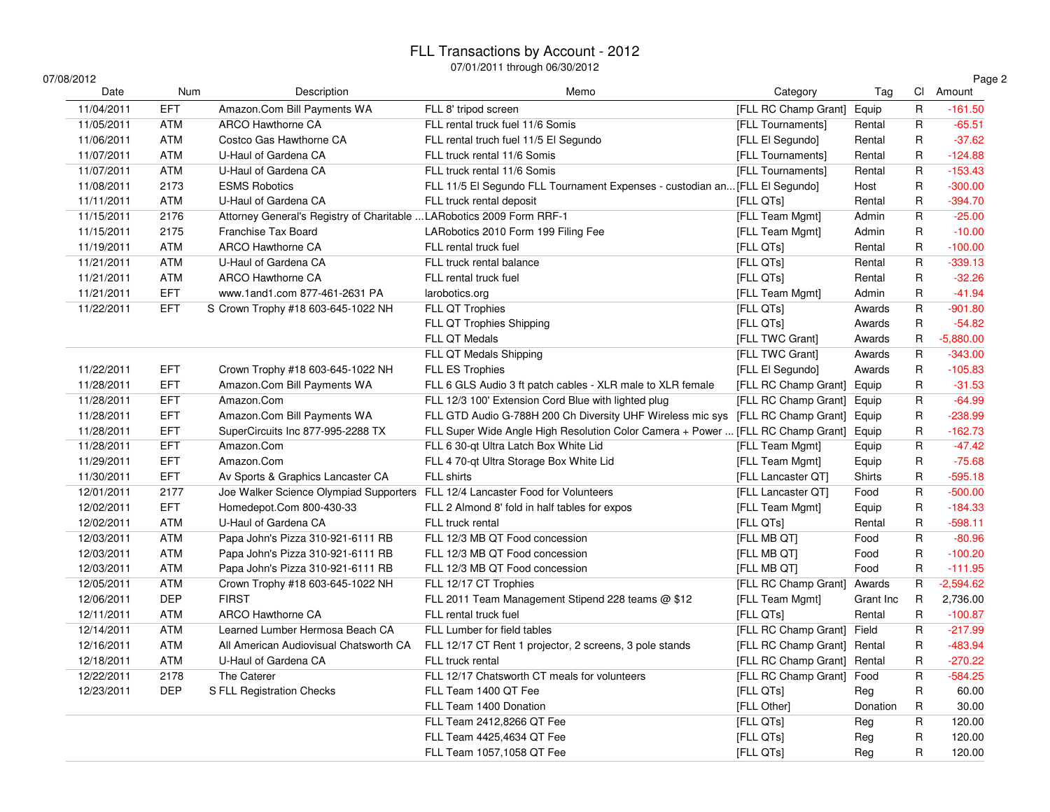# FLL Transactions by Account - 2012

07/01/2011 through 06/30/2012

07/08/2012

| Date | Num | Description | Memo | Category | Tag | Cl | Amount |
|---|---|---|---|---|---|---|---|
| 11/04/2011 | EFT | Amazon.Com Bill Payments WA | FLL 8' tripod screen | [FLL RC Champ Grant] | Equip | R | -161.50 |
| 11/05/2011 | ATM | ARCO Hawthorne CA | FLL rental truch fuel 11/6 Somis | [FLL Tournaments] | Rental | R | -65.51 |
| 11/06/2011 | ATM | Costco Gas Hawthorne CA | FLL rental truch fuel 11/5 El Segundo | [FLL El Segundo] | Rental | R | -37.62 |
| 11/07/2011 | ATM | U-Haul of Gardena CA | FLL truck rental 11/6 Somis | [FLL Tournaments] | Rental | R | -124.88 |
| 11/07/2011 | ATM | U-Haul of Gardena CA | FLL truck rental 11/6 Somis | [FLL Tournaments] | Rental | R | -153.43 |
| 11/08/2011 | 2173 | ESMS Robotics | FLL 11/5 El Segundo FLL Tournament Expenses - custodian an... | [FLL El Segundo] | Host | R | -300.00 |
| 11/11/2011 | ATM | U-Haul of Gardena CA | FLL truck rental deposit | [FLL QTs] | Rental | R | -394.70 |
| 11/15/2011 | 2176 | Attorney General's Registry of Charitable ... | LARobotics 2009 Form RRF-1 | [FLL Team Mgmt] | Admin | R | -25.00 |
| 11/15/2011 | 2175 | Franchise Tax Board | LARobotics 2010 Form 199 Filing Fee | [FLL Team Mgmt] | Admin | R | -10.00 |
| 11/19/2011 | ATM | ARCO Hawthorne CA | FLL rental truck fuel | [FLL QTs] | Rental | R | -100.00 |
| 11/21/2011 | ATM | U-Haul of Gardena CA | FLL truck rental balance | [FLL QTs] | Rental | R | -339.13 |
| 11/21/2011 | ATM | ARCO Hawthorne CA | FLL rental truck fuel | [FLL QTs] | Rental | R | -32.26 |
| 11/21/2011 | EFT | www.1and1.com 877-461-2631 PA | larobotics.org | [FLL Team Mgmt] | Admin | R | -41.94 |
| 11/22/2011 | EFT | S Crown Trophy #18 603-645-1022 NH | FLL QT Trophies | [FLL QTs] | Awards | R | -901.80 |
| | | | FLL QT Trophies Shipping | [FLL QTs] | Awards | R | -54.82 |
| | | | FLL QT Medals | [FLL TWC Grant] | Awards | R | -5,880.00 |
| | | | FLL QT Medals Shipping | [FLL TWC Grant] | Awards | R | -343.00 |
| 11/22/2011 | EFT | Crown Trophy #18 603-645-1022 NH | FLL ES Trophies | [FLL El Segundo] | Awards | R | -105.83 |
| 11/28/2011 | EFT | Amazon.Com Bill Payments WA | FLL 6 GLS Audio 3 ft patch cables - XLR male to XLR female | [FLL RC Champ Grant] | Equip | R | -31.53 |
| 11/28/2011 | EFT | Amazon.Com | FLL 12/3 100' Extension Cord Blue with lighted plug | [FLL RC Champ Grant] | Equip | R | -64.99 |
| 11/28/2011 | EFT | Amazon.Com Bill Payments WA | FLL GTD Audio G-788H 200 Ch Diversity UHF Wireless mic sys | [FLL RC Champ Grant] | Equip | R | -238.99 |
| 11/28/2011 | EFT | SuperCircuits Inc 877-995-2288 TX | FLL Super Wide Angle High Resolution Color Camera + Power ... | [FLL RC Champ Grant] | Equip | R | -162.73 |
| 11/28/2011 | EFT | Amazon.Com | FLL 6 30-qt Ultra Latch Box White Lid | [FLL Team Mgmt] | Equip | R | -47.42 |
| 11/29/2011 | EFT | Amazon.Com | FLL 4 70-qt Ultra Storage Box White Lid | [FLL Team Mgmt] | Equip | R | -75.68 |
| 11/30/2011 | EFT | Av Sports & Graphics Lancaster CA | FLL shirts | [FLL Lancaster QT] | Shirts | R | -595.18 |
| 12/01/2011 | 2177 | Joe Walker Science Olympiad Supporters | FLL 12/4 Lancaster Food for Volunteers | [FLL Lancaster QT] | Food | R | -500.00 |
| 12/02/2011 | EFT | Homedepot.Com 800-430-33 | FLL 2 Almond 8' fold in half tables for expos | [FLL Team Mgmt] | Equip | R | -184.33 |
| 12/02/2011 | ATM | U-Haul of Gardena CA | FLL truck rental | [FLL QTs] | Rental | R | -598.11 |
| 12/03/2011 | ATM | Papa John's Pizza 310-921-6111 RB | FLL 12/3 MB QT Food concession | [FLL MB QT] | Food | R | -80.96 |
| 12/03/2011 | ATM | Papa John's Pizza 310-921-6111 RB | FLL 12/3 MB QT Food concession | [FLL MB QT] | Food | R | -100.20 |
| 12/03/2011 | ATM | Papa John's Pizza 310-921-6111 RB | FLL 12/3 MB QT Food concession | [FLL MB QT] | Food | R | -111.95 |
| 12/05/2011 | ATM | Crown Trophy #18 603-645-1022 NH | FLL 12/17 CT Trophies | [FLL RC Champ Grant] | Awards | R | -2,594.62 |
| 12/06/2011 | DEP | FIRST | FLL 2011 Team Management Stipend 228 teams @ $12 | [FLL Team Mgmt] | Grant Inc | R | 2,736.00 |
| 12/11/2011 | ATM | ARCO Hawthorne CA | FLL rental truck fuel | [FLL QTs] | Rental | R | -100.87 |
| 12/14/2011 | ATM | Learned Lumber Hermosa Beach CA | FLL Lumber for field tables | [FLL RC Champ Grant] | Field | R | -217.99 |
| 12/16/2011 | ATM | All American Audiovisual Chatsworth CA | FLL 12/17 CT Rent 1 projector, 2 screens, 3 pole stands | [FLL RC Champ Grant] | Rental | R | -483.94 |
| 12/18/2011 | ATM | U-Haul of Gardena CA | FLL truck rental | [FLL RC Champ Grant] | Rental | R | -270.22 |
| 12/22/2011 | 2178 | The Caterer | FLL 12/17 Chatsworth CT meals for volunteers | [FLL RC Champ Grant] | Food | R | -584.25 |
| 12/23/2011 | DEP | S FLL Registration Checks | FLL Team 1400 QT Fee | [FLL QTs] | Reg | R | 60.00 |
| | | | FLL Team 1400 Donation | [FLL Other] | Donation | R | 30.00 |
| | | | FLL Team 2412,8266 QT Fee | [FLL QTs] | Reg | R | 120.00 |
| | | | FLL Team 4425,4634 QT Fee | [FLL QTs] | Reg | R | 120.00 |
| | | | FLL Team 1057,1058 QT Fee | [FLL QTs] | Reg | R | 120.00 |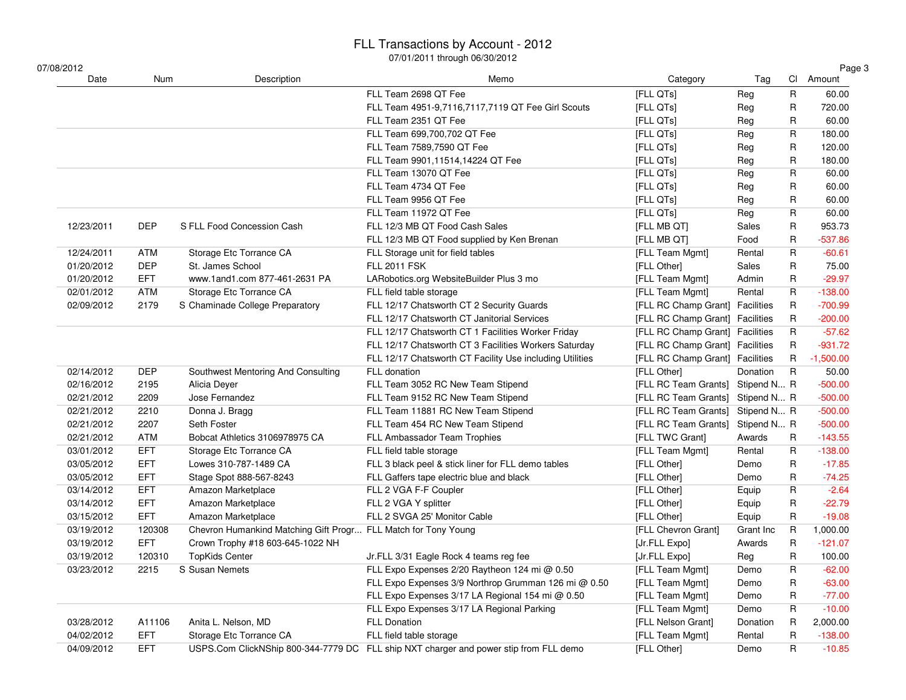# FLL Transactions by Account - 2012

07/01/2011 through 06/30/2012

07/08/2012

| Date | Num | Description | Memo | Category | Tag | Cl | Amount |
|---|---|---|---|---|---|---|---|
| | | | FLL Team 2698 QT Fee | [FLL QTs] | Reg | R | 60.00 |
| | | | FLL Team 4951-9,7116,7117,7119 QT Fee Girl Scouts | [FLL QTs] | Reg | R | 720.00 |
| | | | FLL Team 2351 QT Fee | [FLL QTs] | Reg | R | 60.00 |
| | | | FLL Team 699,700,702 QT Fee | [FLL QTs] | Reg | R | 180.00 |
| | | | FLL Team 7589,7590 QT Fee | [FLL QTs] | Reg | R | 120.00 |
| | | | FLL Team 9901,11514,14224 QT Fee | [FLL QTs] | Reg | R | 180.00 |
| | | | FLL Team 13070 QT Fee | [FLL QTs] | Reg | R | 60.00 |
| | | | FLL Team 4734 QT Fee | [FLL QTs] | Reg | R | 60.00 |
| | | | FLL Team 9956 QT Fee | [FLL QTs] | Reg | R | 60.00 |
| | | | FLL Team 11972 QT Fee | [FLL QTs] | Reg | R | 60.00 |
| 12/23/2011 | DEP | S FLL Food Concession Cash | FLL 12/3 MB QT Food Cash Sales | [FLL MB QT] | Sales | R | 953.73 |
| | | | FLL 12/3 MB QT Food supplied by Ken Brenan | [FLL MB QT] | Food | R | -537.86 |
| 12/24/2011 | ATM | Storage Etc Torrance CA | FLL Storage unit for field tables | [FLL Team Mgmt] | Rental | R | -60.61 |
| 01/20/2012 | DEP | St. James School | FLL 2011 FSK | [FLL Other] | Sales | R | 75.00 |
| 01/20/2012 | EFT | www.1and1.com 877-461-2631 PA | LARobotics.org WebsiteBuilder Plus 3 mo | [FLL Team Mgmt] | Admin | R | -29.97 |
| 02/01/2012 | ATM | Storage Etc Torrance CA | FLL field table storage | [FLL Team Mgmt] | Rental | R | -138.00 |
| 02/09/2012 | 2179 | S Chaminade College Preparatory | FLL 12/17 Chatsworth CT 2 Security Guards | [FLL RC Champ Grant] | Facilities | R | -700.99 |
| | | | FLL 12/17 Chatsworth CT Janitorial Services | [FLL RC Champ Grant] | Facilities | R | -200.00 |
| | | | FLL 12/17 Chatsworth CT 1 Facilities Worker Friday | [FLL RC Champ Grant] | Facilities | R | -57.62 |
| | | | FLL 12/17 Chatsworth CT 3 Facilities Workers Saturday | [FLL RC Champ Grant] | Facilities | R | -931.72 |
| | | | FLL 12/17 Chatsworth CT Facility Use including Utilities | [FLL RC Champ Grant] | Facilities | R | -1,500.00 |
| 02/14/2012 | DEP | Southwest Mentoring And Consulting | FLL donation | [FLL Other] | Donation | R | 50.00 |
| 02/16/2012 | 2195 | Alicia Deyer | FLL Team 3052 RC New Team Stipend | [FLL RC Team Grants] | Stipend N... | R | -500.00 |
| 02/21/2012 | 2209 | Jose Fernandez | FLL Team 9152 RC New Team Stipend | [FLL RC Team Grants] | Stipend N... | R | -500.00 |
| 02/21/2012 | 2210 | Donna J. Bragg | FLL Team 11881 RC New Team Stipend | [FLL RC Team Grants] | Stipend N... | R | -500.00 |
| 02/21/2012 | 2207 | Seth Foster | FLL Team 454 RC New Team Stipend | [FLL RC Team Grants] | Stipend N... | R | -500.00 |
| 02/21/2012 | ATM | Bobcat Athletics 3106978975 CA | FLL Ambassador Team Trophies | [FLL TWC Grant] | Awards | R | -143.55 |
| 03/01/2012 | EFT | Storage Etc Torrance CA | FLL field table storage | [FLL Team Mgmt] | Rental | R | -138.00 |
| 03/05/2012 | EFT | Lowes 310-787-1489 CA | FLL 3 black peel & stick liner for FLL demo tables | [FLL Other] | Demo | R | -17.85 |
| 03/05/2012 | EFT | Stage Spot 888-567-8243 | FLL Gaffers tape electric blue and black | [FLL Other] | Demo | R | -74.25 |
| 03/14/2012 | EFT | Amazon Marketplace | FLL 2 VGA F-F Coupler | [FLL Other] | Equip | R | -2.64 |
| 03/14/2012 | EFT | Amazon Marketplace | FLL 2 VGA Y splitter | [FLL Other] | Equip | R | -22.79 |
| 03/15/2012 | EFT | Amazon Marketplace | FLL 2 SVGA 25' Monitor Cable | [FLL Other] | Equip | R | -19.08 |
| 03/19/2012 | 120308 | Chevron Humankind Matching Gift Progr... | FLL Match for Tony Young | [FLL Chevron Grant] | Grant Inc | R | 1,000.00 |
| 03/19/2012 | EFT | Crown Trophy #18 603-645-1022 NH | | [Jr.FLL Expo] | Awards | R | -121.07 |
| 03/19/2012 | 120310 | TopKids Center | Jr.FLL 3/31 Eagle Rock 4 teams reg fee | [Jr.FLL Expo] | Reg | R | 100.00 |
| 03/23/2012 | 2215 | S Susan Nemets | FLL Expo Expenses 2/20 Raytheon 124 mi @ 0.50 | [FLL Team Mgmt] | Demo | R | -62.00 |
| | | | FLL Expo Expenses 3/9 Northrop Grumman 126 mi @ 0.50 | [FLL Team Mgmt] | Demo | R | -63.00 |
| | | | FLL Expo Expenses 3/17 LA Regional 154 mi @ 0.50 | [FLL Team Mgmt] | Demo | R | -77.00 |
| | | | FLL Expo Expenses 3/17 LA Regional Parking | [FLL Team Mgmt] | Demo | R | -10.00 |
| 03/28/2012 | A11106 | Anita L. Nelson, MD | FLL Donation | [FLL Nelson Grant] | Donation | R | 2,000.00 |
| 04/02/2012 | EFT | Storage Etc Torrance CA | FLL field table storage | [FLL Team Mgmt] | Rental | R | -138.00 |
| 04/09/2012 | EFT | USPS.Com ClickNShip 800-344-7779 DC | FLL ship NXT charger and power stip from FLL demo | [FLL Other] | Demo | R | -10.85 |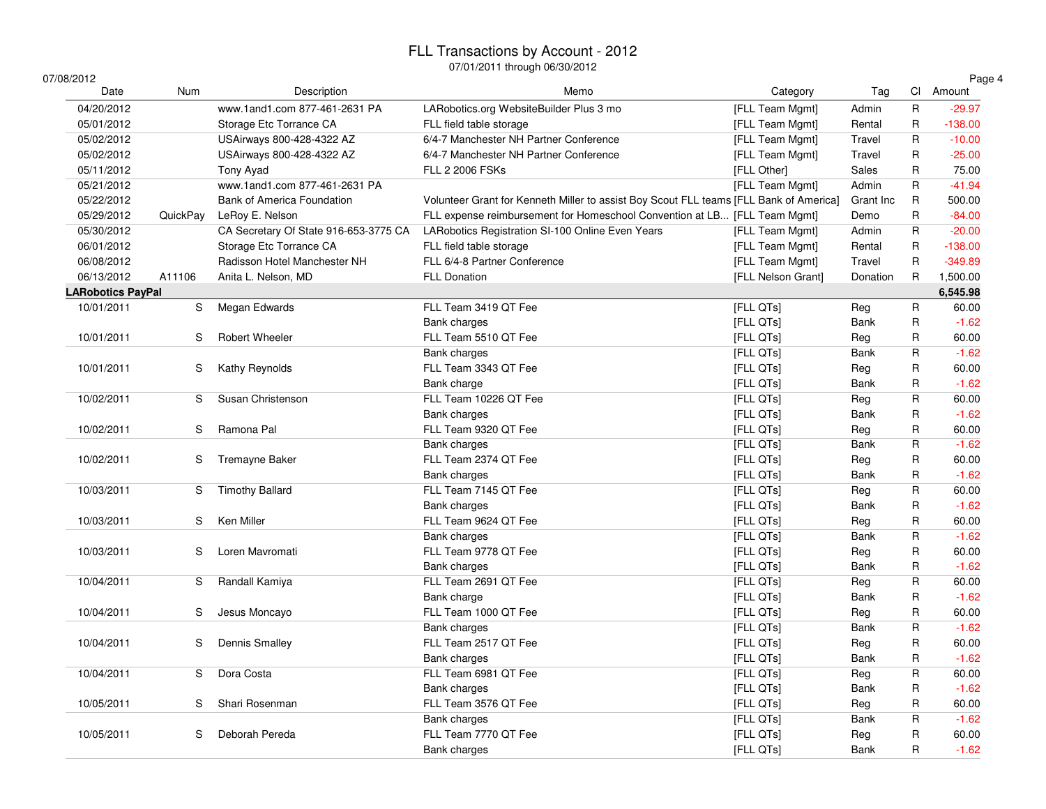# FLL Transactions by Account - 2012

07/01/2011 through 06/30/2012

07/08/2012

| Date | Num | Description | Memo | Category | Tag | Cl | Amount |
|---|---|---|---|---|---|---|---|
| 04/20/2012 | | www.1and1.com 877-461-2631 PA | LARobotics.org WebsiteBuilder Plus 3 mo | [FLL Team Mgmt] | Admin | R | -29.97 |
| 05/01/2012 | | Storage Etc Torrance CA | FLL field table storage | [FLL Team Mgmt] | Rental | R | -138.00 |
| 05/02/2012 | | USAirways 800-428-4322 AZ | 6/4-7 Manchester NH Partner Conference | [FLL Team Mgmt] | Travel | R | -10.00 |
| 05/02/2012 | | USAirways 800-428-4322 AZ | 6/4-7 Manchester NH Partner Conference | [FLL Team Mgmt] | Travel | R | -25.00 |
| 05/11/2012 | | Tony Ayad | FLL 2 2006 FSKs | [FLL Other] | Sales | R | 75.00 |
| 05/21/2012 | | www.1and1.com 877-461-2631 PA | | [FLL Team Mgmt] | Admin | R | -41.94 |
| 05/22/2012 | | Bank of America Foundation | Volunteer Grant for Kenneth Miller to assist Boy Scout FLL teams | [FLL Bank of America] | Grant Inc | R | 500.00 |
| 05/29/2012 | QuickPay | LeRoy E. Nelson | FLL expense reimbursement for Homeschool Convention at LB... | [FLL Team Mgmt] | Demo | R | -84.00 |
| 05/30/2012 | | CA Secretary Of State 916-653-3775 CA | LARobotics Registration SI-100 Online Even Years | [FLL Team Mgmt] | Admin | R | -20.00 |
| 06/01/2012 | | Storage Etc Torrance CA | FLL field table storage | [FLL Team Mgmt] | Rental | R | -138.00 |
| 06/08/2012 | | Radisson Hotel Manchester NH | FLL 6/4-8 Partner Conference | [FLL Team Mgmt] | Travel | R | -349.89 |
| 06/13/2012 | A11106 | Anita L. Nelson, MD | FLL Donation | [FLL Nelson Grant] | Donation | R | 1,500.00 |
| **LARobotics PayPal** | | | | | | | **6,545.98** |
| 10/01/2011 | S | Megan Edwards | FLL Team 3419 QT Fee | [FLL QTs] | Reg | R | 60.00 |
| | | | Bank charges | [FLL QTs] | Bank | R | -1.62 |
| 10/01/2011 | S | Robert Wheeler | FLL Team 5510 QT Fee | [FLL QTs] | Reg | R | 60.00 |
| | | | Bank charges | [FLL QTs] | Bank | R | -1.62 |
| 10/01/2011 | S | Kathy Reynolds | FLL Team 3343 QT Fee | [FLL QTs] | Reg | R | 60.00 |
| | | | Bank charge | [FLL QTs] | Bank | R | -1.62 |
| 10/02/2011 | S | Susan Christenson | FLL Team 10226 QT Fee | [FLL QTs] | Reg | R | 60.00 |
| | | | Bank charges | [FLL QTs] | Bank | R | -1.62 |
| 10/02/2011 | S | Ramona Pal | FLL Team 9320 QT Fee | [FLL QTs] | Reg | R | 60.00 |
| | | | Bank charges | [FLL QTs] | Bank | R | -1.62 |
| 10/02/2011 | S | Tremayne Baker | FLL Team 2374 QT Fee | [FLL QTs] | Reg | R | 60.00 |
| | | | Bank charges | [FLL QTs] | Bank | R | -1.62 |
| 10/03/2011 | S | Timothy Ballard | FLL Team 7145 QT Fee | [FLL QTs] | Reg | R | 60.00 |
| | | | Bank charges | [FLL QTs] | Bank | R | -1.62 |
| 10/03/2011 | S | Ken Miller | FLL Team 9624 QT Fee | [FLL QTs] | Reg | R | 60.00 |
| | | | Bank charges | [FLL QTs] | Bank | R | -1.62 |
| 10/03/2011 | S | Loren Mavromati | FLL Team 9778 QT Fee | [FLL QTs] | Reg | R | 60.00 |
| | | | Bank charges | [FLL QTs] | Bank | R | -1.62 |
| 10/04/2011 | S | Randall Kamiya | FLL Team 2691 QT Fee | [FLL QTs] | Reg | R | 60.00 |
| | | | Bank charge | [FLL QTs] | Bank | R | -1.62 |
| 10/04/2011 | S | Jesus Moncayo | FLL Team 1000 QT Fee | [FLL QTs] | Reg | R | 60.00 |
| | | | Bank charges | [FLL QTs] | Bank | R | -1.62 |
| 10/04/2011 | S | Dennis Smalley | FLL Team 2517 QT Fee | [FLL QTs] | Reg | R | 60.00 |
| | | | Bank charges | [FLL QTs] | Bank | R | -1.62 |
| 10/04/2011 | S | Dora Costa | FLL Team 6981 QT Fee | [FLL QTs] | Reg | R | 60.00 |
| | | | Bank charges | [FLL QTs] | Bank | R | -1.62 |
| 10/05/2011 | S | Shari Rosenman | FLL Team 3576 QT Fee | [FLL QTs] | Reg | R | 60.00 |
| | | | Bank charges | [FLL QTs] | Bank | R | -1.62 |
| 10/05/2011 | S | Deborah Pereda | FLL Team 7770 QT Fee | [FLL QTs] | Reg | R | 60.00 |
| | | | Bank charges | [FLL QTs] | Bank | R | -1.62 |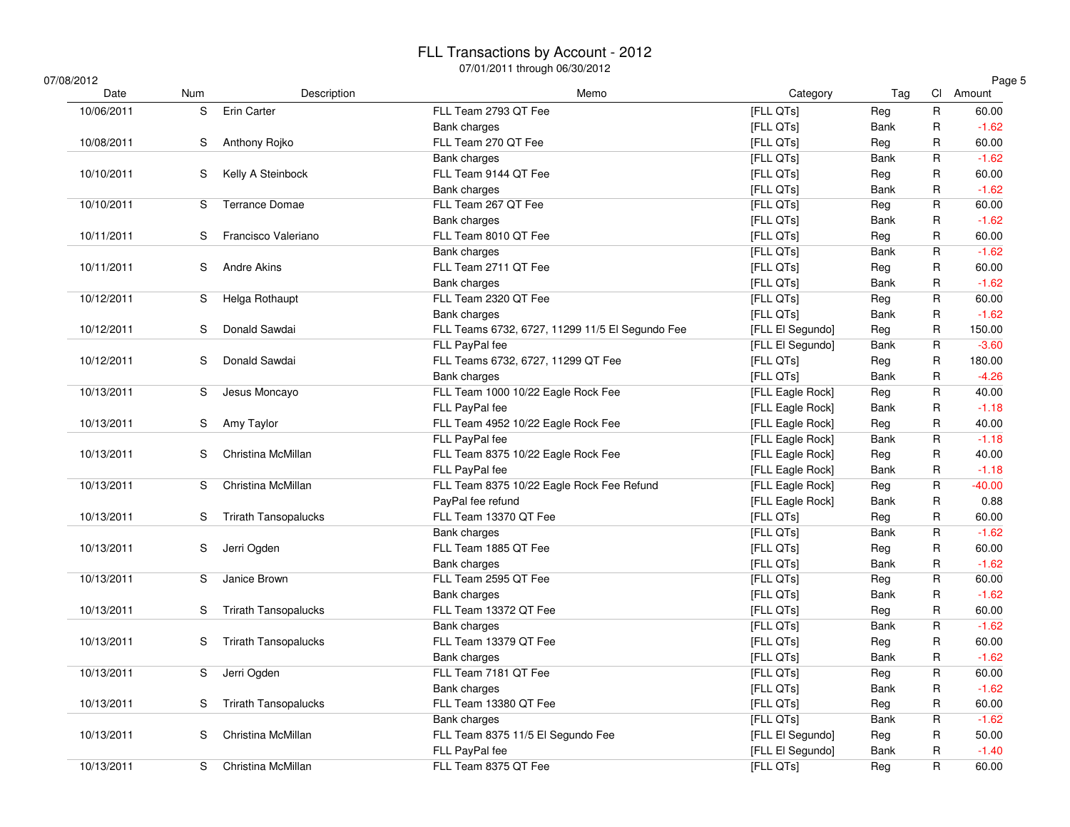# FLL Transactions by Account - 2012

07/01/2011 through 06/30/2012

07/08/2012

| Date | Num | Description | Memo | Category | Tag | Cl | Amount |
|---|---|---|---|---|---|---|---|
| 10/06/2011 | S | Erin Carter | FLL Team 2793 QT Fee | [FLL QTs] | Reg | R | 60.00 |
| | | | Bank charges | [FLL QTs] | Bank | R | -1.62 |
| 10/08/2011 | S | Anthony Rojko | FLL Team 270 QT Fee | [FLL QTs] | Reg | R | 60.00 |
| | | | Bank charges | [FLL QTs] | Bank | R | -1.62 |
| 10/10/2011 | S | Kelly A Steinbock | FLL Team 9144 QT Fee | [FLL QTs] | Reg | R | 60.00 |
| | | | Bank charges | [FLL QTs] | Bank | R | -1.62 |
| 10/10/2011 | S | Terrance Domae | FLL Team 267 QT Fee | [FLL QTs] | Reg | R | 60.00 |
| | | | Bank charges | [FLL QTs] | Bank | R | -1.62 |
| 10/11/2011 | S | Francisco Valeriano | FLL Team 8010 QT Fee | [FLL QTs] | Reg | R | 60.00 |
| | | | Bank charges | [FLL QTs] | Bank | R | -1.62 |
| 10/11/2011 | S | Andre Akins | FLL Team 2711 QT Fee | [FLL QTs] | Reg | R | 60.00 |
| | | | Bank charges | [FLL QTs] | Bank | R | -1.62 |
| 10/12/2011 | S | Helga Rothaupt | FLL Team 2320 QT Fee | [FLL QTs] | Reg | R | 60.00 |
| | | | Bank charges | [FLL QTs] | Bank | R | -1.62 |
| 10/12/2011 | S | Donald Sawdai | FLL Teams 6732, 6727, 11299 11/5 El Segundo Fee | [FLL El Segundo] | Reg | R | 150.00 |
| | | | FLL PayPal fee | [FLL El Segundo] | Bank | R | -3.60 |
| 10/12/2011 | S | Donald Sawdai | FLL Teams 6732, 6727, 11299 QT Fee | [FLL QTs] | Reg | R | 180.00 |
| | | | Bank charges | [FLL QTs] | Bank | R | -4.26 |
| 10/13/2011 | S | Jesus Moncayo | FLL Team 1000 10/22 Eagle Rock Fee | [FLL Eagle Rock] | Reg | R | 40.00 |
| | | | FLL PayPal fee | [FLL Eagle Rock] | Bank | R | -1.18 |
| 10/13/2011 | S | Amy Taylor | FLL Team 4952 10/22 Eagle Rock Fee | [FLL Eagle Rock] | Reg | R | 40.00 |
| | | | FLL PayPal fee | [FLL Eagle Rock] | Bank | R | -1.18 |
| 10/13/2011 | S | Christina McMillan | FLL Team 8375 10/22 Eagle Rock Fee | [FLL Eagle Rock] | Reg | R | 40.00 |
| | | | FLL PayPal fee | [FLL Eagle Rock] | Bank | R | -1.18 |
| 10/13/2011 | S | Christina McMillan | FLL Team 8375 10/22 Eagle Rock Fee Refund | [FLL Eagle Rock] | Reg | R | -40.00 |
| | | | PayPal fee refund | [FLL Eagle Rock] | Bank | R | 0.88 |
| 10/13/2011 | S | Trirath Tansopalucks | FLL Team 13370 QT Fee | [FLL QTs] | Reg | R | 60.00 |
| | | | Bank charges | [FLL QTs] | Bank | R | -1.62 |
| 10/13/2011 | S | Jerri Ogden | FLL Team 1885 QT Fee | [FLL QTs] | Reg | R | 60.00 |
| | | | Bank charges | [FLL QTs] | Bank | R | -1.62 |
| 10/13/2011 | S | Janice Brown | FLL Team 2595 QT Fee | [FLL QTs] | Reg | R | 60.00 |
| | | | Bank charges | [FLL QTs] | Bank | R | -1.62 |
| 10/13/2011 | S | Trirath Tansopalucks | FLL Team 13372 QT Fee | [FLL QTs] | Reg | R | 60.00 |
| | | | Bank charges | [FLL QTs] | Bank | R | -1.62 |
| 10/13/2011 | S | Trirath Tansopalucks | FLL Team 13379 QT Fee | [FLL QTs] | Reg | R | 60.00 |
| | | | Bank charges | [FLL QTs] | Bank | R | -1.62 |
| 10/13/2011 | S | Jerri Ogden | FLL Team 7181 QT Fee | [FLL QTs] | Reg | R | 60.00 |
| | | | Bank charges | [FLL QTs] | Bank | R | -1.62 |
| 10/13/2011 | S | Trirath Tansopalucks | FLL Team 13380 QT Fee | [FLL QTs] | Reg | R | 60.00 |
| | | | Bank charges | [FLL QTs] | Bank | R | -1.62 |
| 10/13/2011 | S | Christina McMillan | FLL Team 8375 11/5 El Segundo Fee | [FLL El Segundo] | Reg | R | 50.00 |
| | | | FLL PayPal fee | [FLL El Segundo] | Bank | R | -1.40 |
| 10/13/2011 | S | Christina McMillan | FLL Team 8375 QT Fee | [FLL QTs] | Reg | R | 60.00 |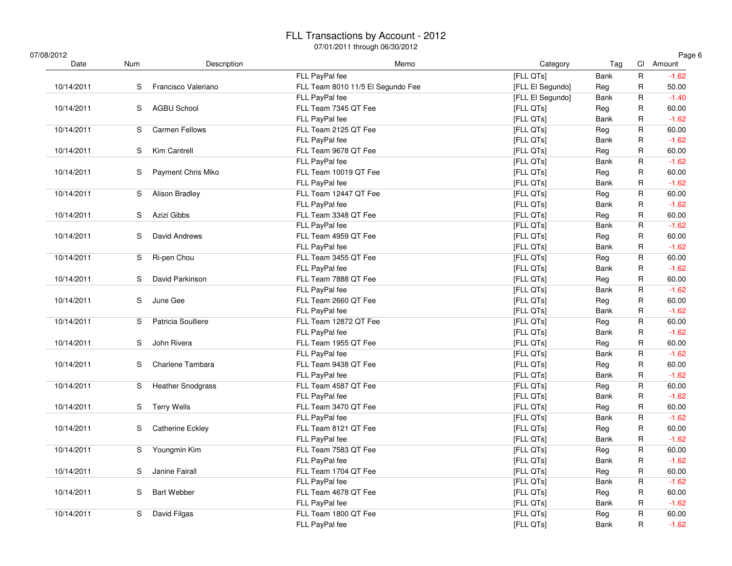# FLL Transactions by Account - 2012

07/01/2011 through 06/30/2012

07/08/2012

| Date | Num | Description | Memo | Category | Tag | Cl | Amount |
|---|---|---|---|---|---|---|---|
| | | | FLL PayPal fee | [FLL QTs] | Bank | R | -1.62 |
| 10/14/2011 | S | Francisco Valeriano | FLL Team 8010 11/5 El Segundo Fee | [FLL El Segundo] | Reg | R | 50.00 |
| | | | FLL PayPal fee | [FLL El Segundo] | Bank | R | -1.40 |
| 10/14/2011 | S | AGBU School | FLL Team 7345 QT Fee | [FLL QTs] | Reg | R | 60.00 |
| | | | FLL PayPal fee | [FLL QTs] | Bank | R | -1.62 |
| 10/14/2011 | S | Carmen Fellows | FLL Team 2125 QT Fee | [FLL QTs] | Reg | R | 60.00 |
| | | | FLL PayPal fee | [FLL QTs] | Bank | R | -1.62 |
| 10/14/2011 | S | Kim Cantrell | FLL Team 9678 QT Fee | [FLL QTs] | Reg | R | 60.00 |
| | | | FLL PayPal fee | [FLL QTs] | Bank | R | -1.62 |
| 10/14/2011 | S | Payment Chris Miko | FLL Team 10019 QT Fee | [FLL QTs] | Reg | R | 60.00 |
| | | | FLL PayPal fee | [FLL QTs] | Bank | R | -1.62 |
| 10/14/2011 | S | Alison Bradley | FLL Team 12447 QT Fee | [FLL QTs] | Reg | R | 60.00 |
| | | | FLL PayPal fee | [FLL QTs] | Bank | R | -1.62 |
| 10/14/2011 | S | Azizi Gibbs | FLL Team 3348 QT Fee | [FLL QTs] | Reg | R | 60.00 |
| | | | FLL PayPal fee | [FLL QTs] | Bank | R | -1.62 |
| 10/14/2011 | S | David Andrews | FLL Team 4959 QT Fee | [FLL QTs] | Reg | R | 60.00 |
| | | | FLL PayPal fee | [FLL QTs] | Bank | R | -1.62 |
| 10/14/2011 | S | Ri-pen Chou | FLL Team 3455 QT Fee | [FLL QTs] | Reg | R | 60.00 |
| | | | FLL PayPal fee | [FLL QTs] | Bank | R | -1.62 |
| 10/14/2011 | S | David Parkinson | FLL Team 7888 QT Fee | [FLL QTs] | Reg | R | 60.00 |
| | | | FLL PayPal fee | [FLL QTs] | Bank | R | -1.62 |
| 10/14/2011 | S | June Gee | FLL Team 2660 QT Fee | [FLL QTs] | Reg | R | 60.00 |
| | | | FLL PayPal fee | [FLL QTs] | Bank | R | -1.62 |
| 10/14/2011 | S | Patricia Soulliere | FLL Team 12872 QT Fee | [FLL QTs] | Reg | R | 60.00 |
| | | | FLL PayPal fee | [FLL QTs] | Bank | R | -1.62 |
| 10/14/2011 | S | John Rivera | FLL Team 1955 QT Fee | [FLL QTs] | Reg | R | 60.00 |
| | | | FLL PayPal fee | [FLL QTs] | Bank | R | -1.62 |
| 10/14/2011 | S | Charlene Tambara | FLL Team 9438 QT Fee | [FLL QTs] | Reg | R | 60.00 |
| | | | FLL PayPal fee | [FLL QTs] | Bank | R | -1.62 |
| 10/14/2011 | S | Heather Snodgrass | FLL Team 4587 QT Fee | [FLL QTs] | Reg | R | 60.00 |
| | | | FLL PayPal fee | [FLL QTs] | Bank | R | -1.62 |
| 10/14/2011 | S | Terry Wells | FLL Team 3470 QT Fee | [FLL QTs] | Reg | R | 60.00 |
| | | | FLL PayPal fee | [FLL QTs] | Bank | R | -1.62 |
| 10/14/2011 | S | Catherine Eckley | FLL Team 8121 QT Fee | [FLL QTs] | Reg | R | 60.00 |
| | | | FLL PayPal fee | [FLL QTs] | Bank | R | -1.62 |
| 10/14/2011 | S | Youngmin Kim | FLL Team 7583 QT Fee | [FLL QTs] | Reg | R | 60.00 |
| | | | FLL PayPal fee | [FLL QTs] | Bank | R | -1.62 |
| 10/14/2011 | S | Janine Fairall | FLL Team 1704 QT Fee | [FLL QTs] | Reg | R | 60.00 |
| | | | FLL PayPal fee | [FLL QTs] | Bank | R | -1.62 |
| 10/14/2011 | S | Bart Webber | FLL Team 4678 QT Fee | [FLL QTs] | Reg | R | 60.00 |
| | | | FLL PayPal fee | [FLL QTs] | Bank | R | -1.62 |
| 10/14/2011 | S | David Filgas | FLL Team 1800 QT Fee | [FLL QTs] | Reg | R | 60.00 |
| | | | FLL PayPal fee | [FLL QTs] | Bank | R | -1.62 |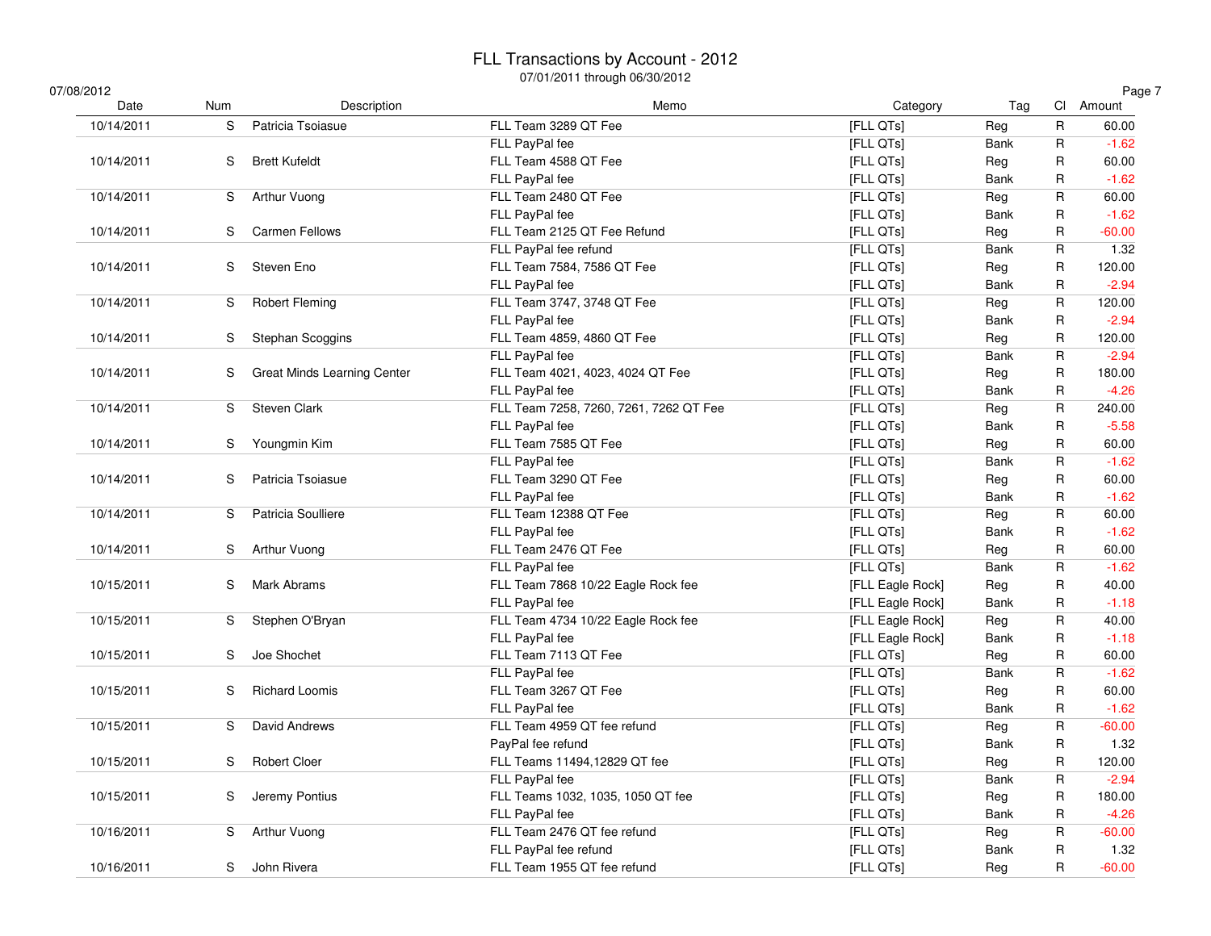# FLL Transactions by Account - 2012

07/01/2011 through 06/30/2012

07/08/2012

| Date | Num | Description | Memo | Category | Tag | Cl | Amount |
|---|---|---|---|---|---|---|---|
| 10/14/2011 | S | Patricia Tsoiasue | FLL Team 3289 QT Fee | [FLL QTs] | Reg | R | 60.00 |
| | | | FLL PayPal fee | [FLL QTs] | Bank | R | -1.62 |
| 10/14/2011 | S | Brett Kufeldt | FLL Team 4588 QT Fee | [FLL QTs] | Reg | R | 60.00 |
| | | | FLL PayPal fee | [FLL QTs] | Bank | R | -1.62 |
| 10/14/2011 | S | Arthur Vuong | FLL Team 2480 QT Fee | [FLL QTs] | Reg | R | 60.00 |
| | | | FLL PayPal fee | [FLL QTs] | Bank | R | -1.62 |
| 10/14/2011 | S | Carmen Fellows | FLL Team 2125 QT Fee Refund | [FLL QTs] | Reg | R | -60.00 |
| | | | FLL PayPal fee refund | [FLL QTs] | Bank | R | 1.32 |
| 10/14/2011 | S | Steven Eno | FLL Team 7584, 7586 QT Fee | [FLL QTs] | Reg | R | 120.00 |
| | | | FLL PayPal fee | [FLL QTs] | Bank | R | -2.94 |
| 10/14/2011 | S | Robert Fleming | FLL Team 3747, 3748 QT Fee | [FLL QTs] | Reg | R | 120.00 |
| | | | FLL PayPal fee | [FLL QTs] | Bank | R | -2.94 |
| 10/14/2011 | S | Stephan Scoggins | FLL Team 4859, 4860 QT Fee | [FLL QTs] | Reg | R | 120.00 |
| | | | FLL PayPal fee | [FLL QTs] | Bank | R | -2.94 |
| 10/14/2011 | S | Great Minds Learning Center | FLL Team 4021, 4023, 4024 QT Fee | [FLL QTs] | Reg | R | 180.00 |
| | | | FLL PayPal fee | [FLL QTs] | Bank | R | -4.26 |
| 10/14/2011 | S | Steven Clark | FLL Team 7258, 7260, 7261, 7262 QT Fee | [FLL QTs] | Reg | R | 240.00 |
| | | | FLL PayPal fee | [FLL QTs] | Bank | R | -5.58 |
| 10/14/2011 | S | Youngmin Kim | FLL Team 7585 QT Fee | [FLL QTs] | Reg | R | 60.00 |
| | | | FLL PayPal fee | [FLL QTs] | Bank | R | -1.62 |
| 10/14/2011 | S | Patricia Tsoiasue | FLL Team 3290 QT Fee | [FLL QTs] | Reg | R | 60.00 |
| | | | FLL PayPal fee | [FLL QTs] | Bank | R | -1.62 |
| 10/14/2011 | S | Patricia Soulliere | FLL Team 12388 QT Fee | [FLL QTs] | Reg | R | 60.00 |
| | | | FLL PayPal fee | [FLL QTs] | Bank | R | -1.62 |
| 10/14/2011 | S | Arthur Vuong | FLL Team 2476 QT Fee | [FLL QTs] | Reg | R | 60.00 |
| | | | FLL PayPal fee | [FLL QTs] | Bank | R | -1.62 |
| 10/15/2011 | S | Mark Abrams | FLL Team 7868 10/22 Eagle Rock fee | [FLL Eagle Rock] | Reg | R | 40.00 |
| | | | FLL PayPal fee | [FLL Eagle Rock] | Bank | R | -1.18 |
| 10/15/2011 | S | Stephen O'Bryan | FLL Team 4734 10/22 Eagle Rock fee | [FLL Eagle Rock] | Reg | R | 40.00 |
| | | | FLL PayPal fee | [FLL Eagle Rock] | Bank | R | -1.18 |
| 10/15/2011 | S | Joe Shochet | FLL Team 7113 QT Fee | [FLL QTs] | Reg | R | 60.00 |
| | | | FLL PayPal fee | [FLL QTs] | Bank | R | -1.62 |
| 10/15/2011 | S | Richard Loomis | FLL Team 3267 QT Fee | [FLL QTs] | Reg | R | 60.00 |
| | | | FLL PayPal fee | [FLL QTs] | Bank | R | -1.62 |
| 10/15/2011 | S | David Andrews | FLL Team 4959 QT fee refund | [FLL QTs] | Reg | R | -60.00 |
| | | | PayPal fee refund | [FLL QTs] | Bank | R | 1.32 |
| 10/15/2011 | S | Robert Cloer | FLL Teams 11494,12829 QT fee | [FLL QTs] | Reg | R | 120.00 |
| | | | FLL PayPal fee | [FLL QTs] | Bank | R | -2.94 |
| 10/15/2011 | S | Jeremy Pontius | FLL Teams 1032, 1035, 1050 QT fee | [FLL QTs] | Reg | R | 180.00 |
| | | | FLL PayPal fee | [FLL QTs] | Bank | R | -4.26 |
| 10/16/2011 | S | Arthur Vuong | FLL Team 2476 QT fee refund | [FLL QTs] | Reg | R | -60.00 |
| | | | FLL PayPal fee refund | [FLL QTs] | Bank | R | 1.32 |
| 10/16/2011 | S | John Rivera | FLL Team 1955 QT fee refund | [FLL QTs] | Reg | R | -60.00 |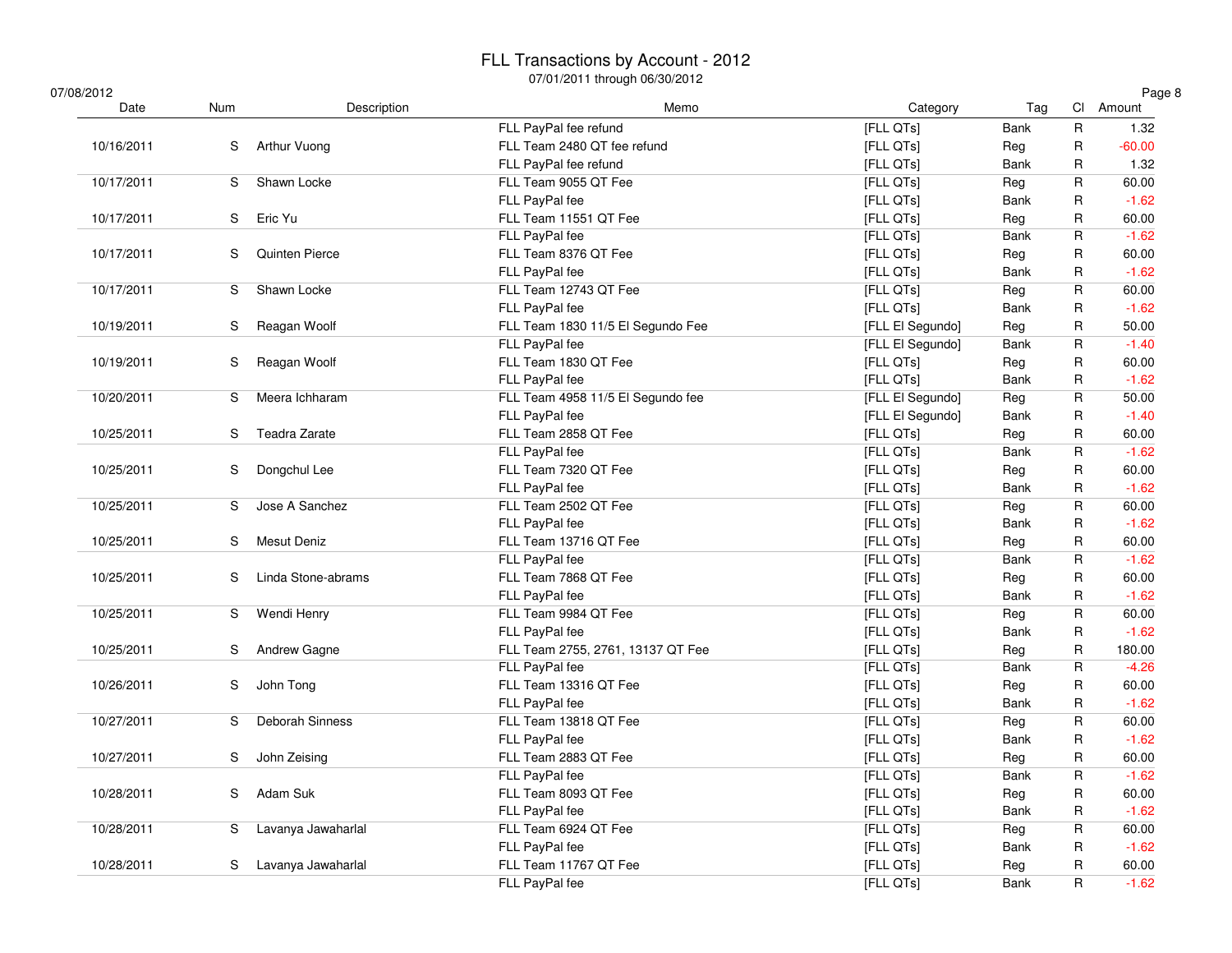# FLL Transactions by Account - 2012

07/01/2011 through 06/30/2012

07/08/2012

| Date | Num | Description | Memo | Category | Tag | Cl | Amount |
|---|---|---|---|---|---|---|---|
| | | | FLL PayPal fee refund | [FLL QTs] | Bank | R | 1.32 |
| 10/16/2011 | S | Arthur Vuong | FLL Team 2480 QT fee refund | [FLL QTs] | Reg | R | -60.00 |
| | | | FLL PayPal fee refund | [FLL QTs] | Bank | R | 1.32 |
| 10/17/2011 | S | Shawn Locke | FLL Team 9055 QT Fee | [FLL QTs] | Reg | R | 60.00 |
| | | | FLL PayPal fee | [FLL QTs] | Bank | R | -1.62 |
| 10/17/2011 | S | Eric Yu | FLL Team 11551 QT Fee | [FLL QTs] | Reg | R | 60.00 |
| | | | FLL PayPal fee | [FLL QTs] | Bank | R | -1.62 |
| 10/17/2011 | S | Quinten Pierce | FLL Team 8376 QT Fee | [FLL QTs] | Reg | R | 60.00 |
| | | | FLL PayPal fee | [FLL QTs] | Bank | R | -1.62 |
| 10/17/2011 | S | Shawn Locke | FLL Team 12743 QT Fee | [FLL QTs] | Reg | R | 60.00 |
| | | | FLL PayPal fee | [FLL QTs] | Bank | R | -1.62 |
| 10/19/2011 | S | Reagan Woolf | FLL Team 1830 11/5 El Segundo Fee | [FLL El Segundo] | Reg | R | 50.00 |
| | | | FLL PayPal fee | [FLL El Segundo] | Bank | R | -1.40 |
| 10/19/2011 | S | Reagan Woolf | FLL Team 1830 QT Fee | [FLL QTs] | Reg | R | 60.00 |
| | | | FLL PayPal fee | [FLL QTs] | Bank | R | -1.62 |
| 10/20/2011 | S | Meera Ichharam | FLL Team 4958 11/5 El Segundo fee | [FLL El Segundo] | Reg | R | 50.00 |
| | | | FLL PayPal fee | [FLL El Segundo] | Bank | R | -1.40 |
| 10/25/2011 | S | Teadra Zarate | FLL Team 2858 QT Fee | [FLL QTs] | Reg | R | 60.00 |
| | | | FLL PayPal fee | [FLL QTs] | Bank | R | -1.62 |
| 10/25/2011 | S | Dongchul Lee | FLL Team 7320 QT Fee | [FLL QTs] | Reg | R | 60.00 |
| | | | FLL PayPal fee | [FLL QTs] | Bank | R | -1.62 |
| 10/25/2011 | S | Jose A Sanchez | FLL Team 2502 QT Fee | [FLL QTs] | Reg | R | 60.00 |
| | | | FLL PayPal fee | [FLL QTs] | Bank | R | -1.62 |
| 10/25/2011 | S | Mesut Deniz | FLL Team 13716 QT Fee | [FLL QTs] | Reg | R | 60.00 |
| | | | FLL PayPal fee | [FLL QTs] | Bank | R | -1.62 |
| 10/25/2011 | S | Linda Stone-abrams | FLL Team 7868 QT Fee | [FLL QTs] | Reg | R | 60.00 |
| | | | FLL PayPal fee | [FLL QTs] | Bank | R | -1.62 |
| 10/25/2011 | S | Wendi Henry | FLL Team 9984 QT Fee | [FLL QTs] | Reg | R | 60.00 |
| | | | FLL PayPal fee | [FLL QTs] | Bank | R | -1.62 |
| 10/25/2011 | S | Andrew Gagne | FLL Team 2755, 2761, 13137 QT Fee | [FLL QTs] | Reg | R | 180.00 |
| | | | FLL PayPal fee | [FLL QTs] | Bank | R | -4.26 |
| 10/26/2011 | S | John Tong | FLL Team 13316 QT Fee | [FLL QTs] | Reg | R | 60.00 |
| | | | FLL PayPal fee | [FLL QTs] | Bank | R | -1.62 |
| 10/27/2011 | S | Deborah Sinness | FLL Team 13818 QT Fee | [FLL QTs] | Reg | R | 60.00 |
| | | | FLL PayPal fee | [FLL QTs] | Bank | R | -1.62 |
| 10/27/2011 | S | John Zeising | FLL Team 2883 QT Fee | [FLL QTs] | Reg | R | 60.00 |
| | | | FLL PayPal fee | [FLL QTs] | Bank | R | -1.62 |
| 10/28/2011 | S | Adam Suk | FLL Team 8093 QT Fee | [FLL QTs] | Reg | R | 60.00 |
| | | | FLL PayPal fee | [FLL QTs] | Bank | R | -1.62 |
| 10/28/2011 | S | Lavanya Jawaharlal | FLL Team 6924 QT Fee | [FLL QTs] | Reg | R | 60.00 |
| | | | FLL PayPal fee | [FLL QTs] | Bank | R | -1.62 |
| 10/28/2011 | S | Lavanya Jawaharlal | FLL Team 11767 QT Fee | [FLL QTs] | Reg | R | 60.00 |
| | | | FLL PayPal fee | [FLL QTs] | Bank | R | -1.62 |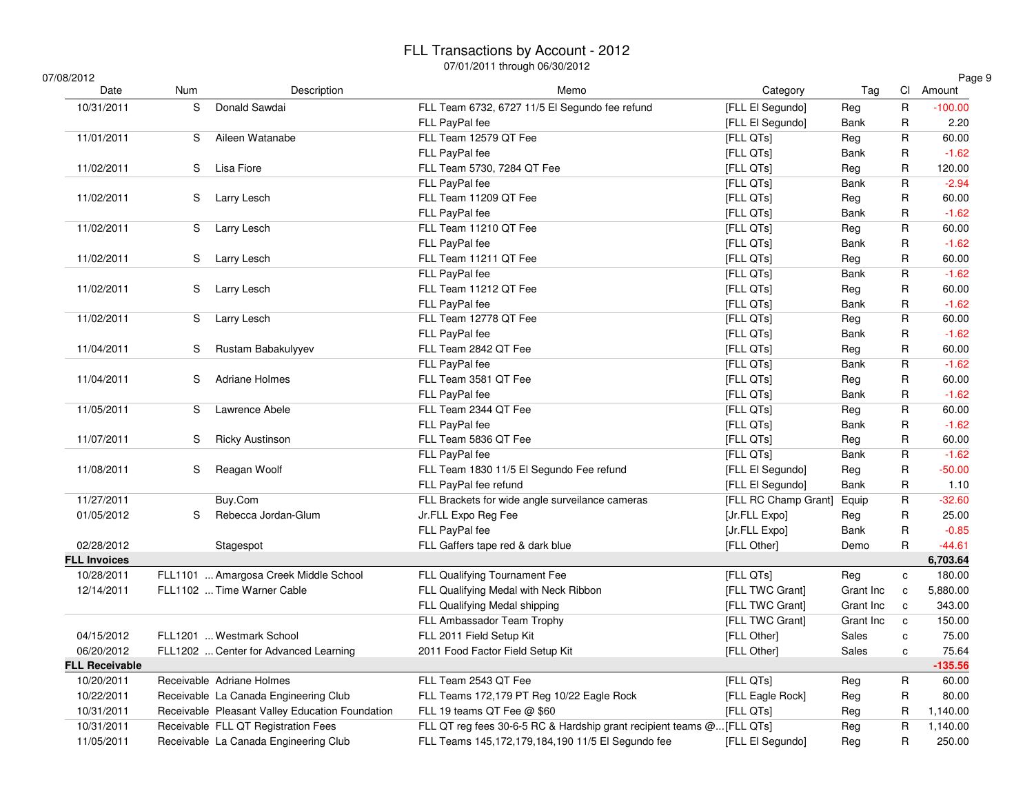# FLL Transactions by Account - 2012

07/01/2011 through 06/30/2012

07/08/2012

| Date | Num | Description | Memo | Category | Tag | Cl | Amount |
|---|---|---|---|---|---|---|---|
| 10/31/2011 | S | Donald Sawdai | FLL Team 6732, 6727 11/5 El Segundo fee refund | [FLL El Segundo] | Reg | R | -100.00 |
| | | | FLL PayPal fee | [FLL El Segundo] | Bank | R | 2.20 |
| 11/01/2011 | S | Aileen Watanabe | FLL Team 12579 QT Fee | [FLL QTs] | Reg | R | 60.00 |
| | | | FLL PayPal fee | [FLL QTs] | Bank | R | -1.62 |
| 11/02/2011 | S | Lisa Fiore | FLL Team 5730, 7284 QT Fee | [FLL QTs] | Reg | R | 120.00 |
| | | | FLL PayPal fee | [FLL QTs] | Bank | R | -2.94 |
| 11/02/2011 | S | Larry Lesch | FLL Team 11209 QT Fee | [FLL QTs] | Reg | R | 60.00 |
| | | | FLL PayPal fee | [FLL QTs] | Bank | R | -1.62 |
| 11/02/2011 | S | Larry Lesch | FLL Team 11210 QT Fee | [FLL QTs] | Reg | R | 60.00 |
| | | | FLL PayPal fee | [FLL QTs] | Bank | R | -1.62 |
| 11/02/2011 | S | Larry Lesch | FLL Team 11211 QT Fee | [FLL QTs] | Reg | R | 60.00 |
| | | | FLL PayPal fee | [FLL QTs] | Bank | R | -1.62 |
| 11/02/2011 | S | Larry Lesch | FLL Team 11212 QT Fee | [FLL QTs] | Reg | R | 60.00 |
| | | | FLL PayPal fee | [FLL QTs] | Bank | R | -1.62 |
| 11/02/2011 | S | Larry Lesch | FLL Team 12778 QT Fee | [FLL QTs] | Reg | R | 60.00 |
| | | | FLL PayPal fee | [FLL QTs] | Bank | R | -1.62 |
| 11/04/2011 | S | Rustam Babakulyyev | FLL Team 2842 QT Fee | [FLL QTs] | Reg | R | 60.00 |
| | | | FLL PayPal fee | [FLL QTs] | Bank | R | -1.62 |
| 11/04/2011 | S | Adriane Holmes | FLL Team 3581 QT Fee | [FLL QTs] | Reg | R | 60.00 |
| | | | FLL PayPal fee | [FLL QTs] | Bank | R | -1.62 |
| 11/05/2011 | S | Lawrence Abele | FLL Team 2344 QT Fee | [FLL QTs] | Reg | R | 60.00 |
| | | | FLL PayPal fee | [FLL QTs] | Bank | R | -1.62 |
| 11/07/2011 | S | Ricky Austinson | FLL Team 5836 QT Fee | [FLL QTs] | Reg | R | 60.00 |
| | | | FLL PayPal fee | [FLL QTs] | Bank | R | -1.62 |
| 11/08/2011 | S | Reagan Woolf | FLL Team 1830 11/5 El Segundo Fee refund | [FLL El Segundo] | Reg | R | -50.00 |
| | | | FLL PayPal fee refund | [FLL El Segundo] | Bank | R | 1.10 |
| 11/27/2011 | | Buy.Com | FLL Brackets for wide angle surveilance cameras | [FLL RC Champ Grant] | Equip | R | -32.60 |
| 01/05/2012 | S | Rebecca Jordan-Glum | Jr.FLL Expo Reg Fee | [Jr.FLL Expo] | Reg | R | 25.00 |
| | | | FLL PayPal fee | [Jr.FLL Expo] | Bank | R | -0.85 |
| 02/28/2012 | | Stagespot | FLL Gaffers tape red & dark blue | [FLL Other] | Demo | R | -44.61 |
| **FLL Invoices** | | | | | | | **6,703.64** |
| 10/28/2011 | FLL1101 | ... Amargosa Creek Middle School | FLL Qualifying Tournament Fee | [FLL QTs] | Reg | c | 180.00 |
| 12/14/2011 | FLL1102 | ... Time Warner Cable | FLL Qualifying Medal with Neck Ribbon | [FLL TWC Grant] | Grant Inc | c | 5,880.00 |
| | | | FLL Qualifying Medal shipping | [FLL TWC Grant] | Grant Inc | c | 343.00 |
| | | | FLL Ambassador Team Trophy | [FLL TWC Grant] | Grant Inc | c | 150.00 |
| 04/15/2012 | FLL1201 | ... Westmark School | FLL 2011 Field Setup Kit | [FLL Other] | Sales | c | 75.00 |
| 06/20/2012 | FLL1202 | ... Center for Advanced Learning | 2011 Food Factor Field Setup Kit | [FLL Other] | Sales | c | 75.64 |
| **FLL Receivable** | | | | | | | **-135.56** |
| 10/20/2011 | Receivable | Adriane Holmes | FLL Team 2543 QT Fee | [FLL QTs] | Reg | R | 60.00 |
| 10/22/2011 | Receivable | La Canada Engineering Club | FLL Teams 172,179 PT Reg 10/22 Eagle Rock | [FLL Eagle Rock] | Reg | R | 80.00 |
| 10/31/2011 | Receivable | Pleasant Valley Education Foundation | FLL 19 teams QT Fee @ $60 | [FLL QTs] | Reg | R | 1,140.00 |
| 10/31/2011 | Receivable | FLL QT Registration Fees | FLL QT reg fees 30-6-5 RC & Hardship grant recipient teams @... | [FLL QTs] | Reg | R | 1,140.00 |
| 11/05/2011 | Receivable | La Canada Engineering Club | FLL Teams 145,172,179,184,190 11/5 El Segundo fee | [FLL El Segundo] | Reg | R | 250.00 |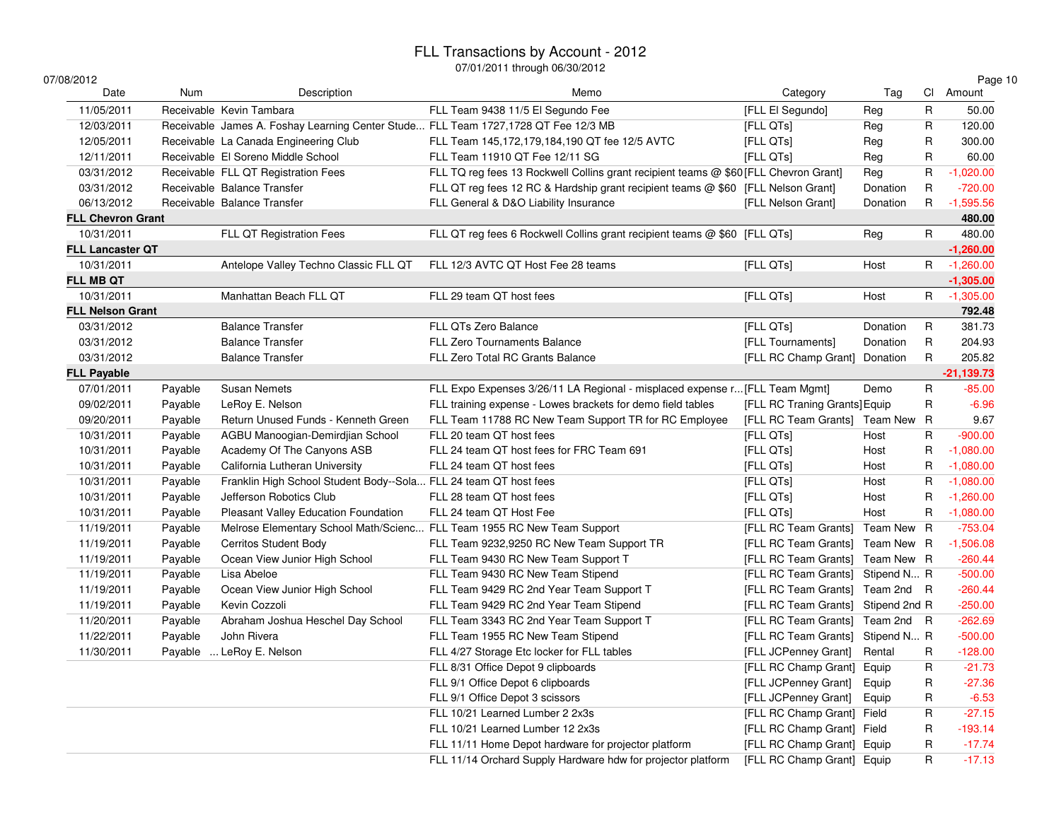# FLL Transactions by Account - 2012

07/01/2011 through 06/30/2012

07/08/2012

| Date | Num | Description | Memo | Category | Tag | Cl | Amount |
|---|---|---|---|---|---|---|---|
| 11/05/2011 | Receivable | Kevin Tambara | FLL Team 9438 11/5 El Segundo Fee | [FLL El Segundo] | Reg | R | 50.00 |
| 12/03/2011 | Receivable | James A. Foshay Learning Center Stude... | FLL Team 1727,1728 QT Fee 12/3 MB | [FLL QTs] | Reg | R | 120.00 |
| 12/05/2011 | Receivable | La Canada Engineering Club | FLL Team 145,172,179,184,190 QT fee 12/5 AVTC | [FLL QTs] | Reg | R | 300.00 |
| 12/11/2011 | Receivable | El Soreno Middle School | FLL Team 11910 QT Fee 12/11 SG | [FLL QTs] | Reg | R | 60.00 |
| 03/31/2012 | Receivable | FLL QT Registration Fees | FLL TQ reg fees 13 Rockwell Collins grant recipient teams @ $60 | [FLL Chevron Grant] | Reg | R | -1,020.00 |
| 03/31/2012 | Receivable | Balance Transfer | FLL QT reg fees 12 RC & Hardship grant recipient teams @ $60 | [FLL Nelson Grant] | Donation | R | -720.00 |
| 06/13/2012 | Receivable | Balance Transfer | FLL General & D&O Liability Insurance | [FLL Nelson Grant] | Donation | R | -1,595.56 |
| **FLL Chevron Grant** | | | | | | | **480.00** |
| 10/31/2011 | | FLL QT Registration Fees | FLL QT reg fees 6 Rockwell Collins grant recipient teams @ $60 | [FLL QTs] | Reg | R | 480.00 |
| **FLL Lancaster QT** | | | | | | | **-1,260.00** |
| 10/31/2011 | | Antelope Valley Techno Classic FLL QT | FLL 12/3 AVTC QT Host Fee 28 teams | [FLL QTs] | Host | R | -1,260.00 |
| **FLL MB QT** | | | | | | | **-1,305.00** |
| 10/31/2011 | | Manhattan Beach FLL QT | FLL 29 team QT host fees | [FLL QTs] | Host | R | -1,305.00 |
| **FLL Nelson Grant** | | | | | | | **792.48** |
| 03/31/2012 | | Balance Transfer | FLL QTs Zero Balance | [FLL QTs] | Donation | R | 381.73 |
| 03/31/2012 | | Balance Transfer | FLL Zero Tournaments Balance | [FLL Tournaments] | Donation | R | 204.93 |
| 03/31/2012 | | Balance Transfer | FLL Zero Total RC Grants Balance | [FLL RC Champ Grant] | Donation | R | 205.82 |
| **FLL Payable** | | | | | | | **-21,139.73** |
| 07/01/2011 | Payable | Susan Nemets | FLL Expo Expenses 3/26/11 LA Regional - misplaced expense r... | [FLL Team Mgmt] | Demo | R | -85.00 |
| 09/02/2011 | Payable | LeRoy E. Nelson | FLL training expense - Lowes brackets for demo field tables | [FLL RC Traning Grants] | Equip | R | -6.96 |
| 09/20/2011 | Payable | Return Unused Funds - Kenneth Green | FLL Team 11788 RC New Team Support TR for RC Employee | [FLL RC Team Grants] | Team New | R | 9.67 |
| 10/31/2011 | Payable | AGBU Manoogian-Demirdjian School | FLL 20 team QT host fees | [FLL QTs] | Host | R | -900.00 |
| 10/31/2011 | Payable | Academy Of The Canyons ASB | FLL 24 team QT host fees for FRC Team 691 | [FLL QTs] | Host | R | -1,080.00 |
| 10/31/2011 | Payable | California Lutheran University | FLL 24 team QT host fees | [FLL QTs] | Host | R | -1,080.00 |
| 10/31/2011 | Payable | Franklin High School Student Body--Sola... | FLL 24 team QT host fees | [FLL QTs] | Host | R | -1,080.00 |
| 10/31/2011 | Payable | Jefferson Robotics Club | FLL 28 team QT host fees | [FLL QTs] | Host | R | -1,260.00 |
| 10/31/2011 | Payable | Pleasant Valley Education Foundation | FLL 24 team QT Host Fee | [FLL QTs] | Host | R | -1,080.00 |
| 11/19/2011 | Payable | Melrose Elementary School Math/Scienc... | FLL Team 1955 RC New Team Support | [FLL RC Team Grants] | Team New | R | -753.04 |
| 11/19/2011 | Payable | Cerritos Student Body | FLL Team 9232,9250 RC New Team Support TR | [FLL RC Team Grants] | Team New | R | -1,506.08 |
| 11/19/2011 | Payable | Ocean View Junior High School | FLL Team 9430 RC New Team Support T | [FLL RC Team Grants] | Team New | R | -260.44 |
| 11/19/2011 | Payable | Lisa Abeloe | FLL Team 9430 RC New Team Stipend | [FLL RC Team Grants] | Stipend N... | R | -500.00 |
| 11/19/2011 | Payable | Ocean View Junior High School | FLL Team 9429 RC 2nd Year Team Support T | [FLL RC Team Grants] | Team 2nd | R | -260.44 |
| 11/19/2011 | Payable | Kevin Cozzoli | FLL Team 9429 RC 2nd Year Team Stipend | [FLL RC Team Grants] | Stipend 2nd | R | -250.00 |
| 11/20/2011 | Payable | Abraham Joshua Heschel Day School | FLL Team 3343 RC 2nd Year Team Support T | [FLL RC Team Grants] | Team 2nd | R | -262.69 |
| 11/22/2011 | Payable | John Rivera | FLL Team 1955 RC New Team Stipend | [FLL RC Team Grants] | Stipend N... | R | -500.00 |
| 11/30/2011 | Payable | ... LeRoy E. Nelson | FLL 4/27 Storage Etc locker for FLL tables | [FLL JCPenney Grant] | Rental | R | -128.00 |
| | | | FLL 8/31 Office Depot 9 clipboards | [FLL RC Champ Grant] | Equip | R | -21.73 |
| | | | FLL 9/1 Office Depot 6 clipboards | [FLL JCPenney Grant] | Equip | R | -27.36 |
| | | | FLL 9/1 Office Depot 3 scissors | [FLL JCPenney Grant] | Equip | R | -6.53 |
| | | | FLL 10/21 Learned Lumber 2 2x3s | [FLL RC Champ Grant] | Field | R | -27.15 |
| | | | FLL 10/21 Learned Lumber 12 2x3s | [FLL RC Champ Grant] | Field | R | -193.14 |
| | | | FLL 11/11 Home Depot hardware for projector platform | [FLL RC Champ Grant] | Equip | R | -17.74 |
| | | | FLL 11/14 Orchard Supply Hardware hdw for projector platform | [FLL RC Champ Grant] | Equip | R | -17.13 |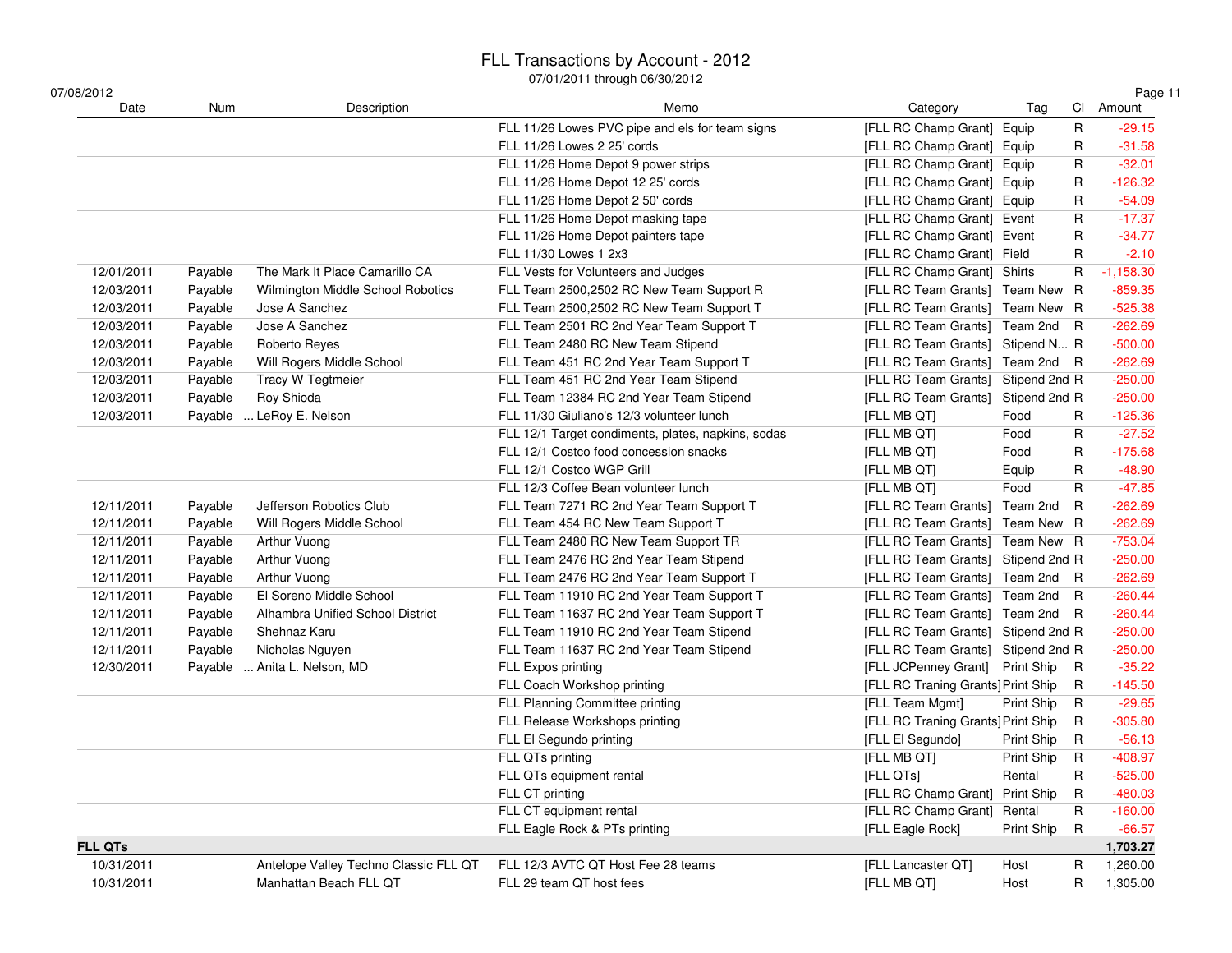# FLL Transactions by Account - 2012

07/01/2011 through 06/30/2012

07/08/2012

| Date | Num | Description | Memo | Category | Tag | Cl | Amount |
|---|---|---|---|---|---|---|---|
| | | | FLL 11/26 Lowes PVC pipe and els for team signs | [FLL RC Champ Grant] | Equip | R | -29.15 |
| | | | FLL 11/26 Lowes 2 25' cords | [FLL RC Champ Grant] | Equip | R | -31.58 |
| | | | FLL 11/26 Home Depot 9 power strips | [FLL RC Champ Grant] | Equip | R | -32.01 |
| | | | FLL 11/26 Home Depot 12 25' cords | [FLL RC Champ Grant] | Equip | R | -126.32 |
| | | | FLL 11/26 Home Depot 2 50' cords | [FLL RC Champ Grant] | Equip | R | -54.09 |
| | | | FLL 11/26 Home Depot masking tape | [FLL RC Champ Grant] | Event | R | -17.37 |
| | | | FLL 11/26 Home Depot painters tape | [FLL RC Champ Grant] | Event | R | -34.77 |
| | | | FLL 11/30 Lowes 1 2x3 | [FLL RC Champ Grant] | Field | R | -2.10 |
| 12/01/2011 | Payable | The Mark It Place Camarillo CA | FLL Vests for Volunteers and Judges | [FLL RC Champ Grant] | Shirts | R | -1,158.30 |
| 12/03/2011 | Payable | Wilmington Middle School Robotics | FLL Team 2500,2502 RC New Team Support R | [FLL RC Team Grants] | Team New | R | -859.35 |
| 12/03/2011 | Payable | Jose A Sanchez | FLL Team 2500,2502 RC New Team Support T | [FLL RC Team Grants] | Team New | R | -525.38 |
| 12/03/2011 | Payable | Jose A Sanchez | FLL Team 2501 RC 2nd Year Team Support T | [FLL RC Team Grants] | Team 2nd | R | -262.69 |
| 12/03/2011 | Payable | Roberto Reyes | FLL Team 2480 RC New Team Stipend | [FLL RC Team Grants] | Stipend N... | R | -500.00 |
| 12/03/2011 | Payable | Will Rogers Middle School | FLL Team 451 RC 2nd Year Team Support T | [FLL RC Team Grants] | Team 2nd | R | -262.69 |
| 12/03/2011 | Payable | Tracy W Tegtmeier | FLL Team 451 RC 2nd Year Team Stipend | [FLL RC Team Grants] | Stipend 2nd | R | -250.00 |
| 12/03/2011 | Payable | Roy Shioda | FLL Team 12384 RC 2nd Year Team Stipend | [FLL RC Team Grants] | Stipend 2nd | R | -250.00 |
| 12/03/2011 | Payable | ... LeRoy E. Nelson | FLL 11/30 Giuliano's 12/3 volunteer lunch | [FLL MB QT] | Food | R | -125.36 |
| | | | FLL 12/1 Target condiments, plates, napkins, sodas | [FLL MB QT] | Food | R | -27.52 |
| | | | FLL 12/1 Costco food concession snacks | [FLL MB QT] | Food | R | -175.68 |
| | | | FLL 12/1 Costco WGP Grill | [FLL MB QT] | Equip | R | -48.90 |
| | | | FLL 12/3 Coffee Bean volunteer lunch | [FLL MB QT] | Food | R | -47.85 |
| 12/11/2011 | Payable | Jefferson Robotics Club | FLL Team 7271 RC 2nd Year Team Support T | [FLL RC Team Grants] | Team 2nd | R | -262.69 |
| 12/11/2011 | Payable | Will Rogers Middle School | FLL Team 454 RC New Team Support T | [FLL RC Team Grants] | Team New | R | -262.69 |
| 12/11/2011 | Payable | Arthur Vuong | FLL Team 2480 RC New Team Support TR | [FLL RC Team Grants] | Team New | R | -753.04 |
| 12/11/2011 | Payable | Arthur Vuong | FLL Team 2476 RC 2nd Year Team Stipend | [FLL RC Team Grants] | Stipend 2nd | R | -250.00 |
| 12/11/2011 | Payable | Arthur Vuong | FLL Team 2476 RC 2nd Year Team Support T | [FLL RC Team Grants] | Team 2nd | R | -262.69 |
| 12/11/2011 | Payable | El Soreno Middle School | FLL Team 11910 RC 2nd Year Team Support T | [FLL RC Team Grants] | Team 2nd | R | -260.44 |
| 12/11/2011 | Payable | Alhambra Unified School District | FLL Team 11637 RC 2nd Year Team Support T | [FLL RC Team Grants] | Team 2nd | R | -260.44 |
| 12/11/2011 | Payable | Shehnaz Karu | FLL Team 11910 RC 2nd Year Team Stipend | [FLL RC Team Grants] | Stipend 2nd | R | -250.00 |
| 12/11/2011 | Payable | Nicholas Nguyen | FLL Team 11637 RC 2nd Year Team Stipend | [FLL RC Team Grants] | Stipend 2nd | R | -250.00 |
| 12/30/2011 | Payable | ... Anita L. Nelson, MD | FLL Expos printing | [FLL JCPenney Grant] | Print Ship | R | -35.22 |
| | | | FLL Coach Workshop printing | [FLL RC Traning Grants] | Print Ship | R | -145.50 |
| | | | FLL Planning Committee printing | [FLL Team Mgmt] | Print Ship | R | -29.65 |
| | | | FLL Release Workshops printing | [FLL RC Traning Grants] | Print Ship | R | -305.80 |
| | | | FLL El Segundo printing | [FLL El Segundo] | Print Ship | R | -56.13 |
| | | | FLL QTs printing | [FLL MB QT] | Print Ship | R | -408.97 |
| | | | FLL QTs equipment rental | [FLL QTs] | Rental | R | -525.00 |
| | | | FLL CT printing | [FLL RC Champ Grant] | Print Ship | R | -480.03 |
| | | | FLL CT equipment rental | [FLL RC Champ Grant] | Rental | R | -160.00 |
| | | | FLL Eagle Rock & PTs printing | [FLL Eagle Rock] | Print Ship | R | -66.57 |
| **FLL QTs** | | | | | | | **1,703.27** |
| 10/31/2011 | | Antelope Valley Techno Classic FLL QT | FLL 12/3 AVTC QT Host Fee 28 teams | [FLL Lancaster QT] | Host | R | 1,260.00 |
| 10/31/2011 | | Manhattan Beach FLL QT | FLL 29 team QT host fees | [FLL MB QT] | Host | R | 1,305.00 |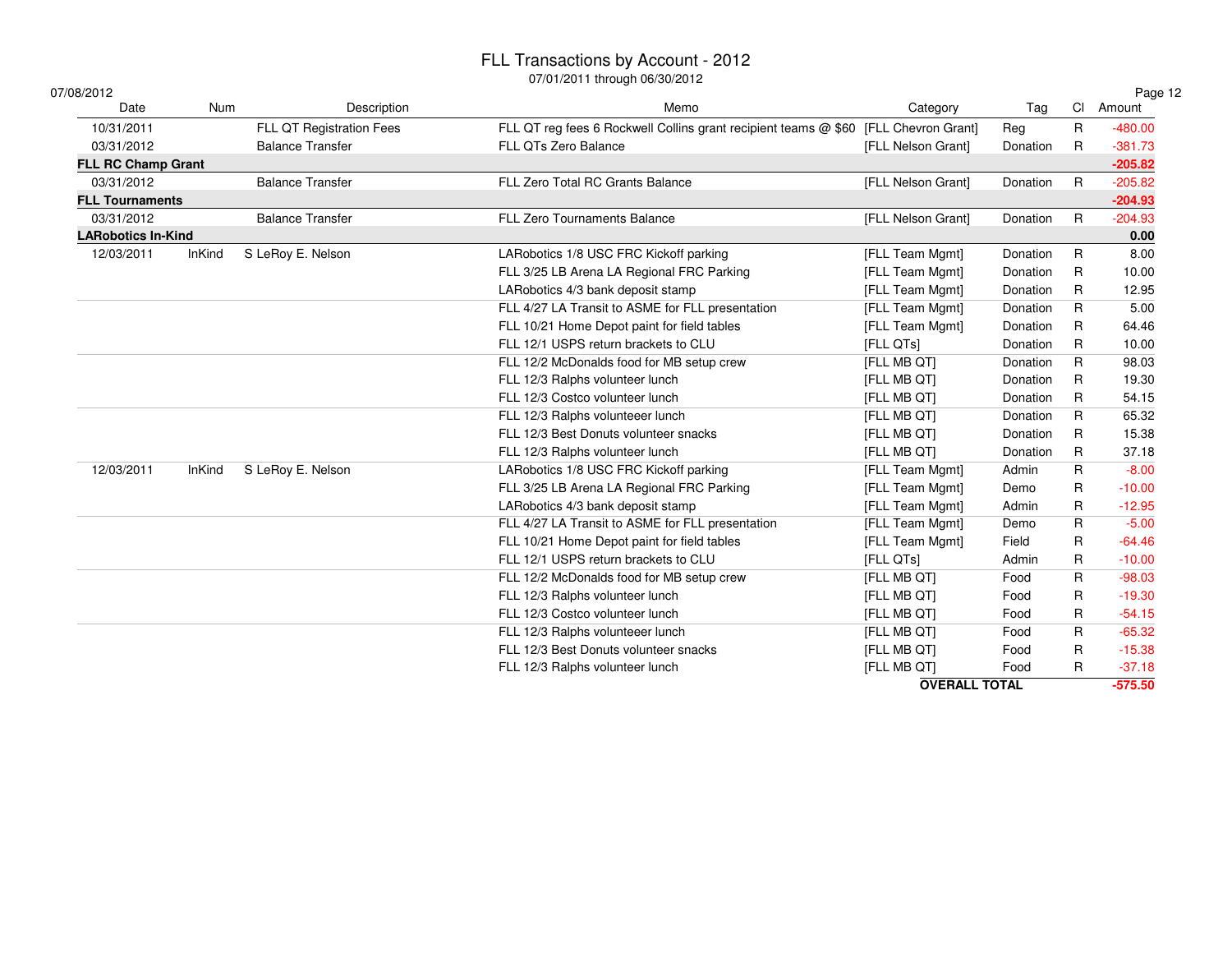# FLL Transactions by Account - 2012

07/01/2011 through 06/30/2012

07/08/2012

| Date | Num | Description | Memo | Category | Tag | Cl | Amount |
|---|---|---|---|---|---|---|---|
| 10/31/2011 | | FLL QT Registration Fees | FLL QT reg fees 6 Rockwell Collins grant recipient teams @ $60 | [FLL Chevron Grant] | Reg | R | -480.00 |
| 03/31/2012 | | Balance Transfer | FLL QTs Zero Balance | [FLL Nelson Grant] | Donation | R | -381.73 |
| **FLL RC Champ Grant** | | | | | | | **-205.82** |
| 03/31/2012 | | Balance Transfer | FLL Zero Total RC Grants Balance | [FLL Nelson Grant] | Donation | R | -205.82 |
| **FLL Tournaments** | | | | | | | **-204.93** |
| 03/31/2012 | | Balance Transfer | FLL Zero Tournaments Balance | [FLL Nelson Grant] | Donation | R | -204.93 |
| **LARobotics In-Kind** | | | | | | | **0.00** |
| 12/03/2011 | InKind | S LeRoy E. Nelson | LARobotics 1/8 USC FRC Kickoff parking | [FLL Team Mgmt] | Donation | R | 8.00 |
| | | | FLL 3/25 LB Arena LA Regional FRC Parking | [FLL Team Mgmt] | Donation | R | 10.00 |
| | | | LARobotics 4/3 bank deposit stamp | [FLL Team Mgmt] | Donation | R | 12.95 |
| | | | FLL 4/27 LA Transit to ASME for FLL presentation | [FLL Team Mgmt] | Donation | R | 5.00 |
| | | | FLL 10/21 Home Depot paint for field tables | [FLL Team Mgmt] | Donation | R | 64.46 |
| | | | FLL 12/1 USPS return brackets to CLU | [FLL QTs] | Donation | R | 10.00 |
| | | | FLL 12/2 McDonalds food for MB setup crew | [FLL MB QT] | Donation | R | 98.03 |
| | | | FLL 12/3 Ralphs volunteer lunch | [FLL MB QT] | Donation | R | 19.30 |
| | | | FLL 12/3 Costco volunteer lunch | [FLL MB QT] | Donation | R | 54.15 |
| | | | FLL 12/3 Ralphs volunteeer lunch | [FLL MB QT] | Donation | R | 65.32 |
| | | | FLL 12/3 Best Donuts volunteer snacks | [FLL MB QT] | Donation | R | 15.38 |
| | | | FLL 12/3 Ralphs volunteer lunch | [FLL MB QT] | Donation | R | 37.18 |
| 12/03/2011 | InKind | S LeRoy E. Nelson | LARobotics 1/8 USC FRC Kickoff parking | [FLL Team Mgmt] | Admin | R | -8.00 |
| | | | FLL 3/25 LB Arena LA Regional FRC Parking | [FLL Team Mgmt] | Demo | R | -10.00 |
| | | | LARobotics 4/3 bank deposit stamp | [FLL Team Mgmt] | Admin | R | -12.95 |
| | | | FLL 4/27 LA Transit to ASME for FLL presentation | [FLL Team Mgmt] | Demo | R | -5.00 |
| | | | FLL 10/21 Home Depot paint for field tables | [FLL Team Mgmt] | Field | R | -64.46 |
| | | | FLL 12/1 USPS return brackets to CLU | [FLL QTs] | Admin | R | -10.00 |
| | | | FLL 12/2 McDonalds food for MB setup crew | [FLL MB QT] | Food | R | -98.03 |
| | | | FLL 12/3 Ralphs volunteer lunch | [FLL MB QT] | Food | R | -19.30 |
| | | | FLL 12/3 Costco volunteer lunch | [FLL MB QT] | Food | R | -54.15 |
| | | | FLL 12/3 Ralphs volunteeer lunch | [FLL MB QT] | Food | R | -65.32 |
| | | | FLL 12/3 Best Donuts volunteer snacks | [FLL MB QT] | Food | R | -15.38 |
| | | | FLL 12/3 Ralphs volunteer lunch | [FLL MB QT] | Food | R | -37.18 |
| | | | | **OVERALL TOTAL** | | | **-575.50** |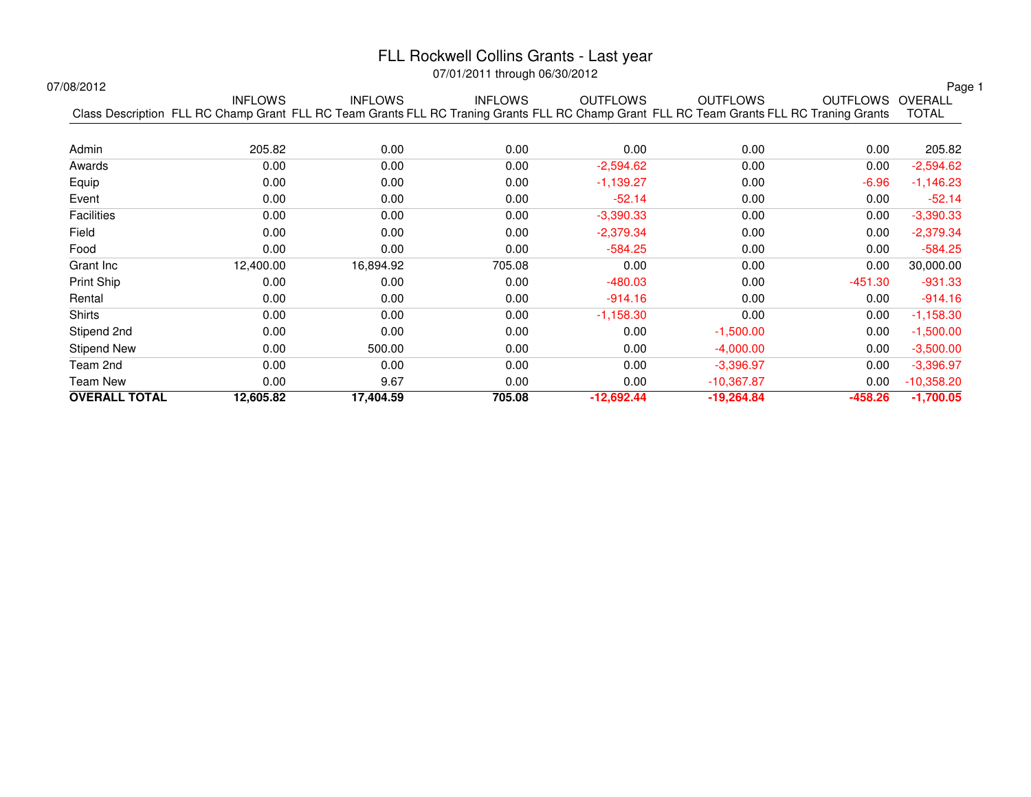# FLL Rockwell Collins Grants - Last year

07/01/2011 through 06/30/2012

07/08/2012

| Class Description | INFLOWS FLL RC Champ Grant | INFLOWS FLL RC Team Grants | INFLOWS FLL RC Traning Grants | OUTFLOWS FLL RC Champ Grant | OUTFLOWS FLL RC Team Grants | OUTFLOWS FLL RC Traning Grants | OVERALL TOTAL |
|---|---|---|---|---|---|---|---|
| Admin | 205.82 | 0.00 | 0.00 | 0.00 | 0.00 | 0.00 | 205.82 |
| Awards | 0.00 | 0.00 | 0.00 | -2,594.62 | 0.00 | 0.00 | -2,594.62 |
| Equip | 0.00 | 0.00 | 0.00 | -1,139.27 | 0.00 | -6.96 | -1,146.23 |
| Event | 0.00 | 0.00 | 0.00 | -52.14 | 0.00 | 0.00 | -52.14 |
| Facilities | 0.00 | 0.00 | 0.00 | -3,390.33 | 0.00 | 0.00 | -3,390.33 |
| Field | 0.00 | 0.00 | 0.00 | -2,379.34 | 0.00 | 0.00 | -2,379.34 |
| Food | 0.00 | 0.00 | 0.00 | -584.25 | 0.00 | 0.00 | -584.25 |
| Grant Inc | 12,400.00 | 16,894.92 | 705.08 | 0.00 | 0.00 | 0.00 | 30,000.00 |
| Print Ship | 0.00 | 0.00 | 0.00 | -480.03 | 0.00 | -451.30 | -931.33 |
| Rental | 0.00 | 0.00 | 0.00 | -914.16 | 0.00 | 0.00 | -914.16 |
| Shirts | 0.00 | 0.00 | 0.00 | -1,158.30 | 0.00 | 0.00 | -1,158.30 |
| Stipend 2nd | 0.00 | 0.00 | 0.00 | 0.00 | -1,500.00 | 0.00 | -1,500.00 |
| Stipend New | 0.00 | 500.00 | 0.00 | 0.00 | -4,000.00 | 0.00 | -3,500.00 |
| Team 2nd | 0.00 | 0.00 | 0.00 | 0.00 | -3,396.97 | 0.00 | -3,396.97 |
| Team New | 0.00 | 9.67 | 0.00 | 0.00 | -10,367.87 | 0.00 | -10,358.20 |
| **OVERALL TOTAL** | **12,605.82** | **17,404.59** | **705.08** | **-12,692.44** | **-19,264.84** | **-458.26** | **-1,700.05** |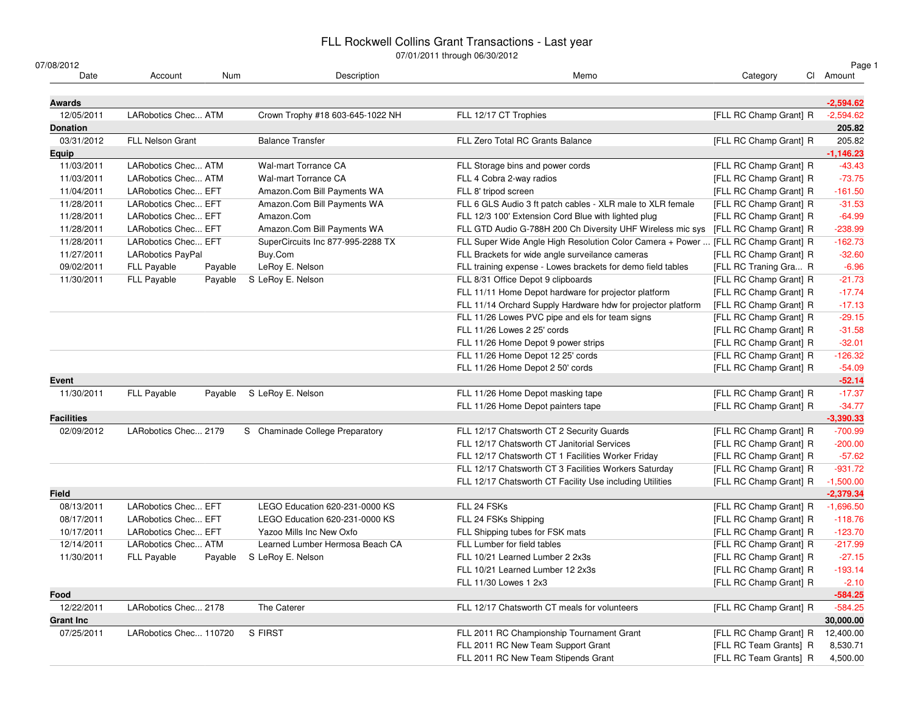# FLL Rockwell Collins Grant Transactions - Last year

07/01/2011 through 06/30/2012

07/08/2012

| Date | Account | Num | Description | Memo | Category | Cl | Amount |
|---|---|---|---|---|---|---|---|
| **Awards** | | | | | | | **-2,594.62** |
| 12/05/2011 | LARobotics Chec... | ATM | Crown Trophy #18 603-645-1022 NH | FLL 12/17 CT Trophies | [FLL RC Champ Grant] | R | -2,594.62 |
| **Donation** | | | | | | | **205.82** |
| 03/31/2012 | FLL Nelson Grant | | Balance Transfer | FLL Zero Total RC Grants Balance | [FLL RC Champ Grant] | R | 205.82 |
| **Equip** | | | | | | | **-1,146.23** |
| 11/03/2011 | LARobotics Chec... | ATM | Wal-mart Torrance CA | FLL Storage bins and power cords | [FLL RC Champ Grant] | R | -43.43 |
| 11/03/2011 | LARobotics Chec... | ATM | Wal-mart Torrance CA | FLL 4 Cobra 2-way radios | [FLL RC Champ Grant] | R | -73.75 |
| 11/04/2011 | LARobotics Chec... | EFT | Amazon.Com Bill Payments WA | FLL 8' tripod screen | [FLL RC Champ Grant] | R | -161.50 |
| 11/28/2011 | LARobotics Chec... | EFT | Amazon.Com Bill Payments WA | FLL 6 GLS Audio 3 ft patch cables - XLR male to XLR female | [FLL RC Champ Grant] | R | -31.53 |
| 11/28/2011 | LARobotics Chec... | EFT | Amazon.Com | FLL 12/3 100' Extension Cord Blue with lighted plug | [FLL RC Champ Grant] | R | -64.99 |
| 11/28/2011 | LARobotics Chec... | EFT | Amazon.Com Bill Payments WA | FLL GTD Audio G-788H 200 Ch Diversity UHF Wireless mic sys | [FLL RC Champ Grant] | R | -238.99 |
| 11/28/2011 | LARobotics Chec... | EFT | SuperCircuits Inc 877-995-2288 TX | FLL Super Wide Angle High Resolution Color Camera + Power ... | [FLL RC Champ Grant] | R | -162.73 |
| 11/27/2011 | LARobotics PayPal | | Buy.Com | FLL Brackets for wide angle surveilance cameras | [FLL RC Champ Grant] | R | -32.60 |
| 09/02/2011 | FLL Payable | Payable | LeRoy E. Nelson | FLL training expense - Lowes brackets for demo field tables | [FLL RC Traning Gra... | R | -6.96 |
| 11/30/2011 | FLL Payable | Payable | S LeRoy E. Nelson | FLL 8/31 Office Depot 9 clipboards | [FLL RC Champ Grant] | R | -21.73 |
| | | | | FLL 11/11 Home Depot hardware for projector platform | [FLL RC Champ Grant] | R | -17.74 |
| | | | | FLL 11/14 Orchard Supply Hardware hdw for projector platform | [FLL RC Champ Grant] | R | -17.13 |
| | | | | FLL 11/26 Lowes PVC pipe and els for team signs | [FLL RC Champ Grant] | R | -29.15 |
| | | | | FLL 11/26 Lowes 2 25' cords | [FLL RC Champ Grant] | R | -31.58 |
| | | | | FLL 11/26 Home Depot 9 power strips | [FLL RC Champ Grant] | R | -32.01 |
| | | | | FLL 11/26 Home Depot 12 25' cords | [FLL RC Champ Grant] | R | -126.32 |
| | | | | FLL 11/26 Home Depot 2 50' cords | [FLL RC Champ Grant] | R | -54.09 |
| **Event** | | | | | | | **-52.14** |
| 11/30/2011 | FLL Payable | Payable | S LeRoy E. Nelson | FLL 11/26 Home Depot masking tape | [FLL RC Champ Grant] | R | -17.37 |
| | | | | FLL 11/26 Home Depot painters tape | [FLL RC Champ Grant] | R | -34.77 |
| **Facilities** | | | | | | | **-3,390.33** |
| 02/09/2012 | LARobotics Chec... | 2179 | S Chaminade College Preparatory | FLL 12/17 Chatsworth CT 2 Security Guards | [FLL RC Champ Grant] | R | -700.99 |
| | | | | FLL 12/17 Chatsworth CT Janitorial Services | [FLL RC Champ Grant] | R | -200.00 |
| | | | | FLL 12/17 Chatsworth CT 1 Facilities Worker Friday | [FLL RC Champ Grant] | R | -57.62 |
| | | | | FLL 12/17 Chatsworth CT 3 Facilities Workers Saturday | [FLL RC Champ Grant] | R | -931.72 |
| | | | | FLL 12/17 Chatsworth CT Facility Use including Utilities | [FLL RC Champ Grant] | R | -1,500.00 |
| **Field** | | | | | | | **-2,379.34** |
| 08/13/2011 | LARobotics Chec... | EFT | LEGO Education 620-231-0000 KS | FLL 24 FSKs | [FLL RC Champ Grant] | R | -1,696.50 |
| 08/17/2011 | LARobotics Chec... | EFT | LEGO Education 620-231-0000 KS | FLL 24 FSKs Shipping | [FLL RC Champ Grant] | R | -118.76 |
| 10/17/2011 | LARobotics Chec... | EFT | Yazoo Mills Inc New Oxfo | FLL Shipping tubes for FSK mats | [FLL RC Champ Grant] | R | -123.70 |
| 12/14/2011 | LARobotics Chec... | ATM | Learned Lumber Hermosa Beach CA | FLL Lumber for field tables | [FLL RC Champ Grant] | R | -217.99 |
| 11/30/2011 | FLL Payable | Payable | S LeRoy E. Nelson | FLL 10/21 Learned Lumber 2 2x3s | [FLL RC Champ Grant] | R | -27.15 |
| | | | | FLL 10/21 Learned Lumber 12 2x3s | [FLL RC Champ Grant] | R | -193.14 |
| | | | | FLL 11/30 Lowes 1 2x3 | [FLL RC Champ Grant] | R | -2.10 |
| **Food** | | | | | | | **-584.25** |
| 12/22/2011 | LARobotics Chec... | 2178 | The Caterer | FLL 12/17 Chatsworth CT meals for volunteers | [FLL RC Champ Grant] | R | -584.25 |
| **Grant Inc** | | | | | | | **30,000.00** |
| 07/25/2011 | LARobotics Chec... | 110720 | S FIRST | FLL 2011 RC Championship Tournament Grant | [FLL RC Champ Grant] | R | 12,400.00 |
| | | | | FLL 2011 RC New Team Support Grant | [FLL RC Team Grants] | R | 8,530.71 |
| | | | | FLL 2011 RC New Team Stipends Grant | [FLL RC Team Grants] | R | 4,500.00 |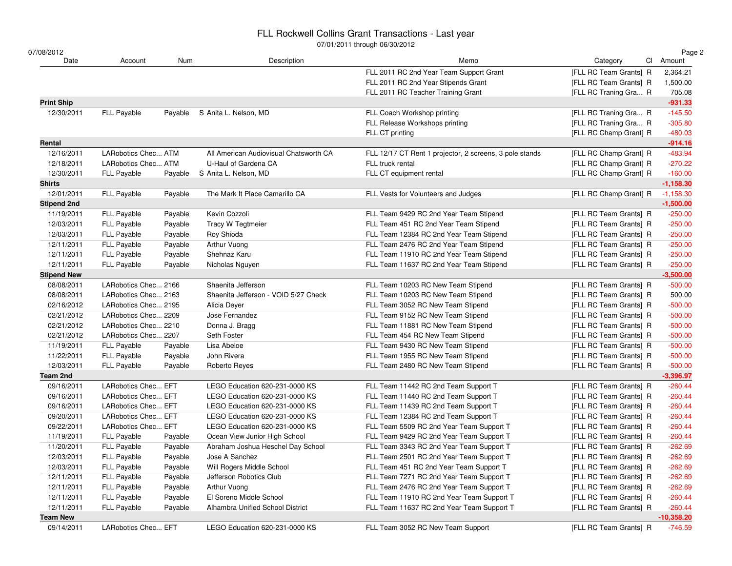# FLL Rockwell Collins Grant Transactions - Last year

07/01/2011 through 06/30/2012

07/08/2012

| Date | Account | Num | Description | Memo | Category | Cl | Amount |
|---|---|---|---|---|---|---|---|
| | | | | FLL 2011 RC 2nd Year Team Support Grant | [FLL RC Team Grants] | R | 2,364.21 |
| | | | | FLL 2011 RC 2nd Year Stipends Grant | [FLL RC Team Grants] | R | 1,500.00 |
| | | | | FLL 2011 RC Teacher Training Grant | [FLL RC Traning Gra... | R | 705.08 |
| **Print Ship** | | | | | | | **-931.33** |
| 12/30/2011 | FLL Payable | Payable | S Anita L. Nelson, MD | FLL Coach Workshop printing | [FLL RC Traning Gra... | R | -145.50 |
| | | | | FLL Release Workshops printing | [FLL RC Traning Gra... | R | -305.80 |
| | | | | FLL CT printing | [FLL RC Champ Grant] | R | -480.03 |
| **Rental** | | | | | | | **-914.16** |
| 12/16/2011 | LARobotics Chec... | ATM | All American Audiovisual Chatsworth CA | FLL 12/17 CT Rent 1 projector, 2 screens, 3 pole stands | [FLL RC Champ Grant] | R | -483.94 |
| 12/18/2011 | LARobotics Chec... | ATM | U-Haul of Gardena CA | FLL truck rental | [FLL RC Champ Grant] | R | -270.22 |
| 12/30/2011 | FLL Payable | Payable | S Anita L. Nelson, MD | FLL CT equipment rental | [FLL RC Champ Grant] | R | -160.00 |
| **Shirts** | | | | | | | **-1,158.30** |
| 12/01/2011 | FLL Payable | Payable | The Mark It Place Camarillo CA | FLL Vests for Volunteers and Judges | [FLL RC Champ Grant] | R | -1,158.30 |
| **Stipend 2nd** | | | | | | | **-1,500.00** |
| 11/19/2011 | FLL Payable | Payable | Kevin Cozzoli | FLL Team 9429 RC 2nd Year Team Stipend | [FLL RC Team Grants] | R | -250.00 |
| 12/03/2011 | FLL Payable | Payable | Tracy W Tegtmeier | FLL Team 451 RC 2nd Year Team Stipend | [FLL RC Team Grants] | R | -250.00 |
| 12/03/2011 | FLL Payable | Payable | Roy Shioda | FLL Team 12384 RC 2nd Year Team Stipend | [FLL RC Team Grants] | R | -250.00 |
| 12/11/2011 | FLL Payable | Payable | Arthur Vuong | FLL Team 2476 RC 2nd Year Team Stipend | [FLL RC Team Grants] | R | -250.00 |
| 12/11/2011 | FLL Payable | Payable | Shehnaz Karu | FLL Team 11910 RC 2nd Year Team Stipend | [FLL RC Team Grants] | R | -250.00 |
| 12/11/2011 | FLL Payable | Payable | Nicholas Nguyen | FLL Team 11637 RC 2nd Year Team Stipend | [FLL RC Team Grants] | R | -250.00 |
| **Stipend New** | | | | | | | **-3,500.00** |
| 08/08/2011 | LARobotics Chec... | 2166 | Shaenita Jefferson | FLL Team 10203 RC New Team Stipend | [FLL RC Team Grants] | R | -500.00 |
| 08/08/2011 | LARobotics Chec... | 2163 | Shaenita Jefferson - VOID 5/27 Check | FLL Team 10203 RC New Team Stipend | [FLL RC Team Grants] | R | 500.00 |
| 02/16/2012 | LARobotics Chec... | 2195 | Alicia Deyer | FLL Team 3052 RC New Team Stipend | [FLL RC Team Grants] | R | -500.00 |
| 02/21/2012 | LARobotics Chec... | 2209 | Jose Fernandez | FLL Team 9152 RC New Team Stipend | [FLL RC Team Grants] | R | -500.00 |
| 02/21/2012 | LARobotics Chec... | 2210 | Donna J. Bragg | FLL Team 11881 RC New Team Stipend | [FLL RC Team Grants] | R | -500.00 |
| 02/21/2012 | LARobotics Chec... | 2207 | Seth Foster | FLL Team 454 RC New Team Stipend | [FLL RC Team Grants] | R | -500.00 |
| 11/19/2011 | FLL Payable | Payable | Lisa Abeloe | FLL Team 9430 RC New Team Stipend | [FLL RC Team Grants] | R | -500.00 |
| 11/22/2011 | FLL Payable | Payable | John Rivera | FLL Team 1955 RC New Team Stipend | [FLL RC Team Grants] | R | -500.00 |
| 12/03/2011 | FLL Payable | Payable | Roberto Reyes | FLL Team 2480 RC New Team Stipend | [FLL RC Team Grants] | R | -500.00 |
| **Team 2nd** | | | | | | | **-3,396.97** |
| 09/16/2011 | LARobotics Chec... | EFT | LEGO Education 620-231-0000 KS | FLL Team 11442 RC 2nd Team Support T | [FLL RC Team Grants] | R | -260.44 |
| 09/16/2011 | LARobotics Chec... | EFT | LEGO Education 620-231-0000 KS | FLL Team 11440 RC 2nd Team Support T | [FLL RC Team Grants] | R | -260.44 |
| 09/16/2011 | LARobotics Chec... | EFT | LEGO Education 620-231-0000 KS | FLL Team 11439 RC 2nd Team Support T | [FLL RC Team Grants] | R | -260.44 |
| 09/20/2011 | LARobotics Chec... | EFT | LEGO Education 620-231-0000 KS | FLL Team 12384 RC 2nd Team Support T | [FLL RC Team Grants] | R | -260.44 |
| 09/22/2011 | LARobotics Chec... | EFT | LEGO Education 620-231-0000 KS | FLL Team 5509 RC 2nd Year Team Support T | [FLL RC Team Grants] | R | -260.44 |
| 11/19/2011 | FLL Payable | Payable | Ocean View Junior High School | FLL Team 9429 RC 2nd Year Team Support T | [FLL RC Team Grants] | R | -260.44 |
| 11/20/2011 | FLL Payable | Payable | Abraham Joshua Heschel Day School | FLL Team 3343 RC 2nd Year Team Support T | [FLL RC Team Grants] | R | -262.69 |
| 12/03/2011 | FLL Payable | Payable | Jose A Sanchez | FLL Team 2501 RC 2nd Year Team Support T | [FLL RC Team Grants] | R | -262.69 |
| 12/03/2011 | FLL Payable | Payable | Will Rogers Middle School | FLL Team 451 RC 2nd Year Team Support T | [FLL RC Team Grants] | R | -262.69 |
| 12/11/2011 | FLL Payable | Payable | Jefferson Robotics Club | FLL Team 7271 RC 2nd Year Team Support T | [FLL RC Team Grants] | R | -262.69 |
| 12/11/2011 | FLL Payable | Payable | Arthur Vuong | FLL Team 2476 RC 2nd Year Team Support T | [FLL RC Team Grants] | R | -262.69 |
| 12/11/2011 | FLL Payable | Payable | El Soreno Middle School | FLL Team 11910 RC 2nd Year Team Support T | [FLL RC Team Grants] | R | -260.44 |
| 12/11/2011 | FLL Payable | Payable | Alhambra Unified School District | FLL Team 11637 RC 2nd Year Team Support T | [FLL RC Team Grants] | R | -260.44 |
| **Team New** | | | | | | | **-10,358.20** |
| 09/14/2011 | LARobotics Chec... | EFT | LEGO Education 620-231-0000 KS | FLL Team 3052 RC New Team Support | [FLL RC Team Grants] | R | -746.59 |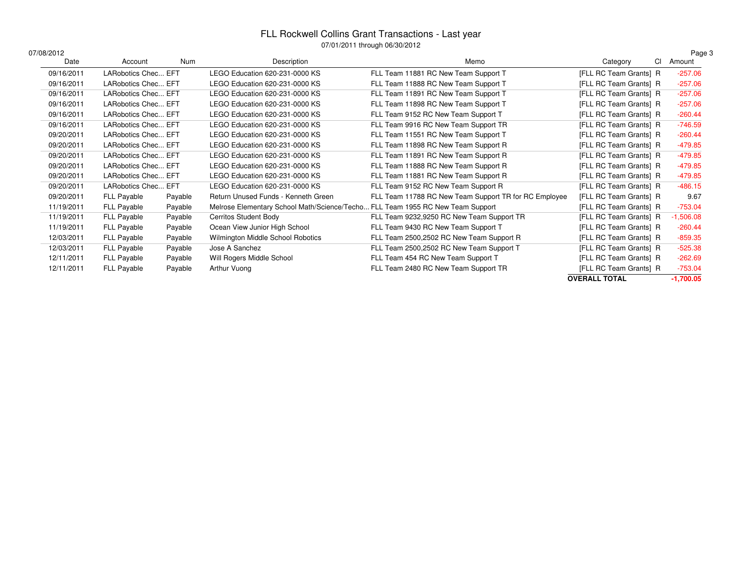# FLL Rockwell Collins Grant Transactions - Last year

07/01/2011 through 06/30/2012

07/08/2012

| Date | Account | Num | Description | Memo | Category | Cl | Amount |
|---|---|---|---|---|---|---|---|
| 09/16/2011 | LARobotics Chec... | EFT | LEGO Education 620-231-0000 KS | FLL Team 11881 RC New Team Support T | [FLL RC Team Grants] | R | -257.06 |
| 09/16/2011 | LARobotics Chec... | EFT | LEGO Education 620-231-0000 KS | FLL Team 11888 RC New Team Support T | [FLL RC Team Grants] | R | -257.06 |
| 09/16/2011 | LARobotics Chec... | EFT | LEGO Education 620-231-0000 KS | FLL Team 11891 RC New Team Support T | [FLL RC Team Grants] | R | -257.06 |
| 09/16/2011 | LARobotics Chec... | EFT | LEGO Education 620-231-0000 KS | FLL Team 11898 RC New Team Support T | [FLL RC Team Grants] | R | -257.06 |
| 09/16/2011 | LARobotics Chec... | EFT | LEGO Education 620-231-0000 KS | FLL Team 9152 RC New Team Support T | [FLL RC Team Grants] | R | -260.44 |
| 09/16/2011 | LARobotics Chec... | EFT | LEGO Education 620-231-0000 KS | FLL Team 9916 RC New Team Support TR | [FLL RC Team Grants] | R | -746.59 |
| 09/20/2011 | LARobotics Chec... | EFT | LEGO Education 620-231-0000 KS | FLL Team 11551 RC New Team Support T | [FLL RC Team Grants] | R | -260.44 |
| 09/20/2011 | LARobotics Chec... | EFT | LEGO Education 620-231-0000 KS | FLL Team 11898 RC New Team Support R | [FLL RC Team Grants] | R | -479.85 |
| 09/20/2011 | LARobotics Chec... | EFT | LEGO Education 620-231-0000 KS | FLL Team 11891 RC New Team Support R | [FLL RC Team Grants] | R | -479.85 |
| 09/20/2011 | LARobotics Chec... | EFT | LEGO Education 620-231-0000 KS | FLL Team 11888 RC New Team Support R | [FLL RC Team Grants] | R | -479.85 |
| 09/20/2011 | LARobotics Chec... | EFT | LEGO Education 620-231-0000 KS | FLL Team 11881 RC New Team Support R | [FLL RC Team Grants] | R | -479.85 |
| 09/20/2011 | LARobotics Chec... | EFT | LEGO Education 620-231-0000 KS | FLL Team 9152 RC New Team Support R | [FLL RC Team Grants] | R | -486.15 |
| 09/20/2011 | FLL Payable | Payable | Return Unused Funds - Kenneth Green | FLL Team 11788 RC New Team Support TR for RC Employee | [FLL RC Team Grants] | R | 9.67 |
| 11/19/2011 | FLL Payable | Payable | Melrose Elementary School Math/Science/Techo... | FLL Team 1955 RC New Team Support | [FLL RC Team Grants] | R | -753.04 |
| 11/19/2011 | FLL Payable | Payable | Cerritos Student Body | FLL Team 9232,9250 RC New Team Support TR | [FLL RC Team Grants] | R | -1,506.08 |
| 11/19/2011 | FLL Payable | Payable | Ocean View Junior High School | FLL Team 9430 RC New Team Support T | [FLL RC Team Grants] | R | -260.44 |
| 12/03/2011 | FLL Payable | Payable | Wilmington Middle School Robotics | FLL Team 2500,2502 RC New Team Support R | [FLL RC Team Grants] | R | -859.35 |
| 12/03/2011 | FLL Payable | Payable | Jose A Sanchez | FLL Team 2500,2502 RC New Team Support T | [FLL RC Team Grants] | R | -525.38 |
| 12/11/2011 | FLL Payable | Payable | Will Rogers Middle School | FLL Team 454 RC New Team Support T | [FLL RC Team Grants] | R | -262.69 |
| 12/11/2011 | FLL Payable | Payable | Arthur Vuong | FLL Team 2480 RC New Team Support TR | [FLL RC Team Grants] | R | -753.04 |
| | | | | | **OVERALL TOTAL** | | **-1,700.05** |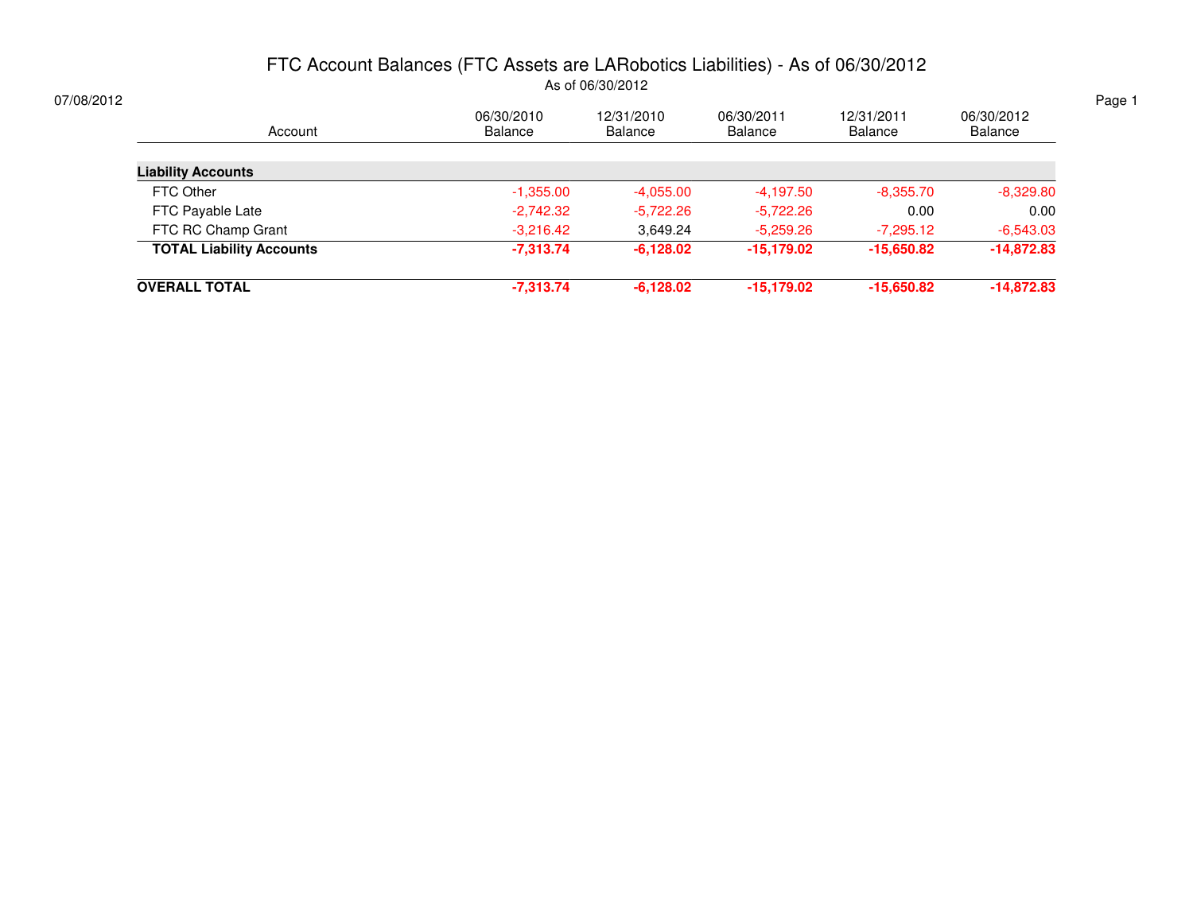# FTC Account Balances (FTC Assets are LARobotics Liabilities) - As of 06/30/2012

As of 06/30/2012

07/08/2012

| Account | 06/30/2010 Balance | 12/31/2010 Balance | 06/30/2011 Balance | 12/31/2011 Balance | 06/30/2012 Balance |
|---|---|---|---|---|---|
| **Liability Accounts** | | | | | |
| FTC Other | -1,355.00 | -4,055.00 | -4,197.50 | -8,355.70 | -8,329.80 |
| FTC Payable Late | -2,742.32 | -5,722.26 | -5,722.26 | 0.00 | 0.00 |
| FTC RC Champ Grant | -3,216.42 | 3,649.24 | -5,259.26 | -7,295.12 | -6,543.03 |
| **TOTAL Liability Accounts** | **-7,313.74** | **-6,128.02** | **-15,179.02** | **-15,650.82** | **-14,872.83** |
| **OVERALL TOTAL** | **-7,313.74** | **-6,128.02** | **-15,179.02** | **-15,650.82** | **-14,872.83** |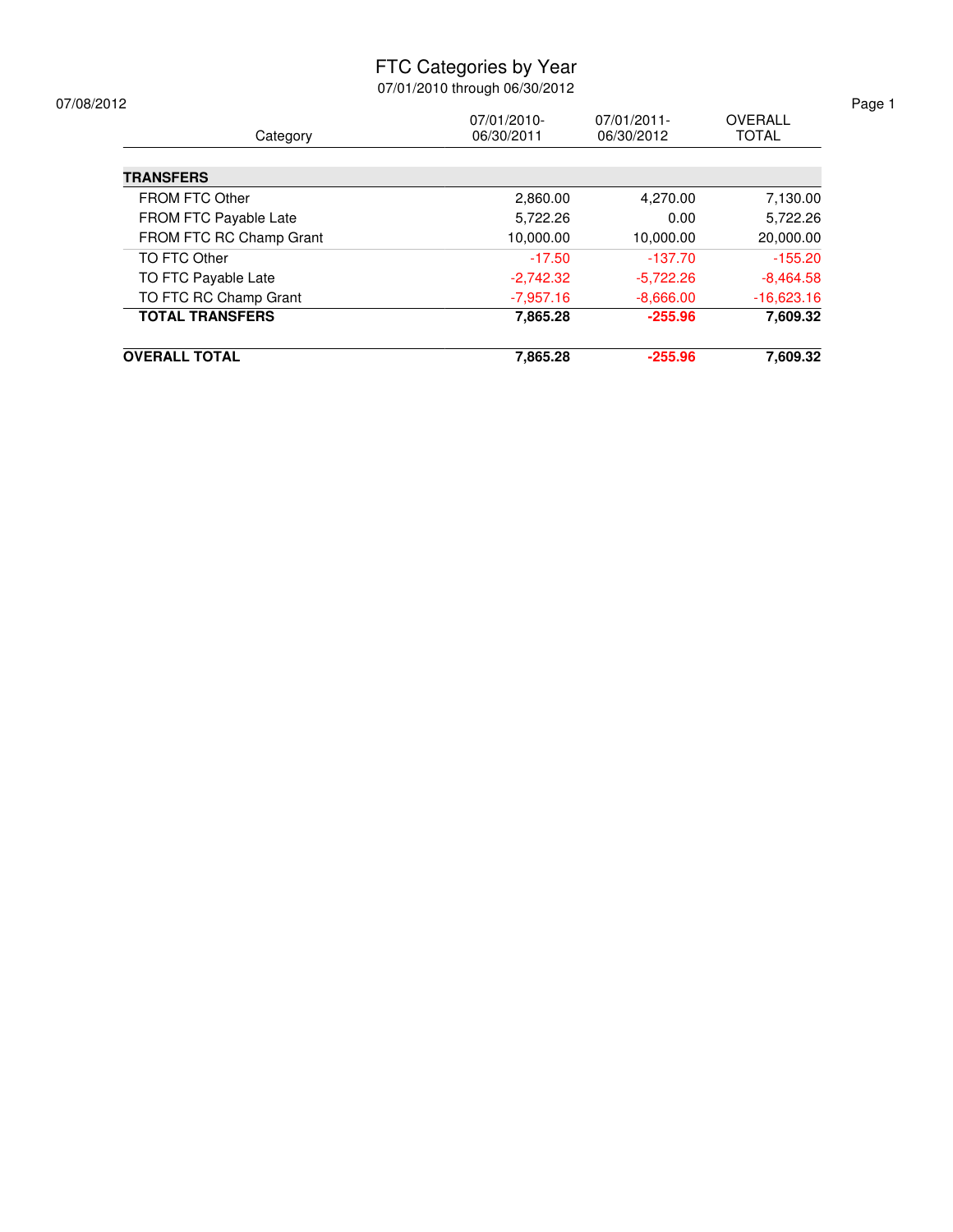# FTC Categories by Year

07/01/2010 through 06/30/2012

07/08/2012

| Category | 07/01/2010-06/30/2011 | 07/01/2011-06/30/2012 | OVERALL TOTAL |
|---|---|---|---|
| **TRANSFERS** | | | |
| FROM FTC Other | 2,860.00 | 4,270.00 | 7,130.00 |
| FROM FTC Payable Late | 5,722.26 | 0.00 | 5,722.26 |
| FROM FTC RC Champ Grant | 10,000.00 | 10,000.00 | 20,000.00 |
| TO FTC Other | -17.50 | -137.70 | -155.20 |
| TO FTC Payable Late | -2,742.32 | -5,722.26 | -8,464.58 |
| TO FTC RC Champ Grant | -7,957.16 | -8,666.00 | -16,623.16 |
| **TOTAL TRANSFERS** | **7,865.28** | **-255.96** | **7,609.32** |
| **OVERALL TOTAL** | **7,865.28** | **-255.96** | **7,609.32** |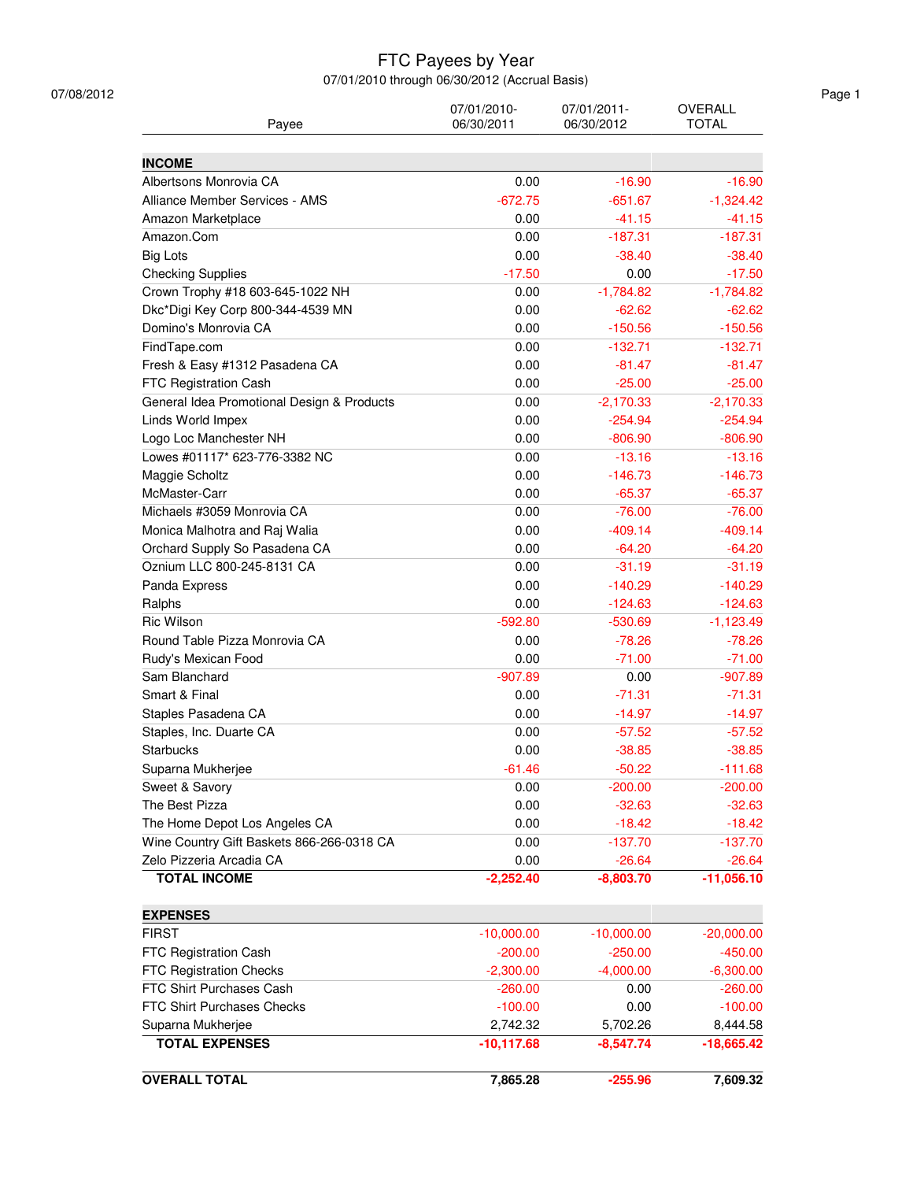# FTC Payees by Year

07/01/2010 through 06/30/2012 (Accrual Basis)

07/08/2012

| Payee | 07/01/2010-06/30/2011 | 07/01/2011-06/30/2012 | OVERALL TOTAL |
|---|---|---|---|
| **INCOME** | | | |
| Albertsons Monrovia CA | 0.00 | -16.90 | -16.90 |
| Alliance Member Services - AMS | -672.75 | -651.67 | -1,324.42 |
| Amazon Marketplace | 0.00 | -41.15 | -41.15 |
| Amazon.Com | 0.00 | -187.31 | -187.31 |
| Big Lots | 0.00 | -38.40 | -38.40 |
| Checking Supplies | -17.50 | 0.00 | -17.50 |
| Crown Trophy #18 603-645-1022 NH | 0.00 | -1,784.82 | -1,784.82 |
| Dkc*Digi Key Corp 800-344-4539 MN | 0.00 | -62.62 | -62.62 |
| Domino's Monrovia CA | 0.00 | -150.56 | -150.56 |
| FindTape.com | 0.00 | -132.71 | -132.71 |
| Fresh & Easy #1312 Pasadena CA | 0.00 | -81.47 | -81.47 |
| FTC Registration Cash | 0.00 | -25.00 | -25.00 |
| General Idea Promotional Design & Products | 0.00 | -2,170.33 | -2,170.33 |
| Linds World Impex | 0.00 | -254.94 | -254.94 |
| Logo Loc Manchester NH | 0.00 | -806.90 | -806.90 |
| Lowes #01117* 623-776-3382 NC | 0.00 | -13.16 | -13.16 |
| Maggie Scholtz | 0.00 | -146.73 | -146.73 |
| McMaster-Carr | 0.00 | -65.37 | -65.37 |
| Michaels #3059 Monrovia CA | 0.00 | -76.00 | -76.00 |
| Monica Malhotra and Raj Walia | 0.00 | -409.14 | -409.14 |
| Orchard Supply So Pasadena CA | 0.00 | -64.20 | -64.20 |
| Oznium LLC 800-245-8131 CA | 0.00 | -31.19 | -31.19 |
| Panda Express | 0.00 | -140.29 | -140.29 |
| Ralphs | 0.00 | -124.63 | -124.63 |
| Ric Wilson | -592.80 | -530.69 | -1,123.49 |
| Round Table Pizza Monrovia CA | 0.00 | -78.26 | -78.26 |
| Rudy's Mexican Food | 0.00 | -71.00 | -71.00 |
| Sam Blanchard | -907.89 | 0.00 | -907.89 |
| Smart & Final | 0.00 | -71.31 | -71.31 |
| Staples Pasadena CA | 0.00 | -14.97 | -14.97 |
| Staples, Inc. Duarte CA | 0.00 | -57.52 | -57.52 |
| Starbucks | 0.00 | -38.85 | -38.85 |
| Suparna Mukherjee | -61.46 | -50.22 | -111.68 |
| Sweet & Savory | 0.00 | -200.00 | -200.00 |
| The Best Pizza | 0.00 | -32.63 | -32.63 |
| The Home Depot Los Angeles CA | 0.00 | -18.42 | -18.42 |
| Wine Country Gift Baskets 866-266-0318 CA | 0.00 | -137.70 | -137.70 |
| Zelo Pizzeria Arcadia CA | 0.00 | -26.64 | -26.64 |
| **TOTAL INCOME** | **-2,252.40** | **-8,803.70** | **-11,056.10** |
| **EXPENSES** | | | |
| FIRST | -10,000.00 | -10,000.00 | -20,000.00 |
| FTC Registration Cash | -200.00 | -250.00 | -450.00 |
| FTC Registration Checks | -2,300.00 | -4,000.00 | -6,300.00 |
| FTC Shirt Purchases Cash | -260.00 | 0.00 | -260.00 |
| FTC Shirt Purchases Checks | -100.00 | 0.00 | -100.00 |
| Suparna Mukherjee | 2,742.32 | 5,702.26 | 8,444.58 |
| **TOTAL EXPENSES** | **-10,117.68** | **-8,547.74** | **-18,665.42** |
| **OVERALL TOTAL** | **7,865.28** | **-255.96** | **7,609.32** |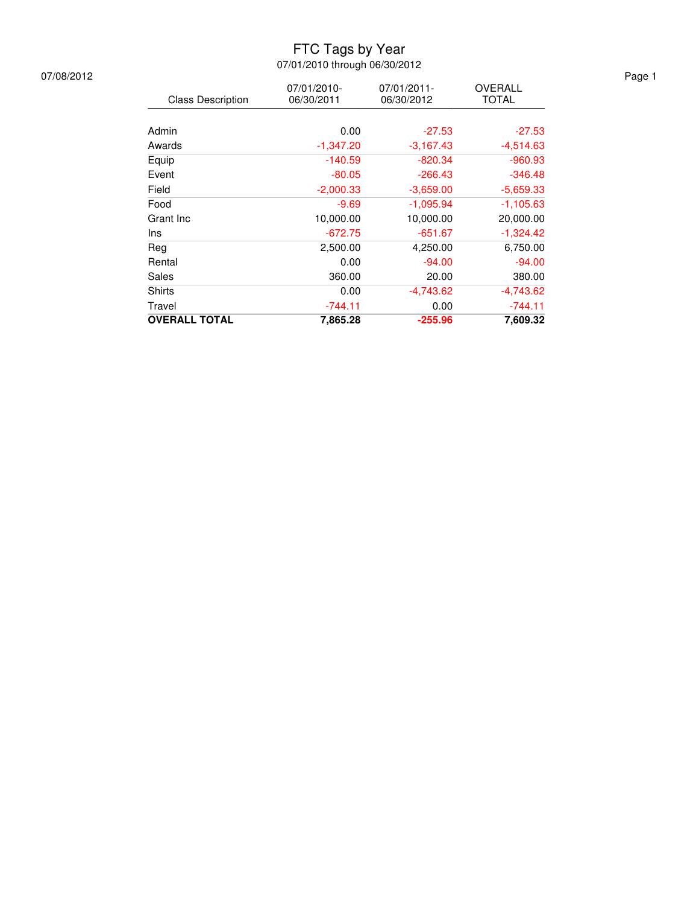# FTC Tags by Year

07/01/2010 through 06/30/2012

07/08/2012

| Class Description | 07/01/2010-06/30/2011 | 07/01/2011-06/30/2012 | OVERALL TOTAL |
|---|---|---|---|
| Admin | 0.00 | -27.53 | -27.53 |
| Awards | -1,347.20 | -3,167.43 | -4,514.63 |
| Equip | -140.59 | -820.34 | -960.93 |
| Event | -80.05 | -266.43 | -346.48 |
| Field | -2,000.33 | -3,659.00 | -5,659.33 |
| Food | -9.69 | -1,095.94 | -1,105.63 |
| Grant Inc | 10,000.00 | 10,000.00 | 20,000.00 |
| Ins | -672.75 | -651.67 | -1,324.42 |
| Reg | 2,500.00 | 4,250.00 | 6,750.00 |
| Rental | 0.00 | -94.00 | -94.00 |
| Sales | 360.00 | 20.00 | 380.00 |
| Shirts | 0.00 | -4,743.62 | -4,743.62 |
| Travel | -744.11 | 0.00 | -744.11 |
| **OVERALL TOTAL** | **7,865.28** | **-255.96** | **7,609.32** |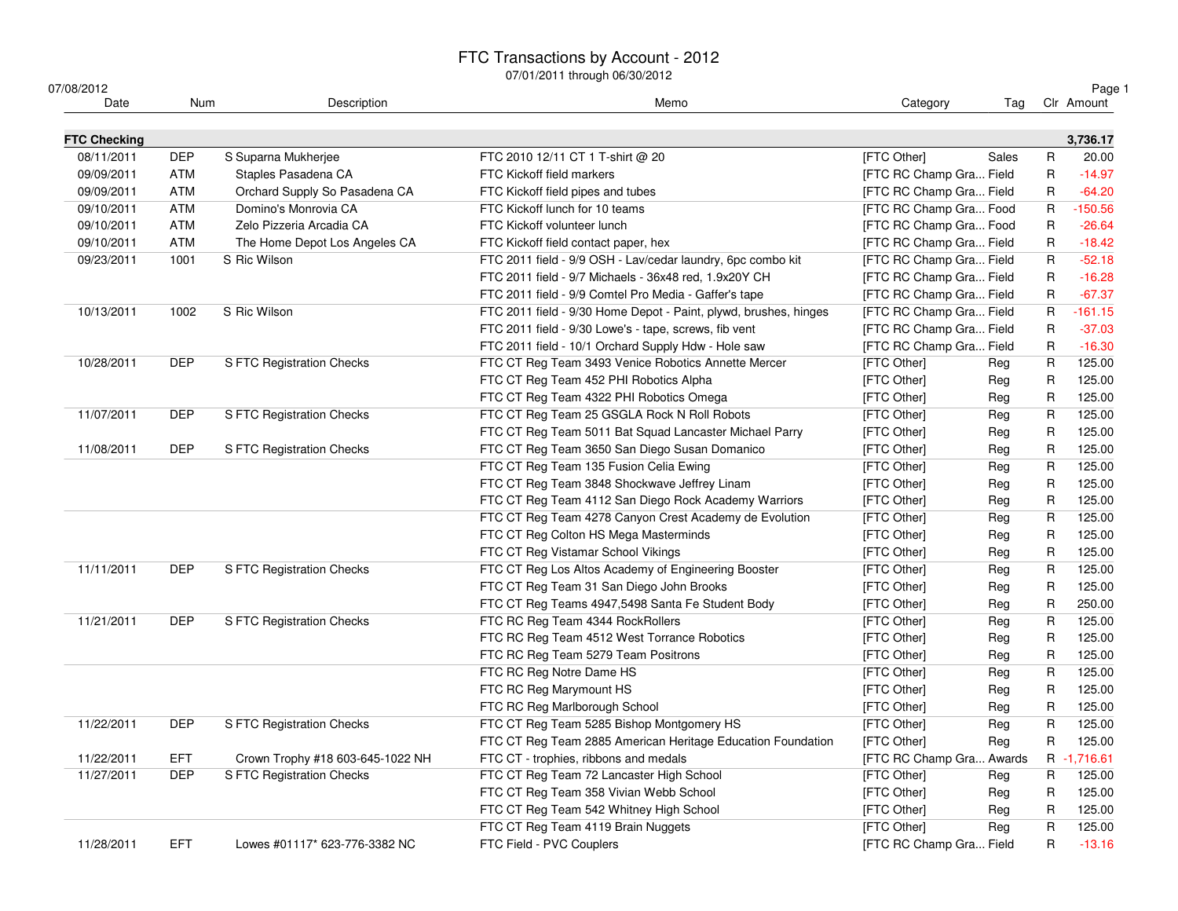# FTC Transactions by Account - 2012

07/01/2011 through 06/30/2012

07/08/2012

| Date | Num | Description | Memo | Category | Tag | Clr | Amount |
|---|---|---|---|---|---|---|---|
| **FTC Checking** | | | | | | | **3,736.17** |
| 08/11/2011 | DEP | S Suparna Mukherjee | FTC 2010 12/11 CT 1 T-shirt @ 20 | [FTC Other] | Sales | R | 20.00 |
| 09/09/2011 | ATM | Staples Pasadena CA | FTC Kickoff field markers | [FTC RC Champ Gra... | Field | R | -14.97 |
| 09/09/2011 | ATM | Orchard Supply So Pasadena CA | FTC Kickoff field pipes and tubes | [FTC RC Champ Gra... | Field | R | -64.20 |
| 09/10/2011 | ATM | Domino's Monrovia CA | FTC Kickoff lunch for 10 teams | [FTC RC Champ Gra... | Food | R | -150.56 |
| 09/10/2011 | ATM | Zelo Pizzeria Arcadia CA | FTC Kickoff volunteer lunch | [FTC RC Champ Gra... | Food | R | -26.64 |
| 09/10/2011 | ATM | The Home Depot Los Angeles CA | FTC Kickoff field contact paper, hex | [FTC RC Champ Gra... | Field | R | -18.42 |
| 09/23/2011 | 1001 | S Ric Wilson | FTC 2011 field - 9/9 OSH - Lav/cedar laundry, 6pc combo kit | [FTC RC Champ Gra... | Field | R | -52.18 |
| | | | FTC 2011 field - 9/7 Michaels - 36x48 red, 1.9x20Y CH | [FTC RC Champ Gra... | Field | R | -16.28 |
| | | | FTC 2011 field - 9/9 Comtel Pro Media - Gaffer's tape | [FTC RC Champ Gra... | Field | R | -67.37 |
| 10/13/2011 | 1002 | S Ric Wilson | FTC 2011 field - 9/30 Home Depot - Paint, plywd, brushes, hinges | [FTC RC Champ Gra... | Field | R | -161.15 |
| | | | FTC 2011 field - 9/30 Lowe's - tape, screws, fib vent | [FTC RC Champ Gra... | Field | R | -37.03 |
| | | | FTC 2011 field - 10/1 Orchard Supply Hdw - Hole saw | [FTC RC Champ Gra... | Field | R | -16.30 |
| 10/28/2011 | DEP | S FTC Registration Checks | FTC CT Reg Team 3493 Venice Robotics Annette Mercer | [FTC Other] | Reg | R | 125.00 |
| | | | FTC CT Reg Team 452 PHI Robotics Alpha | [FTC Other] | Reg | R | 125.00 |
| | | | FTC CT Reg Team 4322 PHI Robotics Omega | [FTC Other] | Reg | R | 125.00 |
| 11/07/2011 | DEP | S FTC Registration Checks | FTC CT Reg Team 25 GSGLA Rock N Roll Robots | [FTC Other] | Reg | R | 125.00 |
| | | | FTC CT Reg Team 5011 Bat Squad Lancaster Michael Parry | [FTC Other] | Reg | R | 125.00 |
| 11/08/2011 | DEP | S FTC Registration Checks | FTC CT Reg Team 3650 San Diego Susan Domanico | [FTC Other] | Reg | R | 125.00 |
| | | | FTC CT Reg Team 135 Fusion Celia Ewing | [FTC Other] | Reg | R | 125.00 |
| | | | FTC CT Reg Team 3848 Shockwave Jeffrey Linam | [FTC Other] | Reg | R | 125.00 |
| | | | FTC CT Reg Team 4112 San Diego Rock Academy Warriors | [FTC Other] | Reg | R | 125.00 |
| | | | FTC CT Reg Team 4278 Canyon Crest Academy de Evolution | [FTC Other] | Reg | R | 125.00 |
| | | | FTC CT Reg Colton HS Mega Masterminds | [FTC Other] | Reg | R | 125.00 |
| | | | FTC CT Reg Vistamar School Vikings | [FTC Other] | Reg | R | 125.00 |
| 11/11/2011 | DEP | S FTC Registration Checks | FTC CT Reg Los Altos Academy of Engineering Booster | [FTC Other] | Reg | R | 125.00 |
| | | | FTC CT Reg Team 31 San Diego John Brooks | [FTC Other] | Reg | R | 125.00 |
| | | | FTC CT Reg Teams 4947,5498 Santa Fe Student Body | [FTC Other] | Reg | R | 250.00 |
| 11/21/2011 | DEP | S FTC Registration Checks | FTC RC Reg Team 4344 RockRollers | [FTC Other] | Reg | R | 125.00 |
| | | | FTC RC Reg Team 4512 West Torrance Robotics | [FTC Other] | Reg | R | 125.00 |
| | | | FTC RC Reg Team 5279 Team Positrons | [FTC Other] | Reg | R | 125.00 |
| | | | FTC RC Reg Notre Dame HS | [FTC Other] | Reg | R | 125.00 |
| | | | FTC RC Reg Marymount HS | [FTC Other] | Reg | R | 125.00 |
| | | | FTC RC Reg Marlborough School | [FTC Other] | Reg | R | 125.00 |
| 11/22/2011 | DEP | S FTC Registration Checks | FTC CT Reg Team 5285 Bishop Montgomery HS | [FTC Other] | Reg | R | 125.00 |
| | | | FTC CT Reg Team 2885 American Heritage Education Foundation | [FTC Other] | Reg | R | 125.00 |
| 11/22/2011 | EFT | Crown Trophy #18 603-645-1022 NH | FTC CT - trophies, ribbons and medals | [FTC RC Champ Gra... | Awards | R | -1,716.61 |
| 11/27/2011 | DEP | S FTC Registration Checks | FTC CT Reg Team 72 Lancaster High School | [FTC Other] | Reg | R | 125.00 |
| | | | FTC CT Reg Team 358 Vivian Webb School | [FTC Other] | Reg | R | 125.00 |
| | | | FTC CT Reg Team 542 Whitney High School | [FTC Other] | Reg | R | 125.00 |
| | | | FTC CT Reg Team 4119 Brain Nuggets | [FTC Other] | Reg | R | 125.00 |
| 11/28/2011 | EFT | Lowes #01117* 623-776-3382 NC | FTC Field - PVC Couplers | [FTC RC Champ Gra... | Field | R | -13.16 |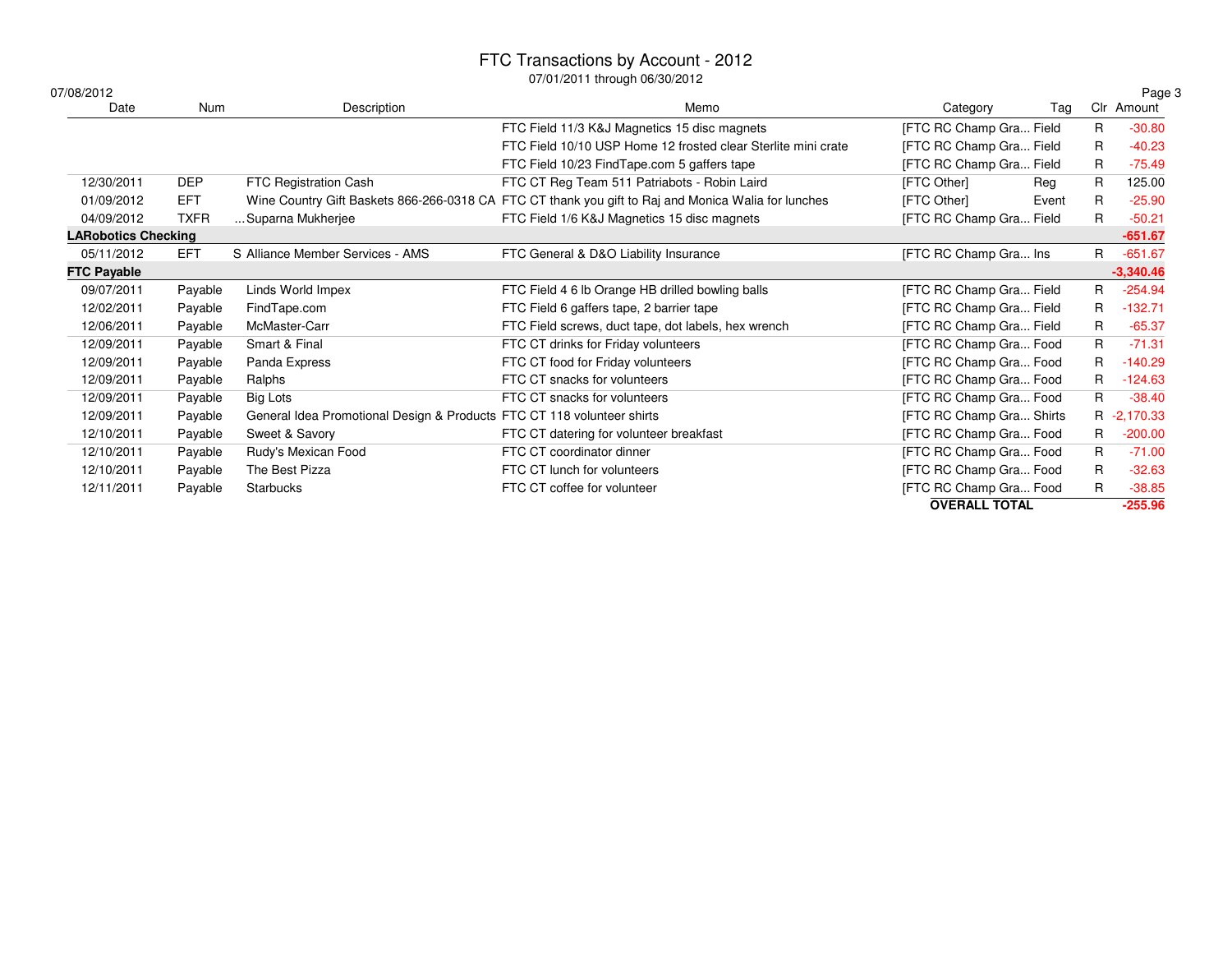# FTC Transactions by Account - 2012

07/01/2011 through 06/30/2012

07/08/2012

| Date | Num | Description | Memo | Category | Tag | Clr | Amount |
|---|---|---|---|---|---|---|---|
| | | | FTC Field 11/3 K&J Magnetics 15 disc magnets | [FTC RC Champ Gra... | Field | R | -30.80 |
| | | | FTC Field 10/10 USP Home 12 frosted clear Sterlite mini crate | [FTC RC Champ Gra... | Field | R | -40.23 |
| | | | FTC Field 10/23 FindTape.com 5 gaffers tape | [FTC RC Champ Gra... | Field | R | -75.49 |
| 12/30/2011 | DEP | FTC Registration Cash | FTC CT Reg Team 511 Patriabots - Robin Laird | [FTC Other] | Reg | R | 125.00 |
| 01/09/2012 | EFT | Wine Country Gift Baskets 866-266-0318 CA | FTC CT thank you gift to Raj and Monica Walia for lunches | [FTC Other] | Event | R | -25.90 |
| 04/09/2012 | TXFR | ...Suparna Mukherjee | FTC Field 1/6 K&J Magnetics 15 disc magnets | [FTC RC Champ Gra... | Field | R | -50.21 |
| **LARobotics Checking** | | | | | | | **-651.67** |
| 05/11/2012 | EFT | S Alliance Member Services - AMS | FTC General & D&O Liability Insurance | [FTC RC Champ Gra... | Ins | R | -651.67 |
| **FTC Payable** | | | | | | | **-3,340.46** |
| 09/07/2011 | Payable | Linds World Impex | FTC Field 4 6 lb Orange HB drilled bowling balls | [FTC RC Champ Gra... | Field | R | -254.94 |
| 12/02/2011 | Payable | FindTape.com | FTC Field 6 gaffers tape, 2 barrier tape | [FTC RC Champ Gra... | Field | R | -132.71 |
| 12/06/2011 | Payable | McMaster-Carr | FTC Field screws, duct tape, dot labels, hex wrench | [FTC RC Champ Gra... | Field | R | -65.37 |
| 12/09/2011 | Payable | Smart & Final | FTC CT drinks for Friday volunteers | [FTC RC Champ Gra... | Food | R | -71.31 |
| 12/09/2011 | Payable | Panda Express | FTC CT food for Friday volunteers | [FTC RC Champ Gra... | Food | R | -140.29 |
| 12/09/2011 | Payable | Ralphs | FTC CT snacks for volunteers | [FTC RC Champ Gra... | Food | R | -124.63 |
| 12/09/2011 | Payable | Big Lots | FTC CT snacks for volunteers | [FTC RC Champ Gra... | Food | R | -38.40 |
| 12/09/2011 | Payable | General Idea Promotional Design & Products | FTC CT 118 volunteer shirts | [FTC RC Champ Gra... | Shirts | R | -2,170.33 |
| 12/10/2011 | Payable | Sweet & Savory | FTC CT datering for volunteer breakfast | [FTC RC Champ Gra... | Food | R | -200.00 |
| 12/10/2011 | Payable | Rudy's Mexican Food | FTC CT coordinator dinner | [FTC RC Champ Gra... | Food | R | -71.00 |
| 12/10/2011 | Payable | The Best Pizza | FTC CT lunch for volunteers | [FTC RC Champ Gra... | Food | R | -32.63 |
| 12/11/2011 | Payable | Starbucks | FTC CT coffee for volunteer | [FTC RC Champ Gra... | Food | R | -38.85 |
| | | | | **OVERALL TOTAL** | | | **-255.96** |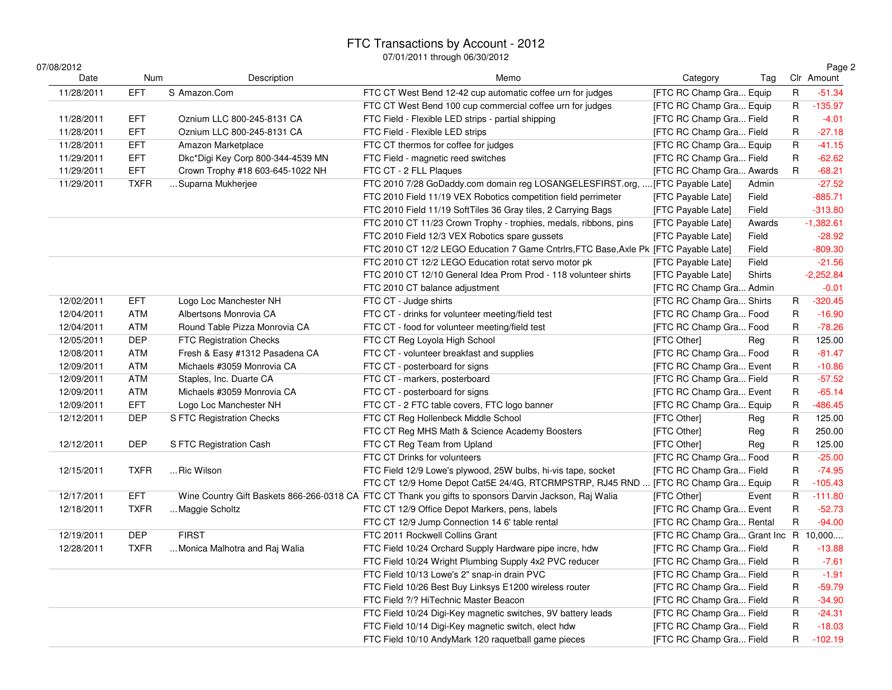# FTC Transactions by Account - 2012

07/01/2011 through 06/30/2012

07/08/2012

| Date | Num | Description | Memo | Category | Tag | Clr | Amount |
|---|---|---|---|---|---|---|---|
| 11/28/2011 | EFT | S Amazon.Com | FTC CT West Bend 12-42 cup automatic coffee urn for judges | [FTC RC Champ Gra... | Equip | R | -51.34 |
| | | | FTC CT West Bend 100 cup commercial coffee urn for judges | [FTC RC Champ Gra... | Equip | R | -135.97 |
| 11/28/2011 | EFT | Oznium LLC 800-245-8131 CA | FTC Field - Flexible LED strips - partial shipping | [FTC RC Champ Gra... | Field | R | -4.01 |
| 11/28/2011 | EFT | Oznium LLC 800-245-8131 CA | FTC Field - Flexible LED strips | [FTC RC Champ Gra... | Field | R | -27.18 |
| 11/28/2011 | EFT | Amazon Marketplace | FTC CT thermos for coffee for judges | [FTC RC Champ Gra... | Equip | R | -41.15 |
| 11/29/2011 | EFT | Dkc*Digi Key Corp 800-344-4539 MN | FTC Field - magnetic reed switches | [FTC RC Champ Gra... | Field | R | -62.62 |
| 11/29/2011 | EFT | Crown Trophy #18 603-645-1022 NH | FTC CT - 2 FLL Plaques | [FTC RC Champ Gra... | Awards | R | -68.21 |
| 11/29/2011 | TXFR | ...Suparna Mukherjee | FTC 2010 7/28 GoDaddy.com domain reg LOSANGELESFIRST.org, ... | [FTC Payable Late] | Admin | | -27.52 |
| | | | FTC 2010 Field 11/19 VEX Robotics competition field perrimeter | [FTC Payable Late] | Field | | -885.71 |
| | | | FTC 2010 Field 11/19 SoftTiles 36 Gray tiles, 2 Carrying Bags | [FTC Payable Late] | Field | | -313.80 |
| | | | FTC 2010 CT 11/23 Crown Trophy - trophies, medals, ribbons, pins | [FTC Payable Late] | Awards | | -1,382.61 |
| | | | FTC 2010 Field 12/3 VEX Robotics spare gussets | [FTC Payable Late] | Field | | -28.92 |
| | | | FTC 2010 CT 12/2 LEGO Education 7 Game Cntrlrs,FTC Base,Axle Pk | [FTC Payable Late] | Field | | -809.30 |
| | | | FTC 2010 CT 12/2 LEGO Education rotat servo motor pk | [FTC Payable Late] | Field | | -21.56 |
| | | | FTC 2010 CT 12/10 General Idea Prom Prod - 118 volunteer shirts | [FTC Payable Late] | Shirts | | -2,252.84 |
| | | | FTC 2010 CT balance adjustment | [FTC RC Champ Gra... | Admin | | -0.01 |
| 12/02/2011 | EFT | Logo Loc Manchester NH | FTC CT - Judge shirts | [FTC RC Champ Gra... | Shirts | R | -320.45 |
| 12/04/2011 | ATM | Albertsons Monrovia CA | FTC CT - drinks for volunteer meeting/field test | [FTC RC Champ Gra... | Food | R | -16.90 |
| 12/04/2011 | ATM | Round Table Pizza Monrovia CA | FTC CT - food for volunteer meeting/field test | [FTC RC Champ Gra... | Food | R | -78.26 |
| 12/05/2011 | DEP | FTC Registration Checks | FTC CT Reg Loyola High School | [FTC Other] | Reg | R | 125.00 |
| 12/08/2011 | ATM | Fresh & Easy #1312 Pasadena CA | FTC CT - volunteer breakfast and supplies | [FTC RC Champ Gra... | Food | R | -81.47 |
| 12/09/2011 | ATM | Michaels #3059 Monrovia CA | FTC CT - posterboard for signs | [FTC RC Champ Gra... | Event | R | -10.86 |
| 12/09/2011 | ATM | Staples, Inc. Duarte CA | FTC CT - markers, posterboard | [FTC RC Champ Gra... | Field | R | -57.52 |
| 12/09/2011 | ATM | Michaels #3059 Monrovia CA | FTC CT - posterboard for signs | [FTC RC Champ Gra... | Event | R | -65.14 |
| 12/09/2011 | EFT | Logo Loc Manchester NH | FTC CT - 2 FTC table covers, FTC logo banner | [FTC RC Champ Gra... | Equip | R | -486.45 |
| 12/12/2011 | DEP | S FTC Registration Checks | FTC CT Reg Hollenbeck Middle School | [FTC Other] | Reg | R | 125.00 |
| | | | FTC CT Reg MHS Math & Science Academy Boosters | [FTC Other] | Reg | R | 250.00 |
| 12/12/2011 | DEP | S FTC Registration Cash | FTC CT Reg Team from Upland | [FTC Other] | Reg | R | 125.00 |
| | | | FTC CT Drinks for volunteers | [FTC RC Champ Gra... | Food | R | -25.00 |
| 12/15/2011 | TXFR | ...Ric Wilson | FTC Field 12/9 Lowe's plywood, 25W bulbs, hi-vis tape, socket | [FTC RC Champ Gra... | Field | R | -74.95 |
| | | | FTC CT 12/9 Home Depot Cat5E 24/4G, RTCRMPSTRP, RJ45 RND ... | [FTC RC Champ Gra... | Equip | R | -105.43 |
| 12/17/2011 | EFT | Wine Country Gift Baskets 866-266-0318 CA | FTC CT Thank you gifts to sponsors Darvin Jackson, Raj Walia | [FTC Other] | Event | R | -111.80 |
| 12/18/2011 | TXFR | ...Maggie Scholtz | FTC CT 12/9 Office Depot Markers, pens, labels | [FTC RC Champ Gra... | Event | R | -52.73 |
| | | | FTC CT 12/9 Jump Connection 14 6' table rental | [FTC RC Champ Gra... | Rental | R | -94.00 |
| 12/19/2011 | DEP | FIRST | FTC 2011 Rockwell Collins Grant | [FTC RC Champ Gra... | Grant Inc | R | 10,000.... |
| 12/28/2011 | TXFR | ...Monica Malhotra and Raj Walia | FTC Field 10/24 Orchard Supply Hardware pipe incre, hdw | [FTC RC Champ Gra... | Field | R | -13.88 |
| | | | FTC Field 10/24 Wright Plumbing Supply 4x2 PVC reducer | [FTC RC Champ Gra... | Field | R | -7.61 |
| | | | FTC Field 10/13 Lowe's 2" snap-in drain PVC | [FTC RC Champ Gra... | Field | R | -1.91 |
| | | | FTC Field 10/26 Best Buy Linksys E1200 wireless router | [FTC RC Champ Gra... | Field | R | -59.79 |
| | | | FTC Field ?/? HiTechnic Master Beacon | [FTC RC Champ Gra... | Field | R | -34.90 |
| | | | FTC Field 10/24 Digi-Key magnetic switches, 9V battery leads | [FTC RC Champ Gra... | Field | R | -24.31 |
| | | | FTC Field 10/14 Digi-Key magnetic switch, elect hdw | [FTC RC Champ Gra... | Field | R | -18.03 |
| | | | FTC Field 10/10 AndyMark 120 raquetball game pieces | [FTC RC Champ Gra... | Field | R | -102.19 |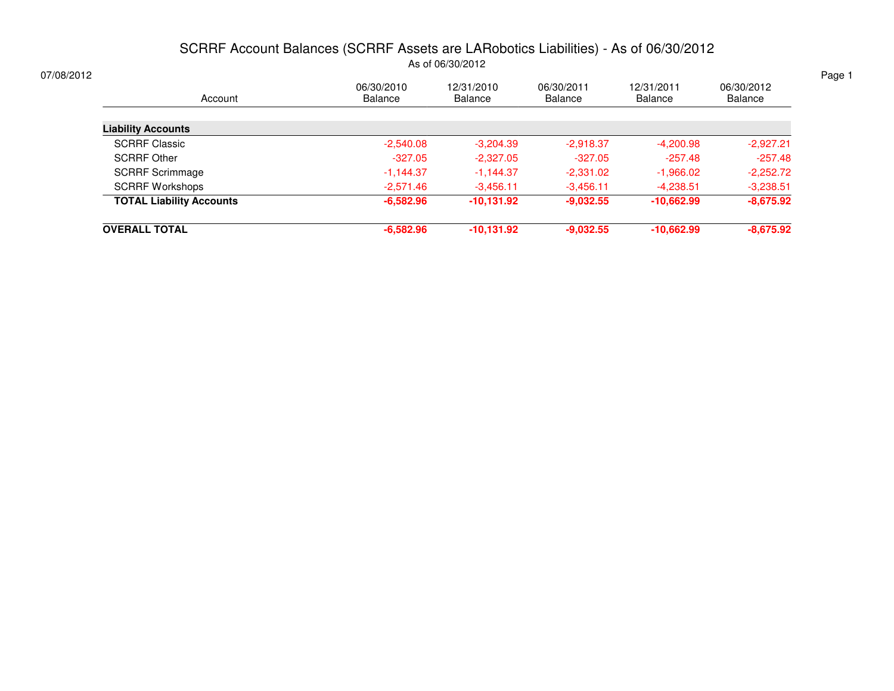# SCRRF Account Balances (SCRRF Assets are LARobotics Liabilities) - As of 06/30/2012

As of 06/30/2012

07/08/2012

| Account | 06/30/2010 Balance | 12/31/2010 Balance | 06/30/2011 Balance | 12/31/2011 Balance | 06/30/2012 Balance |
|---|---|---|---|---|---|
| **Liability Accounts** | | | | | |
| SCRRF Classic | -2,540.08 | -3,204.39 | -2,918.37 | -4,200.98 | -2,927.21 |
| SCRRF Other | -327.05 | -2,327.05 | -327.05 | -257.48 | -257.48 |
| SCRRF Scrimmage | -1,144.37 | -1,144.37 | -2,331.02 | -1,966.02 | -2,252.72 |
| SCRRF Workshops | -2,571.46 | -3,456.11 | -3,456.11 | -4,238.51 | -3,238.51 |
| **TOTAL Liability Accounts** | **-6,582.96** | **-10,131.92** | **-9,032.55** | **-10,662.99** | **-8,675.92** |
| **OVERALL TOTAL** | **-6,582.96** | **-10,131.92** | **-9,032.55** | **-10,662.99** | **-8,675.92** |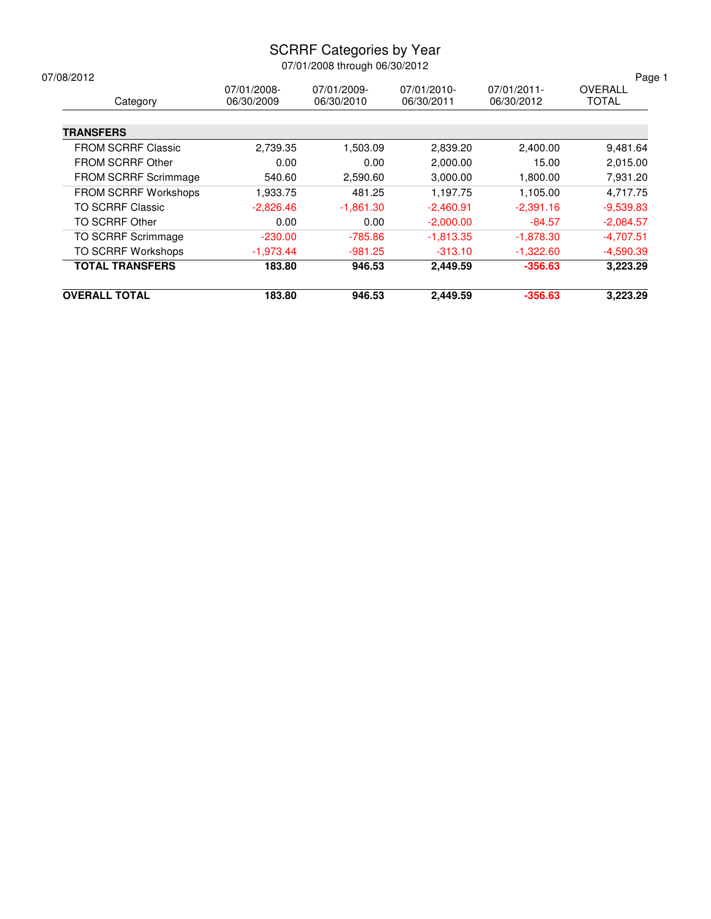# SCRRF Categories by Year

07/01/2008 through 06/30/2012

07/08/2012

| Category | 07/01/2008-06/30/2009 | 07/01/2009-06/30/2010 | 07/01/2010-06/30/2011 | 07/01/2011-06/30/2012 | OVERALL TOTAL |
|---|---|---|---|---|---|
| **TRANSFERS** | | | | | |
| FROM SCRRF Classic | 2,739.35 | 1,503.09 | 2,839.20 | 2,400.00 | 9,481.64 |
| FROM SCRRF Other | 0.00 | 0.00 | 2,000.00 | 15.00 | 2,015.00 |
| FROM SCRRF Scrimmage | 540.60 | 2,590.60 | 3,000.00 | 1,800.00 | 7,931.20 |
| FROM SCRRF Workshops | 1,933.75 | 481.25 | 1,197.75 | 1,105.00 | 4,717.75 |
| TO SCRRF Classic | -2,826.46 | -1,861.30 | -2,460.91 | -2,391.16 | -9,539.83 |
| TO SCRRF Other | 0.00 | 0.00 | -2,000.00 | -84.57 | -2,084.57 |
| TO SCRRF Scrimmage | -230.00 | -785.86 | -1,813.35 | -1,878.30 | -4,707.51 |
| TO SCRRF Workshops | -1,973.44 | -981.25 | -313.10 | -1,322.60 | -4,590.39 |
| **TOTAL TRANSFERS** | **183.80** | **946.53** | **2,449.59** | **-356.63** | **3,223.29** |
| **OVERALL TOTAL** | **183.80** | **946.53** | **2,449.59** | **-356.63** | **3,223.29** |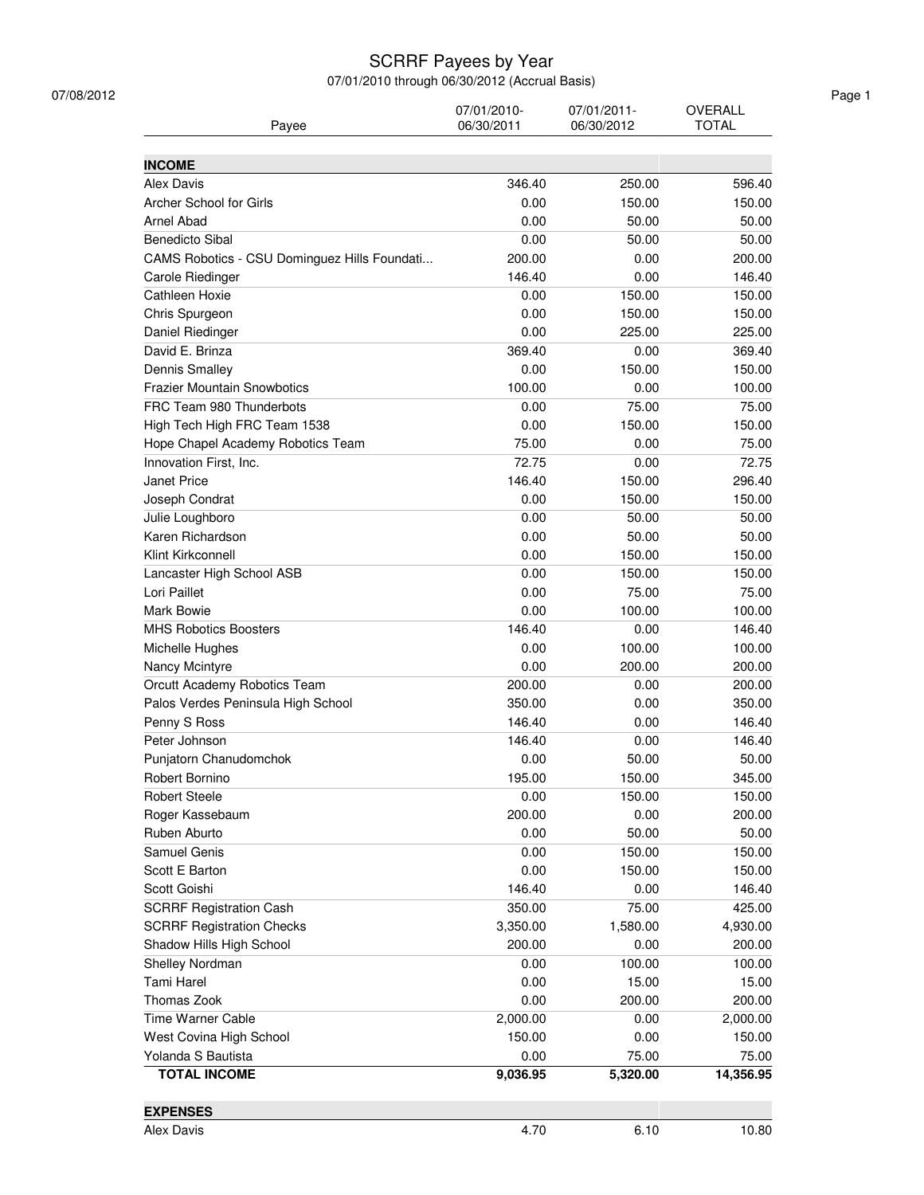# SCRRF Payees by Year

07/01/2010 through 06/30/2012 (Accrual Basis)

07/08/2012

| Payee | 07/01/2010-06/30/2011 | 07/01/2011-06/30/2012 | OVERALL TOTAL |
|---|---|---|---|
| **INCOME** | | | |
| Alex Davis | 346.40 | 250.00 | 596.40 |
| Archer School for Girls | 0.00 | 150.00 | 150.00 |
| Arnel Abad | 0.00 | 50.00 | 50.00 |
| Benedicto Sibal | 0.00 | 50.00 | 50.00 |
| CAMS Robotics - CSU Dominguez Hills Foundati... | 200.00 | 0.00 | 200.00 |
| Carole Riedinger | 146.40 | 0.00 | 146.40 |
| Cathleen Hoxie | 0.00 | 150.00 | 150.00 |
| Chris Spurgeon | 0.00 | 150.00 | 150.00 |
| Daniel Riedinger | 0.00 | 225.00 | 225.00 |
| David E. Brinza | 369.40 | 0.00 | 369.40 |
| Dennis Smalley | 0.00 | 150.00 | 150.00 |
| Frazier Mountain Snowbotics | 100.00 | 0.00 | 100.00 |
| FRC Team 980 Thunderbots | 0.00 | 75.00 | 75.00 |
| High Tech High FRC Team 1538 | 0.00 | 150.00 | 150.00 |
| Hope Chapel Academy Robotics Team | 75.00 | 0.00 | 75.00 |
| Innovation First, Inc. | 72.75 | 0.00 | 72.75 |
| Janet Price | 146.40 | 150.00 | 296.40 |
| Joseph Condrat | 0.00 | 150.00 | 150.00 |
| Julie Loughboro | 0.00 | 50.00 | 50.00 |
| Karen Richardson | 0.00 | 50.00 | 50.00 |
| Klint Kirkconnell | 0.00 | 150.00 | 150.00 |
| Lancaster High School ASB | 0.00 | 150.00 | 150.00 |
| Lori Paillet | 0.00 | 75.00 | 75.00 |
| Mark Bowie | 0.00 | 100.00 | 100.00 |
| MHS Robotics Boosters | 146.40 | 0.00 | 146.40 |
| Michelle Hughes | 0.00 | 100.00 | 100.00 |
| Nancy Mcintyre | 0.00 | 200.00 | 200.00 |
| Orcutt Academy Robotics Team | 200.00 | 0.00 | 200.00 |
| Palos Verdes Peninsula High School | 350.00 | 0.00 | 350.00 |
| Penny S Ross | 146.40 | 0.00 | 146.40 |
| Peter Johnson | 146.40 | 0.00 | 146.40 |
| Punjatorn Chanudomchok | 0.00 | 50.00 | 50.00 |
| Robert Bornino | 195.00 | 150.00 | 345.00 |
| Robert Steele | 0.00 | 150.00 | 150.00 |
| Roger Kassebaum | 200.00 | 0.00 | 200.00 |
| Ruben Aburto | 0.00 | 50.00 | 50.00 |
| Samuel Genis | 0.00 | 150.00 | 150.00 |
| Scott E Barton | 0.00 | 150.00 | 150.00 |
| Scott Goishi | 146.40 | 0.00 | 146.40 |
| SCRRF Registration Cash | 350.00 | 75.00 | 425.00 |
| SCRRF Registration Checks | 3,350.00 | 1,580.00 | 4,930.00 |
| Shadow Hills High School | 200.00 | 0.00 | 200.00 |
| Shelley Nordman | 0.00 | 100.00 | 100.00 |
| Tami Harel | 0.00 | 15.00 | 15.00 |
| Thomas Zook | 0.00 | 200.00 | 200.00 |
| Time Warner Cable | 2,000.00 | 0.00 | 2,000.00 |
| West Covina High School | 150.00 | 0.00 | 150.00 |
| Yolanda S Bautista | 0.00 | 75.00 | 75.00 |
| **TOTAL INCOME** | **9,036.95** | **5,320.00** | **14,356.95** |
| **EXPENSES** | | | |
| Alex Davis | 4.70 | 6.10 | 10.80 |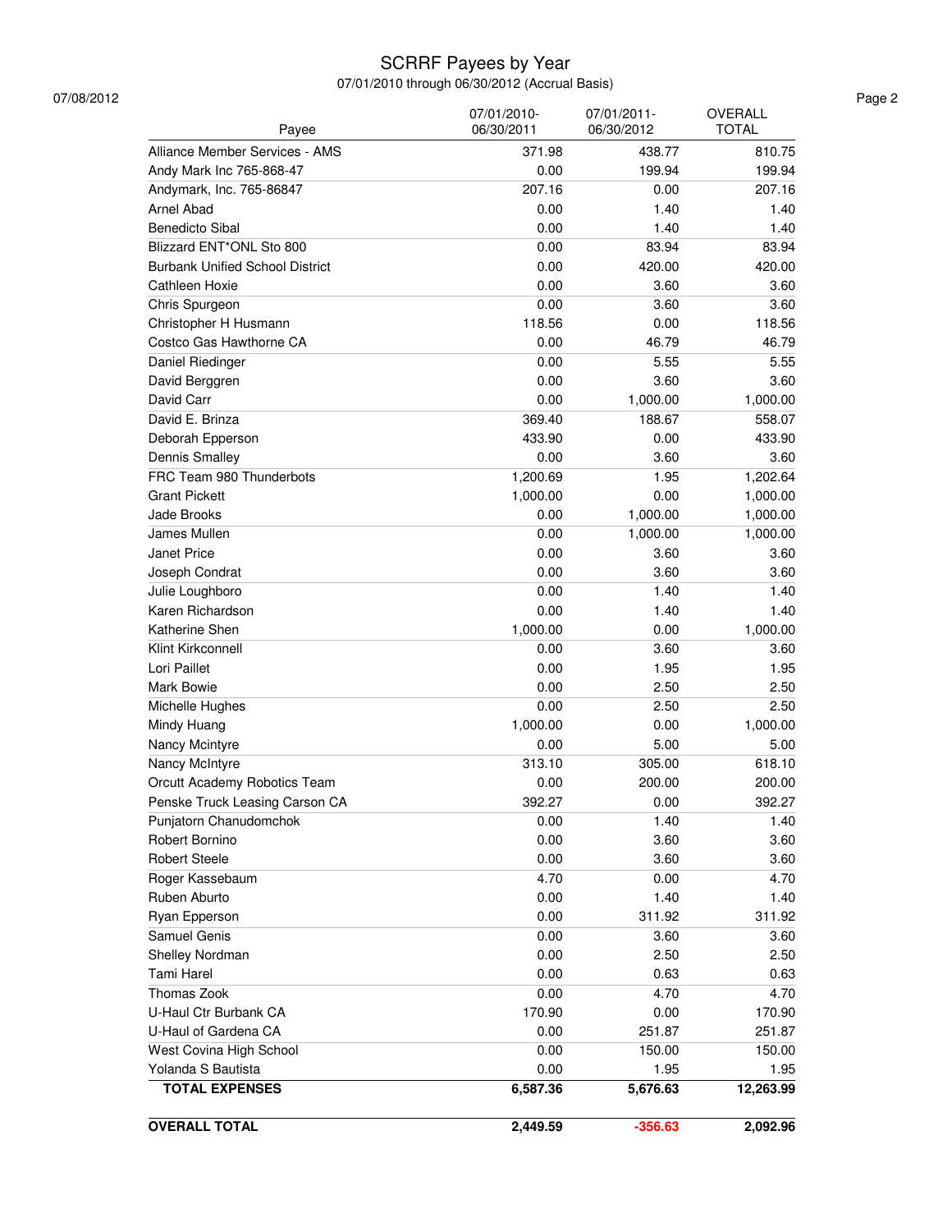# SCRRF Payees by Year

07/01/2010 through 06/30/2012 (Accrual Basis)

07/08/2012

| Payee | 07/01/2010-06/30/2011 | 07/01/2011-06/30/2012 | OVERALL TOTAL |
|---|---|---|---|
| Alliance Member Services - AMS | 371.98 | 438.77 | 810.75 |
| Andy Mark Inc 765-868-47 | 0.00 | 199.94 | 199.94 |
| Andymark, Inc. 765-86847 | 207.16 | 0.00 | 207.16 |
| Arnel Abad | 0.00 | 1.40 | 1.40 |
| Benedicto Sibal | 0.00 | 1.40 | 1.40 |
| Blizzard ENT*ONL Sto 800 | 0.00 | 83.94 | 83.94 |
| Burbank Unified School District | 0.00 | 420.00 | 420.00 |
| Cathleen Hoxie | 0.00 | 3.60 | 3.60 |
| Chris Spurgeon | 0.00 | 3.60 | 3.60 |
| Christopher H Husmann | 118.56 | 0.00 | 118.56 |
| Costco Gas Hawthorne CA | 0.00 | 46.79 | 46.79 |
| Daniel Riedinger | 0.00 | 5.55 | 5.55 |
| David Berggren | 0.00 | 3.60 | 3.60 |
| David Carr | 0.00 | 1,000.00 | 1,000.00 |
| David E. Brinza | 369.40 | 188.67 | 558.07 |
| Deborah Epperson | 433.90 | 0.00 | 433.90 |
| Dennis Smalley | 0.00 | 3.60 | 3.60 |
| FRC Team 980 Thunderbots | 1,200.69 | 1.95 | 1,202.64 |
| Grant Pickett | 1,000.00 | 0.00 | 1,000.00 |
| Jade Brooks | 0.00 | 1,000.00 | 1,000.00 |
| James Mullen | 0.00 | 1,000.00 | 1,000.00 |
| Janet Price | 0.00 | 3.60 | 3.60 |
| Joseph Condrat | 0.00 | 3.60 | 3.60 |
| Julie Loughboro | 0.00 | 1.40 | 1.40 |
| Karen Richardson | 0.00 | 1.40 | 1.40 |
| Katherine Shen | 1,000.00 | 0.00 | 1,000.00 |
| Klint Kirkconnell | 0.00 | 3.60 | 3.60 |
| Lori Paillet | 0.00 | 1.95 | 1.95 |
| Mark Bowie | 0.00 | 2.50 | 2.50 |
| Michelle Hughes | 0.00 | 2.50 | 2.50 |
| Mindy Huang | 1,000.00 | 0.00 | 1,000.00 |
| Nancy Mcintyre | 0.00 | 5.00 | 5.00 |
| Nancy McIntyre | 313.10 | 305.00 | 618.10 |
| Orcutt Academy Robotics Team | 0.00 | 200.00 | 200.00 |
| Penske Truck Leasing Carson CA | 392.27 | 0.00 | 392.27 |
| Punjatorn Chanudomchok | 0.00 | 1.40 | 1.40 |
| Robert Bornino | 0.00 | 3.60 | 3.60 |
| Robert Steele | 0.00 | 3.60 | 3.60 |
| Roger Kassebaum | 4.70 | 0.00 | 4.70 |
| Ruben Aburto | 0.00 | 1.40 | 1.40 |
| Ryan Epperson | 0.00 | 311.92 | 311.92 |
| Samuel Genis | 0.00 | 3.60 | 3.60 |
| Shelley Nordman | 0.00 | 2.50 | 2.50 |
| Tami Harel | 0.00 | 0.63 | 0.63 |
| Thomas Zook | 0.00 | 4.70 | 4.70 |
| U-Haul Ctr Burbank CA | 170.90 | 0.00 | 170.90 |
| U-Haul of Gardena CA | 0.00 | 251.87 | 251.87 |
| West Covina High School | 0.00 | 150.00 | 150.00 |
| Yolanda S Bautista | 0.00 | 1.95 | 1.95 |
| **TOTAL EXPENSES** | **6,587.36** | **5,676.63** | **12,263.99** |
| **OVERALL TOTAL** | **2,449.59** | **-356.63** | **2,092.96** |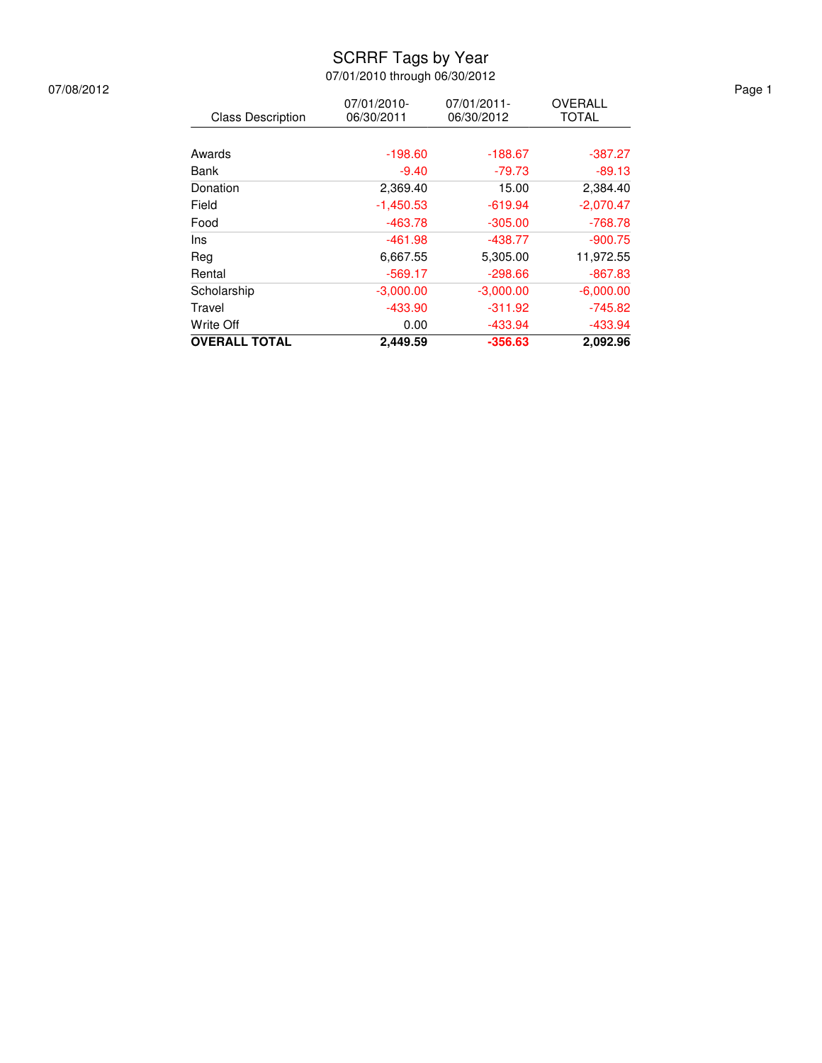# SCRRF Tags by Year

07/01/2010 through 06/30/2012

07/08/2012

| Class Description | 07/01/2010-06/30/2011 | 07/01/2011-06/30/2012 | OVERALL TOTAL |
|---|---|---|---|
| Awards | -198.60 | -188.67 | -387.27 |
| Bank | -9.40 | -79.73 | -89.13 |
| Donation | 2,369.40 | 15.00 | 2,384.40 |
| Field | -1,450.53 | -619.94 | -2,070.47 |
| Food | -463.78 | -305.00 | -768.78 |
| Ins | -461.98 | -438.77 | -900.75 |
| Reg | 6,667.55 | 5,305.00 | 11,972.55 |
| Rental | -569.17 | -298.66 | -867.83 |
| Scholarship | -3,000.00 | -3,000.00 | -6,000.00 |
| Travel | -433.90 | -311.92 | -745.82 |
| Write Off | 0.00 | -433.94 | -433.94 |
| **OVERALL TOTAL** | **2,449.59** | **-356.63** | **2,092.96** |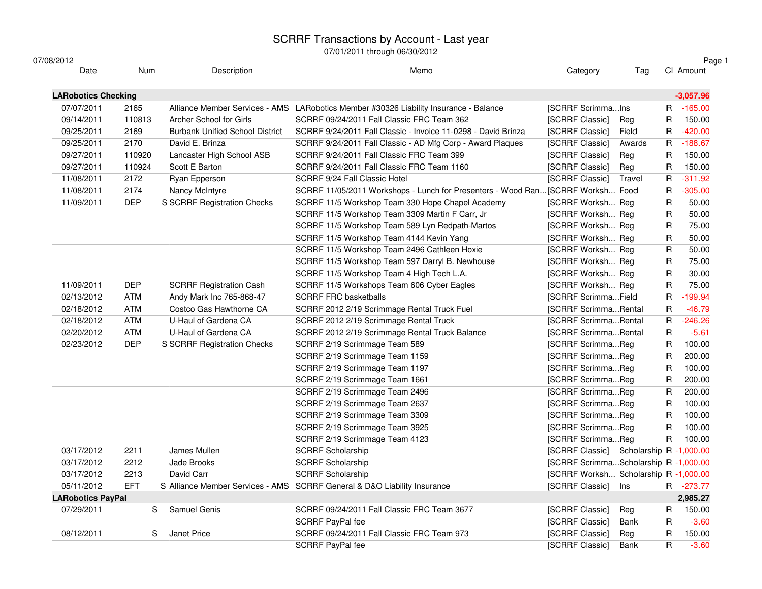# SCRRF Transactions by Account - Last year

07/01/2011 through 06/30/2012

07/08/2012

| Date | Num | Description | Memo | Category | Tag | Cl | Amount |
|---|---|---|---|---|---|---|---|
| **LARobotics Checking** | | | | | | | **-3,057.96** |
| 07/07/2011 | 2165 | Alliance Member Services - AMS | LARobotics Member #30326 Liability Insurance - Balance | [SCRRF Scrimma... | Ins | R | -165.00 |
| 09/14/2011 | 110813 | Archer School for Girls | SCRRF 09/24/2011 Fall Classic FRC Team 362 | [SCRRF Classic] | Reg | R | 150.00 |
| 09/25/2011 | 2169 | Burbank Unified School District | SCRRF 9/24/2011 Fall Classic - Invoice 11-0298 - David Brinza | [SCRRF Classic] | Field | R | -420.00 |
| 09/25/2011 | 2170 | David E. Brinza | SCRRF 9/24/2011 Fall Classic - AD Mfg Corp - Award Plaques | [SCRRF Classic] | Awards | R | -188.67 |
| 09/27/2011 | 110920 | Lancaster High School ASB | SCRRF 9/24/2011 Fall Classic FRC Team 399 | [SCRRF Classic] | Reg | R | 150.00 |
| 09/27/2011 | 110924 | Scott E Barton | SCRRF 9/24/2011 Fall Classic FRC Team 1160 | [SCRRF Classic] | Reg | R | 150.00 |
| 11/08/2011 | 2172 | Ryan Epperson | SCRRF 9/24 Fall Classic Hotel | [SCRRF Classic] | Travel | R | -311.92 |
| 11/08/2011 | 2174 | Nancy McIntyre | SCRRF 11/05/2011 Workshops - Lunch for Presenters - Wood Ran... | [SCRRF Worksh... | Food | R | -305.00 |
| 11/09/2011 | DEP | S SCRRF Registration Checks | SCRRF 11/5 Workshop Team 330 Hope Chapel Academy | [SCRRF Worksh... | Reg | R | 50.00 |
| | | | SCRRF 11/5 Workshop Team 3309 Martin F Carr, Jr | [SCRRF Worksh... | Reg | R | 50.00 |
| | | | SCRRF 11/5 Workshop Team 589 Lyn Redpath-Martos | [SCRRF Worksh... | Reg | R | 75.00 |
| | | | SCRRF 11/5 Workshop Team 4144 Kevin Yang | [SCRRF Worksh... | Reg | R | 50.00 |
| | | | SCRRF 11/5 Workshop Team 2496 Cathleen Hoxie | [SCRRF Worksh... | Reg | R | 50.00 |
| | | | SCRRF 11/5 Workshop Team 597 Darryl B. Newhouse | [SCRRF Worksh... | Reg | R | 75.00 |
| | | | SCRRF 11/5 Workshop Team 4 High Tech L.A. | [SCRRF Worksh... | Reg | R | 30.00 |
| 11/09/2011 | DEP | SCRRF Registration Cash | SCRRF 11/5 Workshops Team 606 Cyber Eagles | [SCRRF Worksh... | Reg | R | 75.00 |
| 02/13/2012 | ATM | Andy Mark Inc 765-868-47 | SCRRF FRC basketballs | [SCRRF Scrimma... | Field | R | -199.94 |
| 02/18/2012 | ATM | Costco Gas Hawthorne CA | SCRRF 2012 2/19 Scrimmage Rental Truck Fuel | [SCRRF Scrimma... | Rental | R | -46.79 |
| 02/18/2012 | ATM | U-Haul of Gardena CA | SCRRF 2012 2/19 Scrimmage Rental Truck | [SCRRF Scrimma... | Rental | R | -246.26 |
| 02/20/2012 | ATM | U-Haul of Gardena CA | SCRRF 2012 2/19 Scrimmage Rental Truck Balance | [SCRRF Scrimma... | Rental | R | -5.61 |
| 02/23/2012 | DEP | S SCRRF Registration Checks | SCRRF 2/19 Scrimmage Team 589 | [SCRRF Scrimma... | Reg | R | 100.00 |
| | | | SCRRF 2/19 Scrimmage Team 1159 | [SCRRF Scrimma... | Reg | R | 200.00 |
| | | | SCRRF 2/19 Scrimmage Team 1197 | [SCRRF Scrimma... | Reg | R | 100.00 |
| | | | SCRRF 2/19 Scrimmage Team 1661 | [SCRRF Scrimma... | Reg | R | 200.00 |
| | | | SCRRF 2/19 Scrimmage Team 2496 | [SCRRF Scrimma... | Reg | R | 200.00 |
| | | | SCRRF 2/19 Scrimmage Team 2637 | [SCRRF Scrimma... | Reg | R | 100.00 |
| | | | SCRRF 2/19 Scrimmage Team 3309 | [SCRRF Scrimma... | Reg | R | 100.00 |
| | | | SCRRF 2/19 Scrimmage Team 3925 | [SCRRF Scrimma... | Reg | R | 100.00 |
| | | | SCRRF 2/19 Scrimmage Team 4123 | [SCRRF Scrimma... | Reg | R | 100.00 |
| 03/17/2012 | 2211 | James Mullen | SCRRF Scholarship | [SCRRF Classic] | Scholarship | R | -1,000.00 |
| 03/17/2012 | 2212 | Jade Brooks | SCRRF Scholarship | [SCRRF Scrimma... | Scholarship | R | -1,000.00 |
| 03/17/2012 | 2213 | David Carr | SCRRF Scholarship | [SCRRF Worksh... | Scholarship | R | -1,000.00 |
| 05/11/2012 | EFT | S Alliance Member Services - AMS | SCRRF General & D&O Liability Insurance | [SCRRF Classic] | Ins | R | -273.77 |
| **LARobotics PayPal** | | | | | | | **2,985.27** |
| 07/29/2011 | S | Samuel Genis | SCRRF 09/24/2011 Fall Classic FRC Team 3677 | [SCRRF Classic] | Reg | R | 150.00 |
| | | | SCRRF PayPal fee | [SCRRF Classic] | Bank | R | -3.60 |
| 08/12/2011 | S | Janet Price | SCRRF 09/24/2011 Fall Classic FRC Team 973 | [SCRRF Classic] | Reg | R | 150.00 |
| | | | SCRRF PayPal fee | [SCRRF Classic] | Bank | R | -3.60 |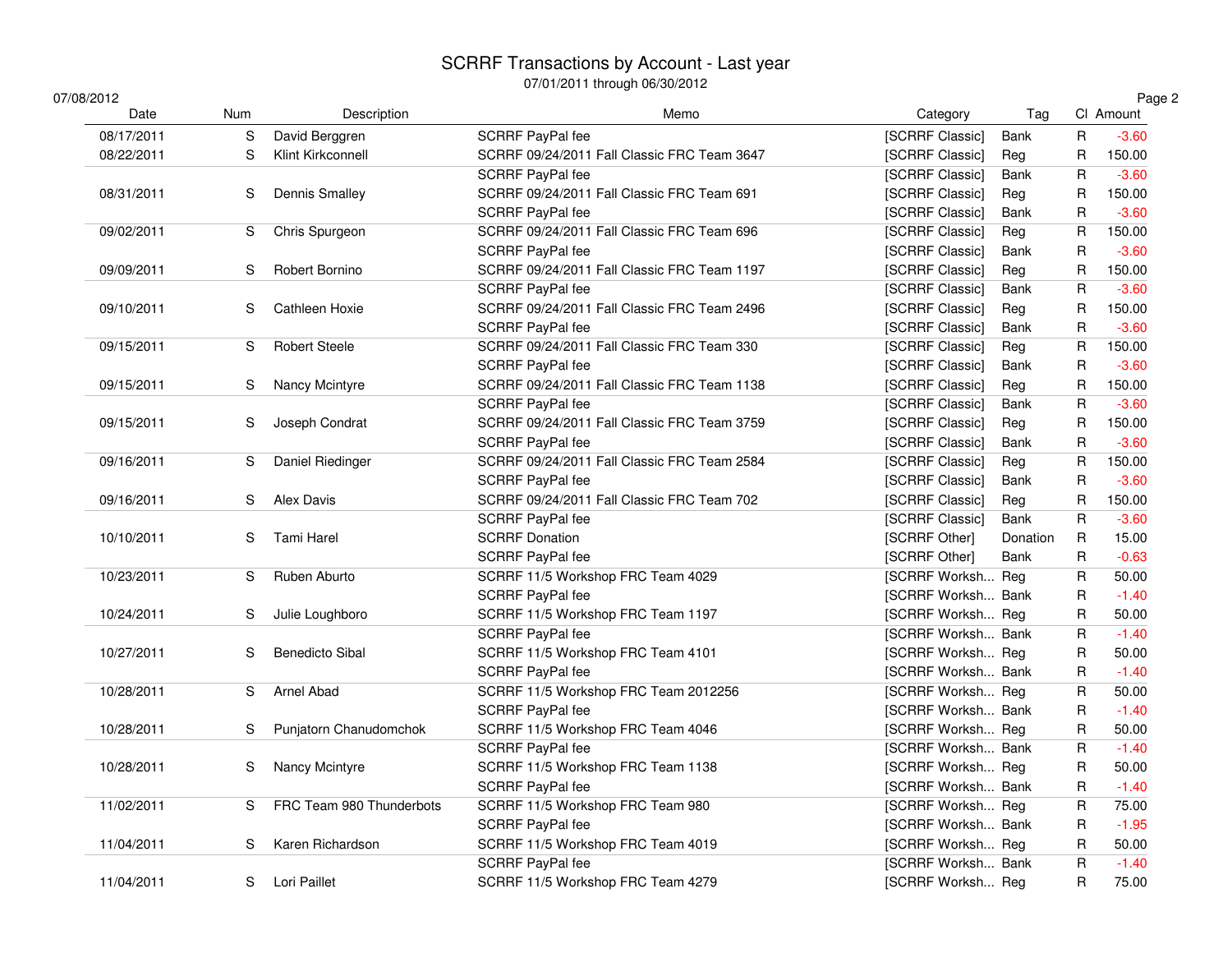# SCRRF Transactions by Account - Last year

07/01/2011 through 06/30/2012

07/08/2012

| Date | Num | Description | Memo | Category | Tag | Cl | Amount |
|---|---|---|---|---|---|---|---|
| 08/17/2011 | S | David Berggren | SCRRF PayPal fee | [SCRRF Classic] | Bank | R | -3.60 |
| 08/22/2011 | S | Klint Kirkconnell | SCRRF 09/24/2011 Fall Classic FRC Team 3647 | [SCRRF Classic] | Reg | R | 150.00 |
| | | | SCRRF PayPal fee | [SCRRF Classic] | Bank | R | -3.60 |
| 08/31/2011 | S | Dennis Smalley | SCRRF 09/24/2011 Fall Classic FRC Team 691 | [SCRRF Classic] | Reg | R | 150.00 |
| | | | SCRRF PayPal fee | [SCRRF Classic] | Bank | R | -3.60 |
| 09/02/2011 | S | Chris Spurgeon | SCRRF 09/24/2011 Fall Classic FRC Team 696 | [SCRRF Classic] | Reg | R | 150.00 |
| | | | SCRRF PayPal fee | [SCRRF Classic] | Bank | R | -3.60 |
| 09/09/2011 | S | Robert Bornino | SCRRF 09/24/2011 Fall Classic FRC Team 1197 | [SCRRF Classic] | Reg | R | 150.00 |
| | | | SCRRF PayPal fee | [SCRRF Classic] | Bank | R | -3.60 |
| 09/10/2011 | S | Cathleen Hoxie | SCRRF 09/24/2011 Fall Classic FRC Team 2496 | [SCRRF Classic] | Reg | R | 150.00 |
| | | | SCRRF PayPal fee | [SCRRF Classic] | Bank | R | -3.60 |
| 09/15/2011 | S | Robert Steele | SCRRF 09/24/2011 Fall Classic FRC Team 330 | [SCRRF Classic] | Reg | R | 150.00 |
| | | | SCRRF PayPal fee | [SCRRF Classic] | Bank | R | -3.60 |
| 09/15/2011 | S | Nancy Mcintyre | SCRRF 09/24/2011 Fall Classic FRC Team 1138 | [SCRRF Classic] | Reg | R | 150.00 |
| | | | SCRRF PayPal fee | [SCRRF Classic] | Bank | R | -3.60 |
| 09/15/2011 | S | Joseph Condrat | SCRRF 09/24/2011 Fall Classic FRC Team 3759 | [SCRRF Classic] | Reg | R | 150.00 |
| | | | SCRRF PayPal fee | [SCRRF Classic] | Bank | R | -3.60 |
| 09/16/2011 | S | Daniel Riedinger | SCRRF 09/24/2011 Fall Classic FRC Team 2584 | [SCRRF Classic] | Reg | R | 150.00 |
| | | | SCRRF PayPal fee | [SCRRF Classic] | Bank | R | -3.60 |
| 09/16/2011 | S | Alex Davis | SCRRF 09/24/2011 Fall Classic FRC Team 702 | [SCRRF Classic] | Reg | R | 150.00 |
| | | | SCRRF PayPal fee | [SCRRF Classic] | Bank | R | -3.60 |
| 10/10/2011 | S | Tami Harel | SCRRF Donation | [SCRRF Other] | Donation | R | 15.00 |
| | | | SCRRF PayPal fee | [SCRRF Other] | Bank | R | -0.63 |
| 10/23/2011 | S | Ruben Aburto | SCRRF 11/5 Workshop FRC Team 4029 | [SCRRF Worksh... | Reg | R | 50.00 |
| | | | SCRRF PayPal fee | [SCRRF Worksh... | Bank | R | -1.40 |
| 10/24/2011 | S | Julie Loughboro | SCRRF 11/5 Workshop FRC Team 1197 | [SCRRF Worksh... | Reg | R | 50.00 |
| | | | SCRRF PayPal fee | [SCRRF Worksh... | Bank | R | -1.40 |
| 10/27/2011 | S | Benedicto Sibal | SCRRF 11/5 Workshop FRC Team 4101 | [SCRRF Worksh... | Reg | R | 50.00 |
| | | | SCRRF PayPal fee | [SCRRF Worksh... | Bank | R | -1.40 |
| 10/28/2011 | S | Arnel Abad | SCRRF 11/5 Workshop FRC Team 2012256 | [SCRRF Worksh... | Reg | R | 50.00 |
| | | | SCRRF PayPal fee | [SCRRF Worksh... | Bank | R | -1.40 |
| 10/28/2011 | S | Punjatorn Chanudomchok | SCRRF 11/5 Workshop FRC Team 4046 | [SCRRF Worksh... | Reg | R | 50.00 |
| | | | SCRRF PayPal fee | [SCRRF Worksh... | Bank | R | -1.40 |
| 10/28/2011 | S | Nancy Mcintyre | SCRRF 11/5 Workshop FRC Team 1138 | [SCRRF Worksh... | Reg | R | 50.00 |
| | | | SCRRF PayPal fee | [SCRRF Worksh... | Bank | R | -1.40 |
| 11/02/2011 | S | FRC Team 980 Thunderbots | SCRRF 11/5 Workshop FRC Team 980 | [SCRRF Worksh... | Reg | R | 75.00 |
| | | | SCRRF PayPal fee | [SCRRF Worksh... | Bank | R | -1.95 |
| 11/04/2011 | S | Karen Richardson | SCRRF 11/5 Workshop FRC Team 4019 | [SCRRF Worksh... | Reg | R | 50.00 |
| | | | SCRRF PayPal fee | [SCRRF Worksh... | Bank | R | -1.40 |
| 11/04/2011 | S | Lori Paillet | SCRRF 11/5 Workshop FRC Team 4279 | [SCRRF Worksh... | Reg | R | 75.00 |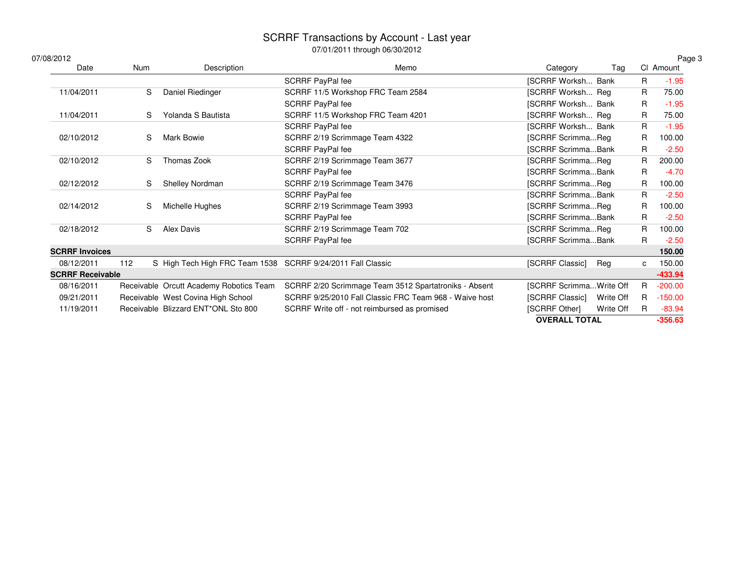# SCRRF Transactions by Account - Last year

07/01/2011 through 06/30/2012

07/08/2012

| Date | Num | Description | Memo | Category | Tag | Cl | Amount |
|---|---|---|---|---|---|---|---|
| | | | SCRRF PayPal fee | [SCRRF Worksh... | Bank | R | -1.95 |
| 11/04/2011 | S | Daniel Riedinger | SCRRF 11/5 Workshop FRC Team 2584 | [SCRRF Worksh... | Reg | R | 75.00 |
| | | | SCRRF PayPal fee | [SCRRF Worksh... | Bank | R | -1.95 |
| 11/04/2011 | S | Yolanda S Bautista | SCRRF 11/5 Workshop FRC Team 4201 | [SCRRF Worksh... | Reg | R | 75.00 |
| | | | SCRRF PayPal fee | [SCRRF Worksh... | Bank | R | -1.95 |
| 02/10/2012 | S | Mark Bowie | SCRRF 2/19 Scrimmage Team 4322 | [SCRRF Scrimma... | Reg | R | 100.00 |
| | | | SCRRF PayPal fee | [SCRRF Scrimma... | Bank | R | -2.50 |
| 02/10/2012 | S | Thomas Zook | SCRRF 2/19 Scrimmage Team 3677 | [SCRRF Scrimma... | Reg | R | 200.00 |
| | | | SCRRF PayPal fee | [SCRRF Scrimma... | Bank | R | -4.70 |
| 02/12/2012 | S | Shelley Nordman | SCRRF 2/19 Scrimmage Team 3476 | [SCRRF Scrimma... | Reg | R | 100.00 |
| | | | SCRRF PayPal fee | [SCRRF Scrimma... | Bank | R | -2.50 |
| 02/14/2012 | S | Michelle Hughes | SCRRF 2/19 Scrimmage Team 3993 | [SCRRF Scrimma... | Reg | R | 100.00 |
| | | | SCRRF PayPal fee | [SCRRF Scrimma... | Bank | R | -2.50 |
| 02/18/2012 | S | Alex Davis | SCRRF 2/19 Scrimmage Team 702 | [SCRRF Scrimma... | Reg | R | 100.00 |
| | | | SCRRF PayPal fee | [SCRRF Scrimma... | Bank | R | -2.50 |
| **SCRRF Invoices** | | | | | | | **150.00** |
| 08/12/2011 | 112 | S High Tech High FRC Team 1538 | SCRRF 9/24/2011 Fall Classic | [SCRRF Classic] | Reg | c | 150.00 |
| **SCRRF Receivable** | | | | | | | **-433.94** |
| 08/16/2011 | Receivable | Orcutt Academy Robotics Team | SCRRF 2/20 Scrimmage Team 3512 Spartatroniks - Absent | [SCRRF Scrimma... | Write Off | R | -200.00 |
| 09/21/2011 | Receivable | West Covina High School | SCRRF 9/25/2010 Fall Classic FRC Team 968 - Waive host | [SCRRF Classic] | Write Off | R | -150.00 |
| 11/19/2011 | Receivable | Blizzard ENT*ONL Sto 800 | SCRRF Write off - not reimbursed as promised | [SCRRF Other] | Write Off | R | -83.94 |
| | | | | **OVERALL TOTAL** | | | **-356.63** |